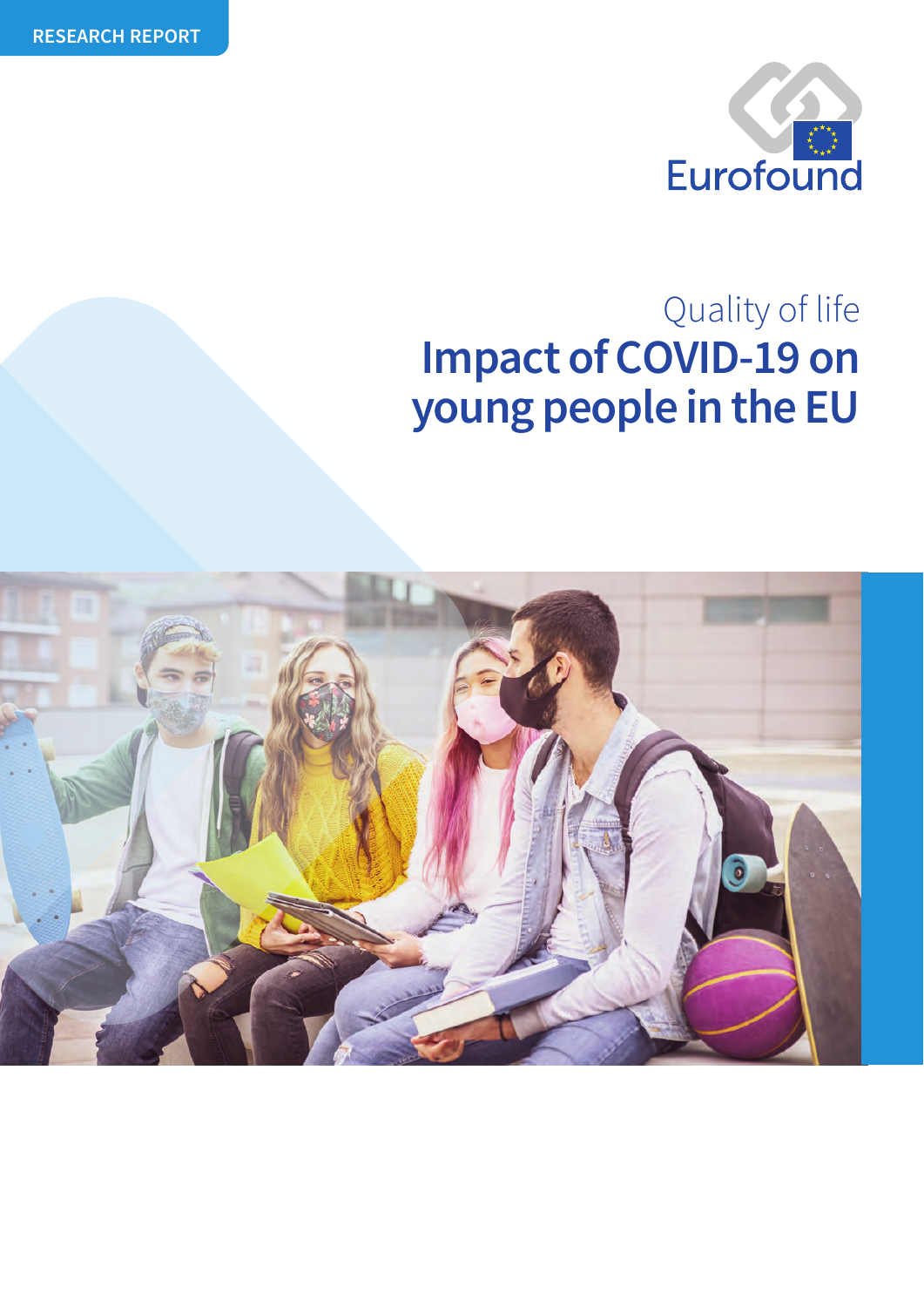RESEARCH REPORT

Eurofound

Quality of life

# Impact of COVID-19 on young people in the EU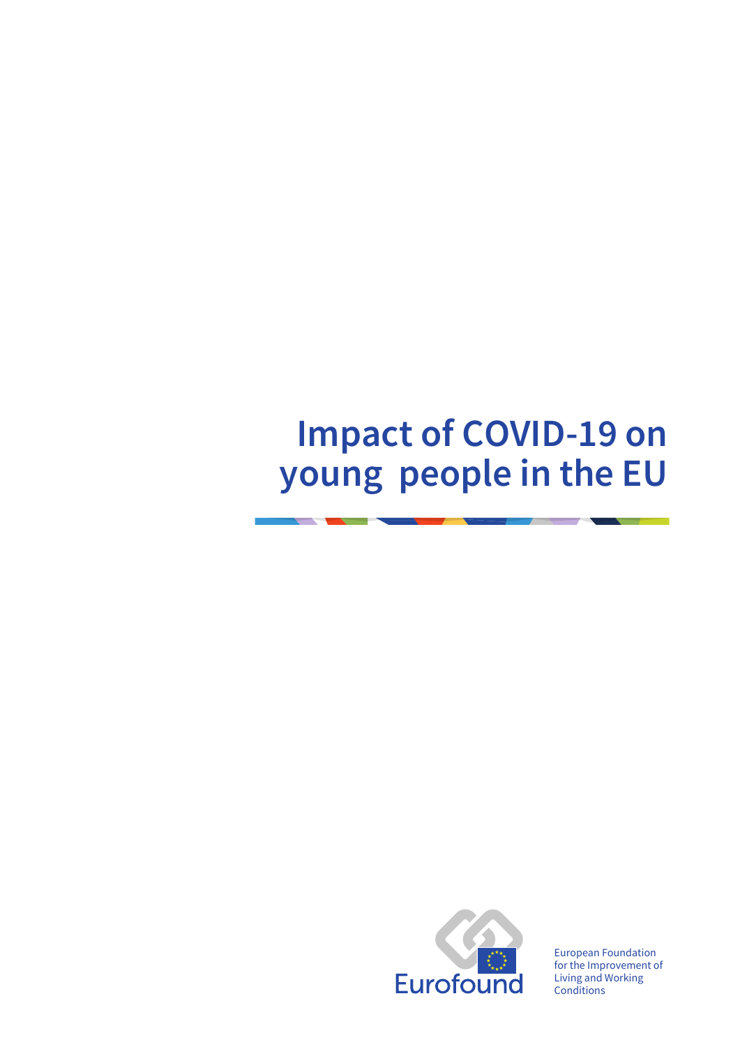# Impact of COVID-19 on young people in the EU

European Foundation for the Improvement of Living and Working Conditions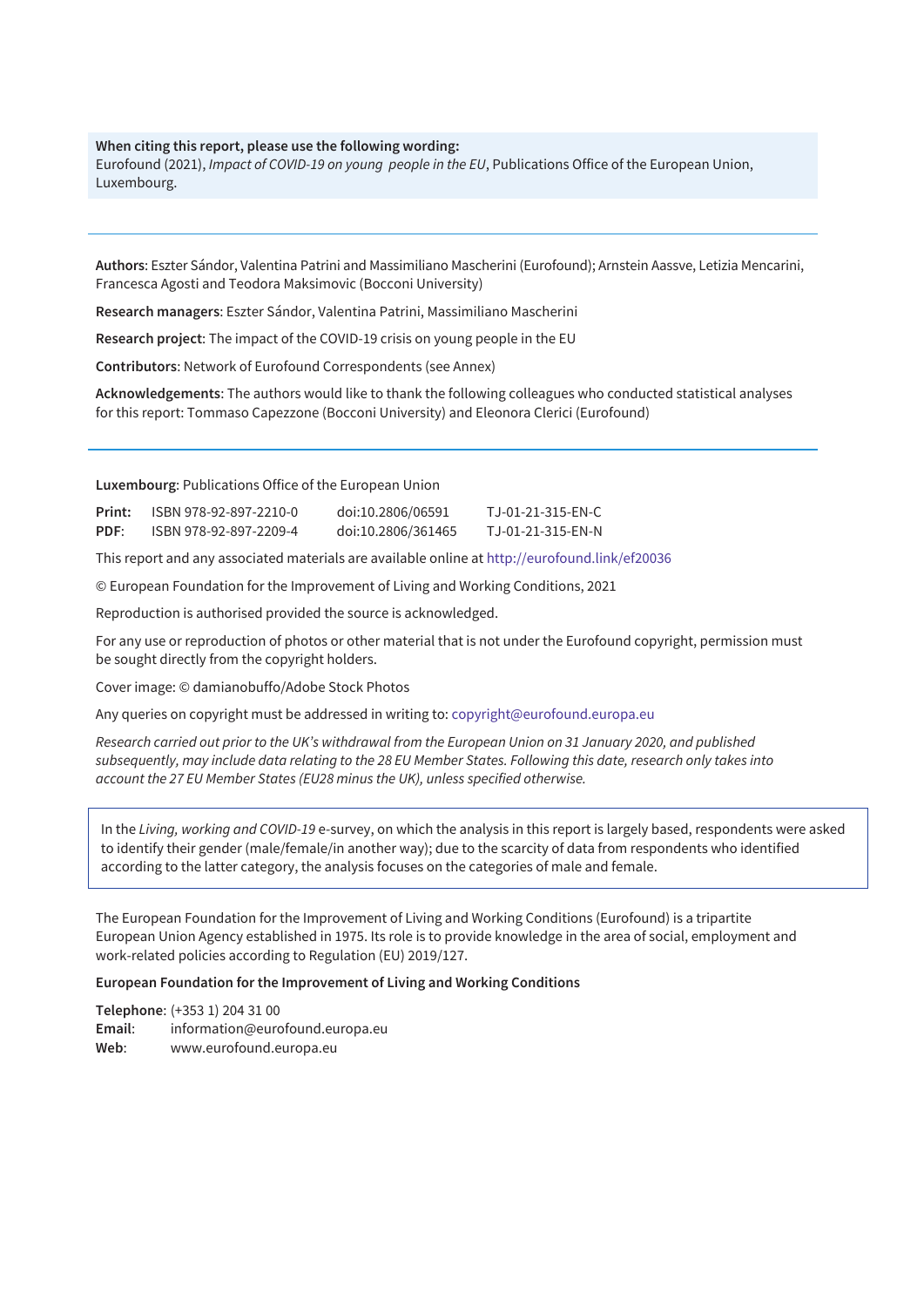**When citing this report, please use the following wording:**
Eurofound (2021), *Impact of COVID-19 on young people in the EU*, Publications Office of the European Union, Luxembourg.

---

**Authors**: Eszter Sándor, Valentina Patrini and Massimiliano Mascherini (Eurofound); Arnstein Aassve, Letizia Mencarini, Francesca Agosti and Teodora Maksimovic (Bocconi University)

**Research managers**: Eszter Sándor, Valentina Patrini, Massimiliano Mascherini

**Research project**: The impact of the COVID-19 crisis on young people in the EU

**Contributors**: Network of Eurofound Correspondents (see Annex)

**Acknowledgements**: The authors would like to thank the following colleagues who conducted statistical analyses for this report: Tommaso Capezzone (Bocconi University) and Eleonora Clerici (Eurofound)

---

**Luxembourg**: Publications Office of the European Union

| | | | |
|---|---|---|---|
| **Print:** | ISBN 978-92-897-2210-0 | doi:10.2806/06591 | TJ-01-21-315-EN-C |
| **PDF:** | ISBN 978-92-897-2209-4 | doi:10.2806/361465 | TJ-01-21-315-EN-N |

This report and any associated materials are available online at http://eurofound.link/ef20036

© European Foundation for the Improvement of Living and Working Conditions, 2021

Reproduction is authorised provided the source is acknowledged.

For any use or reproduction of photos or other material that is not under the Eurofound copyright, permission must be sought directly from the copyright holders.

Cover image: © damianobuffo/Adobe Stock Photos

Any queries on copyright must be addressed in writing to: copyright@eurofound.europa.eu

*Research carried out prior to the UK's withdrawal from the European Union on 31 January 2020, and published subsequently, may include data relating to the 28 EU Member States. Following this date, research only takes into account the 27 EU Member States (EU28 minus the UK), unless specified otherwise.*

In the *Living, working and COVID-19* e-survey, on which the analysis in this report is largely based, respondents were asked to identify their gender (male/female/in another way); due to the scarcity of data from respondents who identified according to the latter category, the analysis focuses on the categories of male and female.

The European Foundation for the Improvement of Living and Working Conditions (Eurofound) is a tripartite European Union Agency established in 1975. Its role is to provide knowledge in the area of social, employment and work-related policies according to Regulation (EU) 2019/127.

**European Foundation for the Improvement of Living and Working Conditions**

**Telephone**: (+353 1) 204 31 00
**Email**: information@eurofound.europa.eu
**Web**: www.eurofound.europa.eu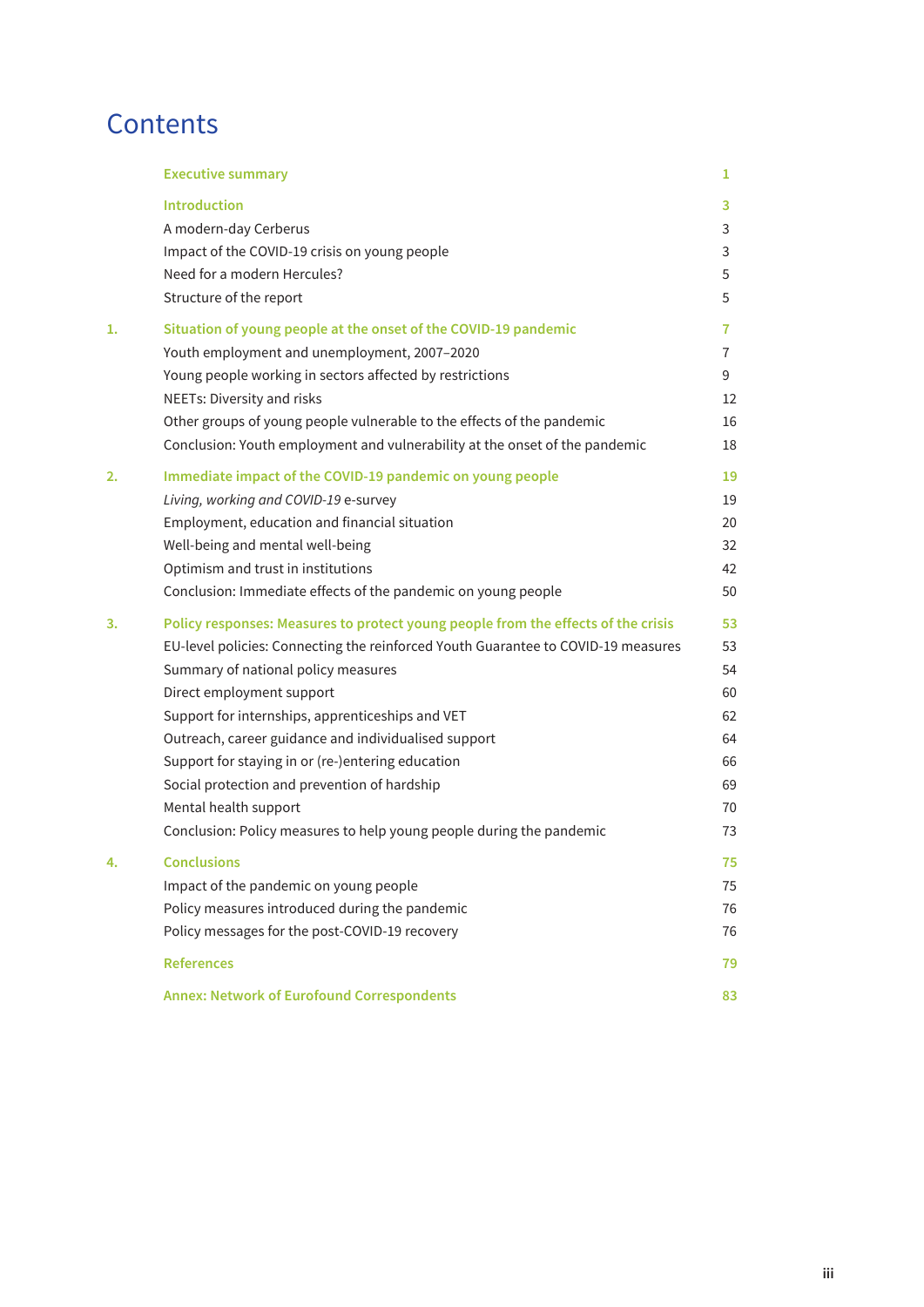# Contents

| | | |
|---|---|---|
| | **Executive summary** | **1** |
| | **Introduction** | **3** |
| | A modern-day Cerberus | 3 |
| | Impact of the COVID-19 crisis on young people | 3 |
| | Need for a modern Hercules? | 5 |
| | Structure of the report | 5 |
| **1.** | **Situation of young people at the onset of the COVID-19 pandemic** | **7** |
| | Youth employment and unemployment, 2007–2020 | 7 |
| | Young people working in sectors affected by restrictions | 9 |
| | NEETs: Diversity and risks | 12 |
| | Other groups of young people vulnerable to the effects of the pandemic | 16 |
| | Conclusion: Youth employment and vulnerability at the onset of the pandemic | 18 |
| **2.** | **Immediate impact of the COVID-19 pandemic on young people** | **19** |
| | *Living, working and COVID-19* e-survey | 19 |
| | Employment, education and financial situation | 20 |
| | Well-being and mental well-being | 32 |
| | Optimism and trust in institutions | 42 |
| | Conclusion: Immediate effects of the pandemic on young people | 50 |
| **3.** | **Policy responses: Measures to protect young people from the effects of the crisis** | **53** |
| | EU-level policies: Connecting the reinforced Youth Guarantee to COVID-19 measures | 53 |
| | Summary of national policy measures | 54 |
| | Direct employment support | 60 |
| | Support for internships, apprenticeships and VET | 62 |
| | Outreach, career guidance and individualised support | 64 |
| | Support for staying in or (re-)entering education | 66 |
| | Social protection and prevention of hardship | 69 |
| | Mental health support | 70 |
| | Conclusion: Policy measures to help young people during the pandemic | 73 |
| **4.** | **Conclusions** | **75** |
| | Impact of the pandemic on young people | 75 |
| | Policy measures introduced during the pandemic | 76 |
| | Policy messages for the post-COVID-19 recovery | 76 |
| | **References** | **79** |
| | **Annex: Network of Eurofound Correspondents** | **83** |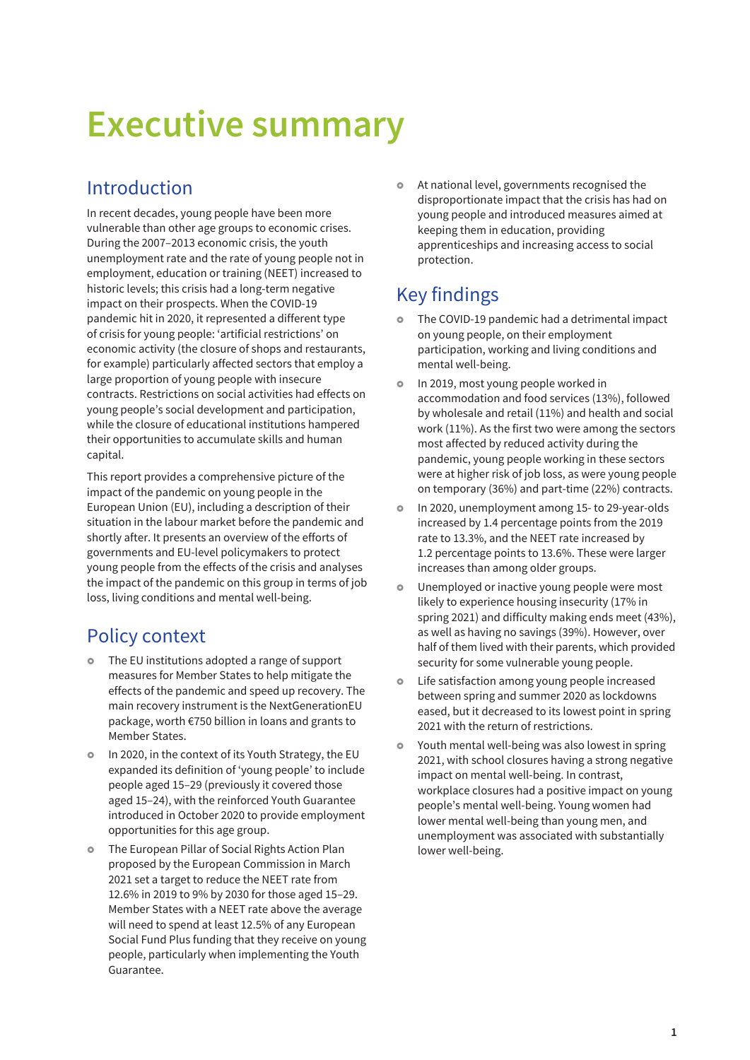# Executive summary

## Introduction

In recent decades, young people have been more vulnerable than other age groups to economic crises. During the 2007–2013 economic crisis, the youth unemployment rate and the rate of young people not in employment, education or training (NEET) increased to historic levels; this crisis had a long-term negative impact on their prospects. When the COVID-19 pandemic hit in 2020, it represented a different type of crisis for young people: 'artificial restrictions' on economic activity (the closure of shops and restaurants, for example) particularly affected sectors that employ a large proportion of young people with insecure contracts. Restrictions on social activities had effects on young people's social development and participation, while the closure of educational institutions hampered their opportunities to accumulate skills and human capital.

This report provides a comprehensive picture of the impact of the pandemic on young people in the European Union (EU), including a description of their situation in the labour market before the pandemic and shortly after. It presents an overview of the efforts of governments and EU-level policymakers to protect young people from the effects of the crisis and analyses the impact of the pandemic on this group in terms of job loss, living conditions and mental well-being.

## Policy context

- The EU institutions adopted a range of support measures for Member States to help mitigate the effects of the pandemic and speed up recovery. The main recovery instrument is the NextGenerationEU package, worth €750 billion in loans and grants to Member States.
- In 2020, in the context of its Youth Strategy, the EU expanded its definition of 'young people' to include people aged 15–29 (previously it covered those aged 15–24), with the reinforced Youth Guarantee introduced in October 2020 to provide employment opportunities for this age group.
- The European Pillar of Social Rights Action Plan proposed by the European Commission in March 2021 set a target to reduce the NEET rate from 12.6% in 2019 to 9% by 2030 for those aged 15–29. Member States with a NEET rate above the average will need to spend at least 12.5% of any European Social Fund Plus funding that they receive on young people, particularly when implementing the Youth Guarantee.
- At national level, governments recognised the disproportionate impact that the crisis has had on young people and introduced measures aimed at keeping them in education, providing apprenticeships and increasing access to social protection.

## Key findings

- The COVID-19 pandemic had a detrimental impact on young people, on their employment participation, working and living conditions and mental well-being.
- In 2019, most young people worked in accommodation and food services (13%), followed by wholesale and retail (11%) and health and social work (11%). As the first two were among the sectors most affected by reduced activity during the pandemic, young people working in these sectors were at higher risk of job loss, as were young people on temporary (36%) and part-time (22%) contracts.
- In 2020, unemployment among 15- to 29-year-olds increased by 1.4 percentage points from the 2019 rate to 13.3%, and the NEET rate increased by 1.2 percentage points to 13.6%. These were larger increases than among older groups.
- Unemployed or inactive young people were most likely to experience housing insecurity (17% in spring 2021) and difficulty making ends meet (43%), as well as having no savings (39%). However, over half of them lived with their parents, which provided security for some vulnerable young people.
- Life satisfaction among young people increased between spring and summer 2020 as lockdowns eased, but it decreased to its lowest point in spring 2021 with the return of restrictions.
- Youth mental well-being was also lowest in spring 2021, with school closures having a strong negative impact on mental well-being. In contrast, workplace closures had a positive impact on young people's mental well-being. Young women had lower mental well-being than young men, and unemployment was associated with substantially lower well-being.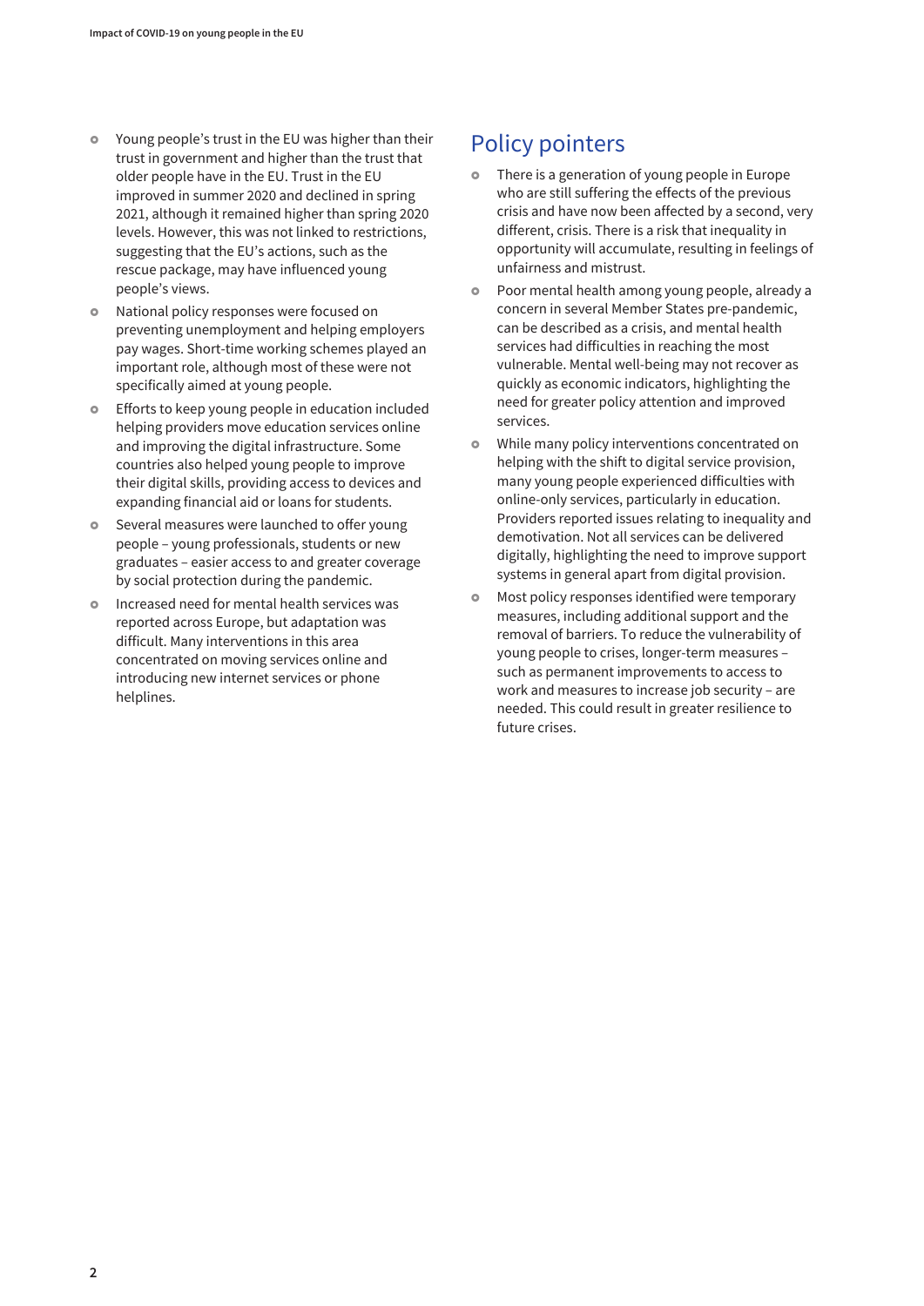- Young people's trust in the EU was higher than their trust in government and higher than the trust that older people have in the EU. Trust in the EU improved in summer 2020 and declined in spring 2021, although it remained higher than spring 2020 levels. However, this was not linked to restrictions, suggesting that the EU's actions, such as the rescue package, may have influenced young people's views.
- National policy responses were focused on preventing unemployment and helping employers pay wages. Short-time working schemes played an important role, although most of these were not specifically aimed at young people.
- Efforts to keep young people in education included helping providers move education services online and improving the digital infrastructure. Some countries also helped young people to improve their digital skills, providing access to devices and expanding financial aid or loans for students.
- Several measures were launched to offer young people – young professionals, students or new graduates – easier access to and greater coverage by social protection during the pandemic.
- Increased need for mental health services was reported across Europe, but adaptation was difficult. Many interventions in this area concentrated on moving services online and introducing new internet services or phone helplines.

## Policy pointers

- There is a generation of young people in Europe who are still suffering the effects of the previous crisis and have now been affected by a second, very different, crisis. There is a risk that inequality in opportunity will accumulate, resulting in feelings of unfairness and mistrust.
- Poor mental health among young people, already a concern in several Member States pre-pandemic, can be described as a crisis, and mental health services had difficulties in reaching the most vulnerable. Mental well-being may not recover as quickly as economic indicators, highlighting the need for greater policy attention and improved services.
- While many policy interventions concentrated on helping with the shift to digital service provision, many young people experienced difficulties with online-only services, particularly in education. Providers reported issues relating to inequality and demotivation. Not all services can be delivered digitally, highlighting the need to improve support systems in general apart from digital provision.
- Most policy responses identified were temporary measures, including additional support and the removal of barriers. To reduce the vulnerability of young people to crises, longer-term measures – such as permanent improvements to access to work and measures to increase job security – are needed. This could result in greater resilience to future crises.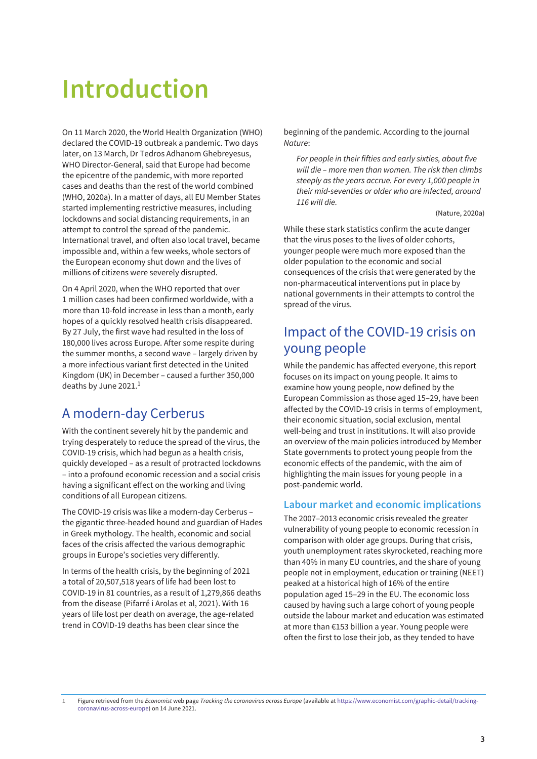# Introduction

On 11 March 2020, the World Health Organization (WHO) declared the COVID-19 outbreak a pandemic. Two days later, on 13 March, Dr Tedros Adhanom Ghebreyesus, WHO Director-General, said that Europe had become the epicentre of the pandemic, with more reported cases and deaths than the rest of the world combined (WHO, 2020a). In a matter of days, all EU Member States started implementing restrictive measures, including lockdowns and social distancing requirements, in an attempt to control the spread of the pandemic. International travel, and often also local travel, became impossible and, within a few weeks, whole sectors of the European economy shut down and the lives of millions of citizens were severely disrupted.

On 4 April 2020, when the WHO reported that over 1 million cases had been confirmed worldwide, with a more than 10-fold increase in less than a month, early hopes of a quickly resolved health crisis disappeared. By 27 July, the first wave had resulted in the loss of 180,000 lives across Europe. After some respite during the summer months, a second wave – largely driven by a more infectious variant first detected in the United Kingdom (UK) in December – caused a further 350,000 deaths by June 2021.[1]

## A modern-day Cerberus

With the continent severely hit by the pandemic and trying desperately to reduce the spread of the virus, the COVID-19 crisis, which had begun as a health crisis, quickly developed – as a result of protracted lockdowns – into a profound economic recession and a social crisis having a significant effect on the working and living conditions of all European citizens.

The COVID-19 crisis was like a modern-day Cerberus – the gigantic three-headed hound and guardian of Hades in Greek mythology. The health, economic and social faces of the crisis affected the various demographic groups in Europe's societies very differently.

In terms of the health crisis, by the beginning of 2021 a total of 20,507,518 years of life had been lost to COVID-19 in 81 countries, as a result of 1,279,866 deaths from the disease (Pifarré i Arolas et al, 2021). With 16 years of life lost per death on average, the age-related trend in COVID-19 deaths has been clear since the beginning of the pandemic. According to the journal *Nature*:

> *For people in their fifties and early sixties, about five will die – more men than women. The risk then climbs steeply as the years accrue. For every 1,000 people in their mid-seventies or older who are infected, around 116 will die.*
>
> (Nature, 2020a)

While these stark statistics confirm the acute danger that the virus poses to the lives of older cohorts, younger people were much more exposed than the older population to the economic and social consequences of the crisis that were generated by the non-pharmaceutical interventions put in place by national governments in their attempts to control the spread of the virus.

## Impact of the COVID-19 crisis on young people

While the pandemic has affected everyone, this report focuses on its impact on young people. It aims to examine how young people, now defined by the European Commission as those aged 15–29, have been affected by the COVID-19 crisis in terms of employment, their economic situation, social exclusion, mental well-being and trust in institutions. It will also provide an overview of the main policies introduced by Member State governments to protect young people from the economic effects of the pandemic, with the aim of highlighting the main issues for young people in a post-pandemic world.

### Labour market and economic implications

The 2007–2013 economic crisis revealed the greater vulnerability of young people to economic recession in comparison with older age groups. During that crisis, youth unemployment rates skyrocketed, reaching more than 40% in many EU countries, and the share of young people not in employment, education or training (NEET) peaked at a historical high of 16% of the entire population aged 15–29 in the EU. The economic loss caused by having such a large cohort of young people outside the labour market and education was estimated at more than €153 billion a year. Young people were often the first to lose their job, as they tended to have

---

[1] Figure retrieved from the *Economist* web page *Tracking the coronavirus across Europe* (available at https://www.economist.com/graphic-detail/tracking-coronavirus-across-europe) on 14 June 2021.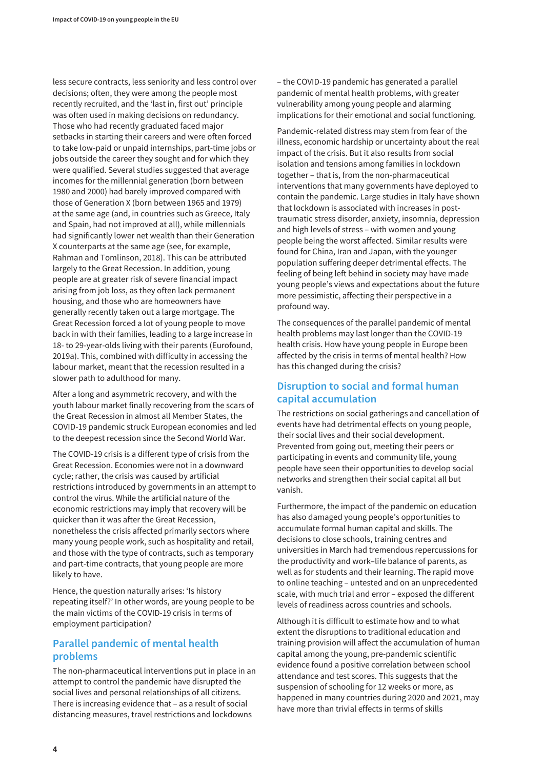less secure contracts, less seniority and less control over decisions; often, they were among the people most recently recruited, and the 'last in, first out' principle was often used in making decisions on redundancy. Those who had recently graduated faced major setbacks in starting their careers and were often forced to take low-paid or unpaid internships, part-time jobs or jobs outside the career they sought and for which they were qualified. Several studies suggested that average incomes for the millennial generation (born between 1980 and 2000) had barely improved compared with those of Generation X (born between 1965 and 1979) at the same age (and, in countries such as Greece, Italy and Spain, had not improved at all), while millennials had significantly lower net wealth than their Generation X counterparts at the same age (see, for example, Rahman and Tomlinson, 2018). This can be attributed largely to the Great Recession. In addition, young people are at greater risk of severe financial impact arising from job loss, as they often lack permanent housing, and those who are homeowners have generally recently taken out a large mortgage. The Great Recession forced a lot of young people to move back in with their families, leading to a large increase in 18- to 29-year-olds living with their parents (Eurofound, 2019a). This, combined with difficulty in accessing the labour market, meant that the recession resulted in a slower path to adulthood for many.

After a long and asymmetric recovery, and with the youth labour market finally recovering from the scars of the Great Recession in almost all Member States, the COVID-19 pandemic struck European economies and led to the deepest recession since the Second World War.

The COVID-19 crisis is a different type of crisis from the Great Recession. Economies were not in a downward cycle; rather, the crisis was caused by artificial restrictions introduced by governments in an attempt to control the virus. While the artificial nature of the economic restrictions may imply that recovery will be quicker than it was after the Great Recession, nonetheless the crisis affected primarily sectors where many young people work, such as hospitality and retail, and those with the type of contracts, such as temporary and part-time contracts, that young people are more likely to have.

Hence, the question naturally arises: 'Is history repeating itself?' In other words, are young people to be the main victims of the COVID-19 crisis in terms of employment participation?

## Parallel pandemic of mental health problems

The non-pharmaceutical interventions put in place in an attempt to control the pandemic have disrupted the social lives and personal relationships of all citizens. There is increasing evidence that – as a result of social distancing measures, travel restrictions and lockdowns – the COVID-19 pandemic has generated a parallel pandemic of mental health problems, with greater vulnerability among young people and alarming implications for their emotional and social functioning.

Pandemic-related distress may stem from fear of the illness, economic hardship or uncertainty about the real impact of the crisis. But it also results from social isolation and tensions among families in lockdown together – that is, from the non-pharmaceutical interventions that many governments have deployed to contain the pandemic. Large studies in Italy have shown that lockdown is associated with increases in post-traumatic stress disorder, anxiety, insomnia, depression and high levels of stress – with women and young people being the worst affected. Similar results were found for China, Iran and Japan, with the younger population suffering deeper detrimental effects. The feeling of being left behind in society may have made young people's views and expectations about the future more pessimistic, affecting their perspective in a profound way.

The consequences of the parallel pandemic of mental health problems may last longer than the COVID-19 health crisis. How have young people in Europe been affected by the crisis in terms of mental health? How has this changed during the crisis?

## Disruption to social and formal human capital accumulation

The restrictions on social gatherings and cancellation of events have had detrimental effects on young people, their social lives and their social development. Prevented from going out, meeting their peers or participating in events and community life, young people have seen their opportunities to develop social networks and strengthen their social capital all but vanish.

Furthermore, the impact of the pandemic on education has also damaged young people's opportunities to accumulate formal human capital and skills. The decisions to close schools, training centres and universities in March had tremendous repercussions for the productivity and work–life balance of parents, as well as for students and their learning. The rapid move to online teaching – untested and on an unprecedented scale, with much trial and error – exposed the different levels of readiness across countries and schools.

Although it is difficult to estimate how and to what extent the disruptions to traditional education and training provision will affect the accumulation of human capital among the young, pre-pandemic scientific evidence found a positive correlation between school attendance and test scores. This suggests that the suspension of schooling for 12 weeks or more, as happened in many countries during 2020 and 2021, may have more than trivial effects in terms of skills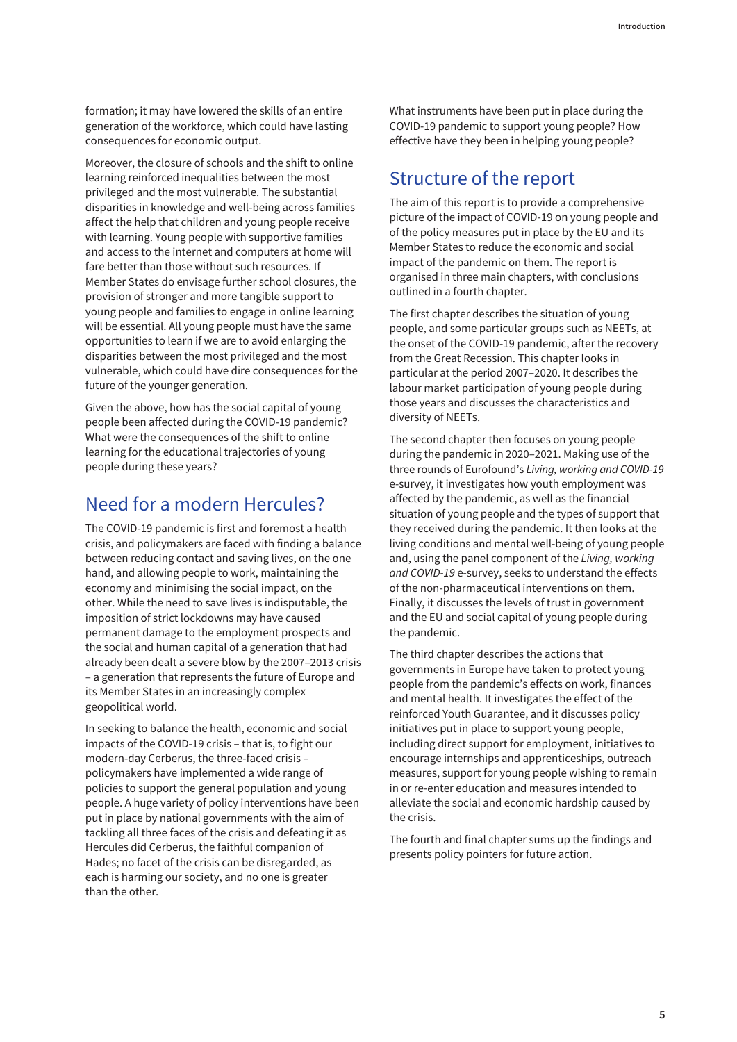formation; it may have lowered the skills of an entire generation of the workforce, which could have lasting consequences for economic output.

Moreover, the closure of schools and the shift to online learning reinforced inequalities between the most privileged and the most vulnerable. The substantial disparities in knowledge and well-being across families affect the help that children and young people receive with learning. Young people with supportive families and access to the internet and computers at home will fare better than those without such resources. If Member States do envisage further school closures, the provision of stronger and more tangible support to young people and families to engage in online learning will be essential. All young people must have the same opportunities to learn if we are to avoid enlarging the disparities between the most privileged and the most vulnerable, which could have dire consequences for the future of the younger generation.

Given the above, how has the social capital of young people been affected during the COVID-19 pandemic? What were the consequences of the shift to online learning for the educational trajectories of young people during these years?

## Need for a modern Hercules?

The COVID-19 pandemic is first and foremost a health crisis, and policymakers are faced with finding a balance between reducing contact and saving lives, on the one hand, and allowing people to work, maintaining the economy and minimising the social impact, on the other. While the need to save lives is indisputable, the imposition of strict lockdowns may have caused permanent damage to the employment prospects and the social and human capital of a generation that had already been dealt a severe blow by the 2007–2013 crisis – a generation that represents the future of Europe and its Member States in an increasingly complex geopolitical world.

In seeking to balance the health, economic and social impacts of the COVID-19 crisis – that is, to fight our modern-day Cerberus, the three-faced crisis – policymakers have implemented a wide range of policies to support the general population and young people. A huge variety of policy interventions have been put in place by national governments with the aim of tackling all three faces of the crisis and defeating it as Hercules did Cerberus, the faithful companion of Hades; no facet of the crisis can be disregarded, as each is harming our society, and no one is greater than the other.

What instruments have been put in place during the COVID-19 pandemic to support young people? How effective have they been in helping young people?

## Structure of the report

The aim of this report is to provide a comprehensive picture of the impact of COVID-19 on young people and of the policy measures put in place by the EU and its Member States to reduce the economic and social impact of the pandemic on them. The report is organised in three main chapters, with conclusions outlined in a fourth chapter.

The first chapter describes the situation of young people, and some particular groups such as NEETs, at the onset of the COVID-19 pandemic, after the recovery from the Great Recession. This chapter looks in particular at the period 2007–2020. It describes the labour market participation of young people during those years and discusses the characteristics and diversity of NEETs.

The second chapter then focuses on young people during the pandemic in 2020–2021. Making use of the three rounds of Eurofound's *Living, working and COVID-19* e-survey, it investigates how youth employment was affected by the pandemic, as well as the financial situation of young people and the types of support that they received during the pandemic. It then looks at the living conditions and mental well-being of young people and, using the panel component of the *Living, working and COVID-19* e-survey, seeks to understand the effects of the non-pharmaceutical interventions on them. Finally, it discusses the levels of trust in government and the EU and social capital of young people during the pandemic.

The third chapter describes the actions that governments in Europe have taken to protect young people from the pandemic's effects on work, finances and mental health. It investigates the effect of the reinforced Youth Guarantee, and it discusses policy initiatives put in place to support young people, including direct support for employment, initiatives to encourage internships and apprenticeships, outreach measures, support for young people wishing to remain in or re-enter education and measures intended to alleviate the social and economic hardship caused by the crisis.

The fourth and final chapter sums up the findings and presents policy pointers for future action.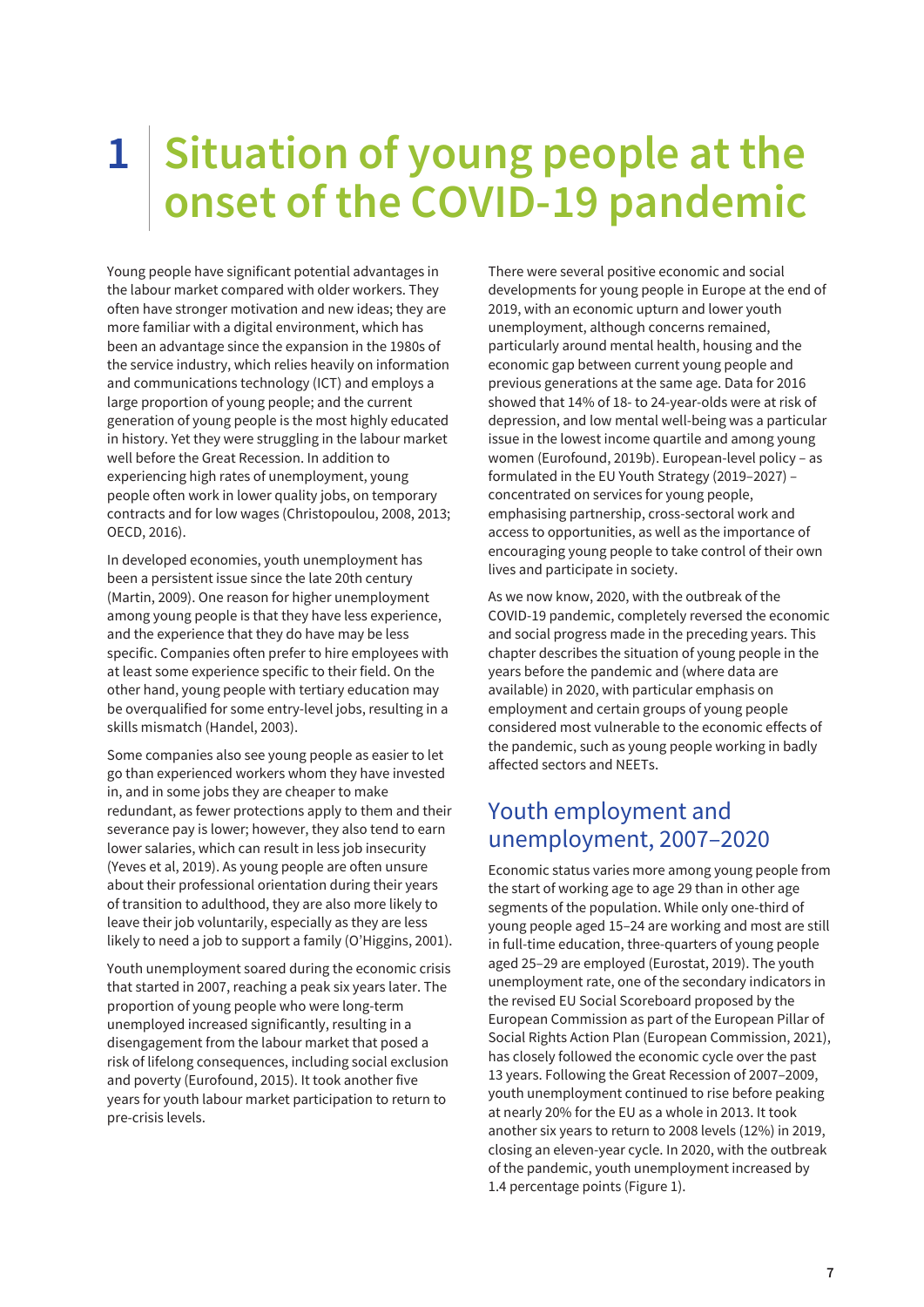# 1 Situation of young people at the onset of the COVID-19 pandemic

Young people have significant potential advantages in the labour market compared with older workers. They often have stronger motivation and new ideas; they are more familiar with a digital environment, which has been an advantage since the expansion in the 1980s of the service industry, which relies heavily on information and communications technology (ICT) and employs a large proportion of young people; and the current generation of young people is the most highly educated in history. Yet they were struggling in the labour market well before the Great Recession. In addition to experiencing high rates of unemployment, young people often work in lower quality jobs, on temporary contracts and for low wages (Christopoulou, 2008, 2013; OECD, 2016).

In developed economies, youth unemployment has been a persistent issue since the late 20th century (Martin, 2009). One reason for higher unemployment among young people is that they have less experience, and the experience that they do have may be less specific. Companies often prefer to hire employees with at least some experience specific to their field. On the other hand, young people with tertiary education may be overqualified for some entry-level jobs, resulting in a skills mismatch (Handel, 2003).

Some companies also see young people as easier to let go than experienced workers whom they have invested in, and in some jobs they are cheaper to make redundant, as fewer protections apply to them and their severance pay is lower; however, they also tend to earn lower salaries, which can result in less job insecurity (Yeves et al, 2019). As young people are often unsure about their professional orientation during their years of transition to adulthood, they are also more likely to leave their job voluntarily, especially as they are less likely to need a job to support a family (O'Higgins, 2001).

Youth unemployment soared during the economic crisis that started in 2007, reaching a peak six years later. The proportion of young people who were long-term unemployed increased significantly, resulting in a disengagement from the labour market that posed a risk of lifelong consequences, including social exclusion and poverty (Eurofound, 2015). It took another five years for youth labour market participation to return to pre-crisis levels.

There were several positive economic and social developments for young people in Europe at the end of 2019, with an economic upturn and lower youth unemployment, although concerns remained, particularly around mental health, housing and the economic gap between current young people and previous generations at the same age. Data for 2016 showed that 14% of 18- to 24-year-olds were at risk of depression, and low mental well-being was a particular issue in the lowest income quartile and among young women (Eurofound, 2019b). European-level policy – as formulated in the EU Youth Strategy (2019–2027) – concentrated on services for young people, emphasising partnership, cross-sectoral work and access to opportunities, as well as the importance of encouraging young people to take control of their own lives and participate in society.

As we now know, 2020, with the outbreak of the COVID-19 pandemic, completely reversed the economic and social progress made in the preceding years. This chapter describes the situation of young people in the years before the pandemic and (where data are available) in 2020, with particular emphasis on employment and certain groups of young people considered most vulnerable to the economic effects of the pandemic, such as young people working in badly affected sectors and NEETs.

## Youth employment and unemployment, 2007–2020

Economic status varies more among young people from the start of working age to age 29 than in other age segments of the population. While only one-third of young people aged 15–24 are working and most are still in full-time education, three-quarters of young people aged 25–29 are employed (Eurostat, 2019). The youth unemployment rate, one of the secondary indicators in the revised EU Social Scoreboard proposed by the European Commission as part of the European Pillar of Social Rights Action Plan (European Commission, 2021), has closely followed the economic cycle over the past 13 years. Following the Great Recession of 2007–2009, youth unemployment continued to rise before peaking at nearly 20% for the EU as a whole in 2013. It took another six years to return to 2008 levels (12%) in 2019, closing an eleven-year cycle. In 2020, with the outbreak of the pandemic, youth unemployment increased by 1.4 percentage points (Figure 1).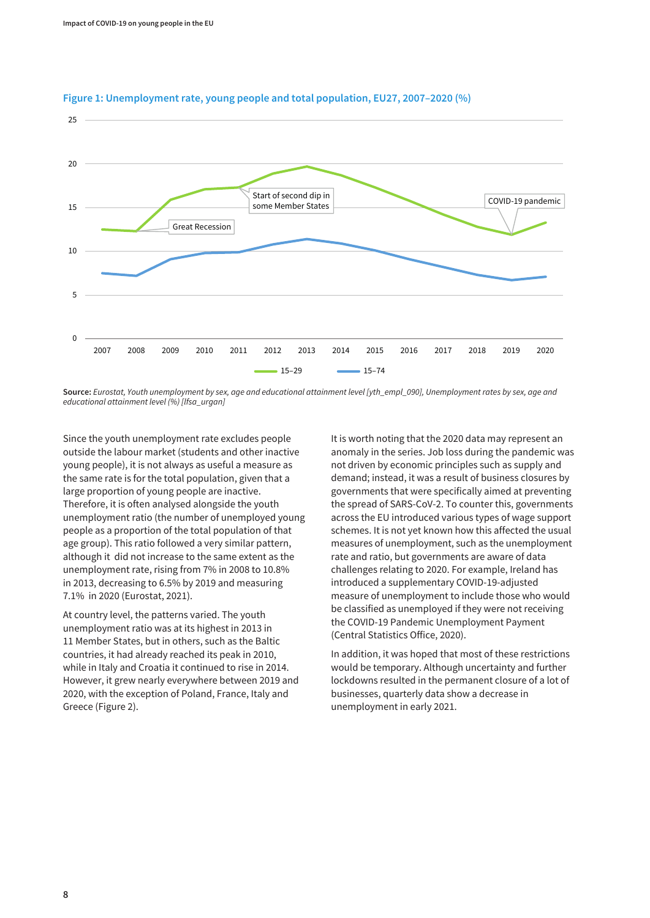**Figure 1: Unemployment rate, young people and total population, EU27, 2007–2020 (%)**

**Source:** *Eurostat, Youth unemployment by sex, age and educational attainment level [yth_empl_090], Unemployment rates by sex, age and educational attainment level (%) [lfsa_urgan]*

Since the youth unemployment rate excludes people outside the labour market (students and other inactive young people), it is not always as useful a measure as the same rate is for the total population, given that a large proportion of young people are inactive. Therefore, it is often analysed alongside the youth unemployment ratio (the number of unemployed young people as a proportion of the total population of that age group). This ratio followed a very similar pattern, although it did not increase to the same extent as the unemployment rate, rising from 7% in 2008 to 10.8% in 2013, decreasing to 6.5% by 2019 and measuring 7.1% in 2020 (Eurostat, 2021).

At country level, the patterns varied. The youth unemployment ratio was at its highest in 2013 in 11 Member States, but in others, such as the Baltic countries, it had already reached its peak in 2010, while in Italy and Croatia it continued to rise in 2014. However, it grew nearly everywhere between 2019 and 2020, with the exception of Poland, France, Italy and Greece (Figure 2).

It is worth noting that the 2020 data may represent an anomaly in the series. Job loss during the pandemic was not driven by economic principles such as supply and demand; instead, it was a result of business closures by governments that were specifically aimed at preventing the spread of SARS-CoV-2. To counter this, governments across the EU introduced various types of wage support schemes. It is not yet known how this affected the usual measures of unemployment, such as the unemployment rate and ratio, but governments are aware of data challenges relating to 2020. For example, Ireland has introduced a supplementary COVID-19-adjusted measure of unemployment to include those who would be classified as unemployed if they were not receiving the COVID-19 Pandemic Unemployment Payment (Central Statistics Office, 2020).

In addition, it was hoped that most of these restrictions would be temporary. Although uncertainty and further lockdowns resulted in the permanent closure of a lot of businesses, quarterly data show a decrease in unemployment in early 2021.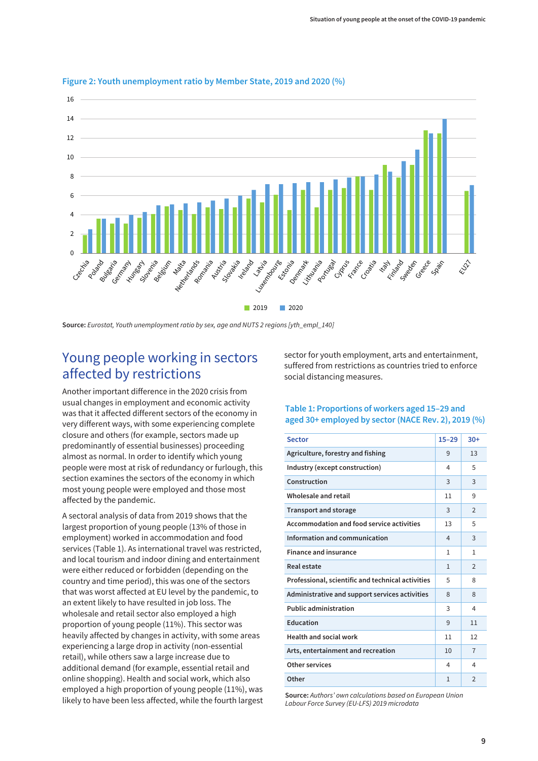**Figure 2: Youth unemployment ratio by Member State, 2019 and 2020 (%)**

**Source:** *Eurostat, Youth unemployment ratio by sex, age and NUTS 2 regions [yth_empl_140]*

## Young people working in sectors affected by restrictions

Another important difference in the 2020 crisis from usual changes in employment and economic activity was that it affected different sectors of the economy in very different ways, with some experiencing complete closure and others (for example, sectors made up predominantly of essential businesses) proceeding almost as normal. In order to identify which young people were most at risk of redundancy or furlough, this section examines the sectors of the economy in which most young people were employed and those most affected by the pandemic.

A sectoral analysis of data from 2019 shows that the largest proportion of young people (13% of those in employment) worked in accommodation and food services (Table 1). As international travel was restricted, and local tourism and indoor dining and entertainment were either reduced or forbidden (depending on the country and time period), this was one of the sectors that was worst affected at EU level by the pandemic, to an extent likely to have resulted in job loss. The wholesale and retail sector also employed a high proportion of young people (11%). This sector was heavily affected by changes in activity, with some areas experiencing a large drop in activity (non-essential retail), while others saw a large increase due to additional demand (for example, essential retail and online shopping). Health and social work, which also employed a high proportion of young people (11%), was likely to have been less affected, while the fourth largest sector for youth employment, arts and entertainment, suffered from restrictions as countries tried to enforce social distancing measures.

**Table 1: Proportions of workers aged 15–29 and aged 30+ employed by sector (NACE Rev. 2), 2019 (%)**

| Sector | 15–29 | 30+ |
|---|---|---|
| Agriculture, forestry and fishing | 9 | 13 |
| Industry (except construction) | 4 | 5 |
| Construction | 3 | 3 |
| Wholesale and retail | 11 | 9 |
| Transport and storage | 3 | 2 |
| Accommodation and food service activities | 13 | 5 |
| Information and communication | 4 | 3 |
| Finance and insurance | 1 | 1 |
| Real estate | 1 | 2 |
| Professional, scientific and technical activities | 5 | 8 |
| Administrative and support services activities | 8 | 8 |
| Public administration | 3 | 4 |
| Education | 9 | 11 |
| Health and social work | 11 | 12 |
| Arts, entertainment and recreation | 10 | 7 |
| Other services | 4 | 4 |
| Other | 1 | 2 |

**Source:** *Authors' own calculations based on European Union Labour Force Survey (EU-LFS) 2019 microdata*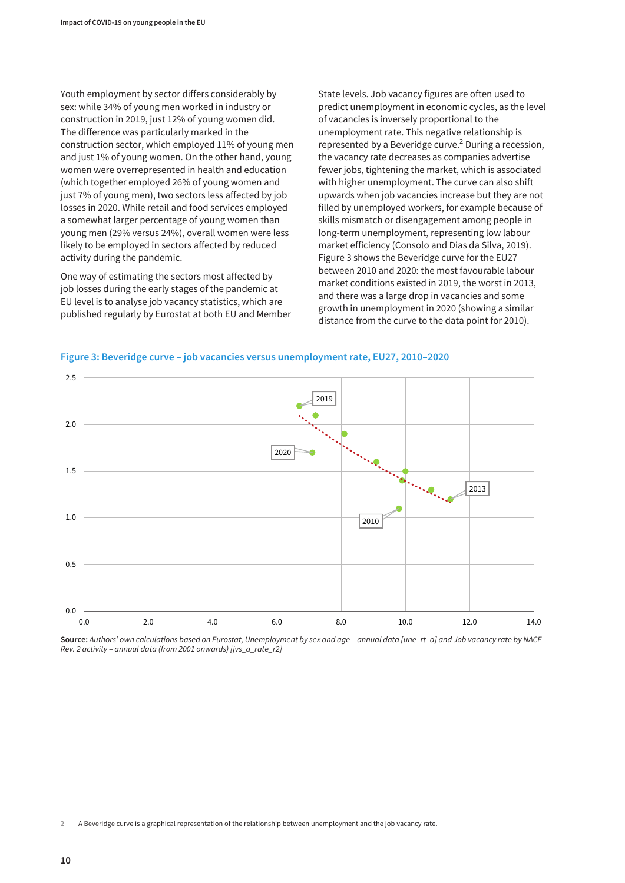Youth employment by sector differs considerably by sex: while 34% of young men worked in industry or construction in 2019, just 12% of young women did. The difference was particularly marked in the construction sector, which employed 11% of young men and just 1% of young women. On the other hand, young women were overrepresented in health and education (which together employed 26% of young women and just 7% of young men), two sectors less affected by job losses in 2020. While retail and food services employed a somewhat larger percentage of young women than young men (29% versus 24%), overall women were less likely to be employed in sectors affected by reduced activity during the pandemic.

One way of estimating the sectors most affected by job losses during the early stages of the pandemic at EU level is to analyse job vacancy statistics, which are published regularly by Eurostat at both EU and Member State levels. Job vacancy figures are often used to predict unemployment in economic cycles, as the level of vacancies is inversely proportional to the unemployment rate. This negative relationship is represented by a Beveridge curve.[2] During a recession, the vacancy rate decreases as companies advertise fewer jobs, tightening the market, which is associated with higher unemployment. The curve can also shift upwards when job vacancies increase but they are not filled by unemployed workers, for example because of skills mismatch or disengagement among people in long-term unemployment, representing low labour market efficiency (Consolo and Dias da Silva, 2019). Figure 3 shows the Beveridge curve for the EU27 between 2010 and 2020: the most favourable labour market conditions existed in 2019, the worst in 2013, and there was a large drop in vacancies and some growth in unemployment in 2020 (showing a similar distance from the curve to the data point for 2010).

**Figure 3: Beveridge curve – job vacancies versus unemployment rate, EU27, 2010–2020**

**Source:** *Authors' own calculations based on Eurostat, Unemployment by sex and age – annual data [une_rt_a] and Job vacancy rate by NACE Rev. 2 activity – annual data (from 2001 onwards) [jvs_a_rate_r2]*

2 A Beveridge curve is a graphical representation of the relationship between unemployment and the job vacancy rate.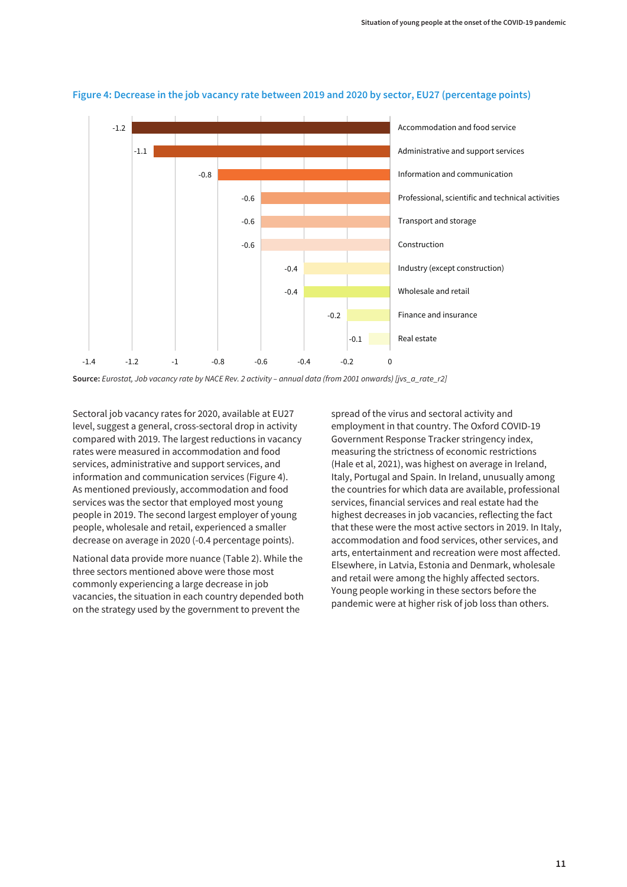**Figure 4: Decrease in the job vacancy rate between 2019 and 2020 by sector, EU27 (percentage points)**

| Sector | Decrease (percentage points) |
|---|---|
| Accommodation and food service | -1.2 |
| Administrative and support services | -1.1 |
| Information and communication | -0.8 |
| Professional, scientific and technical activities | -0.6 |
| Transport and storage | -0.6 |
| Construction | -0.6 |
| Industry (except construction) | -0.4 |
| Wholesale and retail | -0.4 |
| Finance and insurance | -0.2 |
| Real estate | -0.1 |

**Source:** *Eurostat, Job vacancy rate by NACE Rev. 2 activity – annual data (from 2001 onwards) [jvs_a_rate_r2]*

Sectoral job vacancy rates for 2020, available at EU27 level, suggest a general, cross-sectoral drop in activity compared with 2019. The largest reductions in vacancy rates were measured in accommodation and food services, administrative and support services, and information and communication services (Figure 4). As mentioned previously, accommodation and food services was the sector that employed most young people in 2019. The second largest employer of young people, wholesale and retail, experienced a smaller decrease on average in 2020 (-0.4 percentage points).

National data provide more nuance (Table 2). While the three sectors mentioned above were those most commonly experiencing a large decrease in job vacancies, the situation in each country depended both on the strategy used by the government to prevent the spread of the virus and sectoral activity and employment in that country. The Oxford COVID-19 Government Response Tracker stringency index, measuring the strictness of economic restrictions (Hale et al, 2021), was highest on average in Ireland, Italy, Portugal and Spain. In Ireland, unusually among the countries for which data are available, professional services, financial services and real estate had the highest decreases in job vacancies, reflecting the fact that these were the most active sectors in 2019. In Italy, accommodation and food services, other services, and arts, entertainment and recreation were most affected. Elsewhere, in Latvia, Estonia and Denmark, wholesale and retail were among the highly affected sectors. Young people working in these sectors before the pandemic were at higher risk of job loss than others.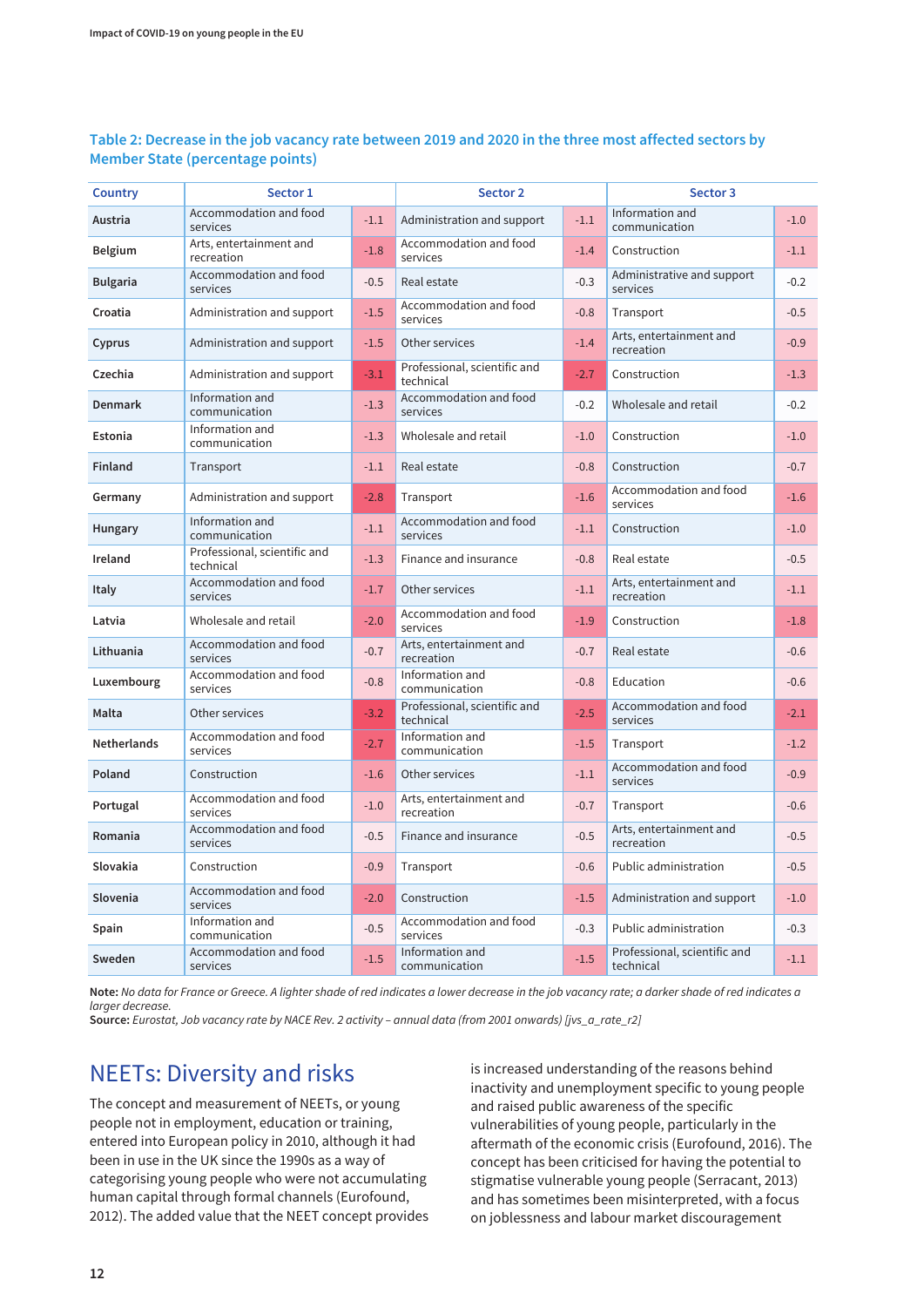### Table 2: Decrease in the job vacancy rate between 2019 and 2020 in the three most affected sectors by Member State (percentage points)

| Country | Sector 1 | | Sector 2 | | Sector 3 | |
|---|---|---|---|---|---|---|
| Austria | Accommodation and food services | -1.1 | Administration and support | -1.1 | Information and communication | -1.0 |
| Belgium | Arts, entertainment and recreation | -1.8 | Accommodation and food services | -1.4 | Construction | -1.1 |
| Bulgaria | Accommodation and food services | -0.5 | Real estate | -0.3 | Administrative and support services | -0.2 |
| Croatia | Administration and support | -1.5 | Accommodation and food services | -0.8 | Transport | -0.5 |
| Cyprus | Administration and support | -1.5 | Other services | -1.4 | Arts, entertainment and recreation | -0.9 |
| Czechia | Administration and support | -3.1 | Professional, scientific and technical | -2.7 | Construction | -1.3 |
| Denmark | Information and communication | -1.3 | Accommodation and food services | -0.2 | Wholesale and retail | -0.2 |
| Estonia | Information and communication | -1.3 | Wholesale and retail | -1.0 | Construction | -1.0 |
| Finland | Transport | -1.1 | Real estate | -0.8 | Construction | -0.7 |
| Germany | Administration and support | -2.8 | Transport | -1.6 | Accommodation and food services | -1.6 |
| Hungary | Information and communication | -1.1 | Accommodation and food services | -1.1 | Construction | -1.0 |
| Ireland | Professional, scientific and technical | -1.3 | Finance and insurance | -0.8 | Real estate | -0.5 |
| Italy | Accommodation and food services | -1.7 | Other services | -1.1 | Arts, entertainment and recreation | -1.1 |
| Latvia | Wholesale and retail | -2.0 | Accommodation and food services | -1.9 | Construction | -1.8 |
| Lithuania | Accommodation and food services | -0.7 | Arts, entertainment and recreation | -0.7 | Real estate | -0.6 |
| Luxembourg | Accommodation and food services | -0.8 | Information and communication | -0.8 | Education | -0.6 |
| Malta | Other services | -3.2 | Professional, scientific and technical | -2.5 | Accommodation and food services | -2.1 |
| Netherlands | Accommodation and food services | -2.7 | Information and communication | -1.5 | Transport | -1.2 |
| Poland | Construction | -1.6 | Other services | -1.1 | Accommodation and food services | -0.9 |
| Portugal | Accommodation and food services | -1.0 | Arts, entertainment and recreation | -0.7 | Transport | -0.6 |
| Romania | Accommodation and food services | -0.5 | Finance and insurance | -0.5 | Arts, entertainment and recreation | -0.5 |
| Slovakia | Construction | -0.9 | Transport | -0.6 | Public administration | -0.5 |
| Slovenia | Accommodation and food services | -2.0 | Construction | -1.5 | Administration and support | -1.0 |
| Spain | Information and communication | -0.5 | Accommodation and food services | -0.3 | Public administration | -0.3 |
| Sweden | Accommodation and food services | -1.5 | Information and communication | -1.5 | Professional, scientific and technical | -1.1 |

**Note:** *No data for France or Greece. A lighter shade of red indicates a lower decrease in the job vacancy rate; a darker shade of red indicates a larger decrease.*
**Source:** *Eurostat, Job vacancy rate by NACE Rev. 2 activity – annual data (from 2001 onwards) [jvs_a_rate_r2]*

## NEETs: Diversity and risks

The concept and measurement of NEETs, or young people not in employment, education or training, entered into European policy in 2010, although it had been in use in the UK since the 1990s as a way of categorising young people who were not accumulating human capital through formal channels (Eurofound, 2012). The added value that the NEET concept provides is increased understanding of the reasons behind inactivity and unemployment specific to young people and raised public awareness of the specific vulnerabilities of young people, particularly in the aftermath of the economic crisis (Eurofound, 2016). The concept has been criticised for having the potential to stigmatise vulnerable young people (Serracant, 2013) and has sometimes been misinterpreted, with a focus on joblessness and labour market discouragement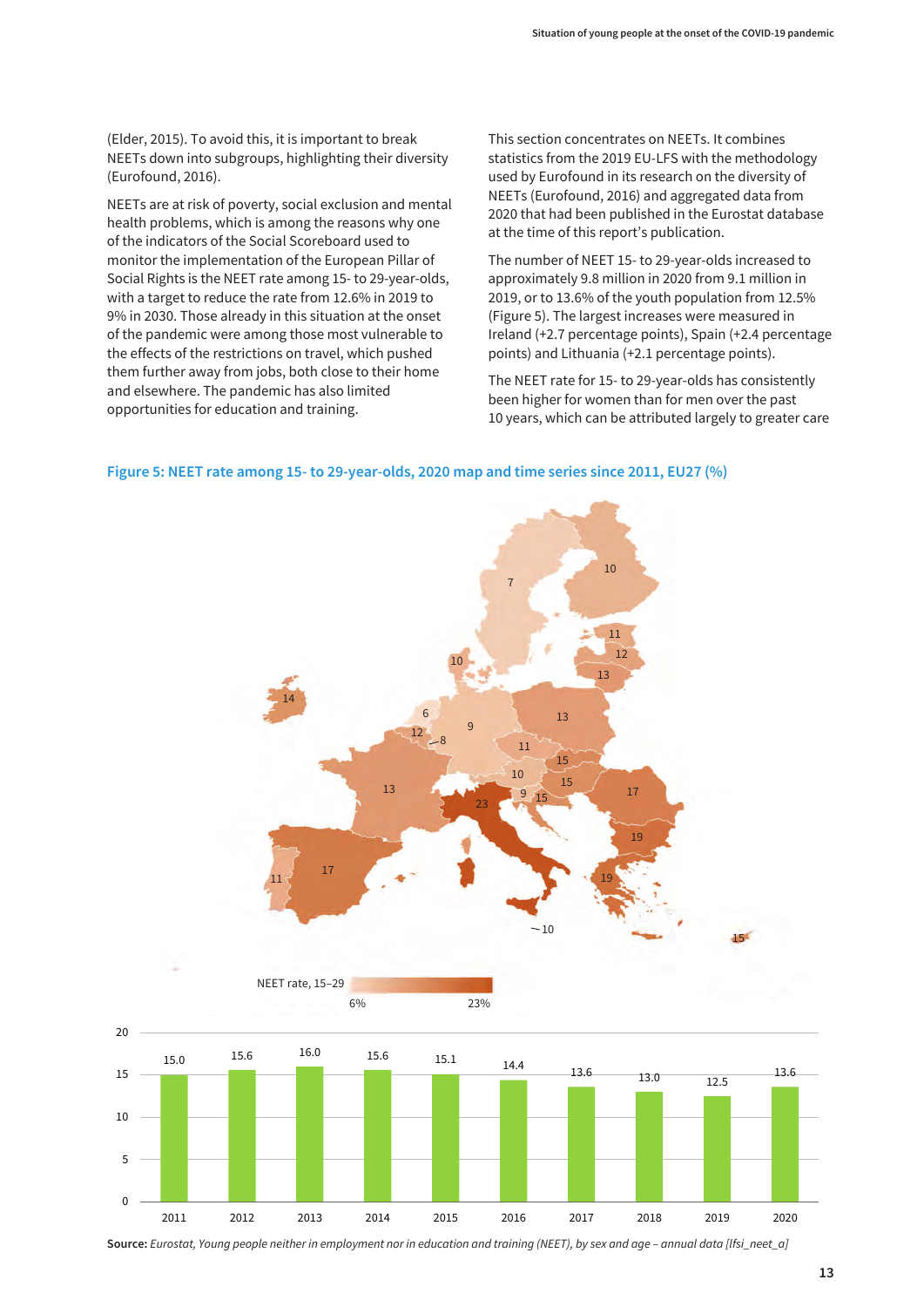(Elder, 2015). To avoid this, it is important to break NEETs down into subgroups, highlighting their diversity (Eurofound, 2016).

NEETs are at risk of poverty, social exclusion and mental health problems, which is among the reasons why one of the indicators of the Social Scoreboard used to monitor the implementation of the European Pillar of Social Rights is the NEET rate among 15- to 29-year-olds, with a target to reduce the rate from 12.6% in 2019 to 9% in 2030. Those already in this situation at the onset of the pandemic were among those most vulnerable to the effects of the restrictions on travel, which pushed them further away from jobs, both close to their home and elsewhere. The pandemic has also limited opportunities for education and training.

This section concentrates on NEETs. It combines statistics from the 2019 EU-LFS with the methodology used by Eurofound in its research on the diversity of NEETs (Eurofound, 2016) and aggregated data from 2020 that had been published in the Eurostat database at the time of this report's publication.

The number of NEET 15- to 29-year-olds increased to approximately 9.8 million in 2020 from 9.1 million in 2019, or to 13.6% of the youth population from 12.5% (Figure 5). The largest increases were measured in Ireland (+2.7 percentage points), Spain (+2.4 percentage points) and Lithuania (+2.1 percentage points).

The NEET rate for 15- to 29-year-olds has consistently been higher for women than for men over the past 10 years, which can be attributed largely to greater care

**Figure 5: NEET rate among 15- to 29-year-olds, 2020 map and time series since 2011, EU27 (%)**

| Year | 2011 | 2012 | 2013 | 2014 | 2015 | 2016 | 2017 | 2018 | 2019 | 2020 |
|---|---|---|---|---|---|---|---|---|---|---|
| NEET rate (%) | 15.0 | 15.6 | 16.0 | 15.6 | 15.1 | 14.4 | 13.6 | 13.0 | 12.5 | 13.6 |

**Source:** *Eurostat, Young people neither in employment nor in education and training (NEET), by sex and age – annual data [lfsi_neet_a]*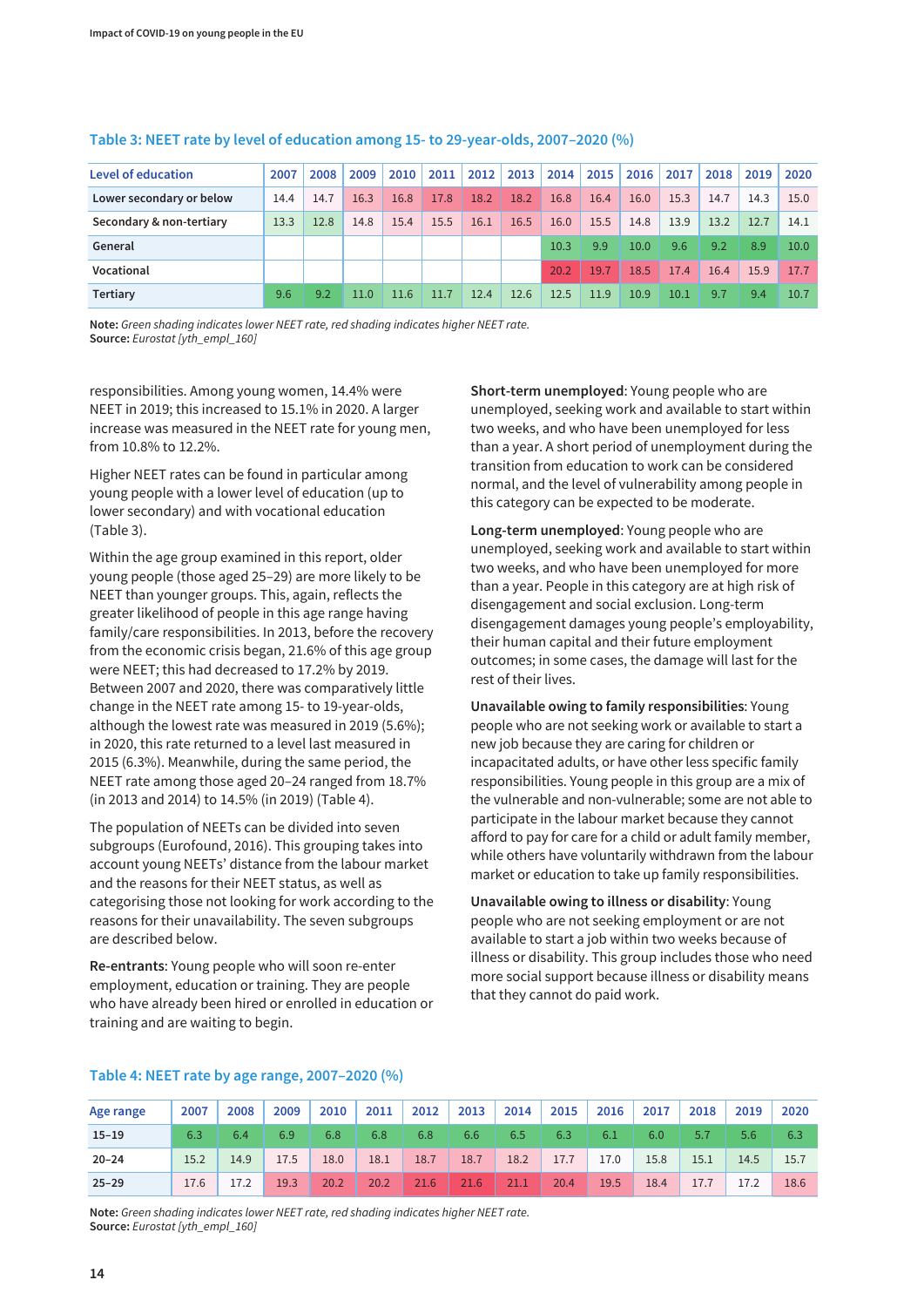### Table 3: NEET rate by level of education among 15- to 29-year-olds, 2007–2020 (%)

| Level of education | 2007 | 2008 | 2009 | 2010 | 2011 | 2012 | 2013 | 2014 | 2015 | 2016 | 2017 | 2018 | 2019 | 2020 |
|---|---|---|---|---|---|---|---|---|---|---|---|---|---|---|
| Lower secondary or below | 14.4 | 14.7 | 16.3 | 16.8 | 17.8 | 18.2 | 18.2 | 16.8 | 16.4 | 16.0 | 15.3 | 14.7 | 14.3 | 15.0 |
| Secondary & non-tertiary | 13.3 | 12.8 | 14.8 | 15.4 | 15.5 | 16.1 | 16.5 | 16.0 | 15.5 | 14.8 | 13.9 | 13.2 | 12.7 | 14.1 |
| General | | | | | | | | 10.3 | 9.9 | 10.0 | 9.6 | 9.2 | 8.9 | 10.0 |
| Vocational | | | | | | | | 20.2 | 19.7 | 18.5 | 17.4 | 16.4 | 15.9 | 17.7 |
| Tertiary | 9.6 | 9.2 | 11.0 | 11.6 | 11.7 | 12.4 | 12.6 | 12.5 | 11.9 | 10.9 | 10.1 | 9.7 | 9.4 | 10.7 |

**Note:** *Green shading indicates lower NEET rate, red shading indicates higher NEET rate.*
**Source:** *Eurostat [yth_empl_160]*

responsibilities. Among young women, 14.4% were NEET in 2019; this increased to 15.1% in 2020. A larger increase was measured in the NEET rate for young men, from 10.8% to 12.2%.

Higher NEET rates can be found in particular among young people with a lower level of education (up to lower secondary) and with vocational education (Table 3).

Within the age group examined in this report, older young people (those aged 25–29) are more likely to be NEET than younger groups. This, again, reflects the greater likelihood of people in this age range having family/care responsibilities. In 2013, before the recovery from the economic crisis began, 21.6% of this age group were NEET; this had decreased to 17.2% by 2019. Between 2007 and 2020, there was comparatively little change in the NEET rate among 15- to 19-year-olds, although the lowest rate was measured in 2019 (5.6%); in 2020, this rate returned to a level last measured in 2015 (6.3%). Meanwhile, during the same period, the NEET rate among those aged 20–24 ranged from 18.7% (in 2013 and 2014) to 14.5% (in 2019) (Table 4).

The population of NEETs can be divided into seven subgroups (Eurofound, 2016). This grouping takes into account young NEETs' distance from the labour market and the reasons for their NEET status, as well as categorising those not looking for work according to the reasons for their unavailability. The seven subgroups are described below.

**Re-entrants**: Young people who will soon re-enter employment, education or training. They are people who have already been hired or enrolled in education or training and are waiting to begin.

**Short-term unemployed**: Young people who are unemployed, seeking work and available to start within two weeks, and who have been unemployed for less than a year. A short period of unemployment during the transition from education to work can be considered normal, and the level of vulnerability among people in this category can be expected to be moderate.

**Long-term unemployed**: Young people who are unemployed, seeking work and available to start within two weeks, and who have been unemployed for more than a year. People in this category are at high risk of disengagement and social exclusion. Long-term disengagement damages young people's employability, their human capital and their future employment outcomes; in some cases, the damage will last for the rest of their lives.

**Unavailable owing to family responsibilities**: Young people who are not seeking work or available to start a new job because they are caring for children or incapacitated adults, or have other less specific family responsibilities. Young people in this group are a mix of the vulnerable and non-vulnerable; some are not able to participate in the labour market because they cannot afford to pay for care for a child or adult family member, while others have voluntarily withdrawn from the labour market or education to take up family responsibilities.

**Unavailable owing to illness or disability**: Young people who are not seeking employment or are not available to start a job within two weeks because of illness or disability. This group includes those who need more social support because illness or disability means that they cannot do paid work.

### Table 4: NEET rate by age range, 2007–2020 (%)

| Age range | 2007 | 2008 | 2009 | 2010 | 2011 | 2012 | 2013 | 2014 | 2015 | 2016 | 2017 | 2018 | 2019 | 2020 |
|---|---|---|---|---|---|---|---|---|---|---|---|---|---|---|
| 15–19 | 6.3 | 6.4 | 6.9 | 6.8 | 6.8 | 6.8 | 6.6 | 6.5 | 6.3 | 6.1 | 6.0 | 5.7 | 5.6 | 6.3 |
| 20–24 | 15.2 | 14.9 | 17.5 | 18.0 | 18.1 | 18.7 | 18.7 | 18.2 | 17.7 | 17.0 | 15.8 | 15.1 | 14.5 | 15.7 |
| 25–29 | 17.6 | 17.2 | 19.3 | 20.2 | 20.2 | 21.6 | 21.6 | 21.1 | 20.4 | 19.5 | 18.4 | 17.7 | 17.2 | 18.6 |

**Note:** *Green shading indicates lower NEET rate, red shading indicates higher NEET rate.*
**Source:** *Eurostat [yth_empl_160]*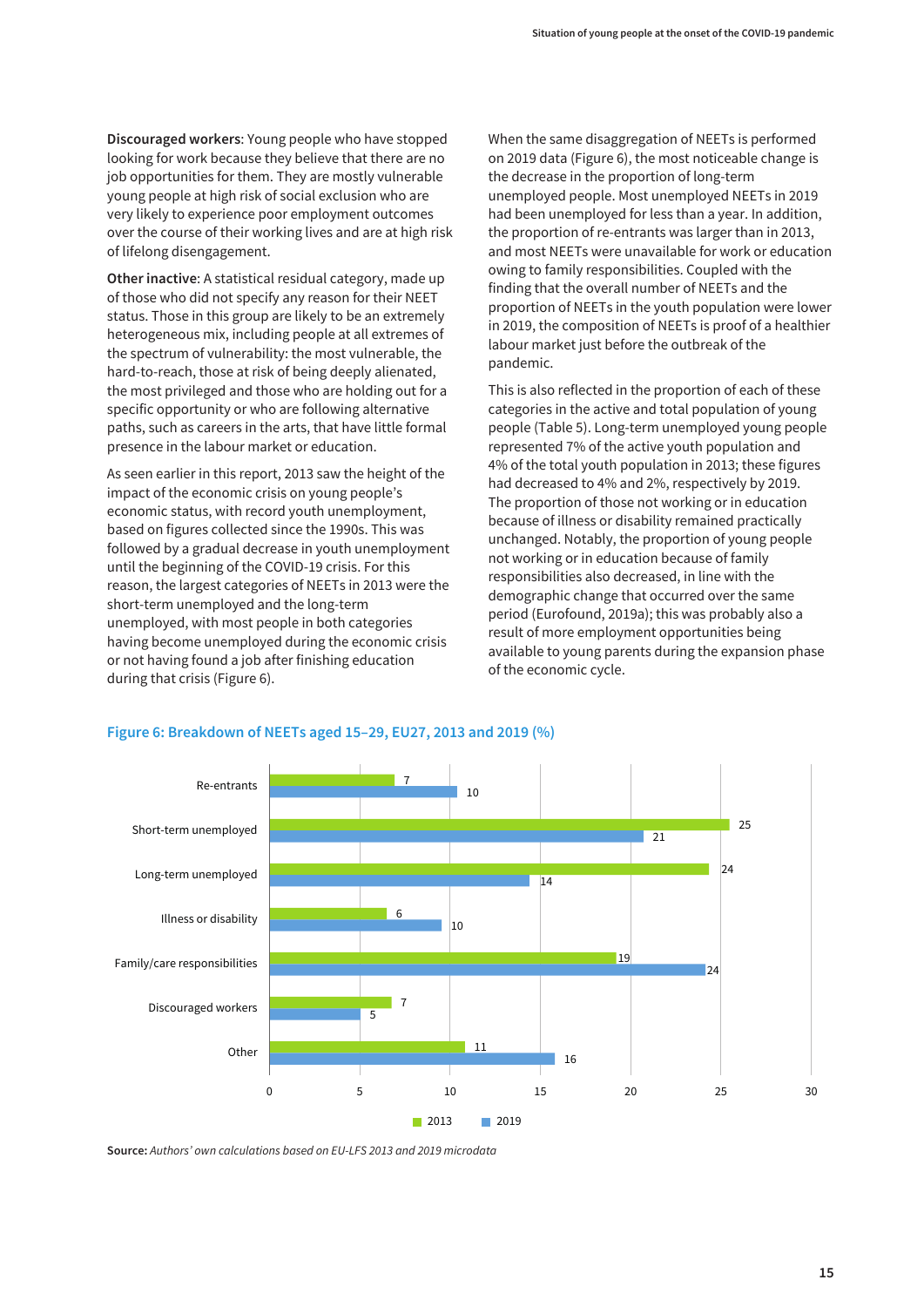**Discouraged workers**: Young people who have stopped looking for work because they believe that there are no job opportunities for them. They are mostly vulnerable young people at high risk of social exclusion who are very likely to experience poor employment outcomes over the course of their working lives and are at high risk of lifelong disengagement.

**Other inactive**: A statistical residual category, made up of those who did not specify any reason for their NEET status. Those in this group are likely to be an extremely heterogeneous mix, including people at all extremes of the spectrum of vulnerability: the most vulnerable, the hard-to-reach, those at risk of being deeply alienated, the most privileged and those who are holding out for a specific opportunity or who are following alternative paths, such as careers in the arts, that have little formal presence in the labour market or education.

As seen earlier in this report, 2013 saw the height of the impact of the economic crisis on young people's economic status, with record youth unemployment, based on figures collected since the 1990s. This was followed by a gradual decrease in youth unemployment until the beginning of the COVID-19 crisis. For this reason, the largest categories of NEETs in 2013 were the short-term unemployed and the long-term unemployed, with most people in both categories having become unemployed during the economic crisis or not having found a job after finishing education during that crisis (Figure 6).

When the same disaggregation of NEETs is performed on 2019 data (Figure 6), the most noticeable change is the decrease in the proportion of long-term unemployed people. Most unemployed NEETs in 2019 had been unemployed for less than a year. In addition, the proportion of re-entrants was larger than in 2013, and most NEETs were unavailable for work or education owing to family responsibilities. Coupled with the finding that the overall number of NEETs and the proportion of NEETs in the youth population were lower in 2019, the composition of NEETs is proof of a healthier labour market just before the outbreak of the pandemic.

This is also reflected in the proportion of each of these categories in the active and total population of young people (Table 5). Long-term unemployed young people represented 7% of the active youth population and 4% of the total youth population in 2013; these figures had decreased to 4% and 2%, respectively by 2019. The proportion of those not working or in education because of illness or disability remained practically unchanged. Notably, the proportion of young people not working or in education because of family responsibilities also decreased, in line with the demographic change that occurred over the same period (Eurofound, 2019a); this was probably also a result of more employment opportunities being available to young parents during the expansion phase of the economic cycle.

**Figure 6: Breakdown of NEETs aged 15–29, EU27, 2013 and 2019 (%)**

| | 2013 | 2019 |
|---|---|---|
| Re-entrants | 7 | 10 |
| Short-term unemployed | 25 | 21 |
| Long-term unemployed | 24 | 14 |
| Illness or disability | 6 | 10 |
| Family/care responsibilities | 19 | 24 |
| Discouraged workers | 7 | 5 |
| Other | 11 | 16 |

**Source:** *Authors' own calculations based on EU-LFS 2013 and 2019 microdata*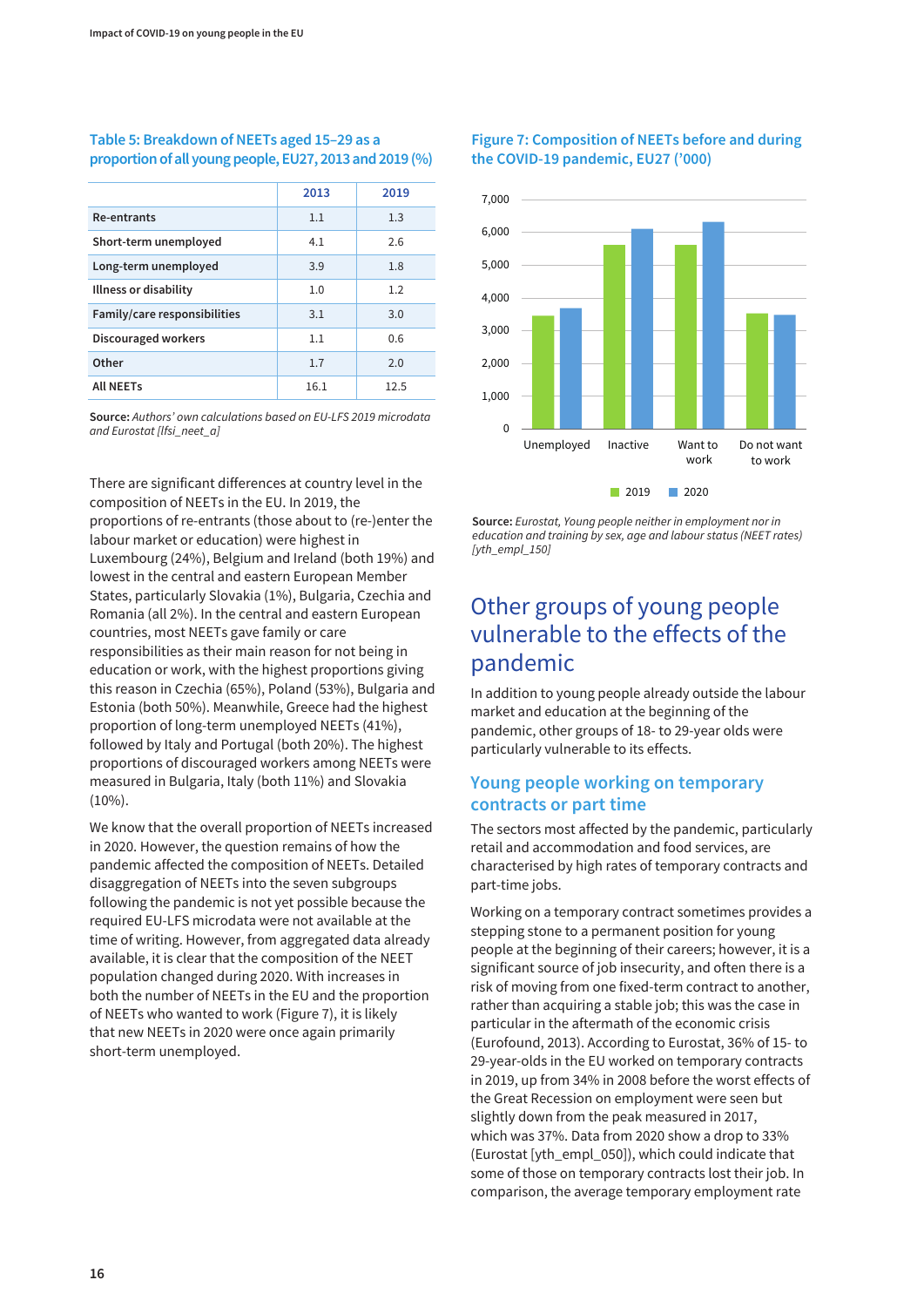**Table 5: Breakdown of NEETs aged 15–29 as a proportion of all young people, EU27, 2013 and 2019 (%)**

| | 2013 | 2019 |
|---|---|---|
| Re-entrants | 1.1 | 1.3 |
| Short-term unemployed | 4.1 | 2.6 |
| Long-term unemployed | 3.9 | 1.8 |
| Illness or disability | 1.0 | 1.2 |
| Family/care responsibilities | 3.1 | 3.0 |
| Discouraged workers | 1.1 | 0.6 |
| Other | 1.7 | 2.0 |
| All NEETs | 16.1 | 12.5 |

**Source:** *Authors' own calculations based on EU-LFS 2019 microdata and Eurostat [lfsi_neet_a]*

There are significant differences at country level in the composition of NEETs in the EU. In 2019, the proportions of re-entrants (those about to (re-)enter the labour market or education) were highest in Luxembourg (24%), Belgium and Ireland (both 19%) and lowest in the central and eastern European Member States, particularly Slovakia (1%), Bulgaria, Czechia and Romania (all 2%). In the central and eastern European countries, most NEETs gave family or care responsibilities as their main reason for not being in education or work, with the highest proportions giving this reason in Czechia (65%), Poland (53%), Bulgaria and Estonia (both 50%). Meanwhile, Greece had the highest proportion of long-term unemployed NEETs (41%), followed by Italy and Portugal (both 20%). The highest proportions of discouraged workers among NEETs were measured in Bulgaria, Italy (both 11%) and Slovakia (10%).

We know that the overall proportion of NEETs increased in 2020. However, the question remains of how the pandemic affected the composition of NEETs. Detailed disaggregation of NEETs into the seven subgroups following the pandemic is not yet possible because the required EU-LFS microdata were not available at the time of writing. However, from aggregated data already available, it is clear that the composition of the NEET population changed during 2020. With increases in both the number of NEETs in the EU and the proportion of NEETs who wanted to work (Figure 7), it is likely that new NEETs in 2020 were once again primarily short-term unemployed.

**Figure 7: Composition of NEETs before and during the COVID-19 pandemic, EU27 ('000)**

| | 2019 | 2020 |
|---|---|---|
| Unemployed | ~3,450 | ~3,700 |
| Inactive | ~5,600 | ~6,100 |
| Want to work | ~5,600 | ~6,300 |
| Do not want to work | ~3,500 | ~3,500 |

**Source:** *Eurostat, Young people neither in employment nor in education and training by sex, age and labour status (NEET rates) [yth_empl_150]*

## Other groups of young people vulnerable to the effects of the pandemic

In addition to young people already outside the labour market and education at the beginning of the pandemic, other groups of 18- to 29-year olds were particularly vulnerable to its effects.

### Young people working on temporary contracts or part time

The sectors most affected by the pandemic, particularly retail and accommodation and food services, are characterised by high rates of temporary contracts and part-time jobs.

Working on a temporary contract sometimes provides a stepping stone to a permanent position for young people at the beginning of their careers; however, it is a significant source of job insecurity, and often there is a risk of moving from one fixed-term contract to another, rather than acquiring a stable job; this was the case in particular in the aftermath of the economic crisis (Eurofound, 2013). According to Eurostat, 36% of 15- to 29-year-olds in the EU worked on temporary contracts in 2019, up from 34% in 2008 before the worst effects of the Great Recession on employment were seen but slightly down from the peak measured in 2017, which was 37%. Data from 2020 show a drop to 33% (Eurostat [yth_empl_050]), which could indicate that some of those on temporary contracts lost their job. In comparison, the average temporary employment rate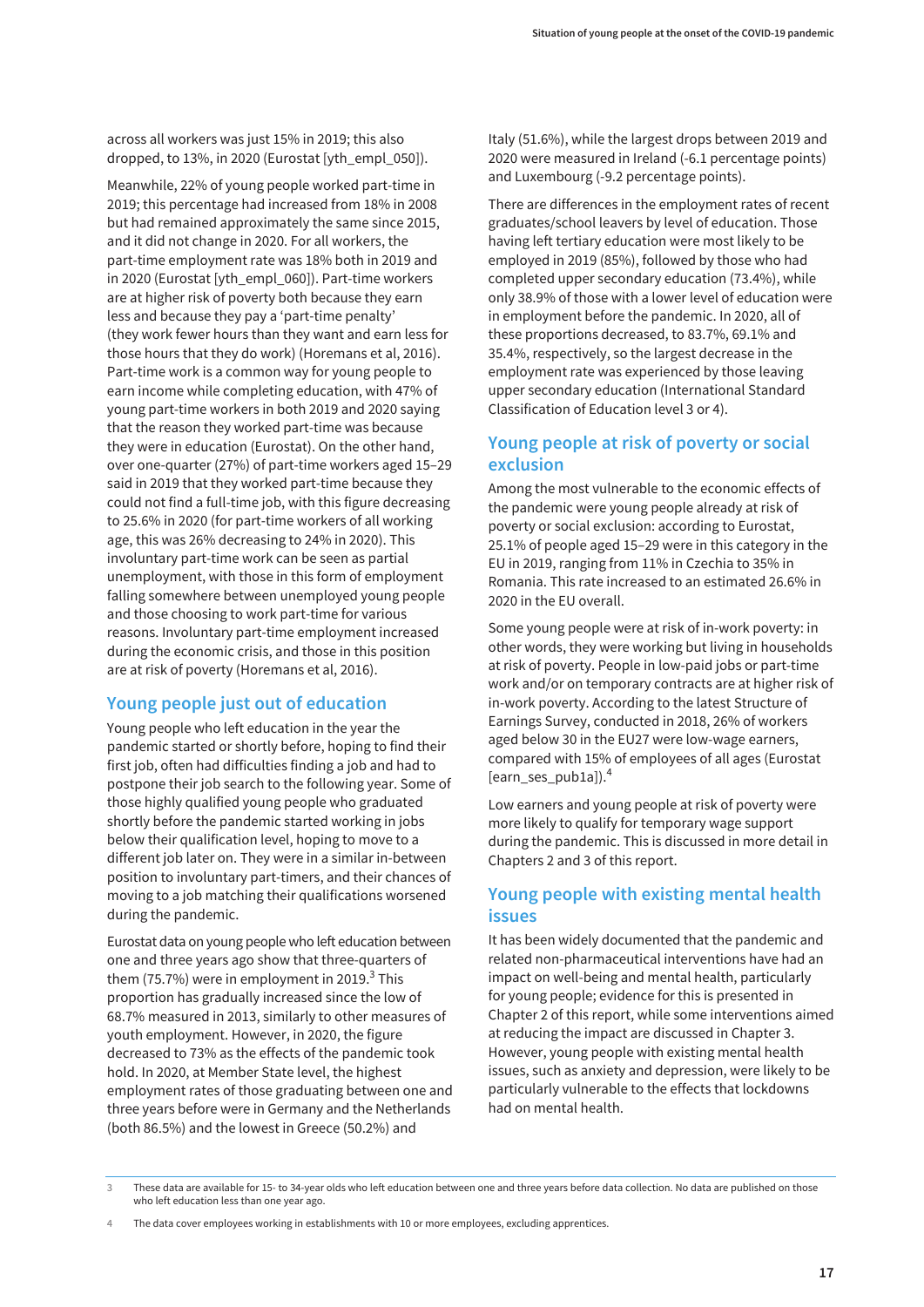across all workers was just 15% in 2019; this also dropped, to 13%, in 2020 (Eurostat [yth_empl_050]).

Meanwhile, 22% of young people worked part-time in 2019; this percentage had increased from 18% in 2008 but had remained approximately the same since 2015, and it did not change in 2020. For all workers, the part-time employment rate was 18% both in 2019 and in 2020 (Eurostat [yth_empl_060]). Part-time workers are at higher risk of poverty both because they earn less and because they pay a 'part-time penalty' (they work fewer hours than they want and earn less for those hours that they do work) (Horemans et al, 2016). Part-time work is a common way for young people to earn income while completing education, with 47% of young part-time workers in both 2019 and 2020 saying that the reason they worked part-time was because they were in education (Eurostat). On the other hand, over one-quarter (27%) of part-time workers aged 15–29 said in 2019 that they worked part-time because they could not find a full-time job, with this figure decreasing to 25.6% in 2020 (for part-time workers of all working age, this was 26% decreasing to 24% in 2020). This involuntary part-time work can be seen as partial unemployment, with those in this form of employment falling somewhere between unemployed young people and those choosing to work part-time for various reasons. Involuntary part-time employment increased during the economic crisis, and those in this position are at risk of poverty (Horemans et al, 2016).

## Young people just out of education

Young people who left education in the year the pandemic started or shortly before, hoping to find their first job, often had difficulties finding a job and had to postpone their job search to the following year. Some of those highly qualified young people who graduated shortly before the pandemic started working in jobs below their qualification level, hoping to move to a different job later on. They were in a similar in-between position to involuntary part-timers, and their chances of moving to a job matching their qualifications worsened during the pandemic.

Eurostat data on young people who left education between one and three years ago show that three-quarters of them (75.7%) were in employment in 2019.[3] This proportion has gradually increased since the low of 68.7% measured in 2013, similarly to other measures of youth employment. However, in 2020, the figure decreased to 73% as the effects of the pandemic took hold. In 2020, at Member State level, the highest employment rates of those graduating between one and three years before were in Germany and the Netherlands (both 86.5%) and the lowest in Greece (50.2%) and Italy (51.6%), while the largest drops between 2019 and 2020 were measured in Ireland (-6.1 percentage points) and Luxembourg (-9.2 percentage points).

There are differences in the employment rates of recent graduates/school leavers by level of education. Those having left tertiary education were most likely to be employed in 2019 (85%), followed by those who had completed upper secondary education (73.4%), while only 38.9% of those with a lower level of education were in employment before the pandemic. In 2020, all of these proportions decreased, to 83.7%, 69.1% and 35.4%, respectively, so the largest decrease in the employment rate was experienced by those leaving upper secondary education (International Standard Classification of Education level 3 or 4).

## Young people at risk of poverty or social exclusion

Among the most vulnerable to the economic effects of the pandemic were young people already at risk of poverty or social exclusion: according to Eurostat, 25.1% of people aged 15–29 were in this category in the EU in 2019, ranging from 11% in Czechia to 35% in Romania. This rate increased to an estimated 26.6% in 2020 in the EU overall.

Some young people were at risk of in-work poverty: in other words, they were working but living in households at risk of poverty. People in low-paid jobs or part-time work and/or on temporary contracts are at higher risk of in-work poverty. According to the latest Structure of Earnings Survey, conducted in 2018, 26% of workers aged below 30 in the EU27 were low-wage earners, compared with 15% of employees of all ages (Eurostat [earn_ses_pub1a]).[4]

Low earners and young people at risk of poverty were more likely to qualify for temporary wage support during the pandemic. This is discussed in more detail in Chapters 2 and 3 of this report.

## Young people with existing mental health issues

It has been widely documented that the pandemic and related non-pharmaceutical interventions have had an impact on well-being and mental health, particularly for young people; evidence for this is presented in Chapter 2 of this report, while some interventions aimed at reducing the impact are discussed in Chapter 3. However, young people with existing mental health issues, such as anxiety and depression, were likely to be particularly vulnerable to the effects that lockdowns had on mental health.

---

3 These data are available for 15- to 34-year olds who left education between one and three years before data collection. No data are published on those who left education less than one year ago.

4 The data cover employees working in establishments with 10 or more employees, excluding apprentices.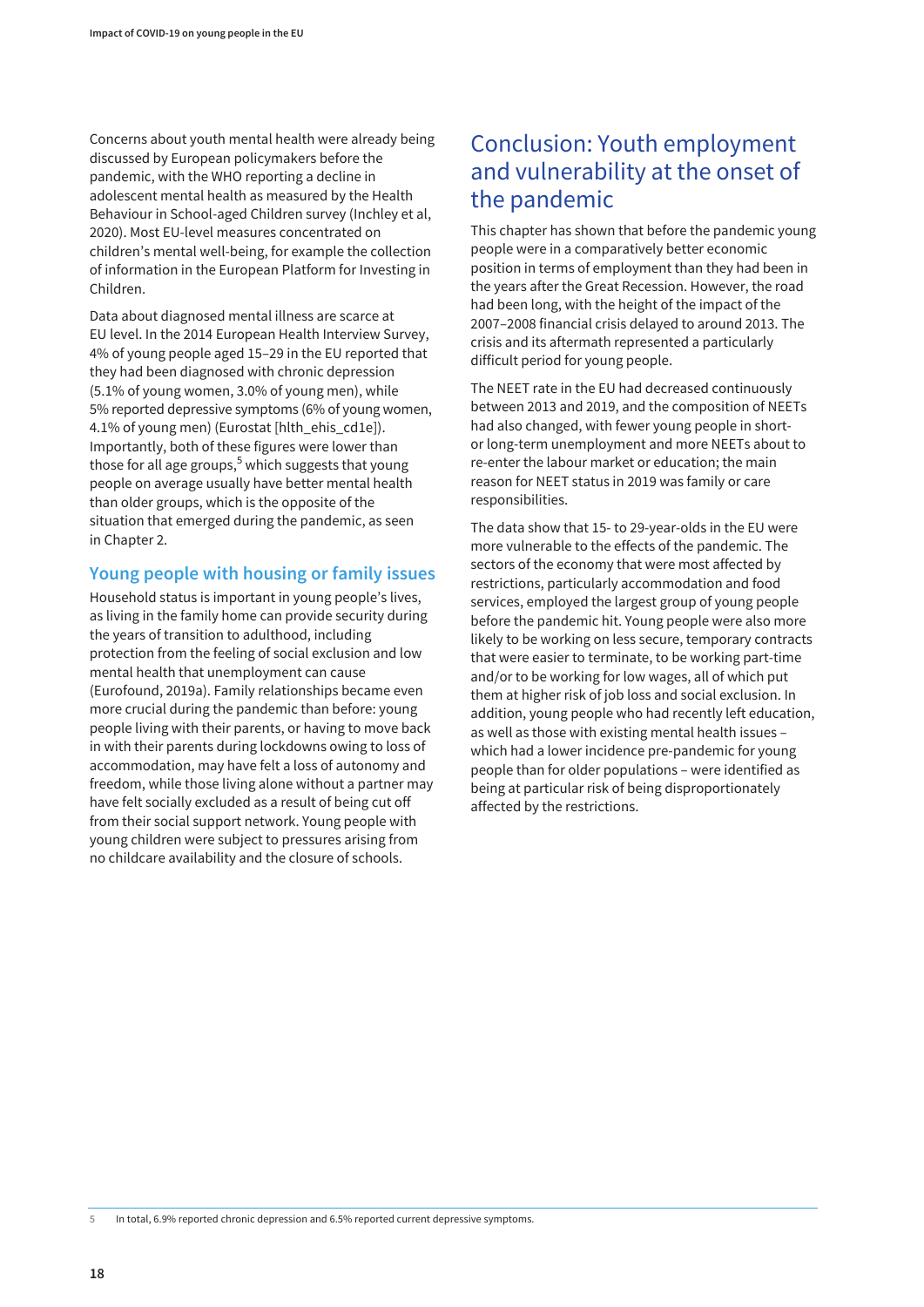Concerns about youth mental health were already being discussed by European policymakers before the pandemic, with the WHO reporting a decline in adolescent mental health as measured by the Health Behaviour in School-aged Children survey (Inchley et al, 2020). Most EU-level measures concentrated on children's mental well-being, for example the collection of information in the European Platform for Investing in Children.

Data about diagnosed mental illness are scarce at EU level. In the 2014 European Health Interview Survey, 4% of young people aged 15–29 in the EU reported that they had been diagnosed with chronic depression (5.1% of young women, 3.0% of young men), while 5% reported depressive symptoms (6% of young women, 4.1% of young men) (Eurostat [hlth_ehis_cd1e]). Importantly, both of these figures were lower than those for all age groups,[5] which suggests that young people on average usually have better mental health than older groups, which is the opposite of the situation that emerged during the pandemic, as seen in Chapter 2.

### Young people with housing or family issues

Household status is important in young people's lives, as living in the family home can provide security during the years of transition to adulthood, including protection from the feeling of social exclusion and low mental health that unemployment can cause (Eurofound, 2019a). Family relationships became even more crucial during the pandemic than before: young people living with their parents, or having to move back in with their parents during lockdowns owing to loss of accommodation, may have felt a loss of autonomy and freedom, while those living alone without a partner may have felt socially excluded as a result of being cut off from their social support network. Young people with young children were subject to pressures arising from no childcare availability and the closure of schools.

## Conclusion: Youth employment and vulnerability at the onset of the pandemic

This chapter has shown that before the pandemic young people were in a comparatively better economic position in terms of employment than they had been in the years after the Great Recession. However, the road had been long, with the height of the impact of the 2007–2008 financial crisis delayed to around 2013. The crisis and its aftermath represented a particularly difficult period for young people.

The NEET rate in the EU had decreased continuously between 2013 and 2019, and the composition of NEETs had also changed, with fewer young people in short- or long-term unemployment and more NEETs about to re-enter the labour market or education; the main reason for NEET status in 2019 was family or care responsibilities.

The data show that 15- to 29-year-olds in the EU were more vulnerable to the effects of the pandemic. The sectors of the economy that were most affected by restrictions, particularly accommodation and food services, employed the largest group of young people before the pandemic hit. Young people were also more likely to be working on less secure, temporary contracts that were easier to terminate, to be working part-time and/or to be working for low wages, all of which put them at higher risk of job loss and social exclusion. In addition, young people who had recently left education, as well as those with existing mental health issues – which had a lower incidence pre-pandemic for young people than for older populations – were identified as being at particular risk of being disproportionately affected by the restrictions.

---

5 In total, 6.9% reported chronic depression and 6.5% reported current depressive symptoms.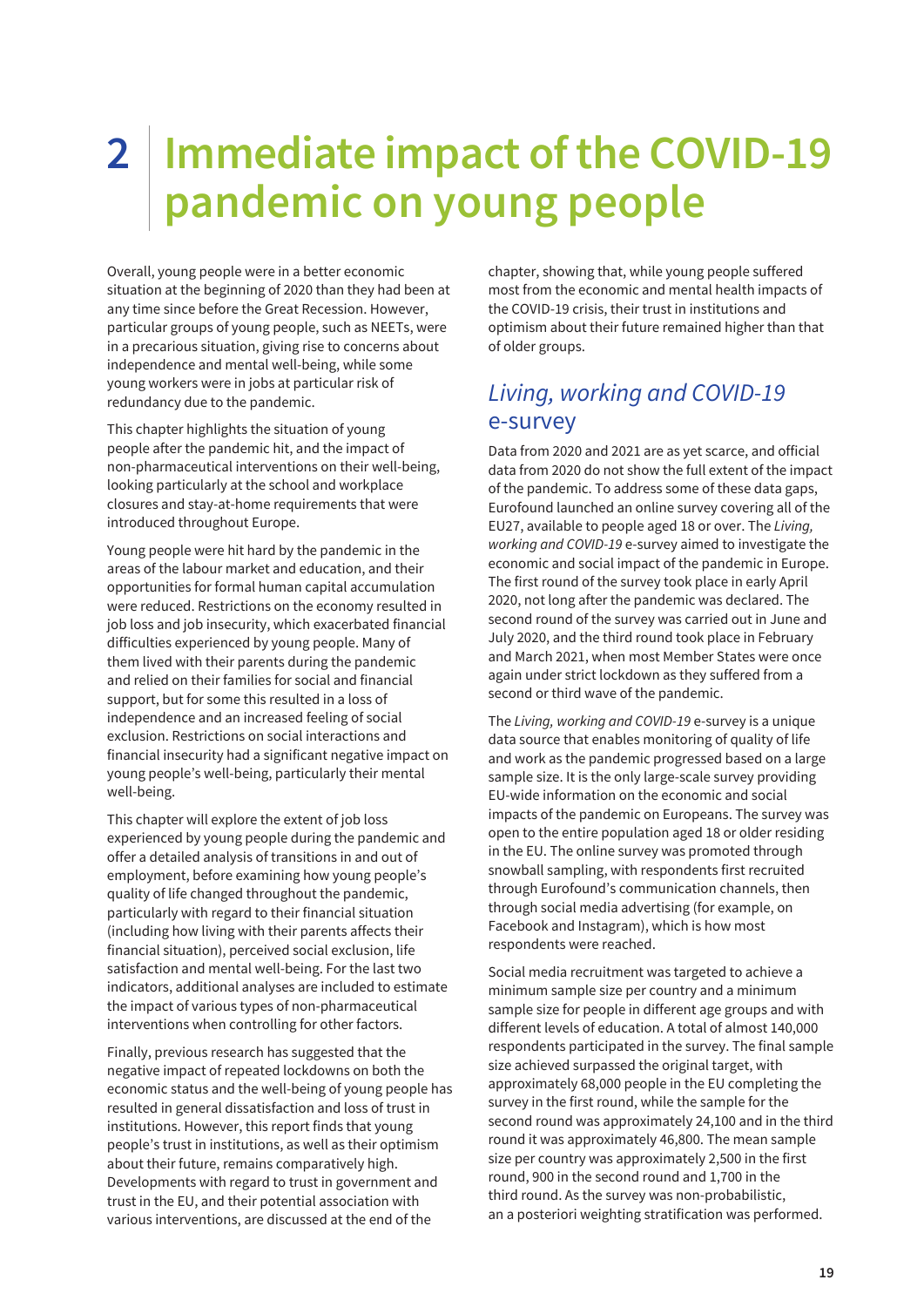# 2 Immediate impact of the COVID-19 pandemic on young people

Overall, young people were in a better economic situation at the beginning of 2020 than they had been at any time since before the Great Recession. However, particular groups of young people, such as NEETs, were in a precarious situation, giving rise to concerns about independence and mental well-being, while some young workers were in jobs at particular risk of redundancy due to the pandemic.

This chapter highlights the situation of young people after the pandemic hit, and the impact of non-pharmaceutical interventions on their well-being, looking particularly at the school and workplace closures and stay-at-home requirements that were introduced throughout Europe.

Young people were hit hard by the pandemic in the areas of the labour market and education, and their opportunities for formal human capital accumulation were reduced. Restrictions on the economy resulted in job loss and job insecurity, which exacerbated financial difficulties experienced by young people. Many of them lived with their parents during the pandemic and relied on their families for social and financial support, but for some this resulted in a loss of independence and an increased feeling of social exclusion. Restrictions on social interactions and financial insecurity had a significant negative impact on young people's well-being, particularly their mental well-being.

This chapter will explore the extent of job loss experienced by young people during the pandemic and offer a detailed analysis of transitions in and out of employment, before examining how young people's quality of life changed throughout the pandemic, particularly with regard to their financial situation (including how living with their parents affects their financial situation), perceived social exclusion, life satisfaction and mental well-being. For the last two indicators, additional analyses are included to estimate the impact of various types of non-pharmaceutical interventions when controlling for other factors.

Finally, previous research has suggested that the negative impact of repeated lockdowns on both the economic status and the well-being of young people has resulted in general dissatisfaction and loss of trust in institutions. However, this report finds that young people's trust in institutions, as well as their optimism about their future, remains comparatively high. Developments with regard to trust in government and trust in the EU, and their potential association with various interventions, are discussed at the end of the chapter, showing that, while young people suffered most from the economic and mental health impacts of the COVID-19 crisis, their trust in institutions and optimism about their future remained higher than that of older groups.

## *Living, working and COVID-19* e-survey

Data from 2020 and 2021 are as yet scarce, and official data from 2020 do not show the full extent of the impact of the pandemic. To address some of these data gaps, Eurofound launched an online survey covering all of the EU27, available to people aged 18 or over. The *Living, working and COVID-19* e-survey aimed to investigate the economic and social impact of the pandemic in Europe. The first round of the survey took place in early April 2020, not long after the pandemic was declared. The second round of the survey was carried out in June and July 2020, and the third round took place in February and March 2021, when most Member States were once again under strict lockdown as they suffered from a second or third wave of the pandemic.

The *Living, working and COVID-19* e-survey is a unique data source that enables monitoring of quality of life and work as the pandemic progressed based on a large sample size. It is the only large-scale survey providing EU-wide information on the economic and social impacts of the pandemic on Europeans. The survey was open to the entire population aged 18 or older residing in the EU. The online survey was promoted through snowball sampling, with respondents first recruited through Eurofound's communication channels, then through social media advertising (for example, on Facebook and Instagram), which is how most respondents were reached.

Social media recruitment was targeted to achieve a minimum sample size per country and a minimum sample size for people in different age groups and with different levels of education. A total of almost 140,000 respondents participated in the survey. The final sample size achieved surpassed the original target, with approximately 68,000 people in the EU completing the survey in the first round, while the sample for the second round was approximately 24,100 and in the third round it was approximately 46,800. The mean sample size per country was approximately 2,500 in the first round, 900 in the second round and 1,700 in the third round. As the survey was non-probabilistic, an a posteriori weighting stratification was performed.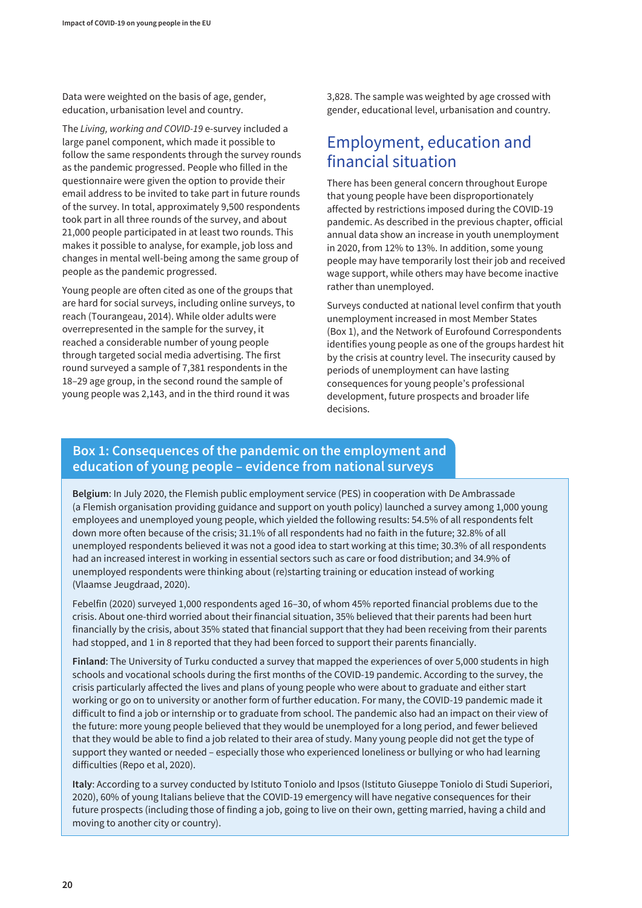Data were weighted on the basis of age, gender, education, urbanisation level and country.

The *Living, working and COVID-19* e-survey included a large panel component, which made it possible to follow the same respondents through the survey rounds as the pandemic progressed. People who filled in the questionnaire were given the option to provide their email address to be invited to take part in future rounds of the survey. In total, approximately 9,500 respondents took part in all three rounds of the survey, and about 21,000 people participated in at least two rounds. This makes it possible to analyse, for example, job loss and changes in mental well-being among the same group of people as the pandemic progressed.

Young people are often cited as one of the groups that are hard for social surveys, including online surveys, to reach (Tourangeau, 2014). While older adults were overrepresented in the sample for the survey, it reached a considerable number of young people through targeted social media advertising. The first round surveyed a sample of 7,381 respondents in the 18–29 age group, in the second round the sample of young people was 2,143, and in the third round it was 3,828. The sample was weighted by age crossed with gender, educational level, urbanisation and country.

## Employment, education and financial situation

There has been general concern throughout Europe that young people have been disproportionately affected by restrictions imposed during the COVID-19 pandemic. As described in the previous chapter, official annual data show an increase in youth unemployment in 2020, from 12% to 13%. In addition, some young people may have temporarily lost their job and received wage support, while others may have become inactive rather than unemployed.

Surveys conducted at national level confirm that youth unemployment increased in most Member States (Box 1), and the Network of Eurofound Correspondents identifies young people as one of the groups hardest hit by the crisis at country level. The insecurity caused by periods of unemployment can have lasting consequences for young people's professional development, future prospects and broader life decisions.

### Box 1: Consequences of the pandemic on the employment and education of young people – evidence from national surveys

**Belgium**: In July 2020, the Flemish public employment service (PES) in cooperation with De Ambrassade (a Flemish organisation providing guidance and support on youth policy) launched a survey among 1,000 young employees and unemployed young people, which yielded the following results: 54.5% of all respondents felt down more often because of the crisis; 31.1% of all respondents had no faith in the future; 32.8% of all unemployed respondents believed it was not a good idea to start working at this time; 30.3% of all respondents had an increased interest in working in essential sectors such as care or food distribution; and 34.9% of unemployed respondents were thinking about (re)starting training or education instead of working (Vlaamse Jeugdraad, 2020).

Febelfin (2020) surveyed 1,000 respondents aged 16–30, of whom 45% reported financial problems due to the crisis. About one-third worried about their financial situation, 35% believed that their parents had been hurt financially by the crisis, about 35% stated that financial support that they had been receiving from their parents had stopped, and 1 in 8 reported that they had been forced to support their parents financially.

**Finland**: The University of Turku conducted a survey that mapped the experiences of over 5,000 students in high schools and vocational schools during the first months of the COVID-19 pandemic. According to the survey, the crisis particularly affected the lives and plans of young people who were about to graduate and either start working or go on to university or another form of further education. For many, the COVID-19 pandemic made it difficult to find a job or internship or to graduate from school. The pandemic also had an impact on their view of the future: more young people believed that they would be unemployed for a long period, and fewer believed that they would be able to find a job related to their area of study. Many young people did not get the type of support they wanted or needed – especially those who experienced loneliness or bullying or who had learning difficulties (Repo et al, 2020).

**Italy**: According to a survey conducted by Istituto Toniolo and Ipsos (Istituto Giuseppe Toniolo di Studi Superiori, 2020), 60% of young Italians believe that the COVID-19 emergency will have negative consequences for their future prospects (including those of finding a job, going to live on their own, getting married, having a child and moving to another city or country).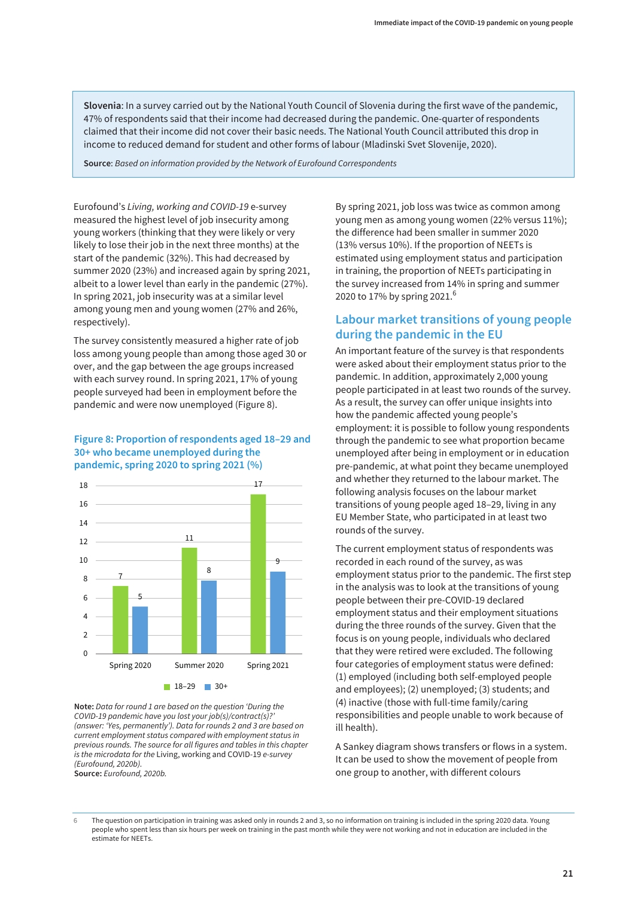**Slovenia**: In a survey carried out by the National Youth Council of Slovenia during the first wave of the pandemic, 47% of respondents said that their income had decreased during the pandemic. One-quarter of respondents claimed that their income did not cover their basic needs. The National Youth Council attributed this drop in income to reduced demand for student and other forms of labour (Mladinski Svet Slovenije, 2020).

**Source**: *Based on information provided by the Network of Eurofound Correspondents*

Eurofound's *Living, working and COVID-19* e-survey measured the highest level of job insecurity among young workers (thinking that they were likely or very likely to lose their job in the next three months) at the start of the pandemic (32%). This had decreased by summer 2020 (23%) and increased again by spring 2021, albeit to a lower level than early in the pandemic (27%). In spring 2021, job insecurity was at a similar level among young men and young women (27% and 26%, respectively).

The survey consistently measured a higher rate of job loss among young people than among those aged 30 or over, and the gap between the age groups increased with each survey round. In spring 2021, 17% of young people surveyed had been in employment before the pandemic and were now unemployed (Figure 8).

### Figure 8: Proportion of respondents aged 18–29 and 30+ who became unemployed during the pandemic, spring 2020 to spring 2021 (%)

| | 18–29 | 30+ |
|---|---|---|
| Spring 2020 | 7 | 5 |
| Summer 2020 | 11 | 8 |
| Spring 2021 | 17 | 9 |

**Note:** *Data for round 1 are based on the question 'During the COVID-19 pandemic have you lost your job(s)/contract(s)?' (answer: 'Yes, permanently'). Data for rounds 2 and 3 are based on current employment status compared with employment status in previous rounds. The source for all figures and tables in this chapter is the microdata for the* Living, working and COVID-19 *e-survey (Eurofound, 2020b).*
**Source:** *Eurofound, 2020b.*

By spring 2021, job loss was twice as common among young men as among young women (22% versus 11%); the difference had been smaller in summer 2020 (13% versus 10%). If the proportion of NEETs is estimated using employment status and participation in training, the proportion of NEETs participating in the survey increased from 14% in spring and summer 2020 to 17% by spring 2021.[6]

## Labour market transitions of young people during the pandemic in the EU

An important feature of the survey is that respondents were asked about their employment status prior to the pandemic. In addition, approximately 2,000 young people participated in at least two rounds of the survey. As a result, the survey can offer unique insights into how the pandemic affected young people's employment: it is possible to follow young respondents through the pandemic to see what proportion became unemployed after being in employment or in education pre-pandemic, at what point they became unemployed and whether they returned to the labour market. The following analysis focuses on the labour market transitions of young people aged 18–29, living in any EU Member State, who participated in at least two rounds of the survey.

The current employment status of respondents was recorded in each round of the survey, as was employment status prior to the pandemic. The first step in the analysis was to look at the transitions of young people between their pre-COVID-19 declared employment status and their employment situations during the three rounds of the survey. Given that the focus is on young people, individuals who declared that they were retired were excluded. The following four categories of employment status were defined: (1) employed (including both self-employed people and employees); (2) unemployed; (3) students; and (4) inactive (those with full-time family/caring responsibilities and people unable to work because of ill health).

A Sankey diagram shows transfers or flows in a system. It can be used to show the movement of people from one group to another, with different colours

6 The question on participation in training was asked only in rounds 2 and 3, so no information on training is included in the spring 2020 data. Young people who spent less than six hours per week on training in the past month while they were not working and not in education are included in the estimate for NEETs.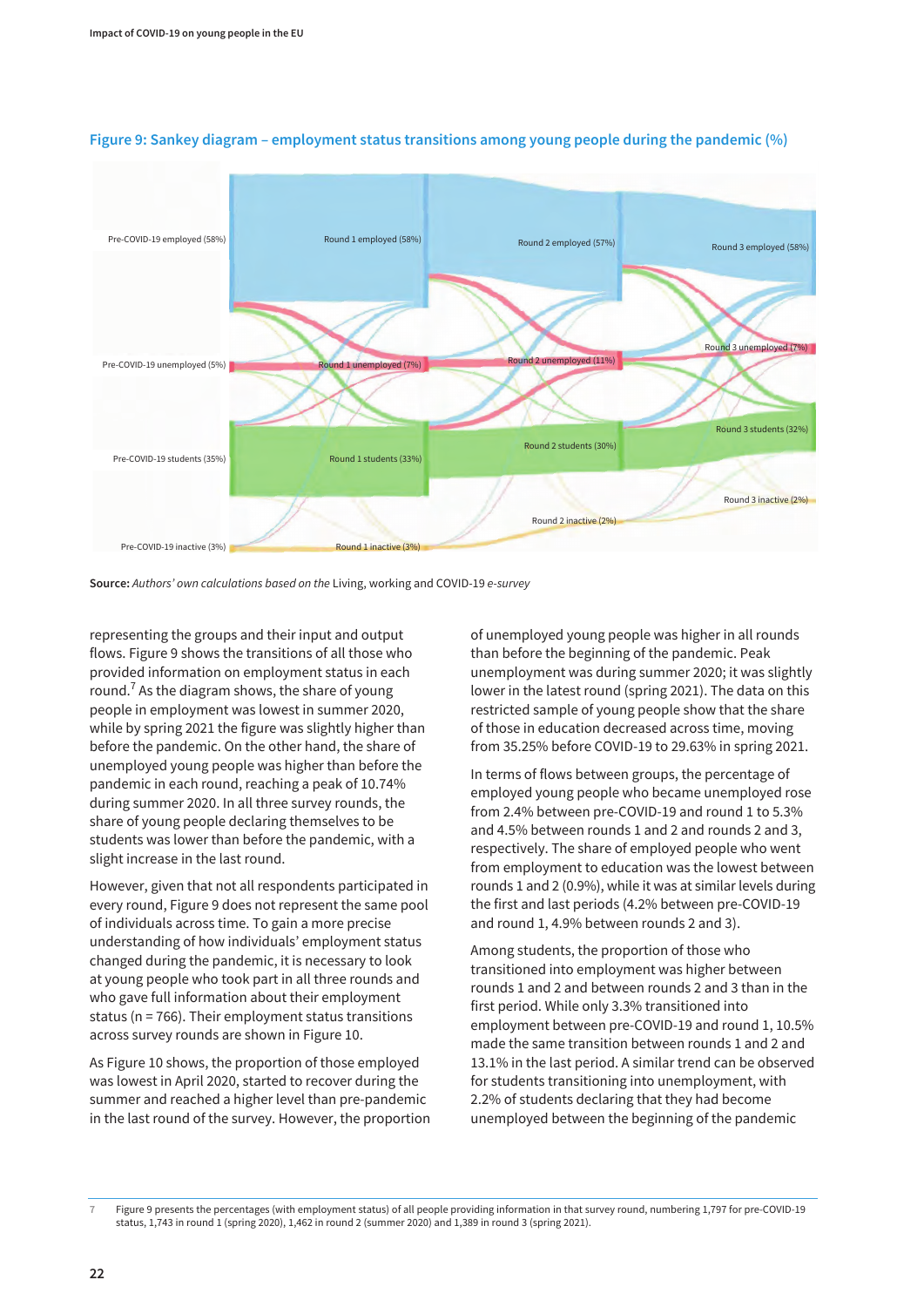**Figure 9: Sankey diagram – employment status transitions among young people during the pandemic (%)**

**Source:** *Authors' own calculations based on the* Living, working and COVID-19 *e-survey*

representing the groups and their input and output flows. Figure 9 shows the transitions of all those who provided information on employment status in each round.[7] As the diagram shows, the share of young people in employment was lowest in summer 2020, while by spring 2021 the figure was slightly higher than before the pandemic. On the other hand, the share of unemployed young people was higher than before the pandemic in each round, reaching a peak of 10.74% during summer 2020. In all three survey rounds, the share of young people declaring themselves to be students was lower than before the pandemic, with a slight increase in the last round.

However, given that not all respondents participated in every round, Figure 9 does not represent the same pool of individuals across time. To gain a more precise understanding of how individuals' employment status changed during the pandemic, it is necessary to look at young people who took part in all three rounds and who gave full information about their employment status (n = 766). Their employment status transitions across survey rounds are shown in Figure 10.

As Figure 10 shows, the proportion of those employed was lowest in April 2020, started to recover during the summer and reached a higher level than pre-pandemic in the last round of the survey. However, the proportion of unemployed young people was higher in all rounds than before the beginning of the pandemic. Peak unemployment was during summer 2020; it was slightly lower in the latest round (spring 2021). The data on this restricted sample of young people show that the share of those in education decreased across time, moving from 35.25% before COVID-19 to 29.63% in spring 2021.

In terms of flows between groups, the percentage of employed young people who became unemployed rose from 2.4% between pre-COVID-19 and round 1 to 5.3% and 4.5% between rounds 1 and 2 and rounds 2 and 3, respectively. The share of employed people who went from employment to education was the lowest between rounds 1 and 2 (0.9%), while it was at similar levels during the first and last periods (4.2% between pre-COVID-19 and round 1, 4.9% between rounds 2 and 3).

Among students, the proportion of those who transitioned into employment was higher between rounds 1 and 2 and between rounds 2 and 3 than in the first period. While only 3.3% transitioned into employment between pre-COVID-19 and round 1, 10.5% made the same transition between rounds 1 and 2 and 13.1% in the last period. A similar trend can be observed for students transitioning into unemployment, with 2.2% of students declaring that they had become unemployed between the beginning of the pandemic

---

[7] Figure 9 presents the percentages (with employment status) of all people providing information in that survey round, numbering 1,797 for pre-COVID-19 status, 1,743 in round 1 (spring 2020), 1,462 in round 2 (summer 2020) and 1,389 in round 3 (spring 2021).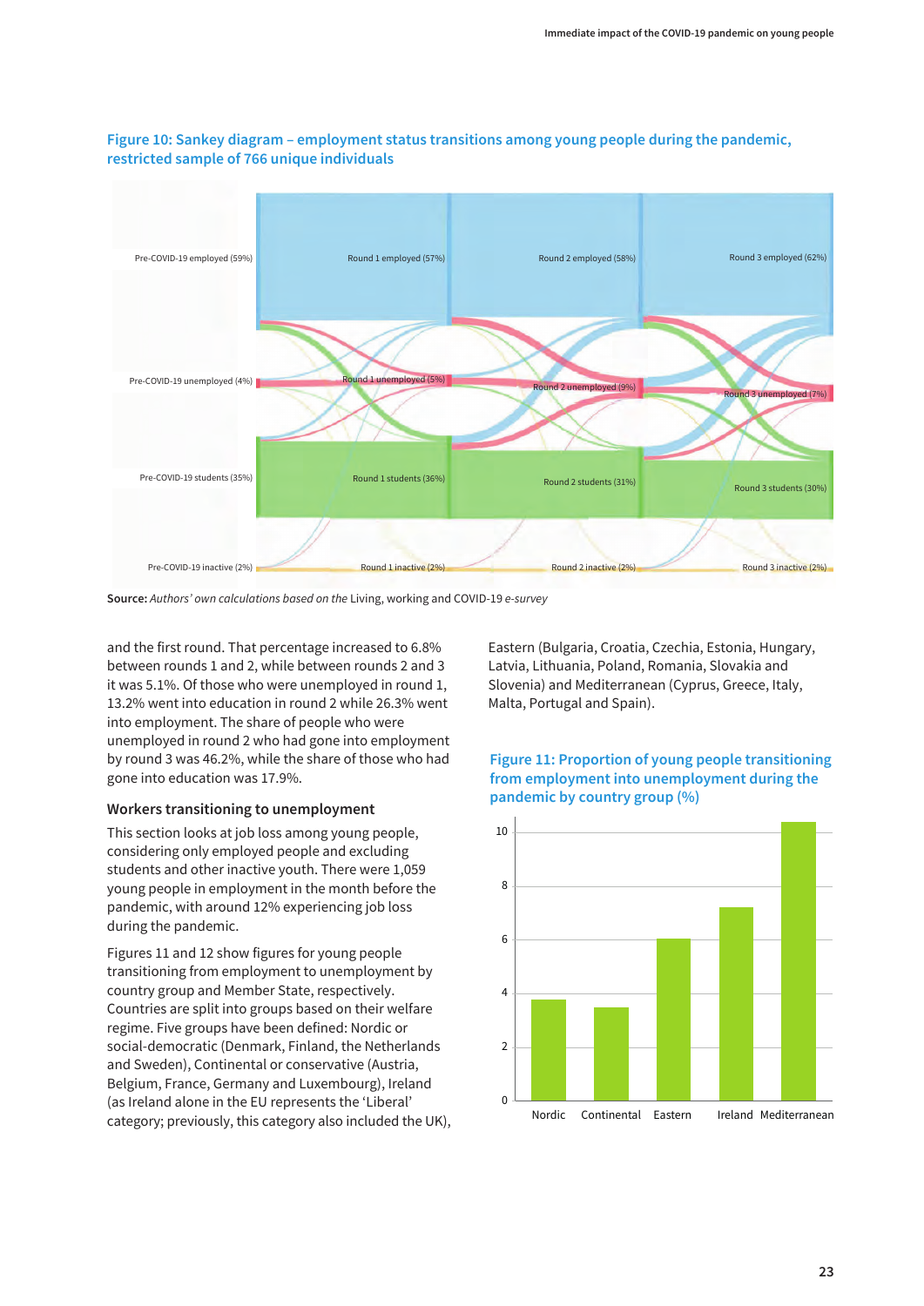**Figure 10: Sankey diagram – employment status transitions among young people during the pandemic, restricted sample of 766 unique individuals**

Pre-COVID-19 employed (59%) | Round 1 employed (57%) | Round 2 employed (58%) | Round 3 employed (62%)

Pre-COVID-19 unemployed (4%) | Round 1 unemployed (5%) | Round 2 unemployed (9%) | Round 3 unemployed (7%)

Pre-COVID-19 students (35%) | Round 1 students (36%) | Round 2 students (31%) | Round 3 students (30%)

Pre-COVID-19 inactive (2%) | Round 1 inactive (2%) | Round 2 inactive (2%) | Round 3 inactive (2%)

**Source:** *Authors' own calculations based on the* Living, working and COVID-19 *e-survey*

and the first round. That percentage increased to 6.8% between rounds 1 and 2, while between rounds 2 and 3 it was 5.1%. Of those who were unemployed in round 1, 13.2% went into education in round 2 while 26.3% went into employment. The share of people who were unemployed in round 2 who had gone into employment by round 3 was 46.2%, while the share of those who had gone into education was 17.9%.

### Workers transitioning to unemployment

This section looks at job loss among young people, considering only employed people and excluding students and other inactive youth. There were 1,059 young people in employment in the month before the pandemic, with around 12% experiencing job loss during the pandemic.

Figures 11 and 12 show figures for young people transitioning from employment to unemployment by country group and Member State, respectively. Countries are split into groups based on their welfare regime. Five groups have been defined: Nordic or social-democratic (Denmark, Finland, the Netherlands and Sweden), Continental or conservative (Austria, Belgium, France, Germany and Luxembourg), Ireland (as Ireland alone in the EU represents the 'Liberal' category; previously, this category also included the UK), Eastern (Bulgaria, Croatia, Czechia, Estonia, Hungary, Latvia, Lithuania, Poland, Romania, Slovakia and Slovenia) and Mediterranean (Cyprus, Greece, Italy, Malta, Portugal and Spain).

**Figure 11: Proportion of young people transitioning from employment into unemployment during the pandemic by country group (%)**

| Country group | % (approx.) |
|---|---|
| Nordic | 3.8 |
| Continental | 3.5 |
| Eastern | 6.0 |
| Ireland | 7.2 |
| Mediterranean | 10.3 |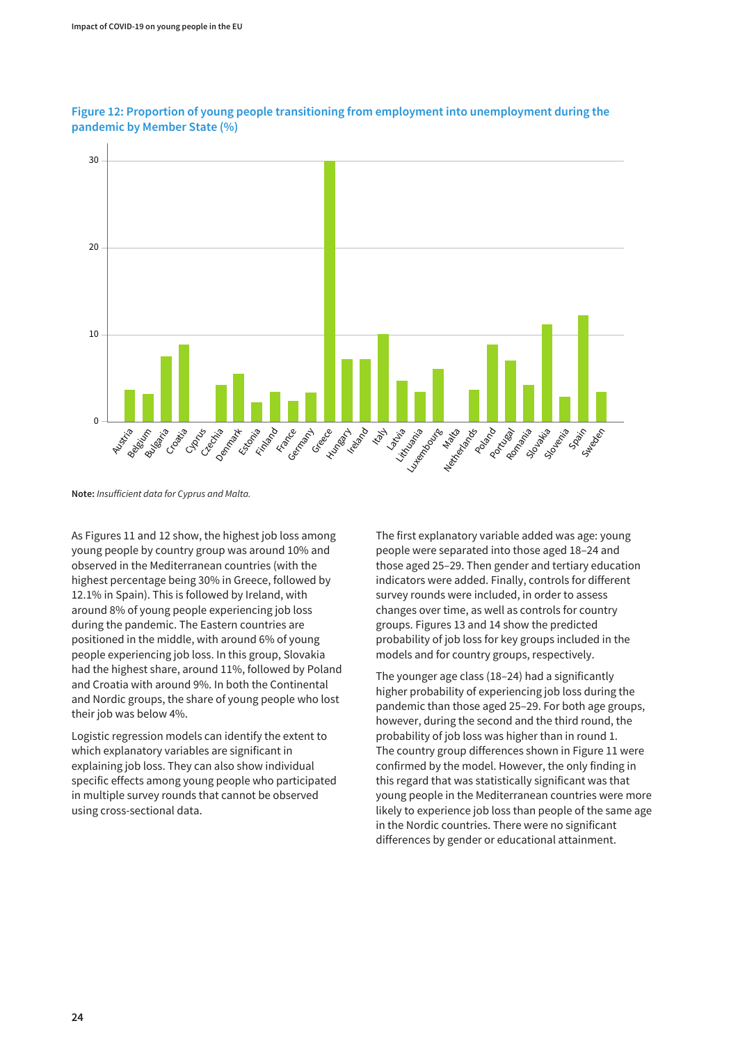**Figure 12: Proportion of young people transitioning from employment into unemployment during the pandemic by Member State (%)**

**Note:** *Insufficient data for Cyprus and Malta.*

As Figures 11 and 12 show, the highest job loss among young people by country group was around 10% and observed in the Mediterranean countries (with the highest percentage being 30% in Greece, followed by 12.1% in Spain). This is followed by Ireland, with around 8% of young people experiencing job loss during the pandemic. The Eastern countries are positioned in the middle, with around 6% of young people experiencing job loss. In this group, Slovakia had the highest share, around 11%, followed by Poland and Croatia with around 9%. In both the Continental and Nordic groups, the share of young people who lost their job was below 4%.

Logistic regression models can identify the extent to which explanatory variables are significant in explaining job loss. They can also show individual specific effects among young people who participated in multiple survey rounds that cannot be observed using cross-sectional data.

The first explanatory variable added was age: young people were separated into those aged 18–24 and those aged 25–29. Then gender and tertiary education indicators were added. Finally, controls for different survey rounds were included, in order to assess changes over time, as well as controls for country groups. Figures 13 and 14 show the predicted probability of job loss for key groups included in the models and for country groups, respectively.

The younger age class (18–24) had a significantly higher probability of experiencing job loss during the pandemic than those aged 25–29. For both age groups, however, during the second and the third round, the probability of job loss was higher than in round 1. The country group differences shown in Figure 11 were confirmed by the model. However, the only finding in this regard that was statistically significant was that young people in the Mediterranean countries were more likely to experience job loss than people of the same age in the Nordic countries. There were no significant differences by gender or educational attainment.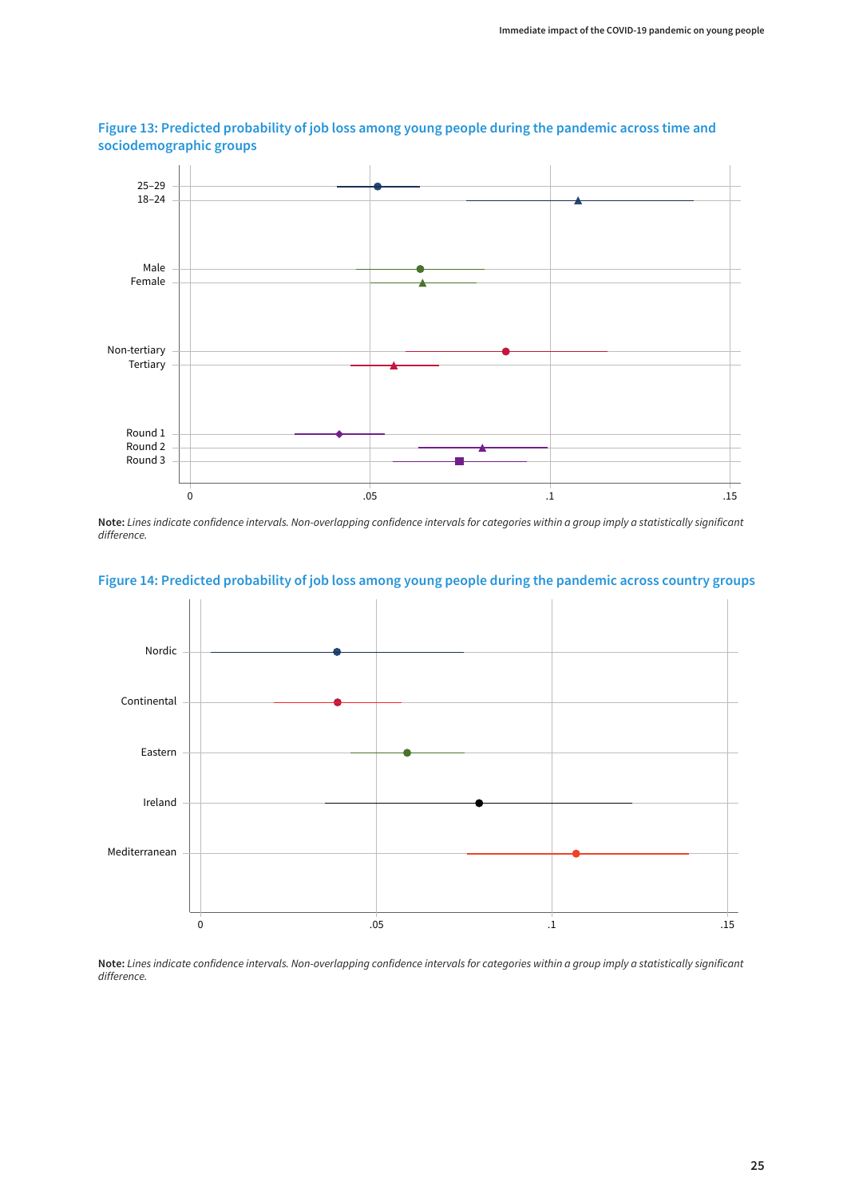### Figure 13: Predicted probability of job loss among young people during the pandemic across time and sociodemographic groups

**Note:** *Lines indicate confidence intervals. Non-overlapping confidence intervals for categories within a group imply a statistically significant difference.*

### Figure 14: Predicted probability of job loss among young people during the pandemic across country groups

**Note:** *Lines indicate confidence intervals. Non-overlapping confidence intervals for categories within a group imply a statistically significant difference.*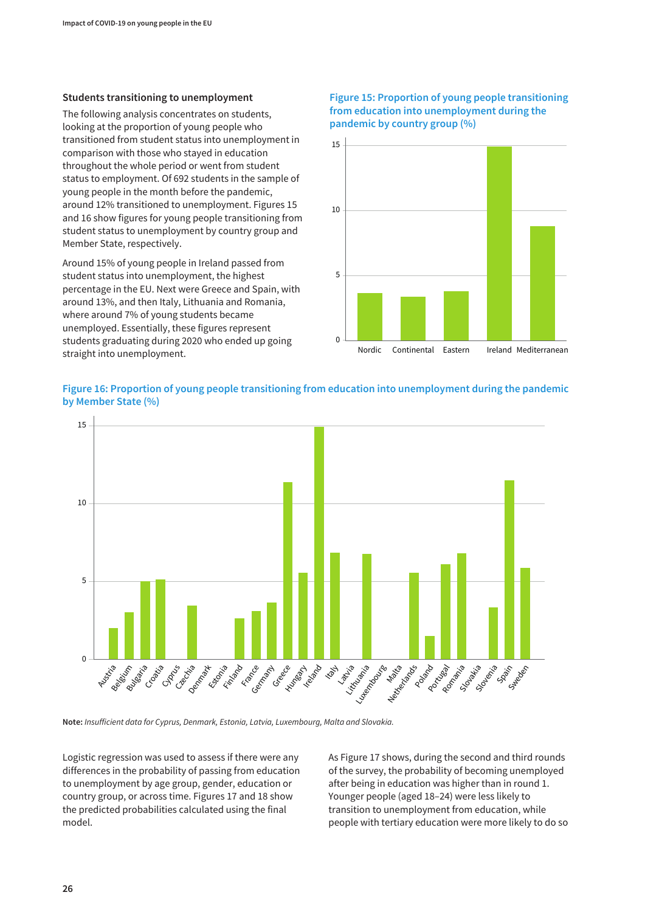### Students transitioning to unemployment

The following analysis concentrates on students, looking at the proportion of young people who transitioned from student status into unemployment in comparison with those who stayed in education throughout the whole period or went from student status to employment. Of 692 students in the sample of young people in the month before the pandemic, around 12% transitioned to unemployment. Figures 15 and 16 show figures for young people transitioning from student status to unemployment by country group and Member State, respectively.

Around 15% of young people in Ireland passed from student status into unemployment, the highest percentage in the EU. Next were Greece and Spain, with around 13%, and then Italy, Lithuania and Romania, where around 7% of young students became unemployed. Essentially, these figures represent students graduating during 2020 who ended up going straight into unemployment.

**Figure 15: Proportion of young people transitioning from education into unemployment during the pandemic by country group (%)**

**Figure 16: Proportion of young people transitioning from education into unemployment during the pandemic by Member State (%)**

**Note:** *Insufficient data for Cyprus, Denmark, Estonia, Latvia, Luxembourg, Malta and Slovakia.*

Logistic regression was used to assess if there were any differences in the probability of passing from education to unemployment by age group, gender, education or country group, or across time. Figures 17 and 18 show the predicted probabilities calculated using the final model.

As Figure 17 shows, during the second and third rounds of the survey, the probability of becoming unemployed after being in education was higher than in round 1. Younger people (aged 18–24) were less likely to transition to unemployment from education, while people with tertiary education were more likely to do so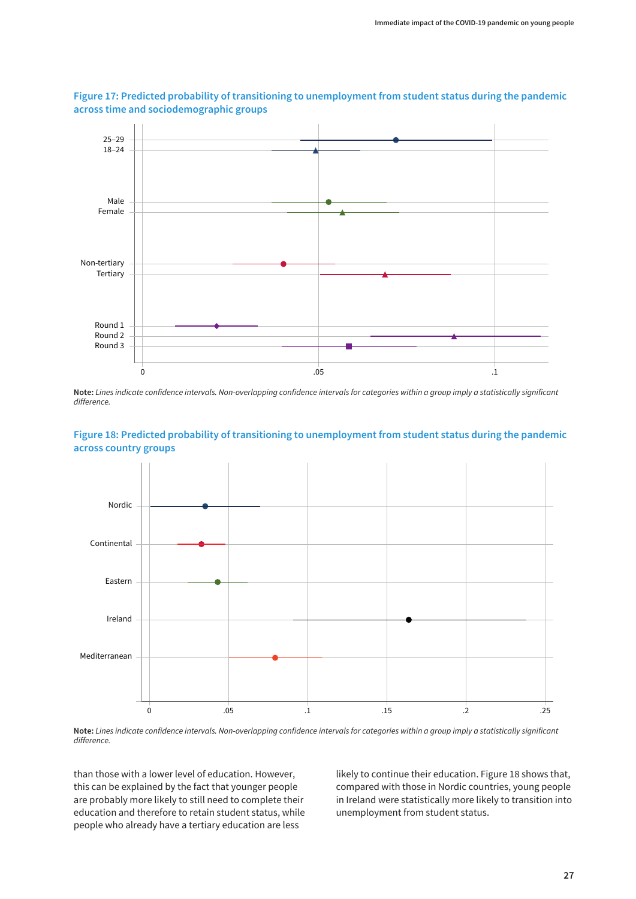**Figure 17: Predicted probability of transitioning to unemployment from student status during the pandemic across time and sociodemographic groups**

**Note:** *Lines indicate confidence intervals. Non-overlapping confidence intervals for categories within a group imply a statistically significant difference.*

**Figure 18: Predicted probability of transitioning to unemployment from student status during the pandemic across country groups**

**Note:** *Lines indicate confidence intervals. Non-overlapping confidence intervals for categories within a group imply a statistically significant difference.*

than those with a lower level of education. However, this can be explained by the fact that younger people are probably more likely to still need to complete their education and therefore to retain student status, while people who already have a tertiary education are less likely to continue their education. Figure 18 shows that, compared with those in Nordic countries, young people in Ireland were statistically more likely to transition into unemployment from student status.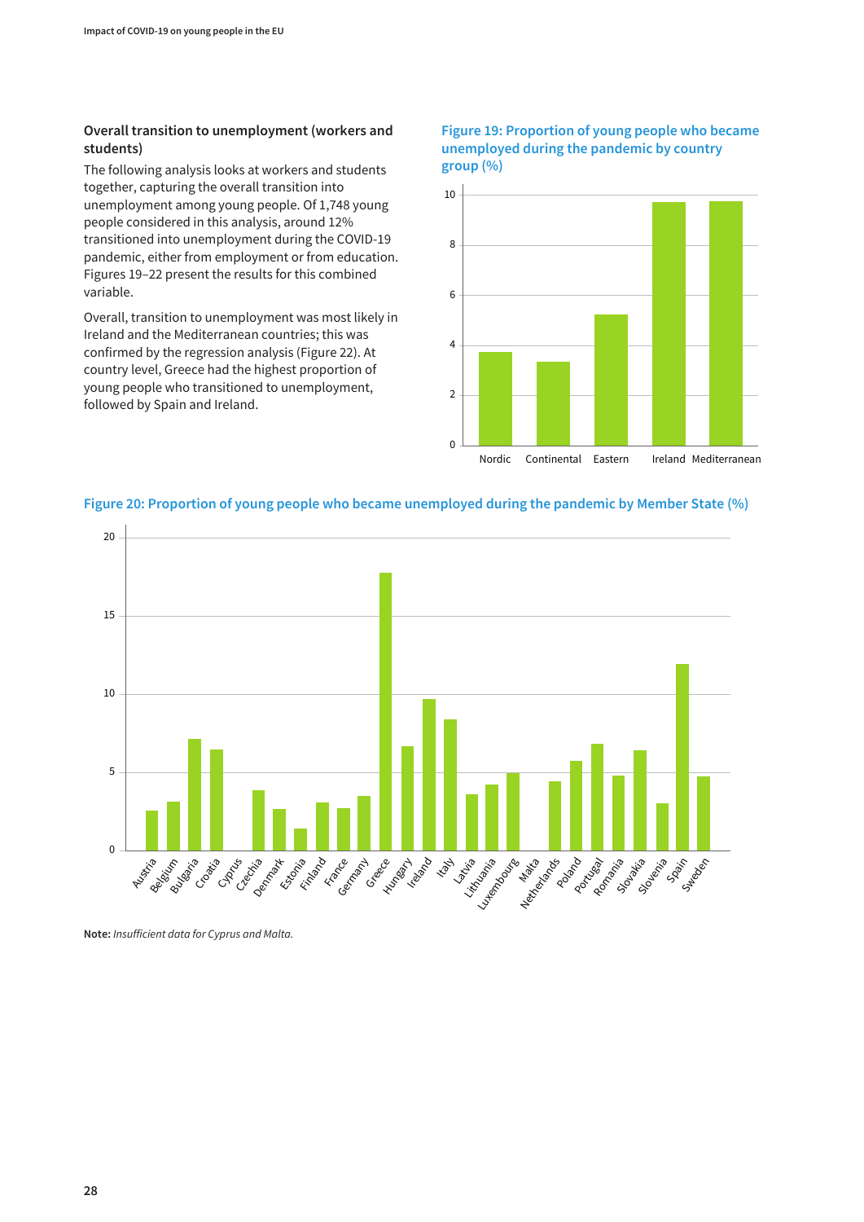### Overall transition to unemployment (workers and students)

The following analysis looks at workers and students together, capturing the overall transition into unemployment among young people. Of 1,748 young people considered in this analysis, around 12% transitioned into unemployment during the COVID-19 pandemic, either from employment or from education. Figures 19–22 present the results for this combined variable.

Overall, transition to unemployment was most likely in Ireland and the Mediterranean countries; this was confirmed by the regression analysis (Figure 22). At country level, Greece had the highest proportion of young people who transitioned to unemployment, followed by Spain and Ireland.

**Figure 19: Proportion of young people who became unemployed during the pandemic by country group (%)**

**Figure 20: Proportion of young people who became unemployed during the pandemic by Member State (%)**

**Note:** *Insufficient data for Cyprus and Malta.*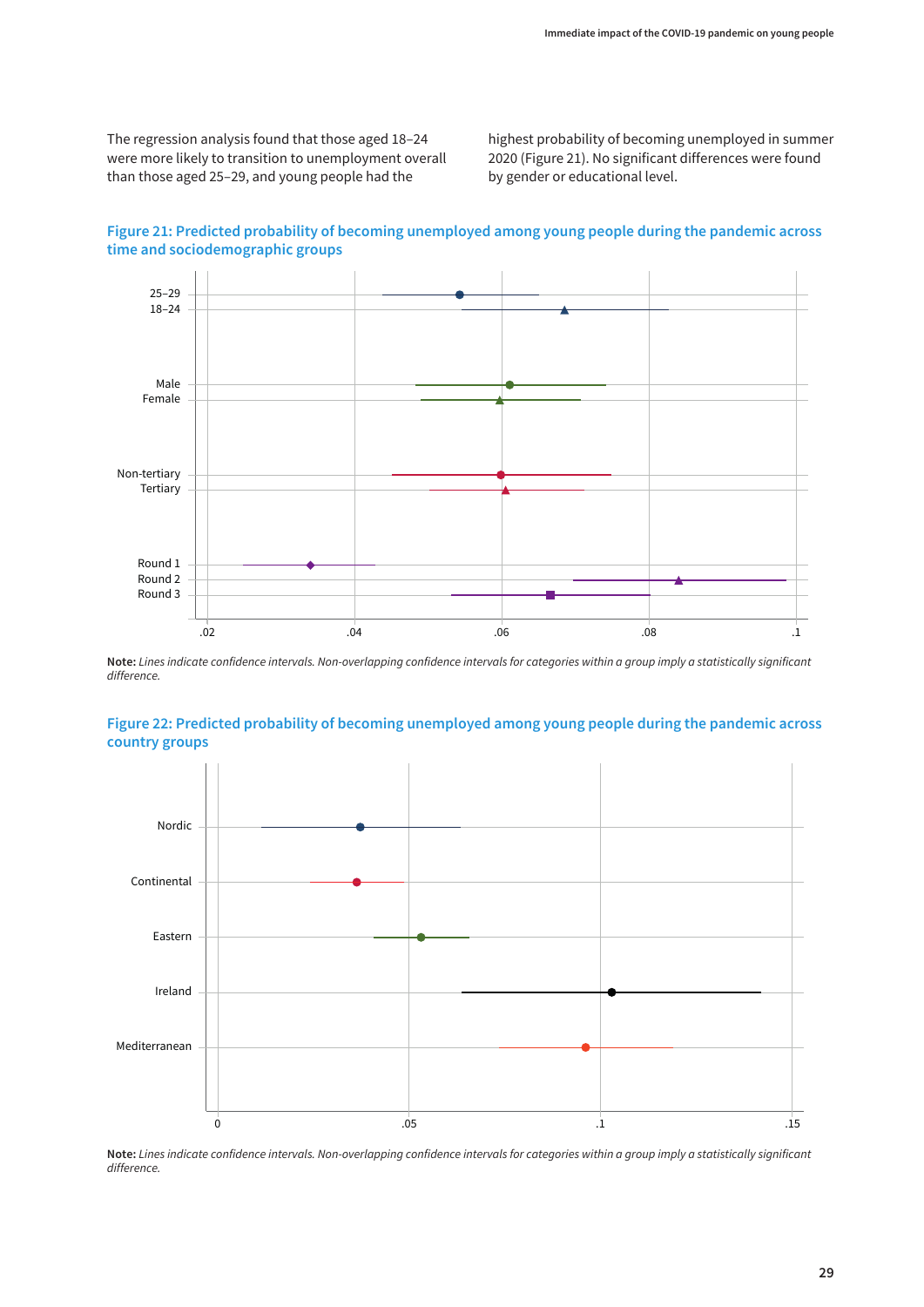The regression analysis found that those aged 18–24 were more likely to transition to unemployment overall than those aged 25–29, and young people had the highest probability of becoming unemployed in summer 2020 (Figure 21). No significant differences were found by gender or educational level.

**Figure 21: Predicted probability of becoming unemployed among young people during the pandemic across time and sociodemographic groups**

**Note:** *Lines indicate confidence intervals. Non-overlapping confidence intervals for categories within a group imply a statistically significant difference.*

**Figure 22: Predicted probability of becoming unemployed among young people during the pandemic across country groups**

**Note:** *Lines indicate confidence intervals. Non-overlapping confidence intervals for categories within a group imply a statistically significant difference.*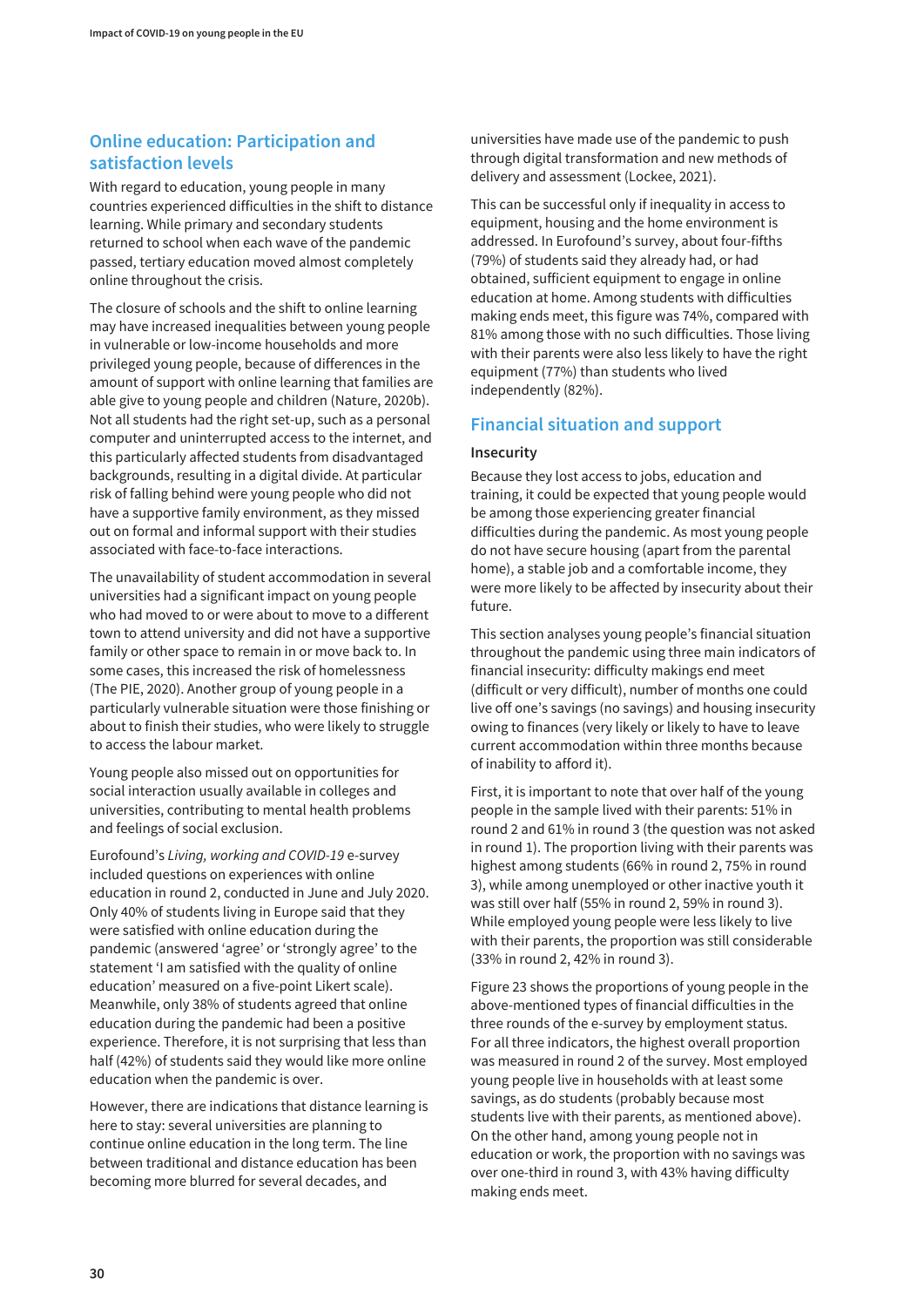## Online education: Participation and satisfaction levels

With regard to education, young people in many countries experienced difficulties in the shift to distance learning. While primary and secondary students returned to school when each wave of the pandemic passed, tertiary education moved almost completely online throughout the crisis.

The closure of schools and the shift to online learning may have increased inequalities between young people in vulnerable or low-income households and more privileged young people, because of differences in the amount of support with online learning that families are able give to young people and children (Nature, 2020b). Not all students had the right set-up, such as a personal computer and uninterrupted access to the internet, and this particularly affected students from disadvantaged backgrounds, resulting in a digital divide. At particular risk of falling behind were young people who did not have a supportive family environment, as they missed out on formal and informal support with their studies associated with face-to-face interactions.

The unavailability of student accommodation in several universities had a significant impact on young people who had moved to or were about to move to a different town to attend university and did not have a supportive family or other space to remain in or move back to. In some cases, this increased the risk of homelessness (The PIE, 2020). Another group of young people in a particularly vulnerable situation were those finishing or about to finish their studies, who were likely to struggle to access the labour market.

Young people also missed out on opportunities for social interaction usually available in colleges and universities, contributing to mental health problems and feelings of social exclusion.

Eurofound's *Living, working and COVID-19* e-survey included questions on experiences with online education in round 2, conducted in June and July 2020. Only 40% of students living in Europe said that they were satisfied with online education during the pandemic (answered 'agree' or 'strongly agree' to the statement 'I am satisfied with the quality of online education' measured on a five-point Likert scale). Meanwhile, only 38% of students agreed that online education during the pandemic had been a positive experience. Therefore, it is not surprising that less than half (42%) of students said they would like more online education when the pandemic is over.

However, there are indications that distance learning is here to stay: several universities are planning to continue online education in the long term. The line between traditional and distance education has been becoming more blurred for several decades, and universities have made use of the pandemic to push through digital transformation and new methods of delivery and assessment (Lockee, 2021).

This can be successful only if inequality in access to equipment, housing and the home environment is addressed. In Eurofound's survey, about four-fifths (79%) of students said they already had, or had obtained, sufficient equipment to engage in online education at home. Among students with difficulties making ends meet, this figure was 74%, compared with 81% among those with no such difficulties. Those living with their parents were also less likely to have the right equipment (77%) than students who lived independently (82%).

## Financial situation and support

### Insecurity

Because they lost access to jobs, education and training, it could be expected that young people would be among those experiencing greater financial difficulties during the pandemic. As most young people do not have secure housing (apart from the parental home), a stable job and a comfortable income, they were more likely to be affected by insecurity about their future.

This section analyses young people's financial situation throughout the pandemic using three main indicators of financial insecurity: difficulty makings end meet (difficult or very difficult), number of months one could live off one's savings (no savings) and housing insecurity owing to finances (very likely or likely to have to leave current accommodation within three months because of inability to afford it).

First, it is important to note that over half of the young people in the sample lived with their parents: 51% in round 2 and 61% in round 3 (the question was not asked in round 1). The proportion living with their parents was highest among students (66% in round 2, 75% in round 3), while among unemployed or other inactive youth it was still over half (55% in round 2, 59% in round 3). While employed young people were less likely to live with their parents, the proportion was still considerable (33% in round 2, 42% in round 3).

Figure 23 shows the proportions of young people in the above-mentioned types of financial difficulties in the three rounds of the e-survey by employment status. For all three indicators, the highest overall proportion was measured in round 2 of the survey. Most employed young people live in households with at least some savings, as do students (probably because most students live with their parents, as mentioned above). On the other hand, among young people not in education or work, the proportion with no savings was over one-third in round 3, with 43% having difficulty making ends meet.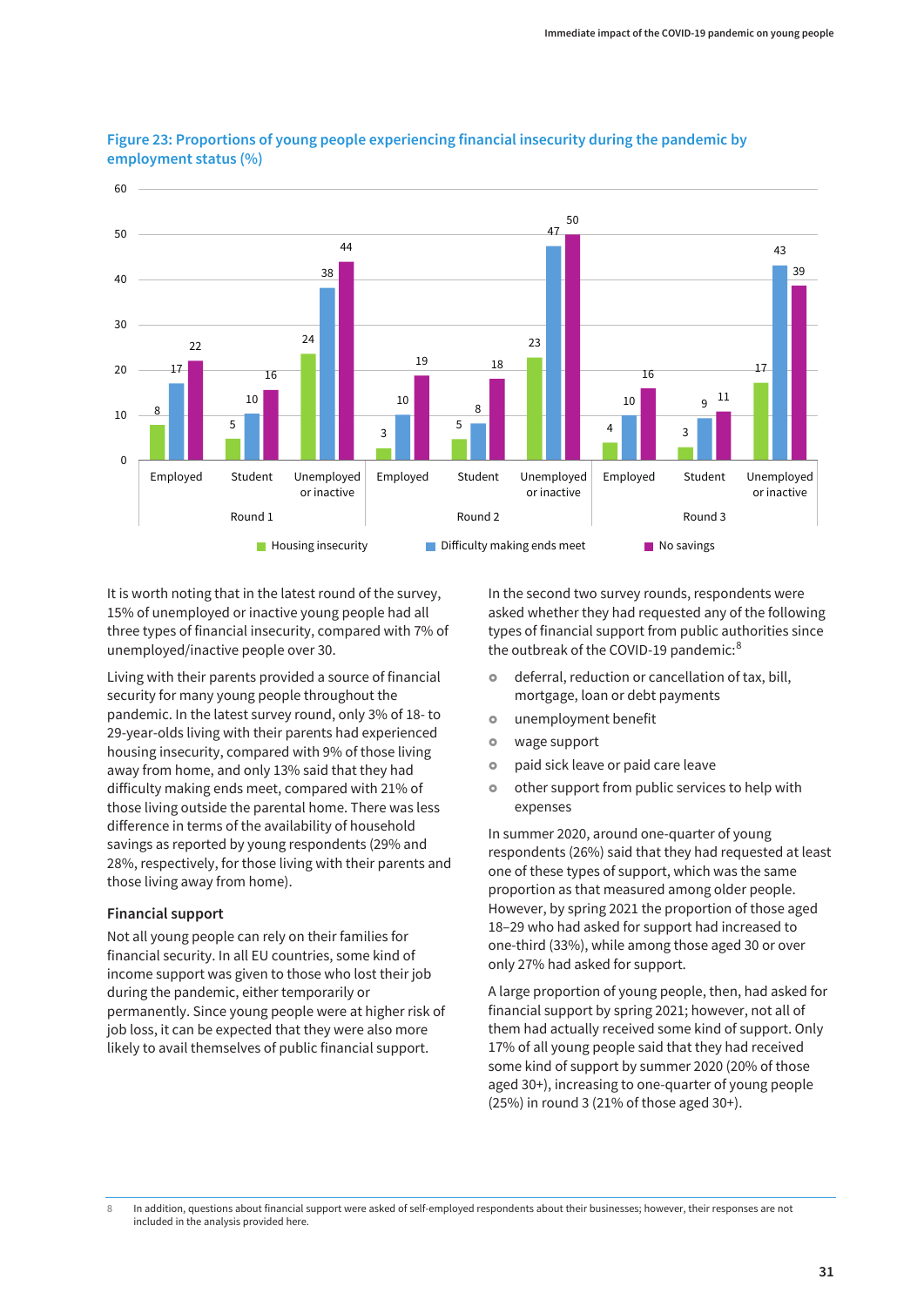**Figure 23: Proportions of young people experiencing financial insecurity during the pandemic by employment status (%)**

| Round | Employment status | Housing insecurity | Difficulty making ends meet | No savings |
|---|---|---|---|---|
| Round 1 | Employed | 8 | 17 | 22 |
| | Student | 5 | 10 | 16 |
| | Unemployed or inactive | 24 | 38 | 44 |
| Round 2 | Employed | 3 | 10 | 19 |
| | Student | 5 | 8 | 18 |
| | Unemployed or inactive | 23 | 47 | 50 |
| Round 3 | Employed | 4 | 10 | 16 |
| | Student | 3 | 9 | 11 |
| | Unemployed or inactive | 17 | 43 | 39 |

It is worth noting that in the latest round of the survey, 15% of unemployed or inactive young people had all three types of financial insecurity, compared with 7% of unemployed/inactive people over 30.

Living with their parents provided a source of financial security for many young people throughout the pandemic. In the latest survey round, only 3% of 18- to 29-year-olds living with their parents had experienced housing insecurity, compared with 9% of those living away from home, and only 13% said that they had difficulty making ends meet, compared with 21% of those living outside the parental home. There was less difference in terms of the availability of household savings as reported by young respondents (29% and 28%, respectively, for those living with their parents and those living away from home).

### Financial support

Not all young people can rely on their families for financial security. In all EU countries, some kind of income support was given to those who lost their job during the pandemic, either temporarily or permanently. Since young people were at higher risk of job loss, it can be expected that they were also more likely to avail themselves of public financial support.

In the second two survey rounds, respondents were asked whether they had requested any of the following types of financial support from public authorities since the outbreak of the COVID-19 pandemic:[8]

- deferral, reduction or cancellation of tax, bill, mortgage, loan or debt payments
- unemployment benefit
- wage support
- paid sick leave or paid care leave
- other support from public services to help with expenses

In summer 2020, around one-quarter of young respondents (26%) said that they had requested at least one of these types of support, which was the same proportion as that measured among older people. However, by spring 2021 the proportion of those aged 18–29 who had asked for support had increased to one-third (33%), while among those aged 30 or over only 27% had asked for support.

A large proportion of young people, then, had asked for financial support by spring 2021; however, not all of them had actually received some kind of support. Only 17% of all young people said that they had received some kind of support by summer 2020 (20% of those aged 30+), increasing to one-quarter of young people (25%) in round 3 (21% of those aged 30+).

8 In addition, questions about financial support were asked of self-employed respondents about their businesses; however, their responses are not included in the analysis provided here.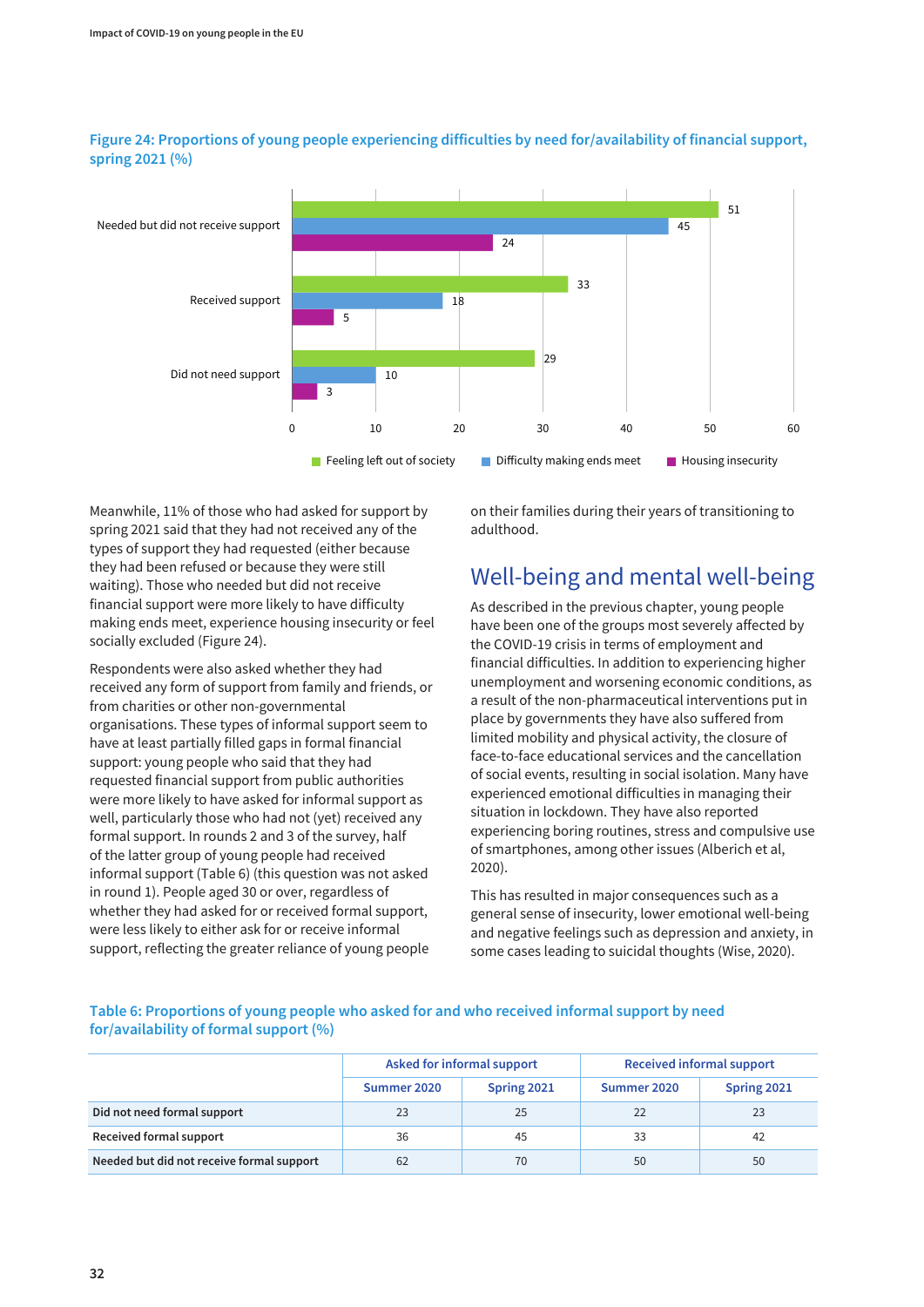**Figure 24: Proportions of young people experiencing difficulties by need for/availability of financial support, spring 2021 (%)**

| | Feeling left out of society | Difficulty making ends meet | Housing insecurity |
|---|---|---|---|
| Needed but did not receive support | 51 | 45 | 24 |
| Received support | 33 | 18 | 5 |
| Did not need support | 29 | 10 | 3 |

Meanwhile, 11% of those who had asked for support by spring 2021 said that they had not received any of the types of support they had requested (either because they had been refused or because they were still waiting). Those who needed but did not receive financial support were more likely to have difficulty making ends meet, experience housing insecurity or feel socially excluded (Figure 24).

Respondents were also asked whether they had received any form of support from family and friends, or from charities or other non-governmental organisations. These types of informal support seem to have at least partially filled gaps in formal financial support: young people who said that they had requested financial support from public authorities were more likely to have asked for informal support as well, particularly those who had not (yet) received any formal support. In rounds 2 and 3 of the survey, half of the latter group of young people had received informal support (Table 6) (this question was not asked in round 1). People aged 30 or over, regardless of whether they had asked for or received formal support, were less likely to either ask for or receive informal support, reflecting the greater reliance of young people on their families during their years of transitioning to adulthood.

## Well-being and mental well-being

As described in the previous chapter, young people have been one of the groups most severely affected by the COVID-19 crisis in terms of employment and financial difficulties. In addition to experiencing higher unemployment and worsening economic conditions, as a result of the non-pharmaceutical interventions put in place by governments they have also suffered from limited mobility and physical activity, the closure of face-to-face educational services and the cancellation of social events, resulting in social isolation. Many have experienced emotional difficulties in managing their situation in lockdown. They have also reported experiencing boring routines, stress and compulsive use of smartphones, among other issues (Alberich et al, 2020).

This has resulted in major consequences such as a general sense of insecurity, lower emotional well-being and negative feelings such as depression and anxiety, in some cases leading to suicidal thoughts (Wise, 2020).

**Table 6: Proportions of young people who asked for and who received informal support by need for/availability of formal support (%)**

| | Asked for informal support | | Received informal support | |
|---|---|---|---|---|
| | Summer 2020 | Spring 2021 | Summer 2020 | Spring 2021 |
| **Did not need formal support** | 23 | 25 | 22 | 23 |
| **Received formal support** | 36 | 45 | 33 | 42 |
| **Needed but did not receive formal support** | 62 | 70 | 50 | 50 |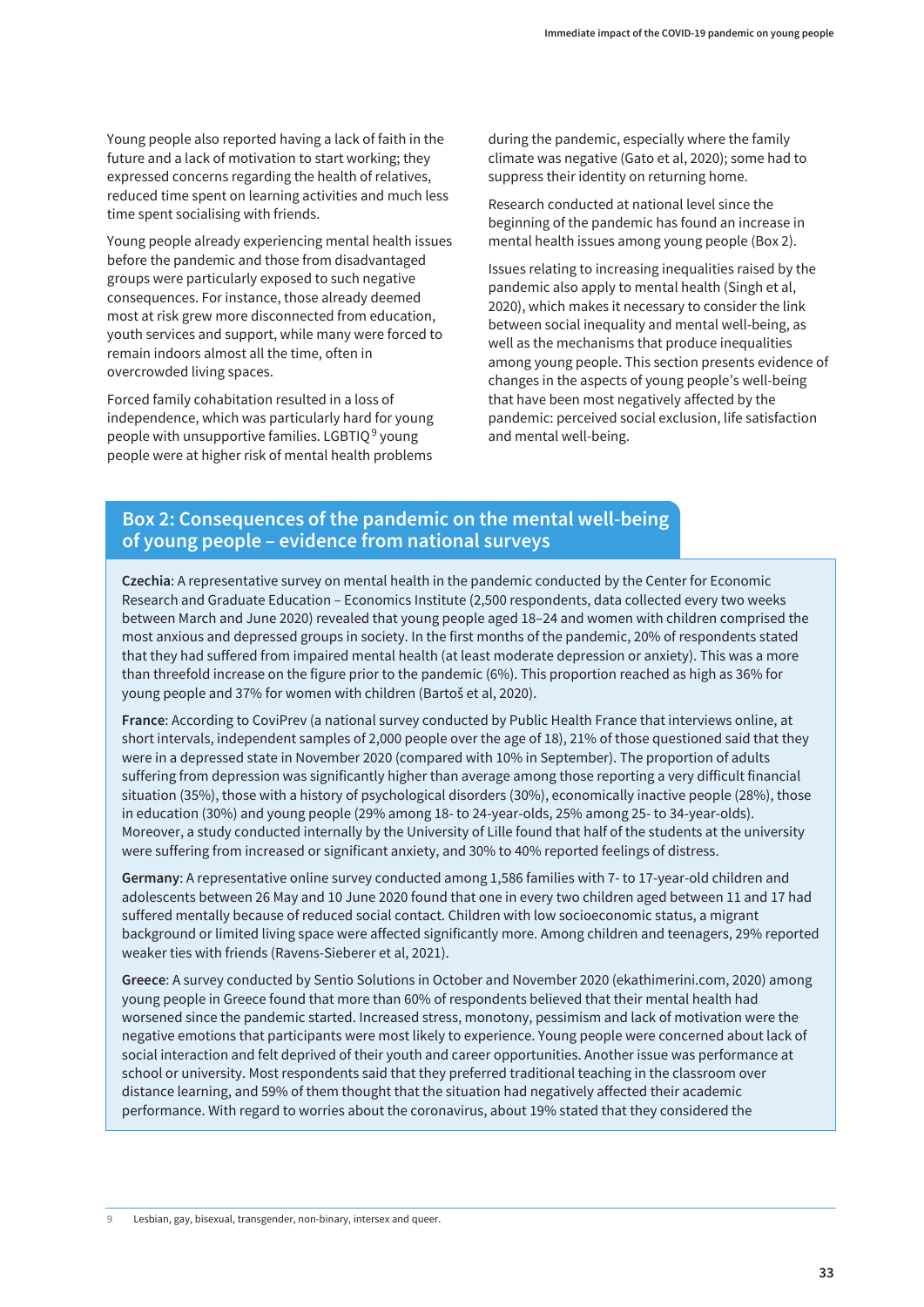Young people also reported having a lack of faith in the future and a lack of motivation to start working; they expressed concerns regarding the health of relatives, reduced time spent on learning activities and much less time spent socialising with friends.

Young people already experiencing mental health issues before the pandemic and those from disadvantaged groups were particularly exposed to such negative consequences. For instance, those already deemed most at risk grew more disconnected from education, youth services and support, while many were forced to remain indoors almost all the time, often in overcrowded living spaces.

Forced family cohabitation resulted in a loss of independence, which was particularly hard for young people with unsupportive families. LGBTIQ[9] young people were at higher risk of mental health problems during the pandemic, especially where the family climate was negative (Gato et al, 2020); some had to suppress their identity on returning home.

Research conducted at national level since the beginning of the pandemic has found an increase in mental health issues among young people (Box 2).

Issues relating to increasing inequalities raised by the pandemic also apply to mental health (Singh et al, 2020), which makes it necessary to consider the link between social inequality and mental well-being, as well as the mechanisms that produce inequalities among young people. This section presents evidence of changes in the aspects of young people's well-being that have been most negatively affected by the pandemic: perceived social exclusion, life satisfaction and mental well-being.

## Box 2: Consequences of the pandemic on the mental well-being of young people – evidence from national surveys

**Czechia**: A representative survey on mental health in the pandemic conducted by the Center for Economic Research and Graduate Education – Economics Institute (2,500 respondents, data collected every two weeks between March and June 2020) revealed that young people aged 18–24 and women with children comprised the most anxious and depressed groups in society. In the first months of the pandemic, 20% of respondents stated that they had suffered from impaired mental health (at least moderate depression or anxiety). This was a more than threefold increase on the figure prior to the pandemic (6%). This proportion reached as high as 36% for young people and 37% for women with children (Bartoš et al, 2020).

**France**: According to CoviPrev (a national survey conducted by Public Health France that interviews online, at short intervals, independent samples of 2,000 people over the age of 18), 21% of those questioned said that they were in a depressed state in November 2020 (compared with 10% in September). The proportion of adults suffering from depression was significantly higher than average among those reporting a very difficult financial situation (35%), those with a history of psychological disorders (30%), economically inactive people (28%), those in education (30%) and young people (29% among 18- to 24-year-olds, 25% among 25- to 34-year-olds). Moreover, a study conducted internally by the University of Lille found that half of the students at the university were suffering from increased or significant anxiety, and 30% to 40% reported feelings of distress.

**Germany**: A representative online survey conducted among 1,586 families with 7- to 17-year-old children and adolescents between 26 May and 10 June 2020 found that one in every two children aged between 11 and 17 had suffered mentally because of reduced social contact. Children with low socioeconomic status, a migrant background or limited living space were affected significantly more. Among children and teenagers, 29% reported weaker ties with friends (Ravens-Sieberer et al, 2021).

**Greece**: A survey conducted by Sentio Solutions in October and November 2020 (ekathimerini.com, 2020) among young people in Greece found that more than 60% of respondents believed that their mental health had worsened since the pandemic started. Increased stress, monotony, pessimism and lack of motivation were the negative emotions that participants were most likely to experience. Young people were concerned about lack of social interaction and felt deprived of their youth and career opportunities. Another issue was performance at school or university. Most respondents said that they preferred traditional teaching in the classroom over distance learning, and 59% of them thought that the situation had negatively affected their academic performance. With regard to worries about the coronavirus, about 19% stated that they considered the

[9] Lesbian, gay, bisexual, transgender, non-binary, intersex and queer.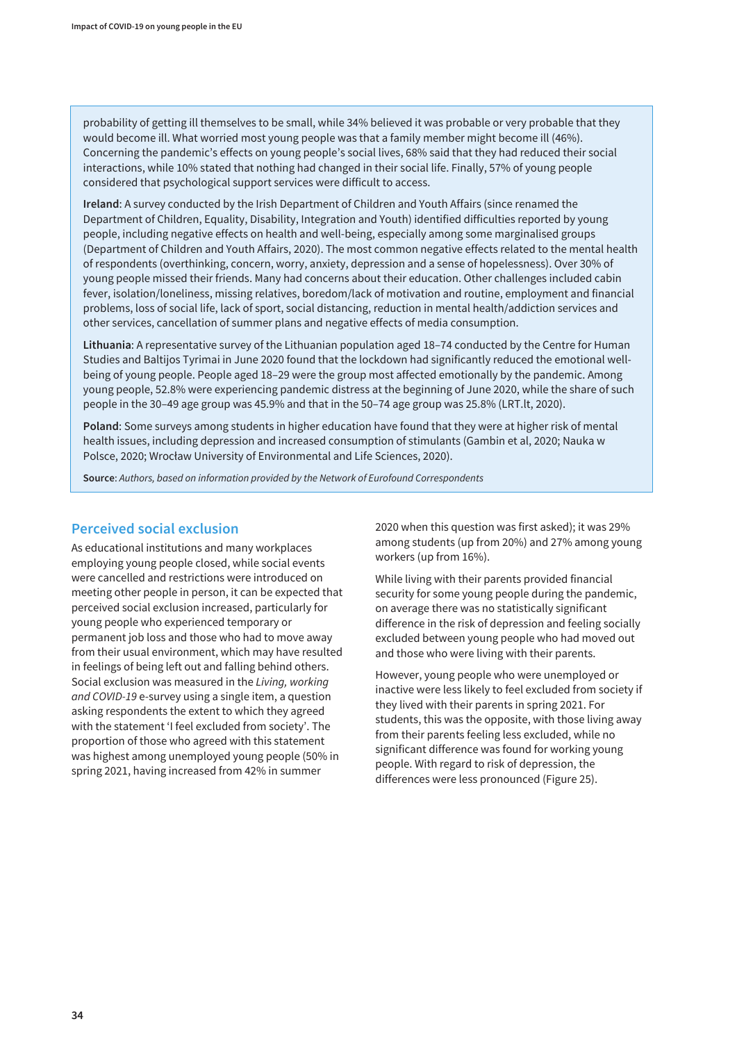probability of getting ill themselves to be small, while 34% believed it was probable or very probable that they would become ill. What worried most young people was that a family member might become ill (46%). Concerning the pandemic's effects on young people's social lives, 68% said that they had reduced their social interactions, while 10% stated that nothing had changed in their social life. Finally, 57% of young people considered that psychological support services were difficult to access.

**Ireland**: A survey conducted by the Irish Department of Children and Youth Affairs (since renamed the Department of Children, Equality, Disability, Integration and Youth) identified difficulties reported by young people, including negative effects on health and well-being, especially among some marginalised groups (Department of Children and Youth Affairs, 2020). The most common negative effects related to the mental health of respondents (overthinking, concern, worry, anxiety, depression and a sense of hopelessness). Over 30% of young people missed their friends. Many had concerns about their education. Other challenges included cabin fever, isolation/loneliness, missing relatives, boredom/lack of motivation and routine, employment and financial problems, loss of social life, lack of sport, social distancing, reduction in mental health/addiction services and other services, cancellation of summer plans and negative effects of media consumption.

**Lithuania**: A representative survey of the Lithuanian population aged 18–74 conducted by the Centre for Human Studies and Baltijos Tyrimai in June 2020 found that the lockdown had significantly reduced the emotional well-being of young people. People aged 18–29 were the group most affected emotionally by the pandemic. Among young people, 52.8% were experiencing pandemic distress at the beginning of June 2020, while the share of such people in the 30–49 age group was 45.9% and that in the 50–74 age group was 25.8% (LRT.lt, 2020).

**Poland**: Some surveys among students in higher education have found that they were at higher risk of mental health issues, including depression and increased consumption of stimulants (Gambin et al, 2020; Nauka w Polsce, 2020; Wrocław University of Environmental and Life Sciences, 2020).

**Source**: *Authors, based on information provided by the Network of Eurofound Correspondents*

## Perceived social exclusion

As educational institutions and many workplaces employing young people closed, while social events were cancelled and restrictions were introduced on meeting other people in person, it can be expected that perceived social exclusion increased, particularly for young people who experienced temporary or permanent job loss and those who had to move away from their usual environment, which may have resulted in feelings of being left out and falling behind others. Social exclusion was measured in the *Living, working and COVID-19* e-survey using a single item, a question asking respondents the extent to which they agreed with the statement 'I feel excluded from society'. The proportion of those who agreed with this statement was highest among unemployed young people (50% in spring 2021, having increased from 42% in summer 2020 when this question was first asked); it was 29% among students (up from 20%) and 27% among young workers (up from 16%).

While living with their parents provided financial security for some young people during the pandemic, on average there was no statistically significant difference in the risk of depression and feeling socially excluded between young people who had moved out and those who were living with their parents.

However, young people who were unemployed or inactive were less likely to feel excluded from society if they lived with their parents in spring 2021. For students, this was the opposite, with those living away from their parents feeling less excluded, while no significant difference was found for working young people. With regard to risk of depression, the differences were less pronounced (Figure 25).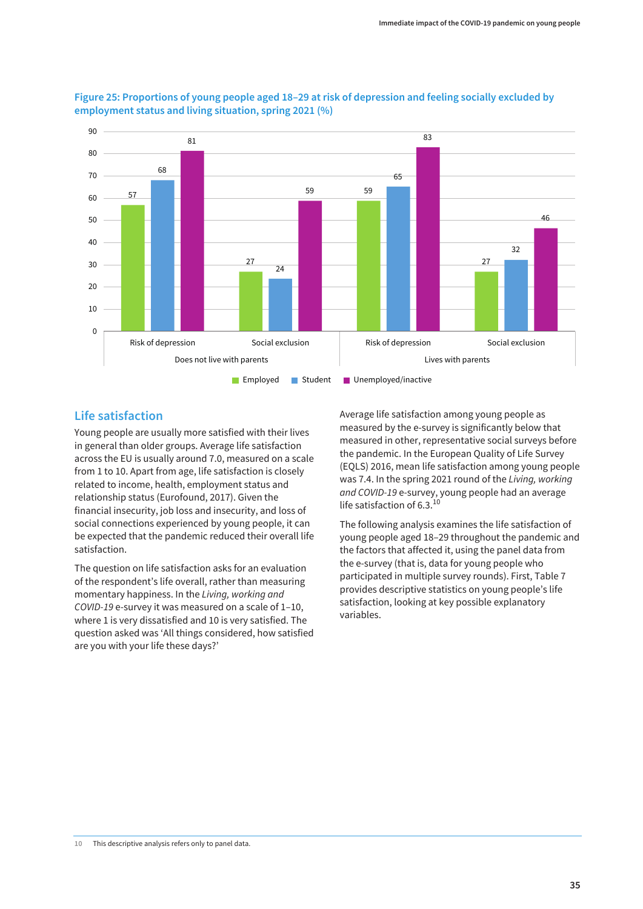**Figure 25: Proportions of young people aged 18–29 at risk of depression and feeling socially excluded by employment status and living situation, spring 2021 (%)**

| Living situation | Indicator | Employed | Student | Unemployed/inactive |
|---|---|---|---|---|
| Does not live with parents | Risk of depression | 57 | 68 | 81 |
| Does not live with parents | Social exclusion | 27 | 24 | 59 |
| Lives with parents | Risk of depression | 59 | 65 | 83 |
| Lives with parents | Social exclusion | 27 | 32 | 46 |

## Life satisfaction

Young people are usually more satisfied with their lives in general than older groups. Average life satisfaction across the EU is usually around 7.0, measured on a scale from 1 to 10. Apart from age, life satisfaction is closely related to income, health, employment status and relationship status (Eurofound, 2017). Given the financial insecurity, job loss and insecurity, and loss of social connections experienced by young people, it can be expected that the pandemic reduced their overall life satisfaction.

The question on life satisfaction asks for an evaluation of the respondent's life overall, rather than measuring momentary happiness. In the *Living, working and COVID-19* e-survey it was measured on a scale of 1–10, where 1 is very dissatisfied and 10 is very satisfied. The question asked was 'All things considered, how satisfied are you with your life these days?'

Average life satisfaction among young people as measured by the e-survey is significantly below that measured in other, representative social surveys before the pandemic. In the European Quality of Life Survey (EQLS) 2016, mean life satisfaction among young people was 7.4. In the spring 2021 round of the *Living, working and COVID-19* e-survey, young people had an average life satisfaction of 6.3.[10]

The following analysis examines the life satisfaction of young people aged 18–29 throughout the pandemic and the factors that affected it, using the panel data from the e-survey (that is, data for young people who participated in multiple survey rounds). First, Table 7 provides descriptive statistics on young people's life satisfaction, looking at key possible explanatory variables.

10 This descriptive analysis refers only to panel data.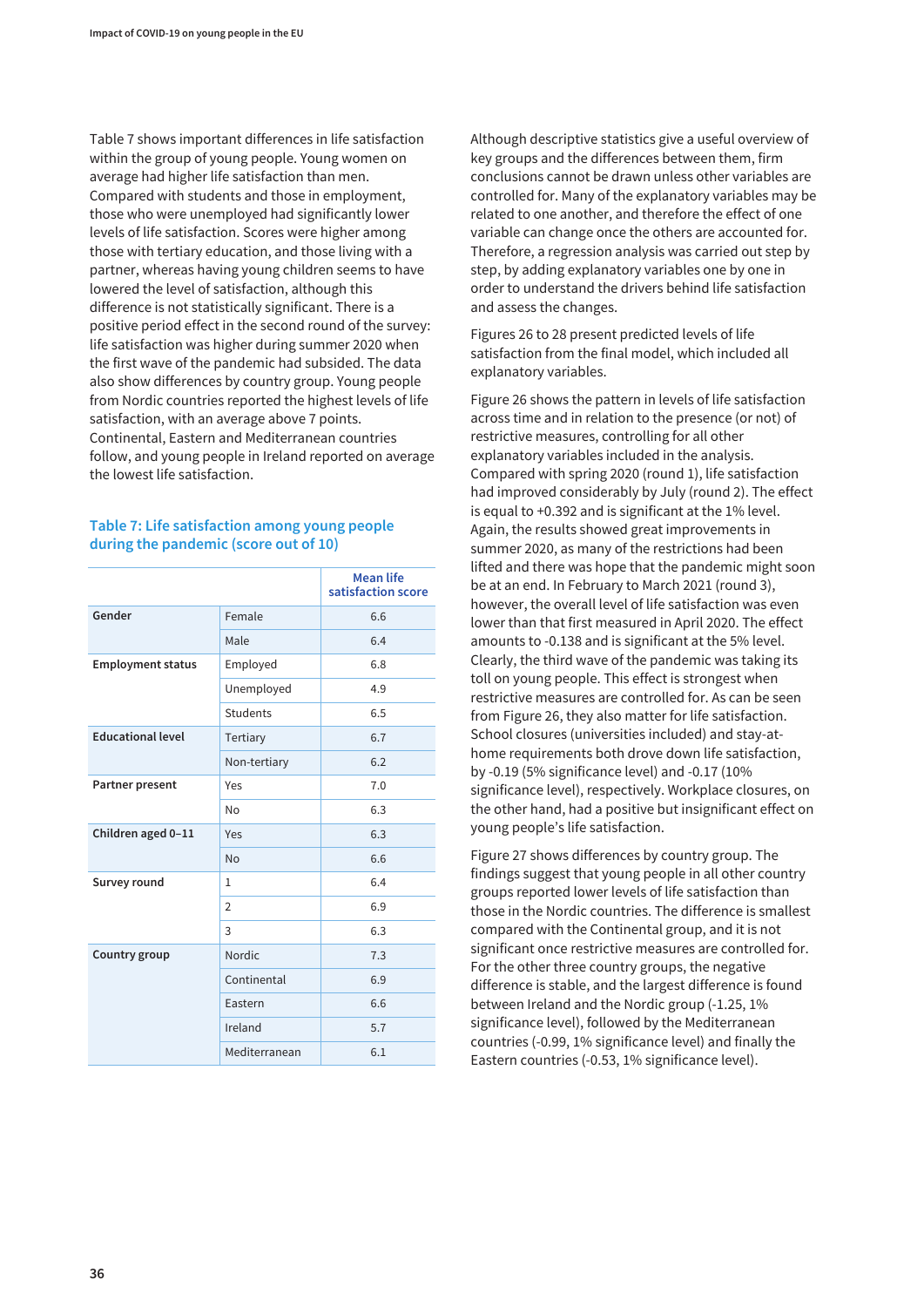Table 7 shows important differences in life satisfaction within the group of young people. Young women on average had higher life satisfaction than men. Compared with students and those in employment, those who were unemployed had significantly lower levels of life satisfaction. Scores were higher among those with tertiary education, and those living with a partner, whereas having young children seems to have lowered the level of satisfaction, although this difference is not statistically significant. There is a positive period effect in the second round of the survey: life satisfaction was higher during summer 2020 when the first wave of the pandemic had subsided. The data also show differences by country group. Young people from Nordic countries reported the highest levels of life satisfaction, with an average above 7 points. Continental, Eastern and Mediterranean countries follow, and young people in Ireland reported on average the lowest life satisfaction.

### Table 7: Life satisfaction among young people during the pandemic (score out of 10)

| | | Mean life satisfaction score |
|---|---|---|
| **Gender** | Female | 6.6 |
| | Male | 6.4 |
| **Employment status** | Employed | 6.8 |
| | Unemployed | 4.9 |
| | Students | 6.5 |
| **Educational level** | Tertiary | 6.7 |
| | Non-tertiary | 6.2 |
| **Partner present** | Yes | 7.0 |
| | No | 6.3 |
| **Children aged 0–11** | Yes | 6.3 |
| | No | 6.6 |
| **Survey round** | 1 | 6.4 |
| | 2 | 6.9 |
| | 3 | 6.3 |
| **Country group** | Nordic | 7.3 |
| | Continental | 6.9 |
| | Eastern | 6.6 |
| | Ireland | 5.7 |
| | Mediterranean | 6.1 |

Although descriptive statistics give a useful overview of key groups and the differences between them, firm conclusions cannot be drawn unless other variables are controlled for. Many of the explanatory variables may be related to one another, and therefore the effect of one variable can change once the others are accounted for. Therefore, a regression analysis was carried out step by step, by adding explanatory variables one by one in order to understand the drivers behind life satisfaction and assess the changes.

Figures 26 to 28 present predicted levels of life satisfaction from the final model, which included all explanatory variables.

Figure 26 shows the pattern in levels of life satisfaction across time and in relation to the presence (or not) of restrictive measures, controlling for all other explanatory variables included in the analysis. Compared with spring 2020 (round 1), life satisfaction had improved considerably by July (round 2). The effect is equal to +0.392 and is significant at the 1% level. Again, the results showed great improvements in summer 2020, as many of the restrictions had been lifted and there was hope that the pandemic might soon be at an end. In February to March 2021 (round 3), however, the overall level of life satisfaction was even lower than that first measured in April 2020. The effect amounts to -0.138 and is significant at the 5% level. Clearly, the third wave of the pandemic was taking its toll on young people. This effect is strongest when restrictive measures are controlled for. As can be seen from Figure 26, they also matter for life satisfaction. School closures (universities included) and stay-at-home requirements both drove down life satisfaction, by -0.19 (5% significance level) and -0.17 (10% significance level), respectively. Workplace closures, on the other hand, had a positive but insignificant effect on young people's life satisfaction.

Figure 27 shows differences by country group. The findings suggest that young people in all other country groups reported lower levels of life satisfaction than those in the Nordic countries. The difference is smallest compared with the Continental group, and it is not significant once restrictive measures are controlled for. For the other three country groups, the negative difference is stable, and the largest difference is found between Ireland and the Nordic group (-1.25, 1% significance level), followed by the Mediterranean countries (-0.99, 1% significance level) and finally the Eastern countries (-0.53, 1% significance level).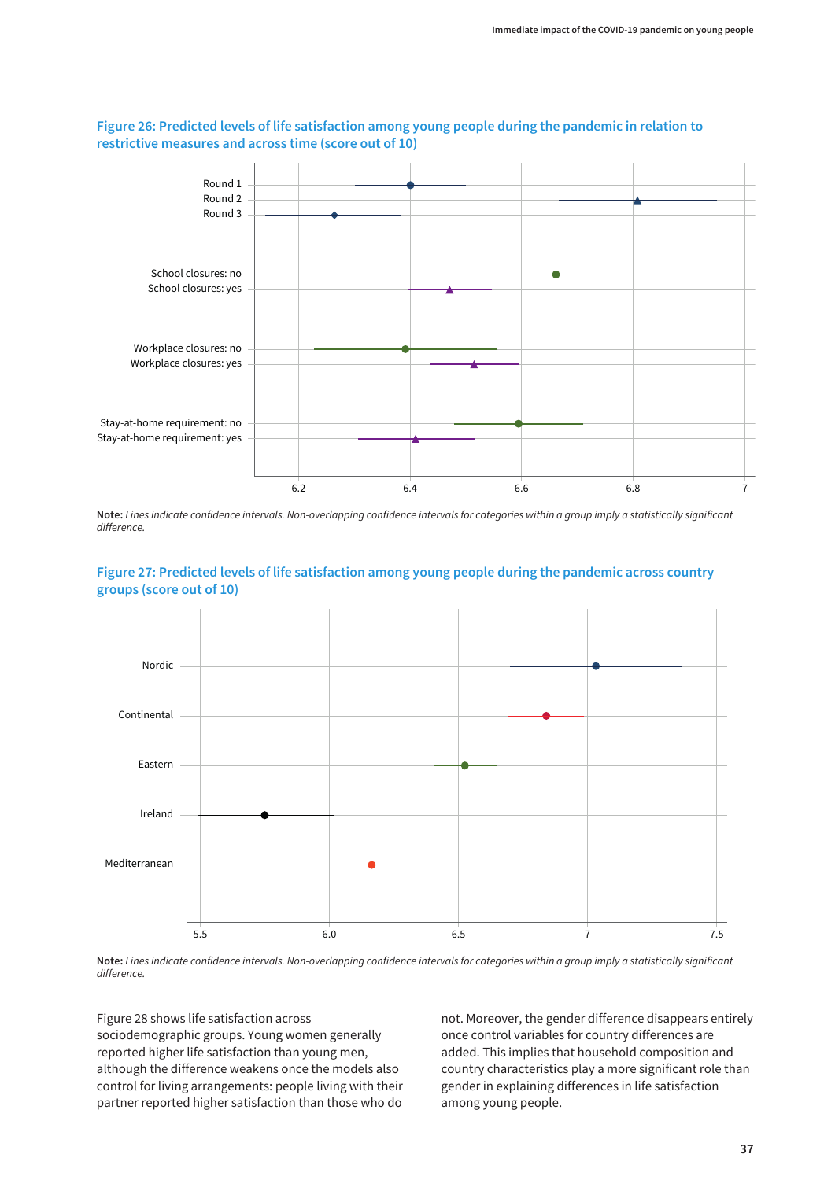**Figure 26: Predicted levels of life satisfaction among young people during the pandemic in relation to restrictive measures and across time (score out of 10)**

**Note:** *Lines indicate confidence intervals. Non-overlapping confidence intervals for categories within a group imply a statistically significant difference.*

**Figure 27: Predicted levels of life satisfaction among young people during the pandemic across country groups (score out of 10)**

**Note:** *Lines indicate confidence intervals. Non-overlapping confidence intervals for categories within a group imply a statistically significant difference.*

Figure 28 shows life satisfaction across sociodemographic groups. Young women generally reported higher life satisfaction than young men, although the difference weakens once the models also control for living arrangements: people living with their partner reported higher satisfaction than those who do not. Moreover, the gender difference disappears entirely once control variables for country differences are added. This implies that household composition and country characteristics play a more significant role than gender in explaining differences in life satisfaction among young people.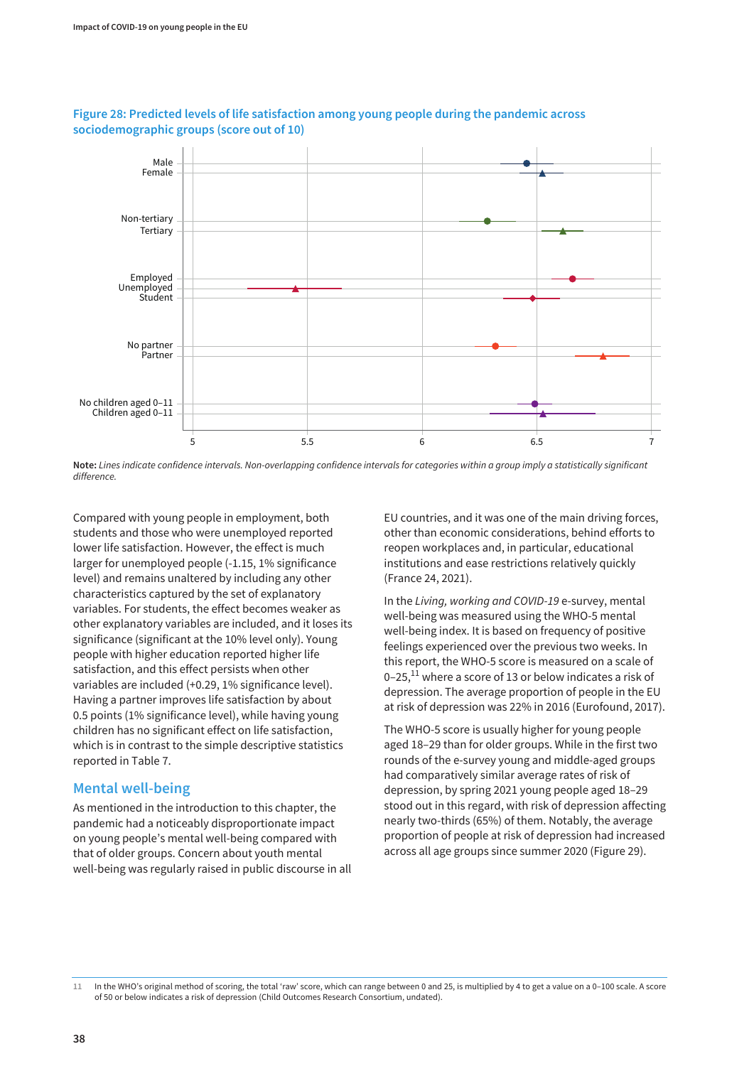**Figure 28: Predicted levels of life satisfaction among young people during the pandemic across sociodemographic groups (score out of 10)**

**Note:** *Lines indicate confidence intervals. Non-overlapping confidence intervals for categories within a group imply a statistically significant difference.*

Compared with young people in employment, both students and those who were unemployed reported lower life satisfaction. However, the effect is much larger for unemployed people (-1.15, 1% significance level) and remains unaltered by including any other characteristics captured by the set of explanatory variables. For students, the effect becomes weaker as other explanatory variables are included, and it loses its significance (significant at the 10% level only). Young people with higher education reported higher life satisfaction, and this effect persists when other variables are included (+0.29, 1% significance level). Having a partner improves life satisfaction by about 0.5 points (1% significance level), while having young children has no significant effect on life satisfaction, which is in contrast to the simple descriptive statistics reported in Table 7.

## Mental well-being

As mentioned in the introduction to this chapter, the pandemic had a noticeably disproportionate impact on young people's mental well-being compared with that of older groups. Concern about youth mental well-being was regularly raised in public discourse in all EU countries, and it was one of the main driving forces, other than economic considerations, behind efforts to reopen workplaces and, in particular, educational institutions and ease restrictions relatively quickly (France 24, 2021).

In the *Living, working and COVID-19* e-survey, mental well-being was measured using the WHO-5 mental well-being index. It is based on frequency of positive feelings experienced over the previous two weeks. In this report, the WHO-5 score is measured on a scale of 0–25,[11] where a score of 13 or below indicates a risk of depression. The average proportion of people in the EU at risk of depression was 22% in 2016 (Eurofound, 2017).

The WHO-5 score is usually higher for young people aged 18–29 than for older groups. While in the first two rounds of the e-survey young and middle-aged groups had comparatively similar average rates of risk of depression, by spring 2021 young people aged 18–29 stood out in this regard, with risk of depression affecting nearly two-thirds (65%) of them. Notably, the average proportion of people at risk of depression had increased across all age groups since summer 2020 (Figure 29).

11 In the WHO's original method of scoring, the total 'raw' score, which can range between 0 and 25, is multiplied by 4 to get a value on a 0–100 scale. A score of 50 or below indicates a risk of depression (Child Outcomes Research Consortium, undated).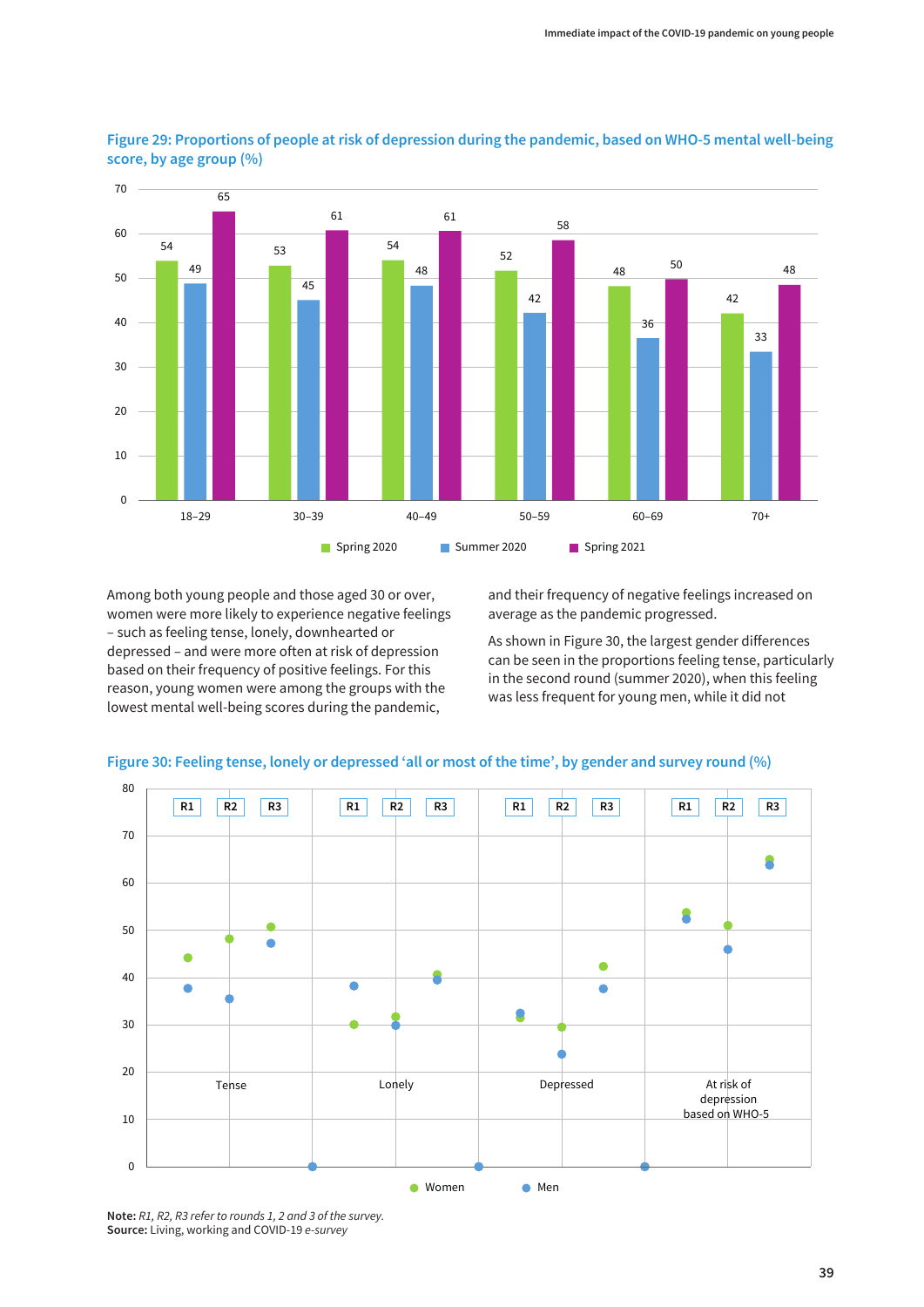**Figure 29: Proportions of people at risk of depression during the pandemic, based on WHO-5 mental well-being score, by age group (%)**

| Age group | Spring 2020 | Summer 2020 | Spring 2021 |
|---|---|---|---|
| 18–29 | 54 | 49 | 65 |
| 30–39 | 53 | 45 | 61 |
| 40–49 | 54 | 48 | 61 |
| 50–59 | 52 | 42 | 58 |
| 60–69 | 48 | 36 | 50 |
| 70+ | 42 | 33 | 48 |

Among both young people and those aged 30 or over, women were more likely to experience negative feelings – such as feeling tense, lonely, downhearted or depressed – and were more often at risk of depression based on their frequency of positive feelings. For this reason, young women were among the groups with the lowest mental well-being scores during the pandemic, and their frequency of negative feelings increased on average as the pandemic progressed.

As shown in Figure 30, the largest gender differences can be seen in the proportions feeling tense, particularly in the second round (summer 2020), when this feeling was less frequent for young men, while it did not

**Figure 30: Feeling tense, lonely or depressed 'all or most of the time', by gender and survey round (%)**

Chart categories: Tense, Lonely, Depressed, At risk of depression based on WHO-5; each shown for R1, R2, R3. Legend: Women, Men.

**Note:** *R1, R2, R3 refer to rounds 1, 2 and 3 of the survey.*
**Source:** Living, working and COVID-19 *e-survey*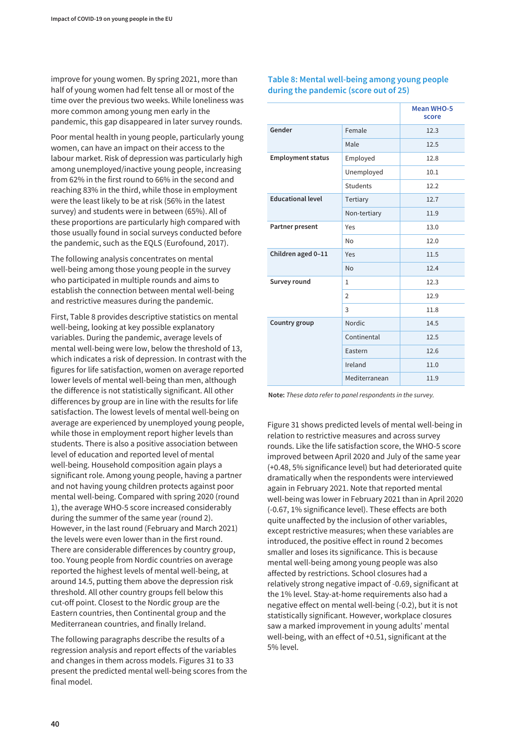improve for young women. By spring 2021, more than half of young women had felt tense all or most of the time over the previous two weeks. While loneliness was more common among young men early in the pandemic, this gap disappeared in later survey rounds.

Poor mental health in young people, particularly young women, can have an impact on their access to the labour market. Risk of depression was particularly high among unemployed/inactive young people, increasing from 62% in the first round to 66% in the second and reaching 83% in the third, while those in employment were the least likely to be at risk (56% in the latest survey) and students were in between (65%). All of these proportions are particularly high compared with those usually found in social surveys conducted before the pandemic, such as the EQLS (Eurofound, 2017).

The following analysis concentrates on mental well-being among those young people in the survey who participated in multiple rounds and aims to establish the connection between mental well-being and restrictive measures during the pandemic.

First, Table 8 provides descriptive statistics on mental well-being, looking at key possible explanatory variables. During the pandemic, average levels of mental well-being were low, below the threshold of 13, which indicates a risk of depression. In contrast with the figures for life satisfaction, women on average reported lower levels of mental well-being than men, although the difference is not statistically significant. All other differences by group are in line with the results for life satisfaction. The lowest levels of mental well-being on average are experienced by unemployed young people, while those in employment report higher levels than students. There is also a positive association between level of education and reported level of mental well-being. Household composition again plays a significant role. Among young people, having a partner and not having young children protects against poor mental well-being. Compared with spring 2020 (round 1), the average WHO-5 score increased considerably during the summer of the same year (round 2). However, in the last round (February and March 2021) the levels were even lower than in the first round. There are considerable differences by country group, too. Young people from Nordic countries on average reported the highest levels of mental well-being, at around 14.5, putting them above the depression risk threshold. All other country groups fell below this cut-off point. Closest to the Nordic group are the Eastern countries, then Continental group and the Mediterranean countries, and finally Ireland.

The following paragraphs describe the results of a regression analysis and report effects of the variables and changes in them across models. Figures 31 to 33 present the predicted mental well-being scores from the final model.

### Table 8: Mental well-being among young people during the pandemic (score out of 25)

| | | Mean WHO-5 score |
|---|---|---|
| **Gender** | Female | 12.3 |
| | Male | 12.5 |
| **Employment status** | Employed | 12.8 |
| | Unemployed | 10.1 |
| | Students | 12.2 |
| **Educational level** | Tertiary | 12.7 |
| | Non-tertiary | 11.9 |
| **Partner present** | Yes | 13.0 |
| | No | 12.0 |
| **Children aged 0–11** | Yes | 11.5 |
| | No | 12.4 |
| **Survey round** | 1 | 12.3 |
| | 2 | 12.9 |
| | 3 | 11.8 |
| **Country group** | Nordic | 14.5 |
| | Continental | 12.5 |
| | Eastern | 12.6 |
| | Ireland | 11.0 |
| | Mediterranean | 11.9 |

**Note:** *These data refer to panel respondents in the survey.*

Figure 31 shows predicted levels of mental well-being in relation to restrictive measures and across survey rounds. Like the life satisfaction score, the WHO-5 score improved between April 2020 and July of the same year (+0.48, 5% significance level) but had deteriorated quite dramatically when the respondents were interviewed again in February 2021. Note that reported mental well-being was lower in February 2021 than in April 2020 (-0.67, 1% significance level). These effects are both quite unaffected by the inclusion of other variables, except restrictive measures; when these variables are introduced, the positive effect in round 2 becomes smaller and loses its significance. This is because mental well-being among young people was also affected by restrictions. School closures had a relatively strong negative impact of -0.69, significant at the 1% level. Stay-at-home requirements also had a negative effect on mental well-being (-0.2), but it is not statistically significant. However, workplace closures saw a marked improvement in young adults' mental well-being, with an effect of +0.51, significant at the 5% level.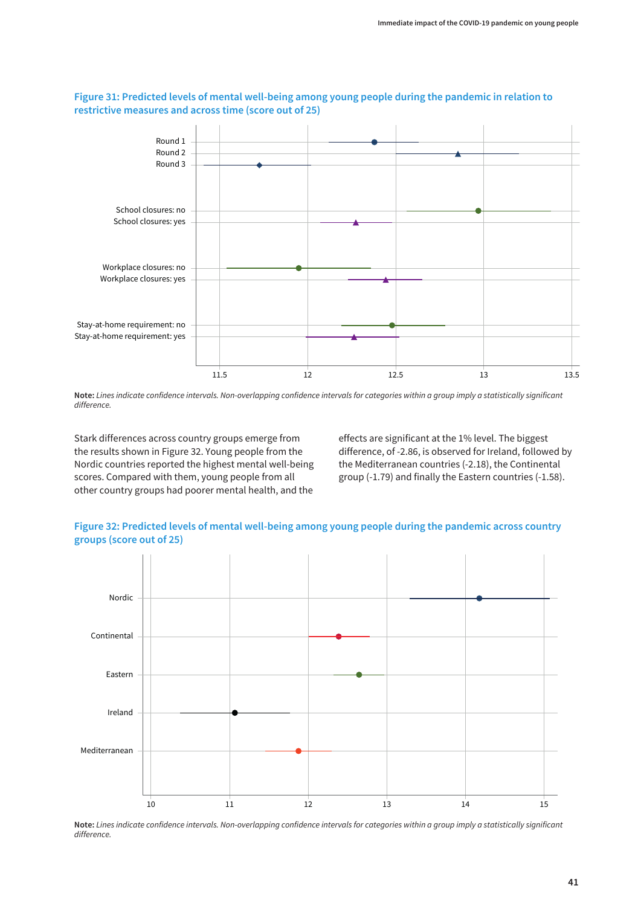**Figure 31: Predicted levels of mental well-being among young people during the pandemic in relation to restrictive measures and across time (score out of 25)**

**Note:** *Lines indicate confidence intervals. Non-overlapping confidence intervals for categories within a group imply a statistically significant difference.*

Stark differences across country groups emerge from the results shown in Figure 32. Young people from the Nordic countries reported the highest mental well-being scores. Compared with them, young people from all other country groups had poorer mental health, and the effects are significant at the 1% level. The biggest difference, of -2.86, is observed for Ireland, followed by the Mediterranean countries (-2.18), the Continental group (-1.79) and finally the Eastern countries (-1.58).

**Figure 32: Predicted levels of mental well-being among young people during the pandemic across country groups (score out of 25)**

**Note:** *Lines indicate confidence intervals. Non-overlapping confidence intervals for categories within a group imply a statistically significant difference.*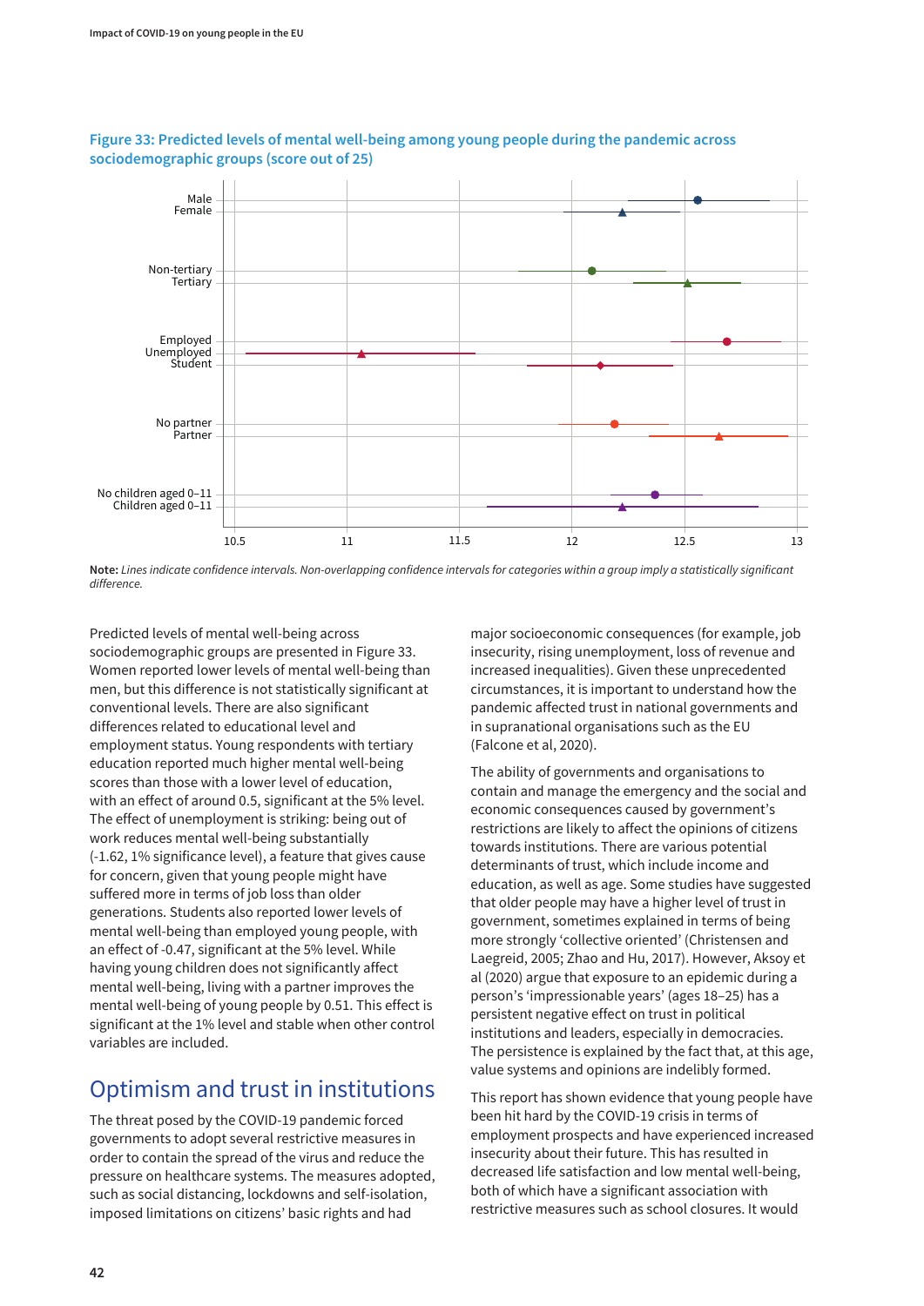**Figure 33: Predicted levels of mental well-being among young people during the pandemic across sociodemographic groups (score out of 25)**

**Note:** *Lines indicate confidence intervals. Non-overlapping confidence intervals for categories within a group imply a statistically significant difference.*

Predicted levels of mental well-being across sociodemographic groups are presented in Figure 33. Women reported lower levels of mental well-being than men, but this difference is not statistically significant at conventional levels. There are also significant differences related to educational level and employment status. Young respondents with tertiary education reported much higher mental well-being scores than those with a lower level of education, with an effect of around 0.5, significant at the 5% level. The effect of unemployment is striking: being out of work reduces mental well-being substantially (-1.62, 1% significance level), a feature that gives cause for concern, given that young people might have suffered more in terms of job loss than older generations. Students also reported lower levels of mental well-being than employed young people, with an effect of -0.47, significant at the 5% level. While having young children does not significantly affect mental well-being, living with a partner improves the mental well-being of young people by 0.51. This effect is significant at the 1% level and stable when other control variables are included.

## Optimism and trust in institutions

The threat posed by the COVID-19 pandemic forced governments to adopt several restrictive measures in order to contain the spread of the virus and reduce the pressure on healthcare systems. The measures adopted, such as social distancing, lockdowns and self-isolation, imposed limitations on citizens' basic rights and had major socioeconomic consequences (for example, job insecurity, rising unemployment, loss of revenue and increased inequalities). Given these unprecedented circumstances, it is important to understand how the pandemic affected trust in national governments and in supranational organisations such as the EU (Falcone et al, 2020).

The ability of governments and organisations to contain and manage the emergency and the social and economic consequences caused by government's restrictions are likely to affect the opinions of citizens towards institutions. There are various potential determinants of trust, which include income and education, as well as age. Some studies have suggested that older people may have a higher level of trust in government, sometimes explained in terms of being more strongly 'collective oriented' (Christensen and Laegreid, 2005; Zhao and Hu, 2017). However, Aksoy et al (2020) argue that exposure to an epidemic during a person's 'impressionable years' (ages 18–25) has a persistent negative effect on trust in political institutions and leaders, especially in democracies. The persistence is explained by the fact that, at this age, value systems and opinions are indelibly formed.

This report has shown evidence that young people have been hit hard by the COVID-19 crisis in terms of employment prospects and have experienced increased insecurity about their future. This has resulted in decreased life satisfaction and low mental well-being, both of which have a significant association with restrictive measures such as school closures. It would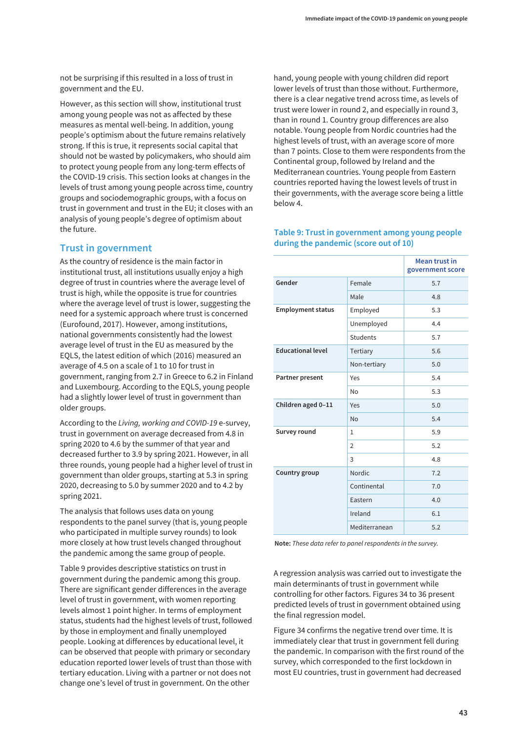not be surprising if this resulted in a loss of trust in government and the EU.

However, as this section will show, institutional trust among young people was not as affected by these measures as mental well-being. In addition, young people's optimism about the future remains relatively strong. If this is true, it represents social capital that should not be wasted by policymakers, who should aim to protect young people from any long-term effects of the COVID-19 crisis. This section looks at changes in the levels of trust among young people across time, country groups and sociodemographic groups, with a focus on trust in government and trust in the EU; it closes with an analysis of young people's degree of optimism about the future.

## Trust in government

As the country of residence is the main factor in institutional trust, all institutions usually enjoy a high degree of trust in countries where the average level of trust is high, while the opposite is true for countries where the average level of trust is lower, suggesting the need for a systemic approach where trust is concerned (Eurofound, 2017). However, among institutions, national governments consistently had the lowest average level of trust in the EU as measured by the EQLS, the latest edition of which (2016) measured an average of 4.5 on a scale of 1 to 10 for trust in government, ranging from 2.7 in Greece to 6.2 in Finland and Luxembourg. According to the EQLS, young people had a slightly lower level of trust in government than older groups.

According to the *Living, working and COVID-19* e-survey, trust in government on average decreased from 4.8 in spring 2020 to 4.6 by the summer of that year and decreased further to 3.9 by spring 2021. However, in all three rounds, young people had a higher level of trust in government than older groups, starting at 5.3 in spring 2020, decreasing to 5.0 by summer 2020 and to 4.2 by spring 2021.

The analysis that follows uses data on young respondents to the panel survey (that is, young people who participated in multiple survey rounds) to look more closely at how trust levels changed throughout the pandemic among the same group of people.

Table 9 provides descriptive statistics on trust in government during the pandemic among this group. There are significant gender differences in the average level of trust in government, with women reporting levels almost 1 point higher. In terms of employment status, students had the highest levels of trust, followed by those in employment and finally unemployed people. Looking at differences by educational level, it can be observed that people with primary or secondary education reported lower levels of trust than those with tertiary education. Living with a partner or not does not change one's level of trust in government. On the other hand, young people with young children did report lower levels of trust than those without. Furthermore, there is a clear negative trend across time, as levels of trust were lower in round 2, and especially in round 3, than in round 1. Country group differences are also notable. Young people from Nordic countries had the highest levels of trust, with an average score of more than 7 points. Close to them were respondents from the Continental group, followed by Ireland and the Mediterranean countries. Young people from Eastern countries reported having the lowest levels of trust in their governments, with the average score being a little below 4.

### Table 9: Trust in government among young people during the pandemic (score out of 10)

| | | Mean trust in government score |
|---|---|---|
| **Gender** | Female | 5.7 |
| | Male | 4.8 |
| **Employment status** | Employed | 5.3 |
| | Unemployed | 4.4 |
| | Students | 5.7 |
| **Educational level** | Tertiary | 5.6 |
| | Non-tertiary | 5.0 |
| **Partner present** | Yes | 5.4 |
| | No | 5.3 |
| **Children aged 0–11** | Yes | 5.0 |
| | No | 5.4 |
| **Survey round** | 1 | 5.9 |
| | 2 | 5.2 |
| | 3 | 4.8 |
| **Country group** | Nordic | 7.2 |
| | Continental | 7.0 |
| | Eastern | 4.0 |
| | Ireland | 6.1 |
| | Mediterranean | 5.2 |

**Note:** *These data refer to panel respondents in the survey.*

A regression analysis was carried out to investigate the main determinants of trust in government while controlling for other factors. Figures 34 to 36 present predicted levels of trust in government obtained using the final regression model.

Figure 34 confirms the negative trend over time. It is immediately clear that trust in government fell during the pandemic. In comparison with the first round of the survey, which corresponded to the first lockdown in most EU countries, trust in government had decreased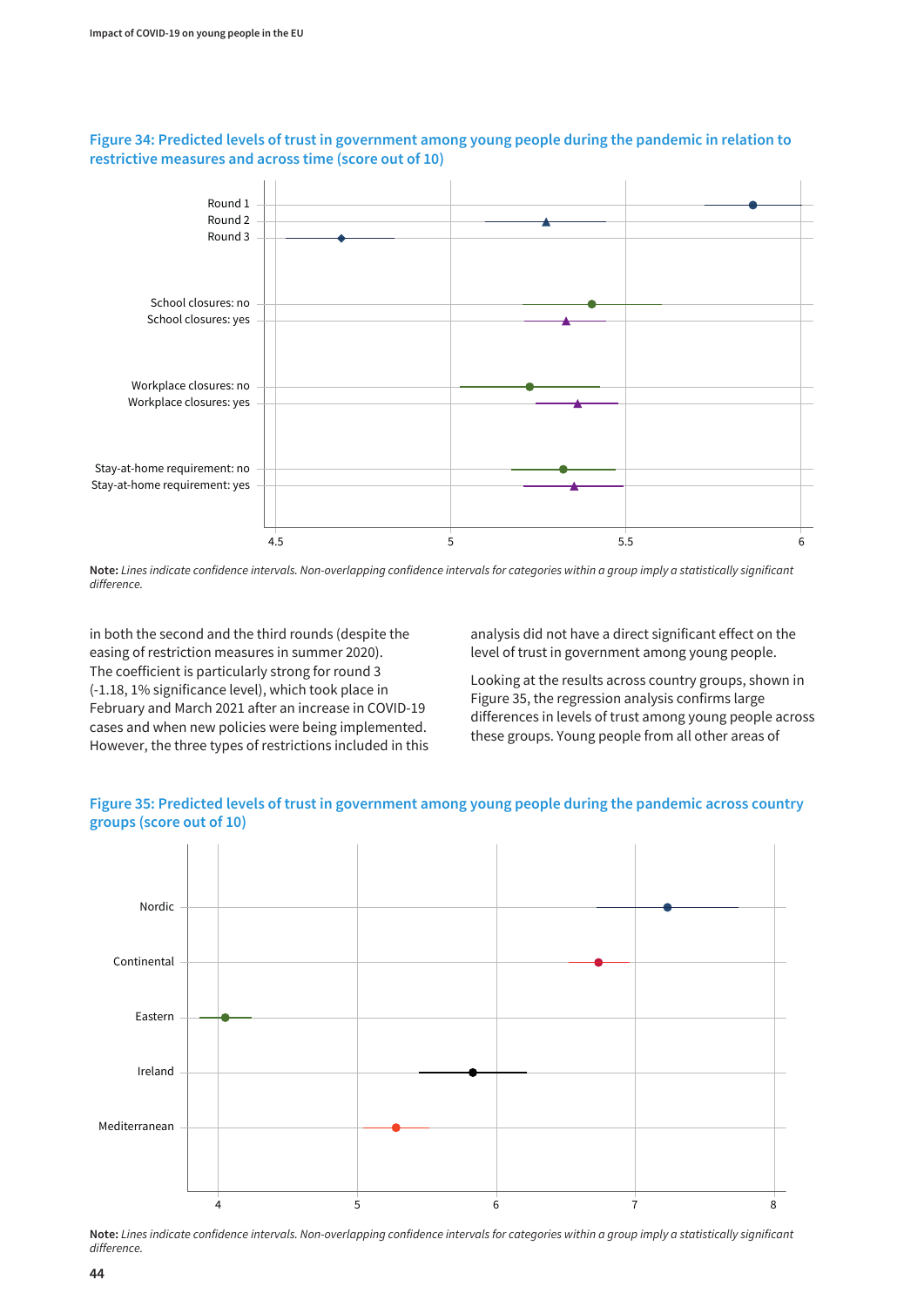**Figure 34: Predicted levels of trust in government among young people during the pandemic in relation to restrictive measures and across time (score out of 10)**

**Note:** *Lines indicate confidence intervals. Non-overlapping confidence intervals for categories within a group imply a statistically significant difference.*

in both the second and the third rounds (despite the easing of restriction measures in summer 2020). The coefficient is particularly strong for round 3 (-1.18, 1% significance level), which took place in February and March 2021 after an increase in COVID-19 cases and when new policies were being implemented. However, the three types of restrictions included in this analysis did not have a direct significant effect on the level of trust in government among young people.

Looking at the results across country groups, shown in Figure 35, the regression analysis confirms large differences in levels of trust among young people across these groups. Young people from all other areas of

**Figure 35: Predicted levels of trust in government among young people during the pandemic across country groups (score out of 10)**

**Note:** *Lines indicate confidence intervals. Non-overlapping confidence intervals for categories within a group imply a statistically significant difference.*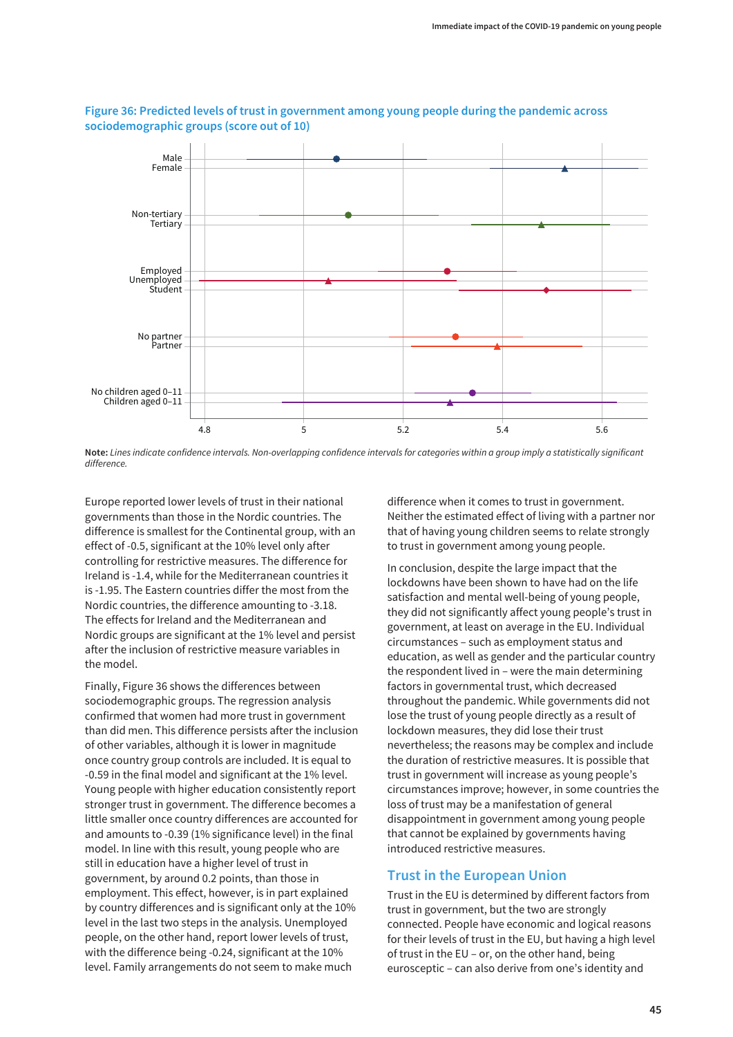**Figure 36: Predicted levels of trust in government among young people during the pandemic across sociodemographic groups (score out of 10)**

*Note:* *Lines indicate confidence intervals. Non-overlapping confidence intervals for categories within a group imply a statistically significant difference.*

Europe reported lower levels of trust in their national governments than those in the Nordic countries. The difference is smallest for the Continental group, with an effect of -0.5, significant at the 10% level only after controlling for restrictive measures. The difference for Ireland is -1.4, while for the Mediterranean countries it is -1.95. The Eastern countries differ the most from the Nordic countries, the difference amounting to -3.18. The effects for Ireland and the Mediterranean and Nordic groups are significant at the 1% level and persist after the inclusion of restrictive measure variables in the model.

Finally, Figure 36 shows the differences between sociodemographic groups. The regression analysis confirmed that women had more trust in government than did men. This difference persists after the inclusion of other variables, although it is lower in magnitude once country group controls are included. It is equal to -0.59 in the final model and significant at the 1% level. Young people with higher education consistently report stronger trust in government. The difference becomes a little smaller once country differences are accounted for and amounts to -0.39 (1% significance level) in the final model. In line with this result, young people who are still in education have a higher level of trust in government, by around 0.2 points, than those in employment. This effect, however, is in part explained by country differences and is significant only at the 10% level in the last two steps in the analysis. Unemployed people, on the other hand, report lower levels of trust, with the difference being -0.24, significant at the 10% level. Family arrangements do not seem to make much difference when it comes to trust in government. Neither the estimated effect of living with a partner nor that of having young children seems to relate strongly to trust in government among young people.

In conclusion, despite the large impact that the lockdowns have been shown to have had on the life satisfaction and mental well-being of young people, they did not significantly affect young people's trust in government, at least on average in the EU. Individual circumstances – such as employment status and education, as well as gender and the particular country the respondent lived in – were the main determining factors in governmental trust, which decreased throughout the pandemic. While governments did not lose the trust of young people directly as a result of lockdown measures, they did lose their trust nevertheless; the reasons may be complex and include the duration of restrictive measures. It is possible that trust in government will increase as young people's circumstances improve; however, in some countries the loss of trust may be a manifestation of general disappointment in government among young people that cannot be explained by governments having introduced restrictive measures.

## Trust in the European Union

Trust in the EU is determined by different factors from trust in government, but the two are strongly connected. People have economic and logical reasons for their levels of trust in the EU, but having a high level of trust in the EU – or, on the other hand, being eurosceptic – can also derive from one's identity and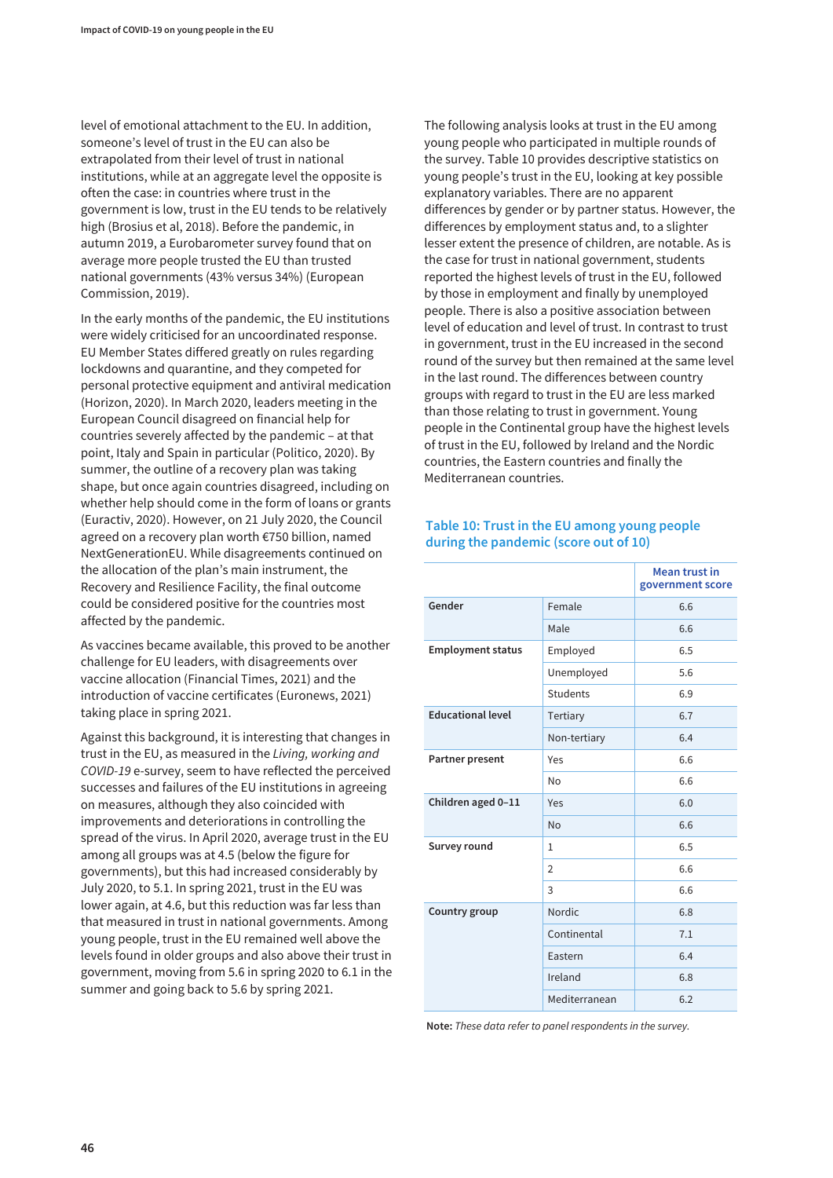level of emotional attachment to the EU. In addition, someone's level of trust in the EU can also be extrapolated from their level of trust in national institutions, while at an aggregate level the opposite is often the case: in countries where trust in the government is low, trust in the EU tends to be relatively high (Brosius et al, 2018). Before the pandemic, in autumn 2019, a Eurobarometer survey found that on average more people trusted the EU than trusted national governments (43% versus 34%) (European Commission, 2019).

In the early months of the pandemic, the EU institutions were widely criticised for an uncoordinated response. EU Member States differed greatly on rules regarding lockdowns and quarantine, and they competed for personal protective equipment and antiviral medication (Horizon, 2020). In March 2020, leaders meeting in the European Council disagreed on financial help for countries severely affected by the pandemic – at that point, Italy and Spain in particular (Politico, 2020). By summer, the outline of a recovery plan was taking shape, but once again countries disagreed, including on whether help should come in the form of loans or grants (Euractiv, 2020). However, on 21 July 2020, the Council agreed on a recovery plan worth €750 billion, named NextGenerationEU. While disagreements continued on the allocation of the plan's main instrument, the Recovery and Resilience Facility, the final outcome could be considered positive for the countries most affected by the pandemic.

As vaccines became available, this proved to be another challenge for EU leaders, with disagreements over vaccine allocation (Financial Times, 2021) and the introduction of vaccine certificates (Euronews, 2021) taking place in spring 2021.

Against this background, it is interesting that changes in trust in the EU, as measured in the *Living, working and COVID-19* e-survey, seem to have reflected the perceived successes and failures of the EU institutions in agreeing on measures, although they also coincided with improvements and deteriorations in controlling the spread of the virus. In April 2020, average trust in the EU among all groups was at 4.5 (below the figure for governments), but this had increased considerably by July 2020, to 5.1. In spring 2021, trust in the EU was lower again, at 4.6, but this reduction was far less than that measured in trust in national governments. Among young people, trust in the EU remained well above the levels found in older groups and also above their trust in government, moving from 5.6 in spring 2020 to 6.1 in the summer and going back to 5.6 by spring 2021.

The following analysis looks at trust in the EU among young people who participated in multiple rounds of the survey. Table 10 provides descriptive statistics on young people's trust in the EU, looking at key possible explanatory variables. There are no apparent differences by gender or by partner status. However, the differences by employment status and, to a slighter lesser extent the presence of children, are notable. As is the case for trust in national government, students reported the highest levels of trust in the EU, followed by those in employment and finally by unemployed people. There is also a positive association between level of education and level of trust. In contrast to trust in government, trust in the EU increased in the second round of the survey but then remained at the same level in the last round. The differences between country groups with regard to trust in the EU are less marked than those relating to trust in government. Young people in the Continental group have the highest levels of trust in the EU, followed by Ireland and the Nordic countries, the Eastern countries and finally the Mediterranean countries.

### Table 10: Trust in the EU among young people during the pandemic (score out of 10)

| | | Mean trust in government score |
|---|---|---|
| **Gender** | Female | 6.6 |
| | Male | 6.6 |
| **Employment status** | Employed | 6.5 |
| | Unemployed | 5.6 |
| | Students | 6.9 |
| **Educational level** | Tertiary | 6.7 |
| | Non-tertiary | 6.4 |
| **Partner present** | Yes | 6.6 |
| | No | 6.6 |
| **Children aged 0–11** | Yes | 6.0 |
| | No | 6.6 |
| **Survey round** | 1 | 6.5 |
| | 2 | 6.6 |
| | 3 | 6.6 |
| **Country group** | Nordic | 6.8 |
| | Continental | 7.1 |
| | Eastern | 6.4 |
| | Ireland | 6.8 |
| | Mediterranean | 6.2 |

**Note:** *These data refer to panel respondents in the survey.*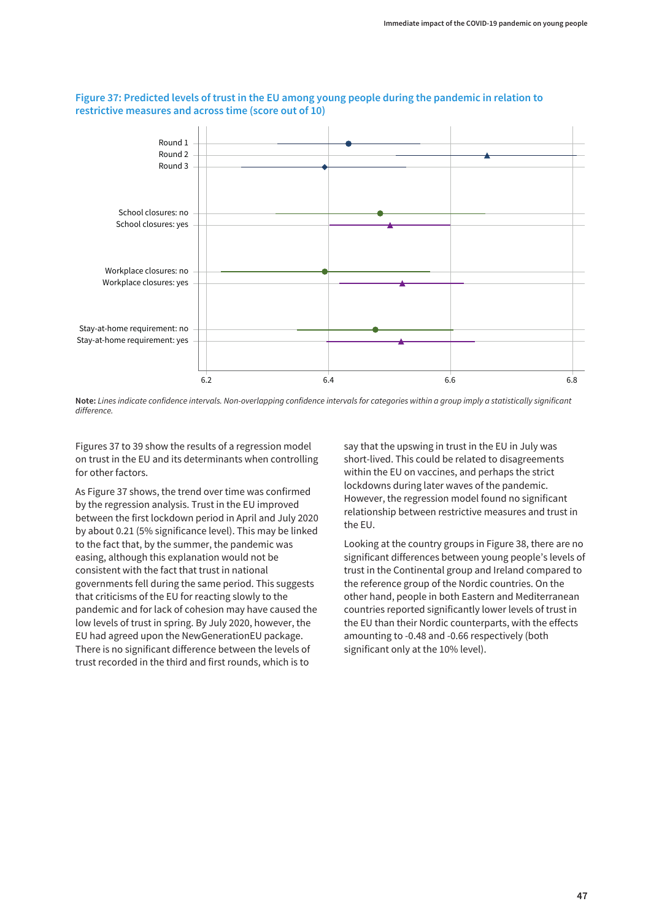**Figure 37: Predicted levels of trust in the EU among young people during the pandemic in relation to restrictive measures and across time (score out of 10)**

**Note:** *Lines indicate confidence intervals. Non-overlapping confidence intervals for categories within a group imply a statistically significant difference.*

Figures 37 to 39 show the results of a regression model on trust in the EU and its determinants when controlling for other factors.

As Figure 37 shows, the trend over time was confirmed by the regression analysis. Trust in the EU improved between the first lockdown period in April and July 2020 by about 0.21 (5% significance level). This may be linked to the fact that, by the summer, the pandemic was easing, although this explanation would not be consistent with the fact that trust in national governments fell during the same period. This suggests that criticisms of the EU for reacting slowly to the pandemic and for lack of cohesion may have caused the low levels of trust in spring. By July 2020, however, the EU had agreed upon the NewGenerationEU package. There is no significant difference between the levels of trust recorded in the third and first rounds, which is to say that the upswing in trust in the EU in July was short-lived. This could be related to disagreements within the EU on vaccines, and perhaps the strict lockdowns during later waves of the pandemic. However, the regression model found no significant relationship between restrictive measures and trust in the EU.

Looking at the country groups in Figure 38, there are no significant differences between young people's levels of trust in the Continental group and Ireland compared to the reference group of the Nordic countries. On the other hand, people in both Eastern and Mediterranean countries reported significantly lower levels of trust in the EU than their Nordic counterparts, with the effects amounting to -0.48 and -0.66 respectively (both significant only at the 10% level).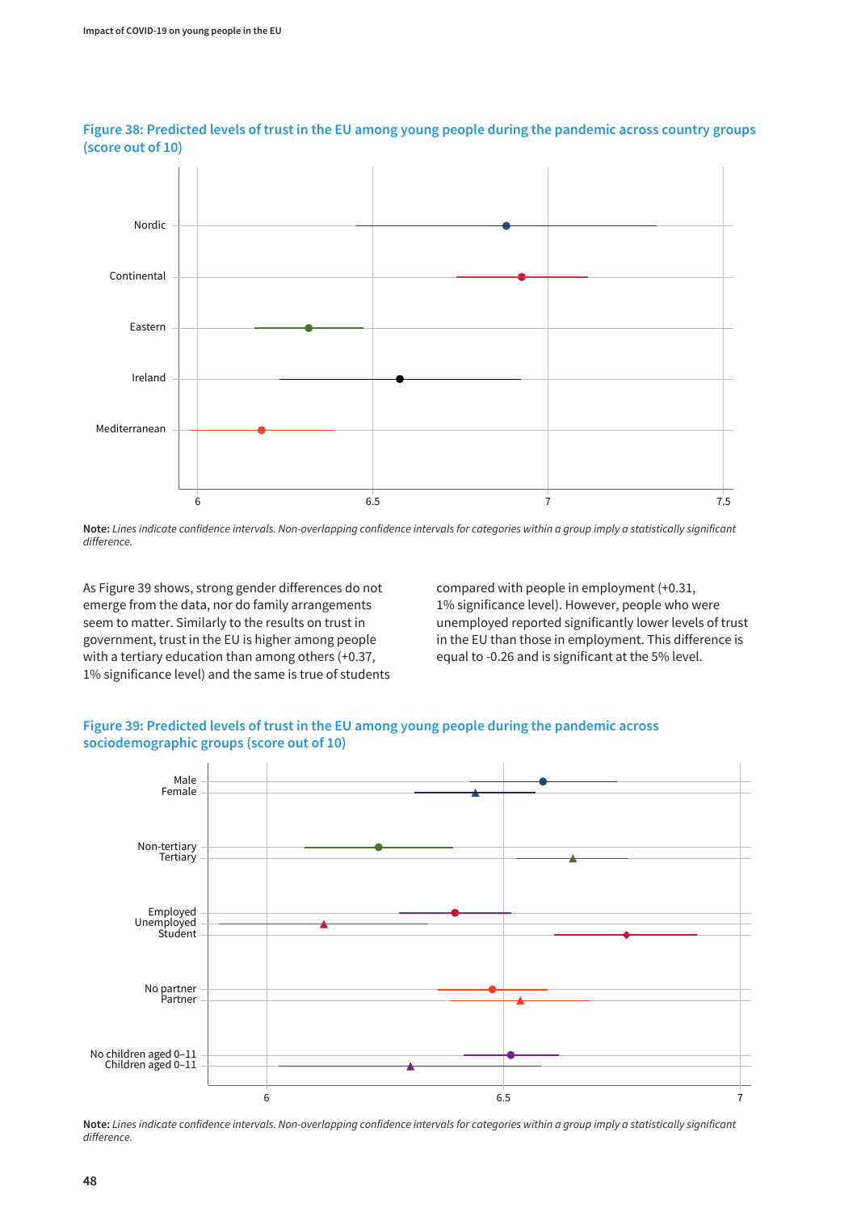**Figure 38: Predicted levels of trust in the EU among young people during the pandemic across country groups (score out of 10)**

**Note:** *Lines indicate confidence intervals. Non-overlapping confidence intervals for categories within a group imply a statistically significant difference.*

As Figure 39 shows, strong gender differences do not emerge from the data, nor do family arrangements seem to matter. Similarly to the results on trust in government, trust in the EU is higher among people with a tertiary education than among others (+0.37, 1% significance level) and the same is true of students compared with people in employment (+0.31, 1% significance level). However, people who were unemployed reported significantly lower levels of trust in the EU than those in employment. This difference is equal to -0.26 and is significant at the 5% level.

**Figure 39: Predicted levels of trust in the EU among young people during the pandemic across sociodemographic groups (score out of 10)**

**Note:** *Lines indicate confidence intervals. Non-overlapping confidence intervals for categories within a group imply a statistically significant difference.*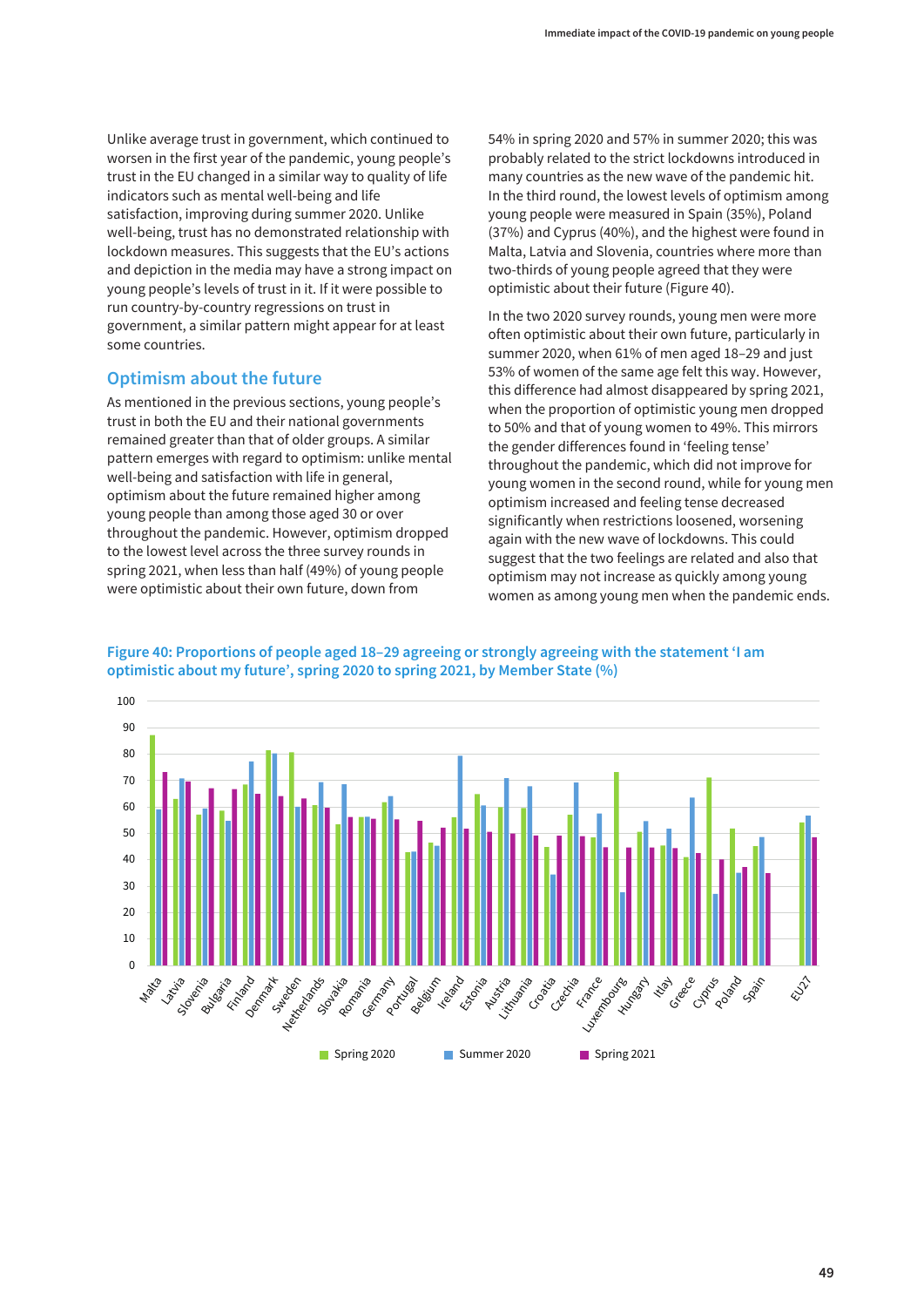Unlike average trust in government, which continued to worsen in the first year of the pandemic, young people's trust in the EU changed in a similar way to quality of life indicators such as mental well-being and life satisfaction, improving during summer 2020. Unlike well-being, trust has no demonstrated relationship with lockdown measures. This suggests that the EU's actions and depiction in the media may have a strong impact on young people's levels of trust in it. If it were possible to run country-by-country regressions on trust in government, a similar pattern might appear for at least some countries.

## Optimism about the future

As mentioned in the previous sections, young people's trust in both the EU and their national governments remained greater than that of older groups. A similar pattern emerges with regard to optimism: unlike mental well-being and satisfaction with life in general, optimism about the future remained higher among young people than among those aged 30 or over throughout the pandemic. However, optimism dropped to the lowest level across the three survey rounds in spring 2021, when less than half (49%) of young people were optimistic about their own future, down from 54% in spring 2020 and 57% in summer 2020; this was probably related to the strict lockdowns introduced in many countries as the new wave of the pandemic hit. In the third round, the lowest levels of optimism among young people were measured in Spain (35%), Poland (37%) and Cyprus (40%), and the highest were found in Malta, Latvia and Slovenia, countries where more than two-thirds of young people agreed that they were optimistic about their future (Figure 40).

In the two 2020 survey rounds, young men were more often optimistic about their own future, particularly in summer 2020, when 61% of men aged 18–29 and just 53% of women of the same age felt this way. However, this difference had almost disappeared by spring 2021, when the proportion of optimistic young men dropped to 50% and that of young women to 49%. This mirrors the gender differences found in 'feeling tense' throughout the pandemic, which did not improve for young women in the second round, while for young men optimism increased and feeling tense decreased significantly when restrictions loosened, worsening again with the new wave of lockdowns. This could suggest that the two feelings are related and also that optimism may not increase as quickly among young women as among young men when the pandemic ends.

**Figure 40: Proportions of people aged 18–29 agreeing or strongly agreeing with the statement 'I am optimistic about my future', spring 2020 to spring 2021, by Member State (%)**

| Country | Spring 2020 | Summer 2020 | Spring 2021 |
|---|---|---|---|
| Malta | 87 | 59 | 73 |
| Latvia | 63 | 71 | 70 |
| Slovenia | 57 | 59 | 67 |
| Bulgaria | 58 | 55 | 67 |
| Finland | 68 | 77 | 65 |
| Denmark | 81 | 80 | 64 |
| Sweden | 81 | 60 | 63 |
| Netherlands | 61 | 69 | 60 |
| Slovakia | 53 | 68 | 56 |
| Romania | 56 | 56 | 55 |
| Germany | 62 | 64 | 55 |
| Portugal | 43 | 43 | 55 |
| Belgium | 46 | 45 | 52 |
| Ireland | 56 | 79 | 52 |
| Estonia | 65 | 61 | 51 |
| Austria | 60 | 71 | 50 |
| Lithuania | 60 | 68 | 49 |
| Croatia | 45 | 34 | 49 |
| Czechia | 57 | 69 | 49 |
| France | 48 | 57 | 45 |
| Luxembourg | 73 | 28 | 45 |
| Hungary | 51 | 55 | 45 |
| Italy | 45 | 52 | 44 |
| Greece | 41 | 63 | 43 |
| Cyprus | 71 | 27 | 40 |
| Poland | 52 | 35 | 37 |
| Spain | 45 | 48 | 35 |
| EU27 | 54 | 57 | 49 |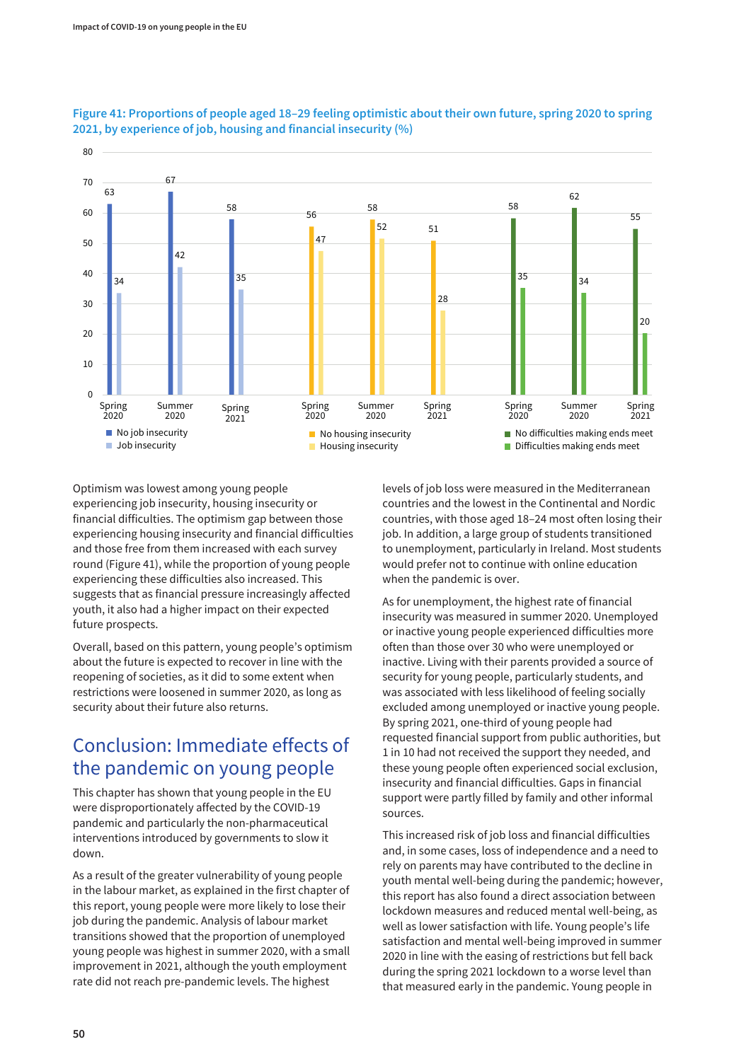**Figure 41: Proportions of people aged 18–29 feeling optimistic about their own future, spring 2020 to spring 2021, by experience of job, housing and financial insecurity (%)**

| | Spring 2020 | Summer 2020 | Spring 2021 |
|---|---|---|---|
| No job insecurity | 63 | 67 | 58 |
| Job insecurity | 34 | 42 | 35 |
| No housing insecurity | 56 | 58 | 51 |
| Housing insecurity | 47 | 52 | 28 |
| No difficulties making ends meet | 58 | 62 | 55 |
| Difficulties making ends meet | 35 | 34 | 20 |

Optimism was lowest among young people experiencing job insecurity, housing insecurity or financial difficulties. The optimism gap between those experiencing housing insecurity and financial difficulties and those free from them increased with each survey round (Figure 41), while the proportion of young people experiencing these difficulties also increased. This suggests that as financial pressure increasingly affected youth, it also had a higher impact on their expected future prospects.

Overall, based on this pattern, young people's optimism about the future is expected to recover in line with the reopening of societies, as it did to some extent when restrictions were loosened in summer 2020, as long as security about their future also returns.

## Conclusion: Immediate effects of the pandemic on young people

This chapter has shown that young people in the EU were disproportionately affected by the COVID-19 pandemic and particularly the non-pharmaceutical interventions introduced by governments to slow it down.

As a result of the greater vulnerability of young people in the labour market, as explained in the first chapter of this report, young people were more likely to lose their job during the pandemic. Analysis of labour market transitions showed that the proportion of unemployed young people was highest in summer 2020, with a small improvement in 2021, although the youth employment rate did not reach pre-pandemic levels. The highest levels of job loss were measured in the Mediterranean countries and the lowest in the Continental and Nordic countries, with those aged 18–24 most often losing their job. In addition, a large group of students transitioned to unemployment, particularly in Ireland. Most students would prefer not to continue with online education when the pandemic is over.

As for unemployment, the highest rate of financial insecurity was measured in summer 2020. Unemployed or inactive young people experienced difficulties more often than those over 30 who were unemployed or inactive. Living with their parents provided a source of security for young people, particularly students, and was associated with less likelihood of feeling socially excluded among unemployed or inactive young people. By spring 2021, one-third of young people had requested financial support from public authorities, but 1 in 10 had not received the support they needed, and these young people often experienced social exclusion, insecurity and financial difficulties. Gaps in financial support were partly filled by family and other informal sources.

This increased risk of job loss and financial difficulties and, in some cases, loss of independence and a need to rely on parents may have contributed to the decline in youth mental well-being during the pandemic; however, this report has also found a direct association between lockdown measures and reduced mental well-being, as well as lower satisfaction with life. Young people's life satisfaction and mental well-being improved in summer 2020 in line with the easing of restrictions but fell back during the spring 2021 lockdown to a worse level than that measured early in the pandemic. Young people in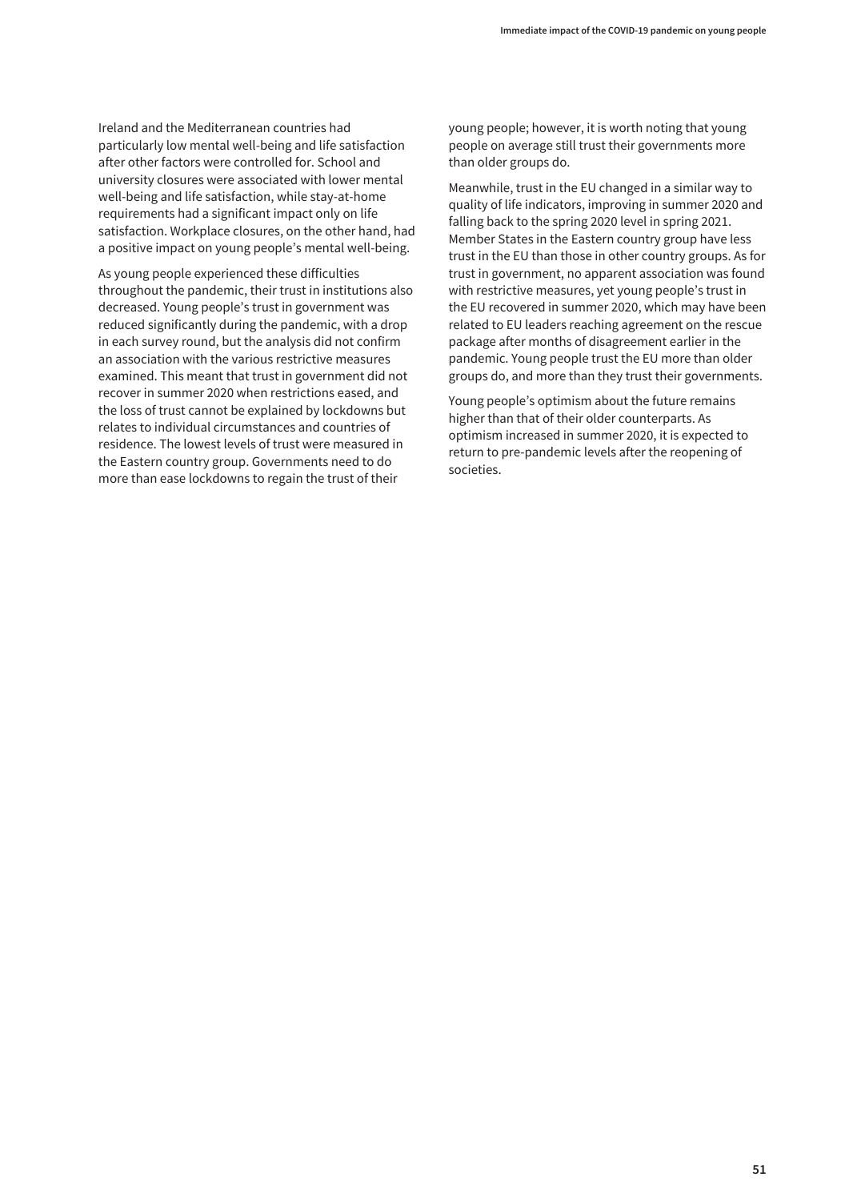Ireland and the Mediterranean countries had particularly low mental well-being and life satisfaction after other factors were controlled for. School and university closures were associated with lower mental well-being and life satisfaction, while stay-at-home requirements had a significant impact only on life satisfaction. Workplace closures, on the other hand, had a positive impact on young people's mental well-being.

As young people experienced these difficulties throughout the pandemic, their trust in institutions also decreased. Young people's trust in government was reduced significantly during the pandemic, with a drop in each survey round, but the analysis did not confirm an association with the various restrictive measures examined. This meant that trust in government did not recover in summer 2020 when restrictions eased, and the loss of trust cannot be explained by lockdowns but relates to individual circumstances and countries of residence. The lowest levels of trust were measured in the Eastern country group. Governments need to do more than ease lockdowns to regain the trust of their young people; however, it is worth noting that young people on average still trust their governments more than older groups do.

Meanwhile, trust in the EU changed in a similar way to quality of life indicators, improving in summer 2020 and falling back to the spring 2020 level in spring 2021. Member States in the Eastern country group have less trust in the EU than those in other country groups. As for trust in government, no apparent association was found with restrictive measures, yet young people's trust in the EU recovered in summer 2020, which may have been related to EU leaders reaching agreement on the rescue package after months of disagreement earlier in the pandemic. Young people trust the EU more than older groups do, and more than they trust their governments.

Young people's optimism about the future remains higher than that of their older counterparts. As optimism increased in summer 2020, it is expected to return to pre-pandemic levels after the reopening of societies.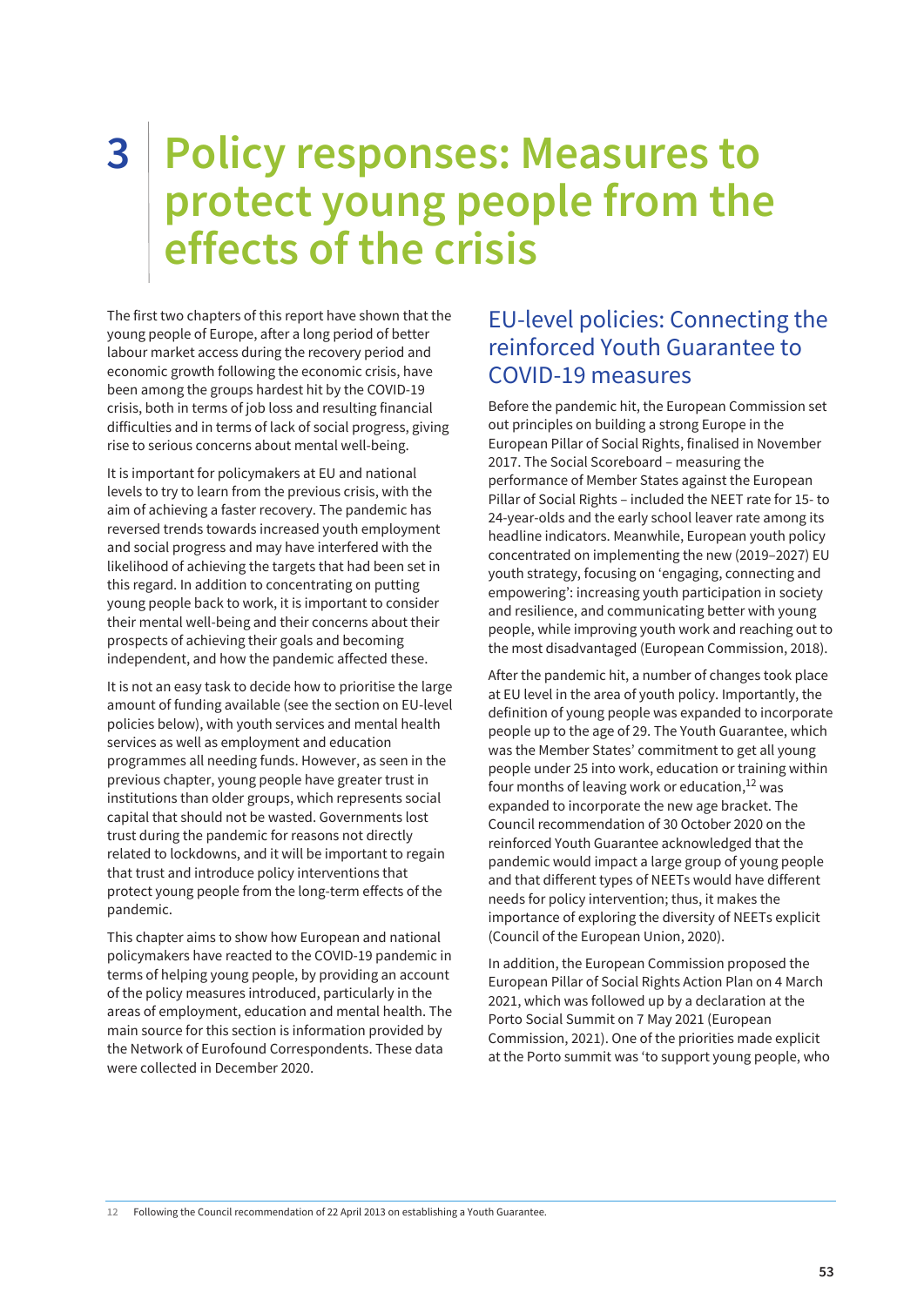# 3 Policy responses: Measures to protect young people from the effects of the crisis

The first two chapters of this report have shown that the young people of Europe, after a long period of better labour market access during the recovery period and economic growth following the economic crisis, have been among the groups hardest hit by the COVID-19 crisis, both in terms of job loss and resulting financial difficulties and in terms of lack of social progress, giving rise to serious concerns about mental well-being.

It is important for policymakers at EU and national levels to try to learn from the previous crisis, with the aim of achieving a faster recovery. The pandemic has reversed trends towards increased youth employment and social progress and may have interfered with the likelihood of achieving the targets that had been set in this regard. In addition to concentrating on putting young people back to work, it is important to consider their mental well-being and their concerns about their prospects of achieving their goals and becoming independent, and how the pandemic affected these.

It is not an easy task to decide how to prioritise the large amount of funding available (see the section on EU-level policies below), with youth services and mental health services as well as employment and education programmes all needing funds. However, as seen in the previous chapter, young people have greater trust in institutions than older groups, which represents social capital that should not be wasted. Governments lost trust during the pandemic for reasons not directly related to lockdowns, and it will be important to regain that trust and introduce policy interventions that protect young people from the long-term effects of the pandemic.

This chapter aims to show how European and national policymakers have reacted to the COVID-19 pandemic in terms of helping young people, by providing an account of the policy measures introduced, particularly in the areas of employment, education and mental health. The main source for this section is information provided by the Network of Eurofound Correspondents. These data were collected in December 2020.

## EU-level policies: Connecting the reinforced Youth Guarantee to COVID-19 measures

Before the pandemic hit, the European Commission set out principles on building a strong Europe in the European Pillar of Social Rights, finalised in November 2017. The Social Scoreboard – measuring the performance of Member States against the European Pillar of Social Rights – included the NEET rate for 15- to 24-year-olds and the early school leaver rate among its headline indicators. Meanwhile, European youth policy concentrated on implementing the new (2019–2027) EU youth strategy, focusing on 'engaging, connecting and empowering': increasing youth participation in society and resilience, and communicating better with young people, while improving youth work and reaching out to the most disadvantaged (European Commission, 2018).

After the pandemic hit, a number of changes took place at EU level in the area of youth policy. Importantly, the definition of young people was expanded to incorporate people up to the age of 29. The Youth Guarantee, which was the Member States' commitment to get all young people under 25 into work, education or training within four months of leaving work or education,[12] was expanded to incorporate the new age bracket. The Council recommendation of 30 October 2020 on the reinforced Youth Guarantee acknowledged that the pandemic would impact a large group of young people and that different types of NEETs would have different needs for policy intervention; thus, it makes the importance of exploring the diversity of NEETs explicit (Council of the European Union, 2020).

In addition, the European Commission proposed the European Pillar of Social Rights Action Plan on 4 March 2021, which was followed up by a declaration at the Porto Social Summit on 7 May 2021 (European Commission, 2021). One of the priorities made explicit at the Porto summit was 'to support young people, who

[12] Following the Council recommendation of 22 April 2013 on establishing a Youth Guarantee.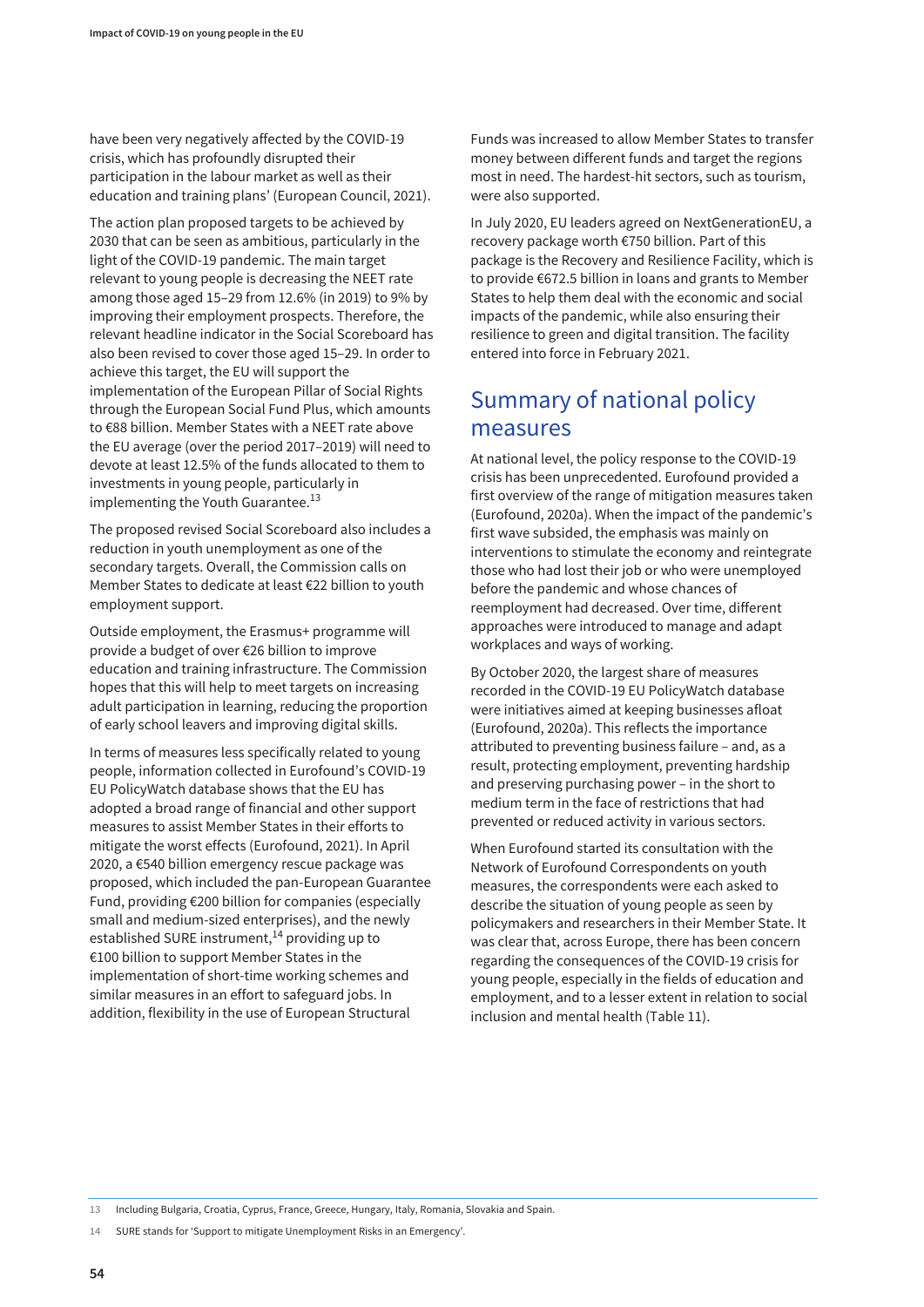have been very negatively affected by the COVID-19 crisis, which has profoundly disrupted their participation in the labour market as well as their education and training plans' (European Council, 2021).

The action plan proposed targets to be achieved by 2030 that can be seen as ambitious, particularly in the light of the COVID-19 pandemic. The main target relevant to young people is decreasing the NEET rate among those aged 15–29 from 12.6% (in 2019) to 9% by improving their employment prospects. Therefore, the relevant headline indicator in the Social Scoreboard has also been revised to cover those aged 15–29. In order to achieve this target, the EU will support the implementation of the European Pillar of Social Rights through the European Social Fund Plus, which amounts to €88 billion. Member States with a NEET rate above the EU average (over the period 2017–2019) will need to devote at least 12.5% of the funds allocated to them to investments in young people, particularly in implementing the Youth Guarantee.[13]

The proposed revised Social Scoreboard also includes a reduction in youth unemployment as one of the secondary targets. Overall, the Commission calls on Member States to dedicate at least €22 billion to youth employment support.

Outside employment, the Erasmus+ programme will provide a budget of over €26 billion to improve education and training infrastructure. The Commission hopes that this will help to meet targets on increasing adult participation in learning, reducing the proportion of early school leavers and improving digital skills.

In terms of measures less specifically related to young people, information collected in Eurofound's COVID-19 EU PolicyWatch database shows that the EU has adopted a broad range of financial and other support measures to assist Member States in their efforts to mitigate the worst effects (Eurofound, 2021). In April 2020, a €540 billion emergency rescue package was proposed, which included the pan-European Guarantee Fund, providing €200 billion for companies (especially small and medium-sized enterprises), and the newly established SURE instrument,[14] providing up to €100 billion to support Member States in the implementation of short-time working schemes and similar measures in an effort to safeguard jobs. In addition, flexibility in the use of European Structural Funds was increased to allow Member States to transfer money between different funds and target the regions most in need. The hardest-hit sectors, such as tourism, were also supported.

In July 2020, EU leaders agreed on NextGenerationEU, a recovery package worth €750 billion. Part of this package is the Recovery and Resilience Facility, which is to provide €672.5 billion in loans and grants to Member States to help them deal with the economic and social impacts of the pandemic, while also ensuring their resilience to green and digital transition. The facility entered into force in February 2021.

## Summary of national policy measures

At national level, the policy response to the COVID-19 crisis has been unprecedented. Eurofound provided a first overview of the range of mitigation measures taken (Eurofound, 2020a). When the impact of the pandemic's first wave subsided, the emphasis was mainly on interventions to stimulate the economy and reintegrate those who had lost their job or who were unemployed before the pandemic and whose chances of reemployment had decreased. Over time, different approaches were introduced to manage and adapt workplaces and ways of working.

By October 2020, the largest share of measures recorded in the COVID-19 EU PolicyWatch database were initiatives aimed at keeping businesses afloat (Eurofound, 2020a). This reflects the importance attributed to preventing business failure – and, as a result, protecting employment, preventing hardship and preserving purchasing power – in the short to medium term in the face of restrictions that had prevented or reduced activity in various sectors.

When Eurofound started its consultation with the Network of Eurofound Correspondents on youth measures, the correspondents were each asked to describe the situation of young people as seen by policymakers and researchers in their Member State. It was clear that, across Europe, there has been concern regarding the consequences of the COVID-19 crisis for young people, especially in the fields of education and employment, and to a lesser extent in relation to social inclusion and mental health (Table 11).

---

13 Including Bulgaria, Croatia, Cyprus, France, Greece, Hungary, Italy, Romania, Slovakia and Spain.

14 SURE stands for 'Support to mitigate Unemployment Risks in an Emergency'.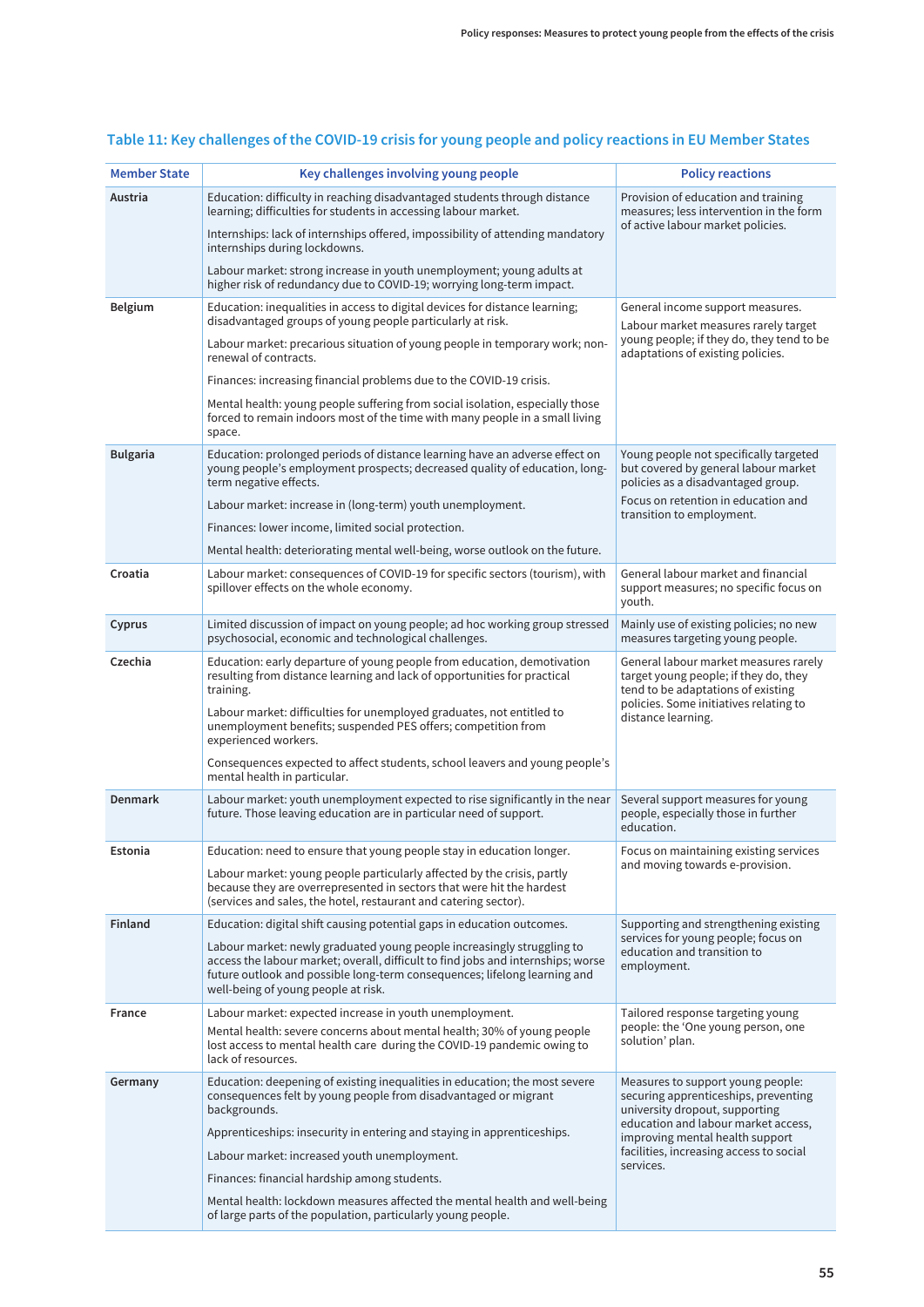### Table 11: Key challenges of the COVID-19 crisis for young people and policy reactions in EU Member States

| Member State | Key challenges involving young people | Policy reactions |
|---|---|---|
| **Austria** | Education: difficulty in reaching disadvantaged students through distance learning; difficulties for students in accessing labour market.<br><br>Internships: lack of internships offered, impossibility of attending mandatory internships during lockdowns.<br><br>Labour market: strong increase in youth unemployment; young adults at higher risk of redundancy due to COVID-19; worrying long-term impact. | Provision of education and training measures; less intervention in the form of active labour market policies. |
| **Belgium** | Education: inequalities in access to digital devices for distance learning; disadvantaged groups of young people particularly at risk.<br><br>Labour market: precarious situation of young people in temporary work; non-renewal of contracts.<br><br>Finances: increasing financial problems due to the COVID-19 crisis.<br><br>Mental health: young people suffering from social isolation, especially those forced to remain indoors most of the time with many people in a small living space. | General income support measures.<br><br>Labour market measures rarely target young people; if they do, they tend to be adaptations of existing policies. |
| **Bulgaria** | Education: prolonged periods of distance learning have an adverse effect on young people's employment prospects; decreased quality of education, long-term negative effects.<br><br>Labour market: increase in (long-term) youth unemployment.<br><br>Finances: lower income, limited social protection.<br><br>Mental health: deteriorating mental well-being, worse outlook on the future. | Young people not specifically targeted but covered by general labour market policies as a disadvantaged group.<br><br>Focus on retention in education and transition to employment. |
| **Croatia** | Labour market: consequences of COVID-19 for specific sectors (tourism), with spillover effects on the whole economy. | General labour market and financial support measures; no specific focus on youth. |
| **Cyprus** | Limited discussion of impact on young people; ad hoc working group stressed psychosocial, economic and technological challenges. | Mainly use of existing policies; no new measures targeting young people. |
| **Czechia** | Education: early departure of young people from education, demotivation resulting from distance learning and lack of opportunities for practical training.<br><br>Labour market: difficulties for unemployed graduates, not entitled to unemployment benefits; suspended PES offers; competition from experienced workers.<br><br>Consequences expected to affect students, school leavers and young people's mental health in particular. | General labour market measures rarely target young people; if they do, they tend to be adaptations of existing policies. Some initiatives relating to distance learning. |
| **Denmark** | Labour market: youth unemployment expected to rise significantly in the near future. Those leaving education are in particular need of support. | Several support measures for young people, especially those in further education. |
| **Estonia** | Education: need to ensure that young people stay in education longer.<br><br>Labour market: young people particularly affected by the crisis, partly because they are overrepresented in sectors that were hit the hardest (services and sales, the hotel, restaurant and catering sector). | Focus on maintaining existing services and moving towards e-provision. |
| **Finland** | Education: digital shift causing potential gaps in education outcomes.<br><br>Labour market: newly graduated young people increasingly struggling to access the labour market; overall, difficult to find jobs and internships; worse future outlook and possible long-term consequences; lifelong learning and well-being of young people at risk. | Supporting and strengthening existing services for young people; focus on education and transition to employment. |
| **France** | Labour market: expected increase in youth unemployment.<br><br>Mental health: severe concerns about mental health; 30% of young people lost access to mental health care during the COVID-19 pandemic owing to lack of resources. | Tailored response targeting young people: the 'One young person, one solution' plan. |
| **Germany** | Education: deepening of existing inequalities in education; the most severe consequences felt by young people from disadvantaged or migrant backgrounds.<br><br>Apprenticeships: insecurity in entering and staying in apprenticeships.<br><br>Labour market: increased youth unemployment.<br><br>Finances: financial hardship among students.<br><br>Mental health: lockdown measures affected the mental health and well-being of large parts of the population, particularly young people. | Measures to support young people: securing apprenticeships, preventing university dropout, supporting education and labour market access, improving mental health support facilities, increasing access to social services. |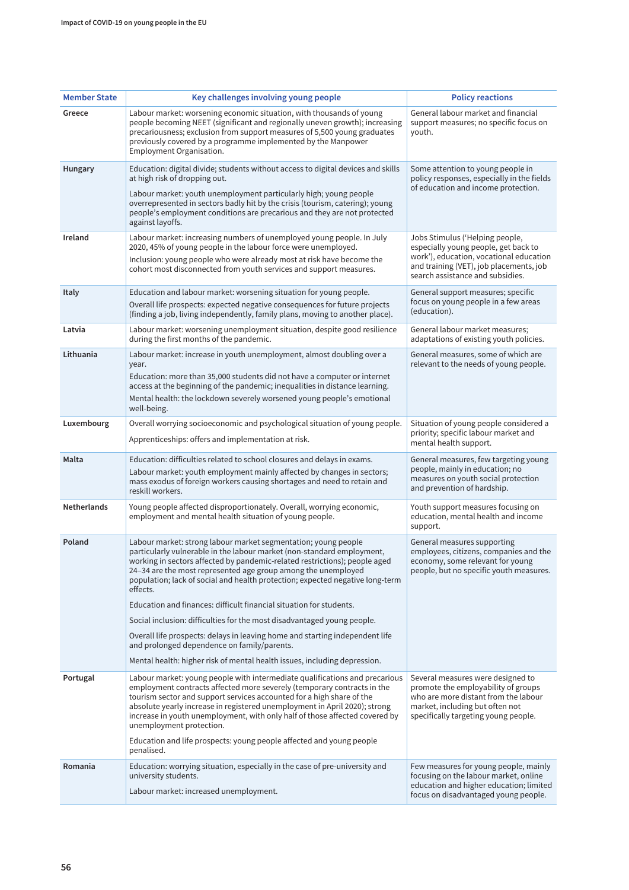| Member State | Key challenges involving young people | Policy reactions |
|---|---|---|
| Greece | Labour market: worsening economic situation, with thousands of young people becoming NEET (significant and regionally uneven growth); increasing precariousness; exclusion from support measures of 5,500 young graduates previously covered by a programme implemented by the Manpower Employment Organisation. | General labour market and financial support measures; no specific focus on youth. |
| Hungary | Education: digital divide; students without access to digital devices and skills at high risk of dropping out.<br><br>Labour market: youth unemployment particularly high; young people overrepresented in sectors badly hit by the crisis (tourism, catering); young people's employment conditions are precarious and they are not protected against layoffs. | Some attention to young people in policy responses, especially in the fields of education and income protection. |
| Ireland | Labour market: increasing numbers of unemployed young people. In July 2020, 45% of young people in the labour force were unemployed.<br><br>Inclusion: young people who were already most at risk have become the cohort most disconnected from youth services and support measures. | Jobs Stimulus ('Helping people, especially young people, get back to work'), education, vocational education and training (VET), job placements, job search assistance and subsidies. |
| Italy | Education and labour market: worsening situation for young people.<br><br>Overall life prospects: expected negative consequences for future projects (finding a job, living independently, family plans, moving to another place). | General support measures; specific focus on young people in a few areas (education). |
| Latvia | Labour market: worsening unemployment situation, despite good resilience during the first months of the pandemic. | General labour market measures; adaptations of existing youth policies. |
| Lithuania | Labour market: increase in youth unemployment, almost doubling over a year.<br><br>Education: more than 35,000 students did not have a computer or internet access at the beginning of the pandemic; inequalities in distance learning.<br><br>Mental health: the lockdown severely worsened young people's emotional well-being. | General measures, some of which are relevant to the needs of young people. |
| Luxembourg | Overall worrying socioeconomic and psychological situation of young people.<br><br>Apprenticeships: offers and implementation at risk. | Situation of young people considered a priority; specific labour market and mental health support. |
| Malta | Education: difficulties related to school closures and delays in exams.<br><br>Labour market: youth employment mainly affected by changes in sectors; mass exodus of foreign workers causing shortages and need to retain and reskill workers. | General measures, few targeting young people, mainly in education; no measures on youth social protection and prevention of hardship. |
| Netherlands | Young people affected disproportionately. Overall, worrying economic, employment and mental health situation of young people. | Youth support measures focusing on education, mental health and income support. |
| Poland | Labour market: strong labour market segmentation; young people particularly vulnerable in the labour market (non-standard employment, working in sectors affected by pandemic-related restrictions); people aged 24–34 are the most represented age group among the unemployed population; lack of social and health protection; expected negative long-term effects.<br><br>Education and finances: difficult financial situation for students.<br><br>Social inclusion: difficulties for the most disadvantaged young people.<br><br>Overall life prospects: delays in leaving home and starting independent life and prolonged dependence on family/parents.<br><br>Mental health: higher risk of mental health issues, including depression. | General measures supporting employees, citizens, companies and the economy, some relevant for young people, but no specific youth measures. |
| Portugal | Labour market: young people with intermediate qualifications and precarious employment contracts affected more severely (temporary contracts in the tourism sector and support services accounted for a high share of the absolute yearly increase in registered unemployment in April 2020); strong increase in youth unemployment, with only half of those affected covered by unemployment protection.<br><br>Education and life prospects: young people affected and young people penalised. | Several measures were designed to promote the employability of groups who are more distant from the labour market, including but often not specifically targeting young people. |
| Romania | Education: worrying situation, especially in the case of pre-university and university students.<br><br>Labour market: increased unemployment. | Few measures for young people, mainly focusing on the labour market, online education and higher education; limited focus on disadvantaged young people. |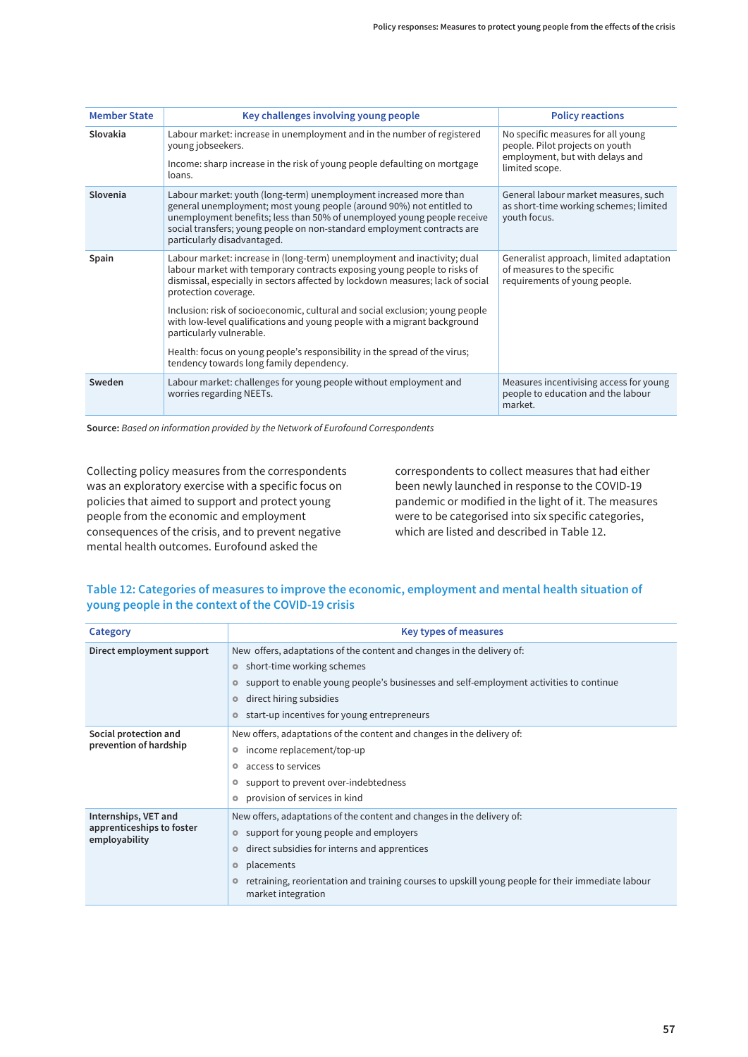| Member State | Key challenges involving young people | Policy reactions |
|---|---|---|
| **Slovakia** | Labour market: increase in unemployment and in the number of registered young jobseekers.<br><br>Income: sharp increase in the risk of young people defaulting on mortgage loans. | No specific measures for all young people. Pilot projects on youth employment, but with delays and limited scope. |
| **Slovenia** | Labour market: youth (long-term) unemployment increased more than general unemployment; most young people (around 90%) not entitled to unemployment benefits; less than 50% of unemployed young people receive social transfers; young people on non-standard employment contracts are particularly disadvantaged. | General labour market measures, such as short-time working schemes; limited youth focus. |
| **Spain** | Labour market: increase in (long-term) unemployment and inactivity; dual labour market with temporary contracts exposing young people to risks of dismissal, especially in sectors affected by lockdown measures; lack of social protection coverage.<br><br>Inclusion: risk of socioeconomic, cultural and social exclusion; young people with low-level qualifications and young people with a migrant background particularly vulnerable.<br><br>Health: focus on young people's responsibility in the spread of the virus; tendency towards long family dependency. | Generalist approach, limited adaptation of measures to the specific requirements of young people. |
| **Sweden** | Labour market: challenges for young people without employment and worries regarding NEETs. | Measures incentivising access for young people to education and the labour market. |

**Source:** *Based on information provided by the Network of Eurofound Correspondents*

Collecting policy measures from the correspondents was an exploratory exercise with a specific focus on policies that aimed to support and protect young people from the economic and employment consequences of the crisis, and to prevent negative mental health outcomes. Eurofound asked the correspondents to collect measures that had either been newly launched in response to the COVID-19 pandemic or modified in the light of it. The measures were to be categorised into six specific categories, which are listed and described in Table 12.

## Table 12: Categories of measures to improve the economic, employment and mental health situation of young people in the context of the COVID-19 crisis

| Category | Key types of measures |
|---|---|
| **Direct employment support** | New offers, adaptations of the content and changes in the delivery of:<br>- short-time working schemes<br>- support to enable young people's businesses and self-employment activities to continue<br>- direct hiring subsidies<br>- start-up incentives for young entrepreneurs |
| **Social protection and prevention of hardship** | New offers, adaptations of the content and changes in the delivery of:<br>- income replacement/top-up<br>- access to services<br>- support to prevent over-indebtedness<br>- provision of services in kind |
| **Internships, VET and apprenticeships to foster employability** | New offers, adaptations of the content and changes in the delivery of:<br>- support for young people and employers<br>- direct subsidies for interns and apprentices<br>- placements<br>- retraining, reorientation and training courses to upskill young people for their immediate labour market integration |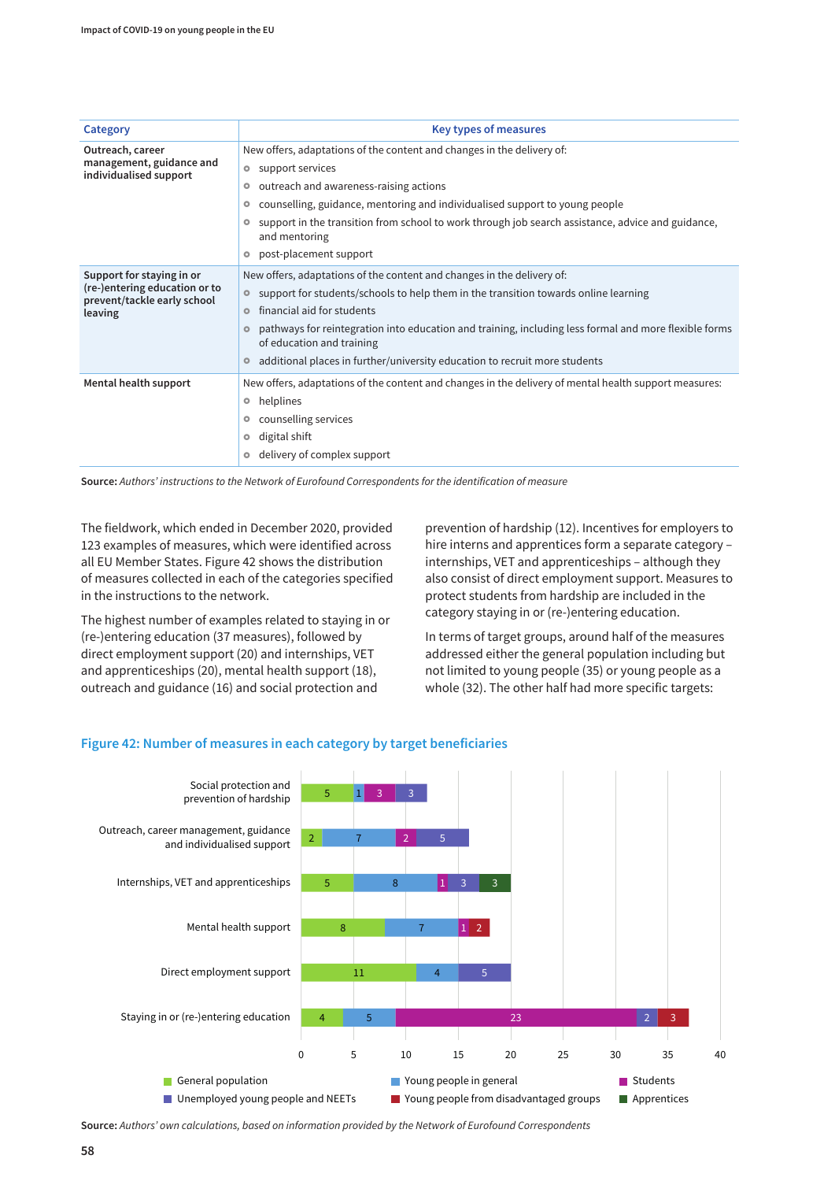| Category | Key types of measures |
|---|---|
| **Outreach, career management, guidance and individualised support** | New offers, adaptations of the content and changes in the delivery of:<br>• support services<br>• outreach and awareness-raising actions<br>• counselling, guidance, mentoring and individualised support to young people<br>• support in the transition from school to work through job search assistance, advice and guidance, and mentoring<br>• post-placement support |
| **Support for staying in or (re-)entering education or to prevent/tackle early school leaving** | New offers, adaptations of the content and changes in the delivery of:<br>• support for students/schools to help them in the transition towards online learning<br>• financial aid for students<br>• pathways for reintegration into education and training, including less formal and more flexible forms of education and training<br>• additional places in further/university education to recruit more students |
| **Mental health support** | New offers, adaptations of the content and changes in the delivery of mental health support measures:<br>• helplines<br>• counselling services<br>• digital shift<br>• delivery of complex support |

**Source:** *Authors' instructions to the Network of Eurofound Correspondents for the identification of measure*

The fieldwork, which ended in December 2020, provided 123 examples of measures, which were identified across all EU Member States. Figure 42 shows the distribution of measures collected in each of the categories specified in the instructions to the network.

The highest number of examples related to staying in or (re-)entering education (37 measures), followed by direct employment support (20) and internships, VET and apprenticeships (20), mental health support (18), outreach and guidance (16) and social protection and prevention of hardship (12). Incentives for employers to hire interns and apprentices form a separate category – internships, VET and apprenticeships – although they also consist of direct employment support. Measures to protect students from hardship are included in the category staying in or (re-)entering education.

In terms of target groups, around half of the measures addressed either the general population including but not limited to young people (35) or young people as a whole (32). The other half had more specific targets:

## Figure 42: Number of measures in each category by target beneficiaries

| Category | General population | Young people in general | Students | Unemployed young people and NEETs | Young people from disadvantaged groups | Apprentices |
|---|---|---|---|---|---|---|
| Social protection and prevention of hardship | 5 | 1 | 3 | 3 | | |
| Outreach, career management, guidance and individualised support | 2 | 7 | 2 | 5 | | |
| Internships, VET and apprenticeships | 5 | 8 | 1 | 3 | | 3 |
| Mental health support | 8 | 7 | 1 | | 2 | |
| Direct employment support | 11 | 4 | | 5 | | |
| Staying in or (re-)entering education | 4 | 5 | 23 | 2 | 3 | |

**Source:** *Authors' own calculations, based on information provided by the Network of Eurofound Correspondents*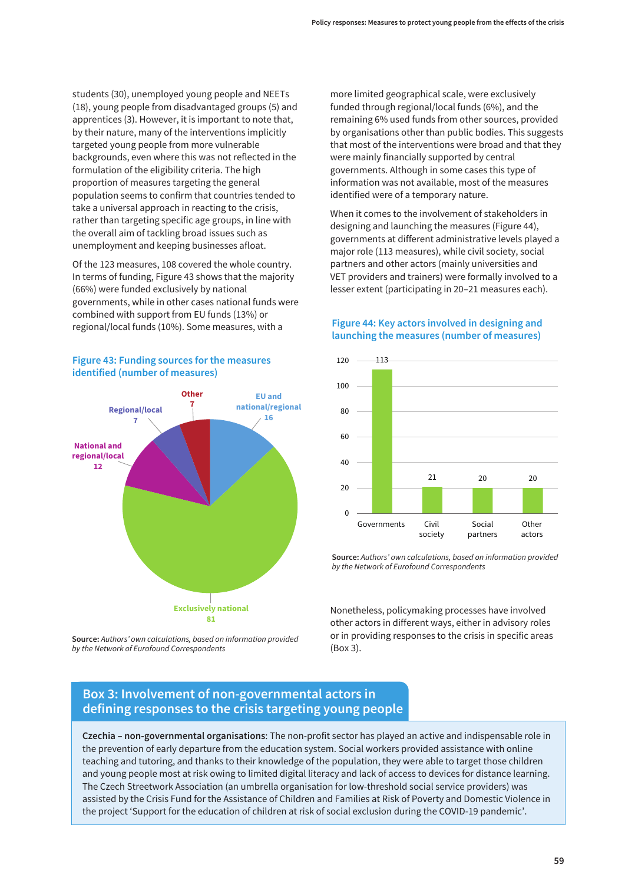students (30), unemployed young people and NEETs (18), young people from disadvantaged groups (5) and apprentices (3). However, it is important to note that, by their nature, many of the interventions implicitly targeted young people from more vulnerable backgrounds, even where this was not reflected in the formulation of the eligibility criteria. The high proportion of measures targeting the general population seems to confirm that countries tended to take a universal approach in reacting to the crisis, rather than targeting specific age groups, in line with the overall aim of tackling broad issues such as unemployment and keeping businesses afloat.

Of the 123 measures, 108 covered the whole country. In terms of funding, Figure 43 shows that the majority (66%) were funded exclusively by national governments, while in other cases national funds were combined with support from EU funds (13%) or regional/local funds (10%). Some measures, with a more limited geographical scale, were exclusively funded through regional/local funds (6%), and the remaining 6% used funds from other sources, provided by organisations other than public bodies. This suggests that most of the interventions were broad and that they were mainly financially supported by central governments. Although in some cases this type of information was not available, most of the measures identified were of a temporary nature.

When it comes to the involvement of stakeholders in designing and launching the measures (Figure 44), governments at different administrative levels played a major role (113 measures), while civil society, social partners and other actors (mainly universities and VET providers and trainers) were formally involved to a lesser extent (participating in 20–21 measures each).

**Figure 43: Funding sources for the measures identified (number of measures)**

| Funding source | Number of measures |
|---|---|
| Exclusively national | 81 |
| EU and national/regional | 16 |
| National and regional/local | 12 |
| Regional/local | 7 |
| Other | 7 |

**Source:** *Authors' own calculations, based on information provided by the Network of Eurofound Correspondents*

**Figure 44: Key actors involved in designing and launching the measures (number of measures)**

| Actor | Number of measures |
|---|---|
| Governments | 113 |
| Civil society | 21 |
| Social partners | 20 |
| Other actors | 20 |

**Source:** *Authors' own calculations, based on information provided by the Network of Eurofound Correspondents*

Nonetheless, policymaking processes have involved other actors in different ways, either in advisory roles or in providing responses to the crisis in specific areas (Box 3).

### Box 3: Involvement of non-governmental actors in defining responses to the crisis targeting young people

**Czechia – non-governmental organisations**: The non-profit sector has played an active and indispensable role in the prevention of early departure from the education system. Social workers provided assistance with online teaching and tutoring, and thanks to their knowledge of the population, they were able to target those children and young people most at risk owing to limited digital literacy and lack of access to devices for distance learning. The Czech Streetwork Association (an umbrella organisation for low-threshold social service providers) was assisted by the Crisis Fund for the Assistance of Children and Families at Risk of Poverty and Domestic Violence in the project 'Support for the education of children at risk of social exclusion during the COVID-19 pandemic'.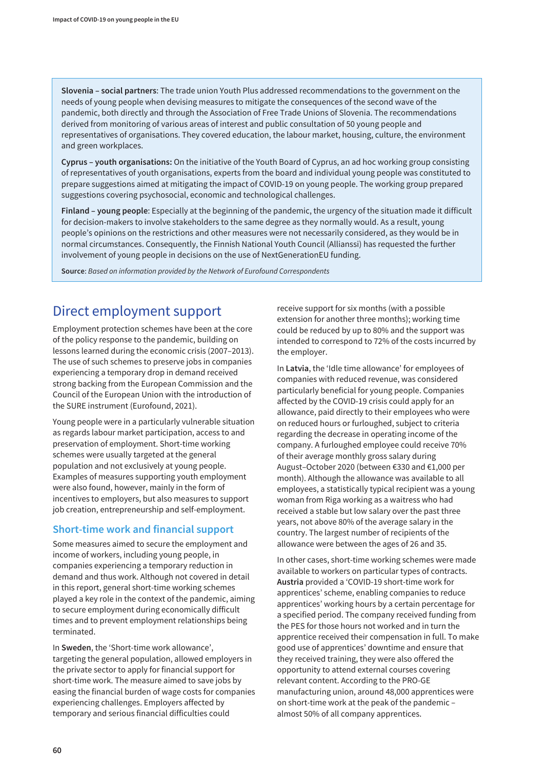**Slovenia – social partners**: The trade union Youth Plus addressed recommendations to the government on the needs of young people when devising measures to mitigate the consequences of the second wave of the pandemic, both directly and through the Association of Free Trade Unions of Slovenia. The recommendations derived from monitoring of various areas of interest and public consultation of 50 young people and representatives of organisations. They covered education, the labour market, housing, culture, the environment and green workplaces.

**Cyprus – youth organisations:** On the initiative of the Youth Board of Cyprus, an ad hoc working group consisting of representatives of youth organisations, experts from the board and individual young people was constituted to prepare suggestions aimed at mitigating the impact of COVID-19 on young people. The working group prepared suggestions covering psychosocial, economic and technological challenges.

**Finland – young people**: Especially at the beginning of the pandemic, the urgency of the situation made it difficult for decision-makers to involve stakeholders to the same degree as they normally would. As a result, young people's opinions on the restrictions and other measures were not necessarily considered, as they would be in normal circumstances. Consequently, the Finnish National Youth Council (Allianssi) has requested the further involvement of young people in decisions on the use of NextGenerationEU funding.

**Source**: *Based on information provided by the Network of Eurofound Correspondents*

## Direct employment support

Employment protection schemes have been at the core of the policy response to the pandemic, building on lessons learned during the economic crisis (2007–2013). The use of such schemes to preserve jobs in companies experiencing a temporary drop in demand received strong backing from the European Commission and the Council of the European Union with the introduction of the SURE instrument (Eurofound, 2021).

Young people were in a particularly vulnerable situation as regards labour market participation, access to and preservation of employment. Short-time working schemes were usually targeted at the general population and not exclusively at young people. Examples of measures supporting youth employment were also found, however, mainly in the form of incentives to employers, but also measures to support job creation, entrepreneurship and self-employment.

### Short-time work and financial support

Some measures aimed to secure the employment and income of workers, including young people, in companies experiencing a temporary reduction in demand and thus work. Although not covered in detail in this report, general short-time working schemes played a key role in the context of the pandemic, aiming to secure employment during economically difficult times and to prevent employment relationships being terminated.

In **Sweden**, the 'Short-time work allowance', targeting the general population, allowed employers in the private sector to apply for financial support for short-time work. The measure aimed to save jobs by easing the financial burden of wage costs for companies experiencing challenges. Employers affected by temporary and serious financial difficulties could receive support for six months (with a possible extension for another three months); working time could be reduced by up to 80% and the support was intended to correspond to 72% of the costs incurred by the employer.

In **Latvia**, the 'Idle time allowance' for employees of companies with reduced revenue, was considered particularly beneficial for young people. Companies affected by the COVID-19 crisis could apply for an allowance, paid directly to their employees who were on reduced hours or furloughed, subject to criteria regarding the decrease in operating income of the company. A furloughed employee could receive 70% of their average monthly gross salary during August–October 2020 (between €330 and €1,000 per month). Although the allowance was available to all employees, a statistically typical recipient was a young woman from Riga working as a waitress who had received a stable but low salary over the past three years, not above 80% of the average salary in the country. The largest number of recipients of the allowance were between the ages of 26 and 35.

In other cases, short-time working schemes were made available to workers on particular types of contracts. **Austria** provided a 'COVID-19 short-time work for apprentices' scheme, enabling companies to reduce apprentices' working hours by a certain percentage for a specified period. The company received funding from the PES for those hours not worked and in turn the apprentice received their compensation in full. To make good use of apprentices' downtime and ensure that they received training, they were also offered the opportunity to attend external courses covering relevant content. According to the PRO-GE manufacturing union, around 48,000 apprentices were on short-time work at the peak of the pandemic – almost 50% of all company apprentices.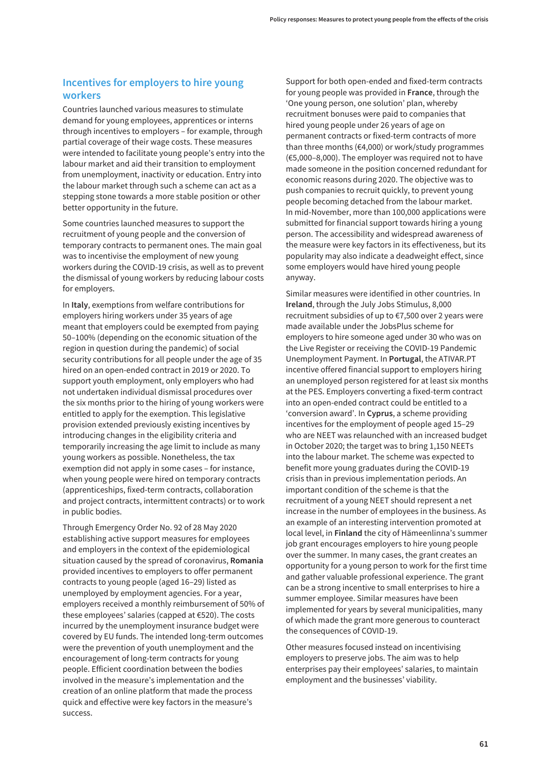## Incentives for employers to hire young workers

Countries launched various measures to stimulate demand for young employees, apprentices or interns through incentives to employers – for example, through partial coverage of their wage costs. These measures were intended to facilitate young people's entry into the labour market and aid their transition to employment from unemployment, inactivity or education. Entry into the labour market through such a scheme can act as a stepping stone towards a more stable position or other better opportunity in the future.

Some countries launched measures to support the recruitment of young people and the conversion of temporary contracts to permanent ones. The main goal was to incentivise the employment of new young workers during the COVID-19 crisis, as well as to prevent the dismissal of young workers by reducing labour costs for employers.

In **Italy**, exemptions from welfare contributions for employers hiring workers under 35 years of age meant that employers could be exempted from paying 50–100% (depending on the economic situation of the region in question during the pandemic) of social security contributions for all people under the age of 35 hired on an open-ended contract in 2019 or 2020. To support youth employment, only employers who had not undertaken individual dismissal procedures over the six months prior to the hiring of young workers were entitled to apply for the exemption. This legislative provision extended previously existing incentives by introducing changes in the eligibility criteria and temporarily increasing the age limit to include as many young workers as possible. Nonetheless, the tax exemption did not apply in some cases – for instance, when young people were hired on temporary contracts (apprenticeships, fixed-term contracts, collaboration and project contracts, intermittent contracts) or to work in public bodies.

Through Emergency Order No. 92 of 28 May 2020 establishing active support measures for employees and employers in the context of the epidemiological situation caused by the spread of coronavirus, **Romania** provided incentives to employers to offer permanent contracts to young people (aged 16–29) listed as unemployed by employment agencies. For a year, employers received a monthly reimbursement of 50% of these employees' salaries (capped at €520). The costs incurred by the unemployment insurance budget were covered by EU funds. The intended long-term outcomes were the prevention of youth unemployment and the encouragement of long-term contracts for young people. Efficient coordination between the bodies involved in the measure's implementation and the creation of an online platform that made the process quick and effective were key factors in the measure's success.

Support for both open-ended and fixed-term contracts for young people was provided in **France**, through the 'One young person, one solution' plan, whereby recruitment bonuses were paid to companies that hired young people under 26 years of age on permanent contracts or fixed-term contracts of more than three months (€4,000) or work/study programmes (€5,000–8,000). The employer was required not to have made someone in the position concerned redundant for economic reasons during 2020. The objective was to push companies to recruit quickly, to prevent young people becoming detached from the labour market. In mid-November, more than 100,000 applications were submitted for financial support towards hiring a young person. The accessibility and widespread awareness of the measure were key factors in its effectiveness, but its popularity may also indicate a deadweight effect, since some employers would have hired young people anyway.

Similar measures were identified in other countries. In **Ireland**, through the July Jobs Stimulus, 8,000 recruitment subsidies of up to €7,500 over 2 years were made available under the JobsPlus scheme for employers to hire someone aged under 30 who was on the Live Register or receiving the COVID-19 Pandemic Unemployment Payment. In **Portugal**, the ATIVAR.PT incentive offered financial support to employers hiring an unemployed person registered for at least six months at the PES. Employers converting a fixed-term contract into an open-ended contract could be entitled to a 'conversion award'. In **Cyprus**, a scheme providing incentives for the employment of people aged 15–29 who are NEET was relaunched with an increased budget in October 2020; the target was to bring 1,150 NEETs into the labour market. The scheme was expected to benefit more young graduates during the COVID-19 crisis than in previous implementation periods. An important condition of the scheme is that the recruitment of a young NEET should represent a net increase in the number of employees in the business. As an example of an interesting intervention promoted at local level, in **Finland** the city of Hämeenlinna's summer job grant encourages employers to hire young people over the summer. In many cases, the grant creates an opportunity for a young person to work for the first time and gather valuable professional experience. The grant can be a strong incentive to small enterprises to hire a summer employee. Similar measures have been implemented for years by several municipalities, many of which made the grant more generous to counteract the consequences of COVID-19.

Other measures focused instead on incentivising employers to preserve jobs. The aim was to help enterprises pay their employees' salaries, to maintain employment and the businesses' viability.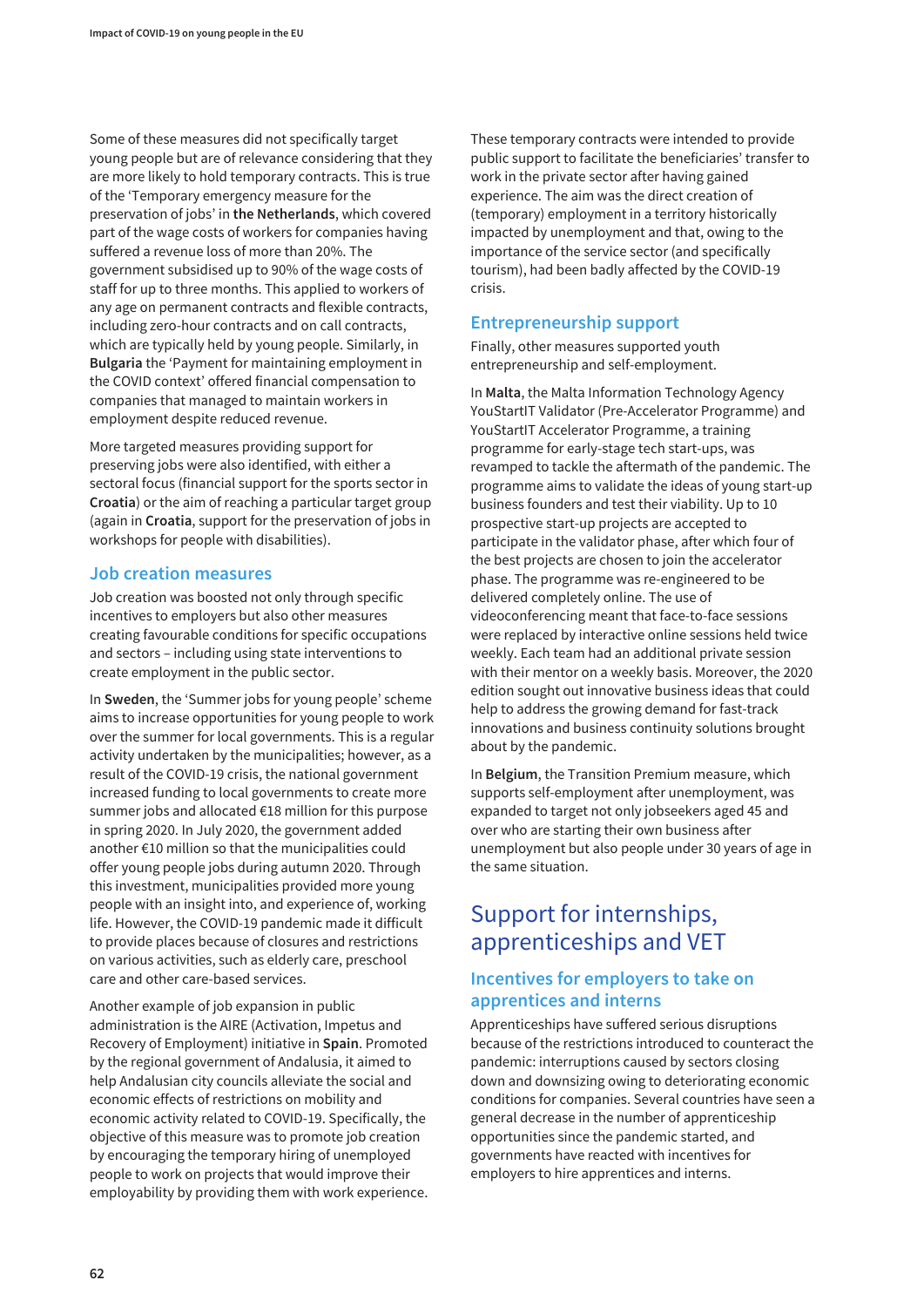Some of these measures did not specifically target young people but are of relevance considering that they are more likely to hold temporary contracts. This is true of the 'Temporary emergency measure for the preservation of jobs' in **the Netherlands**, which covered part of the wage costs of workers for companies having suffered a revenue loss of more than 20%. The government subsidised up to 90% of the wage costs of staff for up to three months. This applied to workers of any age on permanent contracts and flexible contracts, including zero-hour contracts and on call contracts, which are typically held by young people. Similarly, in **Bulgaria** the 'Payment for maintaining employment in the COVID context' offered financial compensation to companies that managed to maintain workers in employment despite reduced revenue.

More targeted measures providing support for preserving jobs were also identified, with either a sectoral focus (financial support for the sports sector in **Croatia**) or the aim of reaching a particular target group (again in **Croatia**, support for the preservation of jobs in workshops for people with disabilities).

### Job creation measures

Job creation was boosted not only through specific incentives to employers but also other measures creating favourable conditions for specific occupations and sectors – including using state interventions to create employment in the public sector.

In **Sweden**, the 'Summer jobs for young people' scheme aims to increase opportunities for young people to work over the summer for local governments. This is a regular activity undertaken by the municipalities; however, as a result of the COVID-19 crisis, the national government increased funding to local governments to create more summer jobs and allocated €18 million for this purpose in spring 2020. In July 2020, the government added another €10 million so that the municipalities could offer young people jobs during autumn 2020. Through this investment, municipalities provided more young people with an insight into, and experience of, working life. However, the COVID-19 pandemic made it difficult to provide places because of closures and restrictions on various activities, such as elderly care, preschool care and other care-based services.

Another example of job expansion in public administration is the AIRE (Activation, Impetus and Recovery of Employment) initiative in **Spain**. Promoted by the regional government of Andalusia, it aimed to help Andalusian city councils alleviate the social and economic effects of restrictions on mobility and economic activity related to COVID-19. Specifically, the objective of this measure was to promote job creation by encouraging the temporary hiring of unemployed people to work on projects that would improve their employability by providing them with work experience. These temporary contracts were intended to provide public support to facilitate the beneficiaries' transfer to work in the private sector after having gained experience. The aim was the direct creation of (temporary) employment in a territory historically impacted by unemployment and that, owing to the importance of the service sector (and specifically tourism), had been badly affected by the COVID-19 crisis.

### Entrepreneurship support

Finally, other measures supported youth entrepreneurship and self-employment.

In **Malta**, the Malta Information Technology Agency YouStartIT Validator (Pre-Accelerator Programme) and YouStartIT Accelerator Programme, a training programme for early-stage tech start-ups, was revamped to tackle the aftermath of the pandemic. The programme aims to validate the ideas of young start-up business founders and test their viability. Up to 10 prospective start-up projects are accepted to participate in the validator phase, after which four of the best projects are chosen to join the accelerator phase. The programme was re-engineered to be delivered completely online. The use of videoconferencing meant that face-to-face sessions were replaced by interactive online sessions held twice weekly. Each team had an additional private session with their mentor on a weekly basis. Moreover, the 2020 edition sought out innovative business ideas that could help to address the growing demand for fast-track innovations and business continuity solutions brought about by the pandemic.

In **Belgium**, the Transition Premium measure, which supports self-employment after unemployment, was expanded to target not only jobseekers aged 45 and over who are starting their own business after unemployment but also people under 30 years of age in the same situation.

## Support for internships, apprenticeships and VET

### Incentives for employers to take on apprentices and interns

Apprenticeships have suffered serious disruptions because of the restrictions introduced to counteract the pandemic: interruptions caused by sectors closing down and downsizing owing to deteriorating economic conditions for companies. Several countries have seen a general decrease in the number of apprenticeship opportunities since the pandemic started, and governments have reacted with incentives for employers to hire apprentices and interns.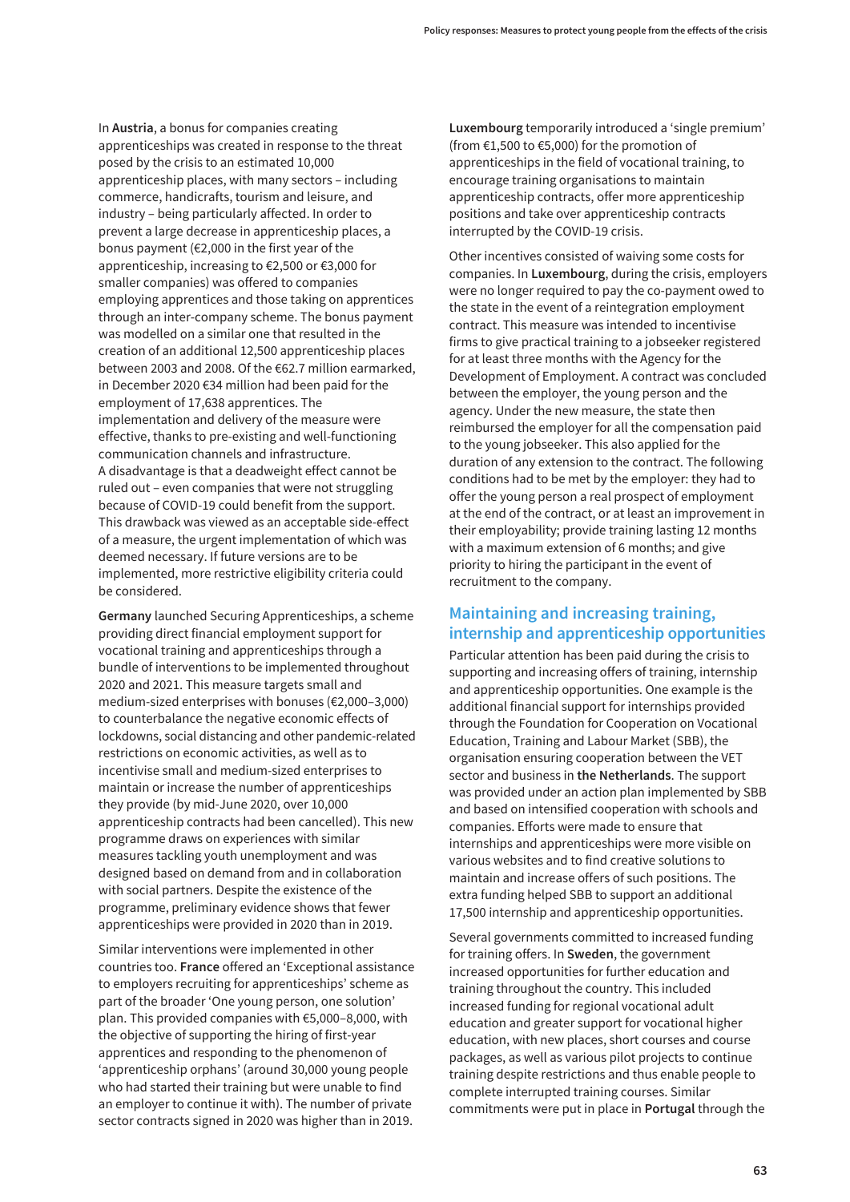In **Austria**, a bonus for companies creating apprenticeships was created in response to the threat posed by the crisis to an estimated 10,000 apprenticeship places, with many sectors – including commerce, handicrafts, tourism and leisure, and industry – being particularly affected. In order to prevent a large decrease in apprenticeship places, a bonus payment (€2,000 in the first year of the apprenticeship, increasing to €2,500 or €3,000 for smaller companies) was offered to companies employing apprentices and those taking on apprentices through an inter-company scheme. The bonus payment was modelled on a similar one that resulted in the creation of an additional 12,500 apprenticeship places between 2003 and 2008. Of the €62.7 million earmarked, in December 2020 €34 million had been paid for the employment of 17,638 apprentices. The implementation and delivery of the measure were effective, thanks to pre-existing and well-functioning communication channels and infrastructure. A disadvantage is that a deadweight effect cannot be ruled out – even companies that were not struggling because of COVID-19 could benefit from the support. This drawback was viewed as an acceptable side-effect of a measure, the urgent implementation of which was deemed necessary. If future versions are to be implemented, more restrictive eligibility criteria could be considered.

**Germany** launched Securing Apprenticeships, a scheme providing direct financial employment support for vocational training and apprenticeships through a bundle of interventions to be implemented throughout 2020 and 2021. This measure targets small and medium-sized enterprises with bonuses (€2,000–3,000) to counterbalance the negative economic effects of lockdowns, social distancing and other pandemic-related restrictions on economic activities, as well as to incentivise small and medium-sized enterprises to maintain or increase the number of apprenticeships they provide (by mid-June 2020, over 10,000 apprenticeship contracts had been cancelled). This new programme draws on experiences with similar measures tackling youth unemployment and was designed based on demand from and in collaboration with social partners. Despite the existence of the programme, preliminary evidence shows that fewer apprenticeships were provided in 2020 than in 2019.

Similar interventions were implemented in other countries too. **France** offered an 'Exceptional assistance to employers recruiting for apprenticeships' scheme as part of the broader 'One young person, one solution' plan. This provided companies with €5,000–8,000, with the objective of supporting the hiring of first-year apprentices and responding to the phenomenon of 'apprenticeship orphans' (around 30,000 young people who had started their training but were unable to find an employer to continue it with). The number of private sector contracts signed in 2020 was higher than in 2019.

**Luxembourg** temporarily introduced a 'single premium' (from €1,500 to €5,000) for the promotion of apprenticeships in the field of vocational training, to encourage training organisations to maintain apprenticeship contracts, offer more apprenticeship positions and take over apprenticeship contracts interrupted by the COVID-19 crisis.

Other incentives consisted of waiving some costs for companies. In **Luxembourg**, during the crisis, employers were no longer required to pay the co-payment owed to the state in the event of a reintegration employment contract. This measure was intended to incentivise firms to give practical training to a jobseeker registered for at least three months with the Agency for the Development of Employment. A contract was concluded between the employer, the young person and the agency. Under the new measure, the state then reimbursed the employer for all the compensation paid to the young jobseeker. This also applied for the duration of any extension to the contract. The following conditions had to be met by the employer: they had to offer the young person a real prospect of employment at the end of the contract, or at least an improvement in their employability; provide training lasting 12 months with a maximum extension of 6 months; and give priority to hiring the participant in the event of recruitment to the company.

## Maintaining and increasing training, internship and apprenticeship opportunities

Particular attention has been paid during the crisis to supporting and increasing offers of training, internship and apprenticeship opportunities. One example is the additional financial support for internships provided through the Foundation for Cooperation on Vocational Education, Training and Labour Market (SBB), the organisation ensuring cooperation between the VET sector and business in **the Netherlands**. The support was provided under an action plan implemented by SBB and based on intensified cooperation with schools and companies. Efforts were made to ensure that internships and apprenticeships were more visible on various websites and to find creative solutions to maintain and increase offers of such positions. The extra funding helped SBB to support an additional 17,500 internship and apprenticeship opportunities.

Several governments committed to increased funding for training offers. In **Sweden**, the government increased opportunities for further education and training throughout the country. This included increased funding for regional vocational adult education and greater support for vocational higher education, with new places, short courses and course packages, as well as various pilot projects to continue training despite restrictions and thus enable people to complete interrupted training courses. Similar commitments were put in place in **Portugal** through the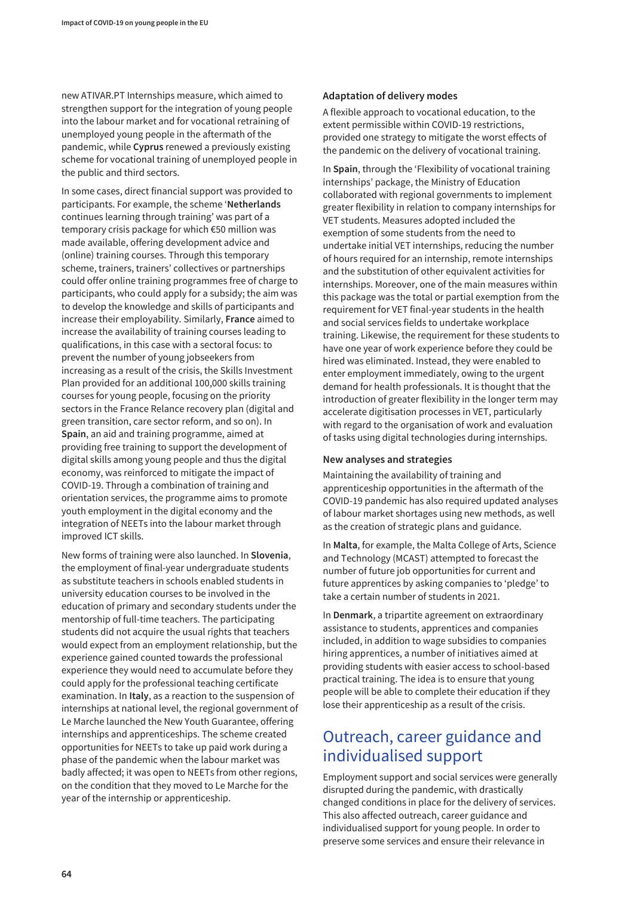new ATIVAR.PT Internships measure, which aimed to strengthen support for the integration of young people into the labour market and for vocational retraining of unemployed young people in the aftermath of the pandemic, while **Cyprus** renewed a previously existing scheme for vocational training of unemployed people in the public and third sectors.

In some cases, direct financial support was provided to participants. For example, the scheme '**Netherlands** continues learning through training' was part of a temporary crisis package for which €50 million was made available, offering development advice and (online) training courses. Through this temporary scheme, trainers, trainers' collectives or partnerships could offer online training programmes free of charge to participants, who could apply for a subsidy; the aim was to develop the knowledge and skills of participants and increase their employability. Similarly, **France** aimed to increase the availability of training courses leading to qualifications, in this case with a sectoral focus: to prevent the number of young jobseekers from increasing as a result of the crisis, the Skills Investment Plan provided for an additional 100,000 skills training courses for young people, focusing on the priority sectors in the France Relance recovery plan (digital and green transition, care sector reform, and so on). In **Spain**, an aid and training programme, aimed at providing free training to support the development of digital skills among young people and thus the digital economy, was reinforced to mitigate the impact of COVID-19. Through a combination of training and orientation services, the programme aims to promote youth employment in the digital economy and the integration of NEETs into the labour market through improved ICT skills.

New forms of training were also launched. In **Slovenia**, the employment of final-year undergraduate students as substitute teachers in schools enabled students in university education courses to be involved in the education of primary and secondary students under the mentorship of full-time teachers. The participating students did not acquire the usual rights that teachers would expect from an employment relationship, but the experience gained counted towards the professional experience they would need to accumulate before they could apply for the professional teaching certificate examination. In **Italy**, as a reaction to the suspension of internships at national level, the regional government of Le Marche launched the New Youth Guarantee, offering internships and apprenticeships. The scheme created opportunities for NEETs to take up paid work during a phase of the pandemic when the labour market was badly affected; it was open to NEETs from other regions, on the condition that they moved to Le Marche for the year of the internship or apprenticeship.

### Adaptation of delivery modes

A flexible approach to vocational education, to the extent permissible within COVID-19 restrictions, provided one strategy to mitigate the worst effects of the pandemic on the delivery of vocational training.

In **Spain**, through the 'Flexibility of vocational training internships' package, the Ministry of Education collaborated with regional governments to implement greater flexibility in relation to company internships for VET students. Measures adopted included the exemption of some students from the need to undertake initial VET internships, reducing the number of hours required for an internship, remote internships and the substitution of other equivalent activities for internships. Moreover, one of the main measures within this package was the total or partial exemption from the requirement for VET final-year students in the health and social services fields to undertake workplace training. Likewise, the requirement for these students to have one year of work experience before they could be hired was eliminated. Instead, they were enabled to enter employment immediately, owing to the urgent demand for health professionals. It is thought that the introduction of greater flexibility in the longer term may accelerate digitisation processes in VET, particularly with regard to the organisation of work and evaluation of tasks using digital technologies during internships.

### New analyses and strategies

Maintaining the availability of training and apprenticeship opportunities in the aftermath of the COVID-19 pandemic has also required updated analyses of labour market shortages using new methods, as well as the creation of strategic plans and guidance.

In **Malta**, for example, the Malta College of Arts, Science and Technology (MCAST) attempted to forecast the number of future job opportunities for current and future apprentices by asking companies to 'pledge' to take a certain number of students in 2021.

In **Denmark**, a tripartite agreement on extraordinary assistance to students, apprentices and companies included, in addition to wage subsidies to companies hiring apprentices, a number of initiatives aimed at providing students with easier access to school-based practical training. The idea is to ensure that young people will be able to complete their education if they lose their apprenticeship as a result of the crisis.

## Outreach, career guidance and individualised support

Employment support and social services were generally disrupted during the pandemic, with drastically changed conditions in place for the delivery of services. This also affected outreach, career guidance and individualised support for young people. In order to preserve some services and ensure their relevance in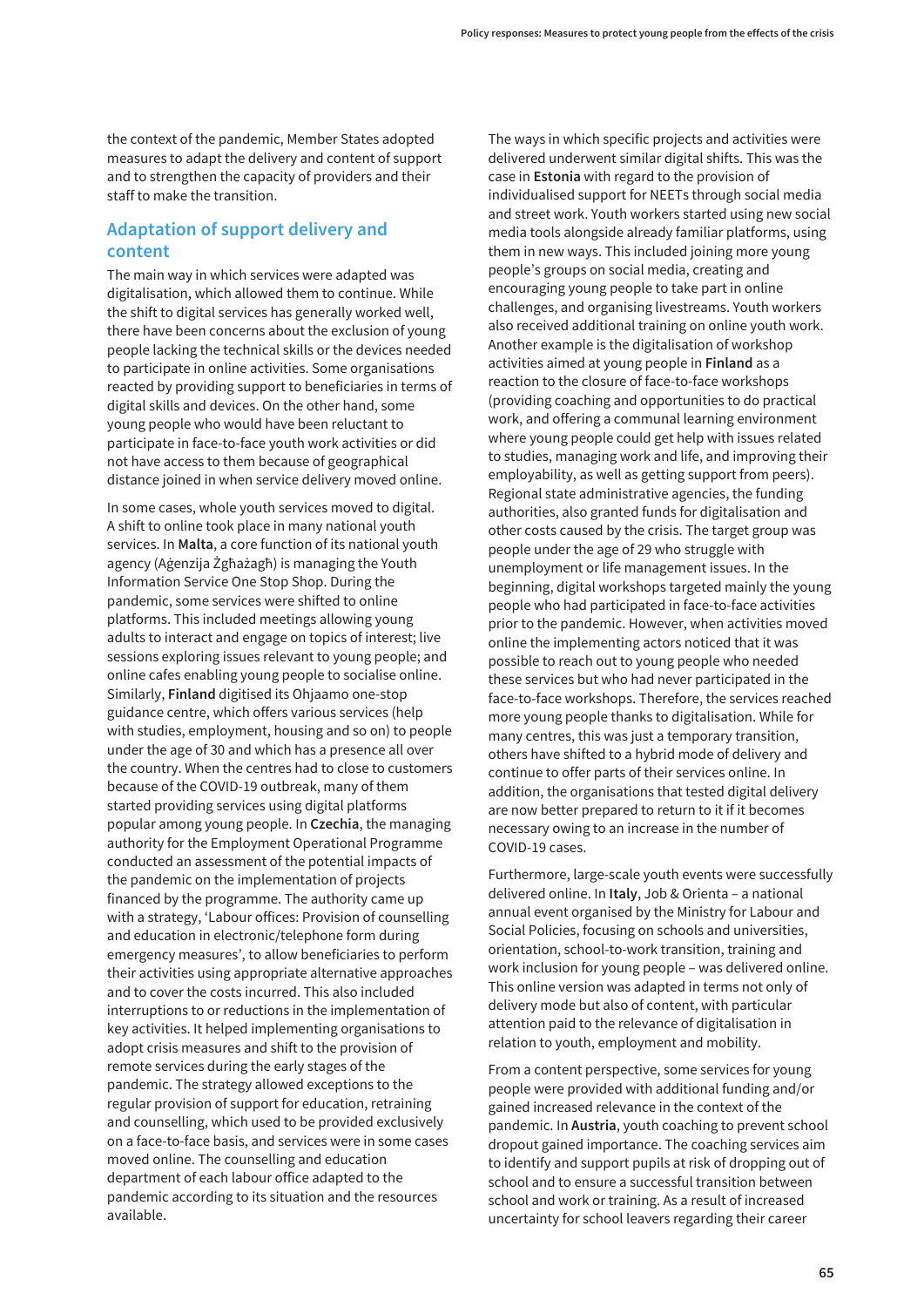the context of the pandemic, Member States adopted measures to adapt the delivery and content of support and to strengthen the capacity of providers and their staff to make the transition.

## Adaptation of support delivery and content

The main way in which services were adapted was digitalisation, which allowed them to continue. While the shift to digital services has generally worked well, there have been concerns about the exclusion of young people lacking the technical skills or the devices needed to participate in online activities. Some organisations reacted by providing support to beneficiaries in terms of digital skills and devices. On the other hand, some young people who would have been reluctant to participate in face-to-face youth work activities or did not have access to them because of geographical distance joined in when service delivery moved online.

In some cases, whole youth services moved to digital. A shift to online took place in many national youth services. In **Malta**, a core function of its national youth agency (Aġenzija Żgħażagħ) is managing the Youth Information Service One Stop Shop. During the pandemic, some services were shifted to online platforms. This included meetings allowing young adults to interact and engage on topics of interest; live sessions exploring issues relevant to young people; and online cafes enabling young people to socialise online. Similarly, **Finland** digitised its Ohjaamo one-stop guidance centre, which offers various services (help with studies, employment, housing and so on) to people under the age of 30 and which has a presence all over the country. When the centres had to close to customers because of the COVID-19 outbreak, many of them started providing services using digital platforms popular among young people. In **Czechia**, the managing authority for the Employment Operational Programme conducted an assessment of the potential impacts of the pandemic on the implementation of projects financed by the programme. The authority came up with a strategy, 'Labour offices: Provision of counselling and education in electronic/telephone form during emergency measures', to allow beneficiaries to perform their activities using appropriate alternative approaches and to cover the costs incurred. This also included interruptions to or reductions in the implementation of key activities. It helped implementing organisations to adopt crisis measures and shift to the provision of remote services during the early stages of the pandemic. The strategy allowed exceptions to the regular provision of support for education, retraining and counselling, which used to be provided exclusively on a face-to-face basis, and services were in some cases moved online. The counselling and education department of each labour office adapted to the pandemic according to its situation and the resources available.

The ways in which specific projects and activities were delivered underwent similar digital shifts. This was the case in **Estonia** with regard to the provision of individualised support for NEETs through social media and street work. Youth workers started using new social media tools alongside already familiar platforms, using them in new ways. This included joining more young people's groups on social media, creating and encouraging young people to take part in online challenges, and organising livestreams. Youth workers also received additional training on online youth work. Another example is the digitalisation of workshop activities aimed at young people in **Finland** as a reaction to the closure of face-to-face workshops (providing coaching and opportunities to do practical work, and offering a communal learning environment where young people could get help with issues related to studies, managing work and life, and improving their employability, as well as getting support from peers). Regional state administrative agencies, the funding authorities, also granted funds for digitalisation and other costs caused by the crisis. The target group was people under the age of 29 who struggle with unemployment or life management issues. In the beginning, digital workshops targeted mainly the young people who had participated in face-to-face activities prior to the pandemic. However, when activities moved online the implementing actors noticed that it was possible to reach out to young people who needed these services but who had never participated in the face-to-face workshops. Therefore, the services reached more young people thanks to digitalisation. While for many centres, this was just a temporary transition, others have shifted to a hybrid mode of delivery and continue to offer parts of their services online. In addition, the organisations that tested digital delivery are now better prepared to return to it if it becomes necessary owing to an increase in the number of COVID-19 cases.

Furthermore, large-scale youth events were successfully delivered online. In **Italy**, Job & Orienta – a national annual event organised by the Ministry for Labour and Social Policies, focusing on schools and universities, orientation, school-to-work transition, training and work inclusion for young people – was delivered online. This online version was adapted in terms not only of delivery mode but also of content, with particular attention paid to the relevance of digitalisation in relation to youth, employment and mobility.

From a content perspective, some services for young people were provided with additional funding and/or gained increased relevance in the context of the pandemic. In **Austria**, youth coaching to prevent school dropout gained importance. The coaching services aim to identify and support pupils at risk of dropping out of school and to ensure a successful transition between school and work or training. As a result of increased uncertainty for school leavers regarding their career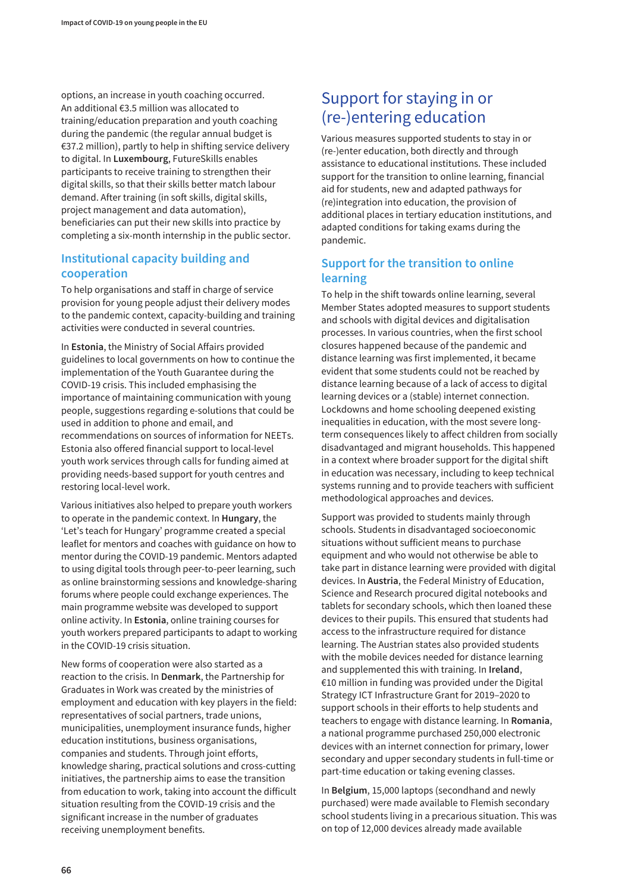options, an increase in youth coaching occurred. An additional €3.5 million was allocated to training/education preparation and youth coaching during the pandemic (the regular annual budget is €37.2 million), partly to help in shifting service delivery to digital. In **Luxembourg**, FutureSkills enables participants to receive training to strengthen their digital skills, so that their skills better match labour demand. After training (in soft skills, digital skills, project management and data automation), beneficiaries can put their new skills into practice by completing a six-month internship in the public sector.

### Institutional capacity building and cooperation

To help organisations and staff in charge of service provision for young people adjust their delivery modes to the pandemic context, capacity-building and training activities were conducted in several countries.

In **Estonia**, the Ministry of Social Affairs provided guidelines to local governments on how to continue the implementation of the Youth Guarantee during the COVID-19 crisis. This included emphasising the importance of maintaining communication with young people, suggestions regarding e-solutions that could be used in addition to phone and email, and recommendations on sources of information for NEETs. Estonia also offered financial support to local-level youth work services through calls for funding aimed at providing needs-based support for youth centres and restoring local-level work.

Various initiatives also helped to prepare youth workers to operate in the pandemic context. In **Hungary**, the 'Let's teach for Hungary' programme created a special leaflet for mentors and coaches with guidance on how to mentor during the COVID-19 pandemic. Mentors adapted to using digital tools through peer-to-peer learning, such as online brainstorming sessions and knowledge-sharing forums where people could exchange experiences. The main programme website was developed to support online activity. In **Estonia**, online training courses for youth workers prepared participants to adapt to working in the COVID-19 crisis situation.

New forms of cooperation were also started as a reaction to the crisis. In **Denmark**, the Partnership for Graduates in Work was created by the ministries of employment and education with key players in the field: representatives of social partners, trade unions, municipalities, unemployment insurance funds, higher education institutions, business organisations, companies and students. Through joint efforts, knowledge sharing, practical solutions and cross-cutting initiatives, the partnership aims to ease the transition from education to work, taking into account the difficult situation resulting from the COVID-19 crisis and the significant increase in the number of graduates receiving unemployment benefits.

## Support for staying in or (re-)entering education

Various measures supported students to stay in or (re-)enter education, both directly and through assistance to educational institutions. These included support for the transition to online learning, financial aid for students, new and adapted pathways for (re)integration into education, the provision of additional places in tertiary education institutions, and adapted conditions for taking exams during the pandemic.

### Support for the transition to online learning

To help in the shift towards online learning, several Member States adopted measures to support students and schools with digital devices and digitalisation processes. In various countries, when the first school closures happened because of the pandemic and distance learning was first implemented, it became evident that some students could not be reached by distance learning because of a lack of access to digital learning devices or a (stable) internet connection. Lockdowns and home schooling deepened existing inequalities in education, with the most severe long-term consequences likely to affect children from socially disadvantaged and migrant households. This happened in a context where broader support for the digital shift in education was necessary, including to keep technical systems running and to provide teachers with sufficient methodological approaches and devices.

Support was provided to students mainly through schools. Students in disadvantaged socioeconomic situations without sufficient means to purchase equipment and who would not otherwise be able to take part in distance learning were provided with digital devices. In **Austria**, the Federal Ministry of Education, Science and Research procured digital notebooks and tablets for secondary schools, which then loaned these devices to their pupils. This ensured that students had access to the infrastructure required for distance learning. The Austrian states also provided students with the mobile devices needed for distance learning and supplemented this with training. In **Ireland**, €10 million in funding was provided under the Digital Strategy ICT Infrastructure Grant for 2019–2020 to support schools in their efforts to help students and teachers to engage with distance learning. In **Romania**, a national programme purchased 250,000 electronic devices with an internet connection for primary, lower secondary and upper secondary students in full-time or part-time education or taking evening classes.

In **Belgium**, 15,000 laptops (secondhand and newly purchased) were made available to Flemish secondary school students living in a precarious situation. This was on top of 12,000 devices already made available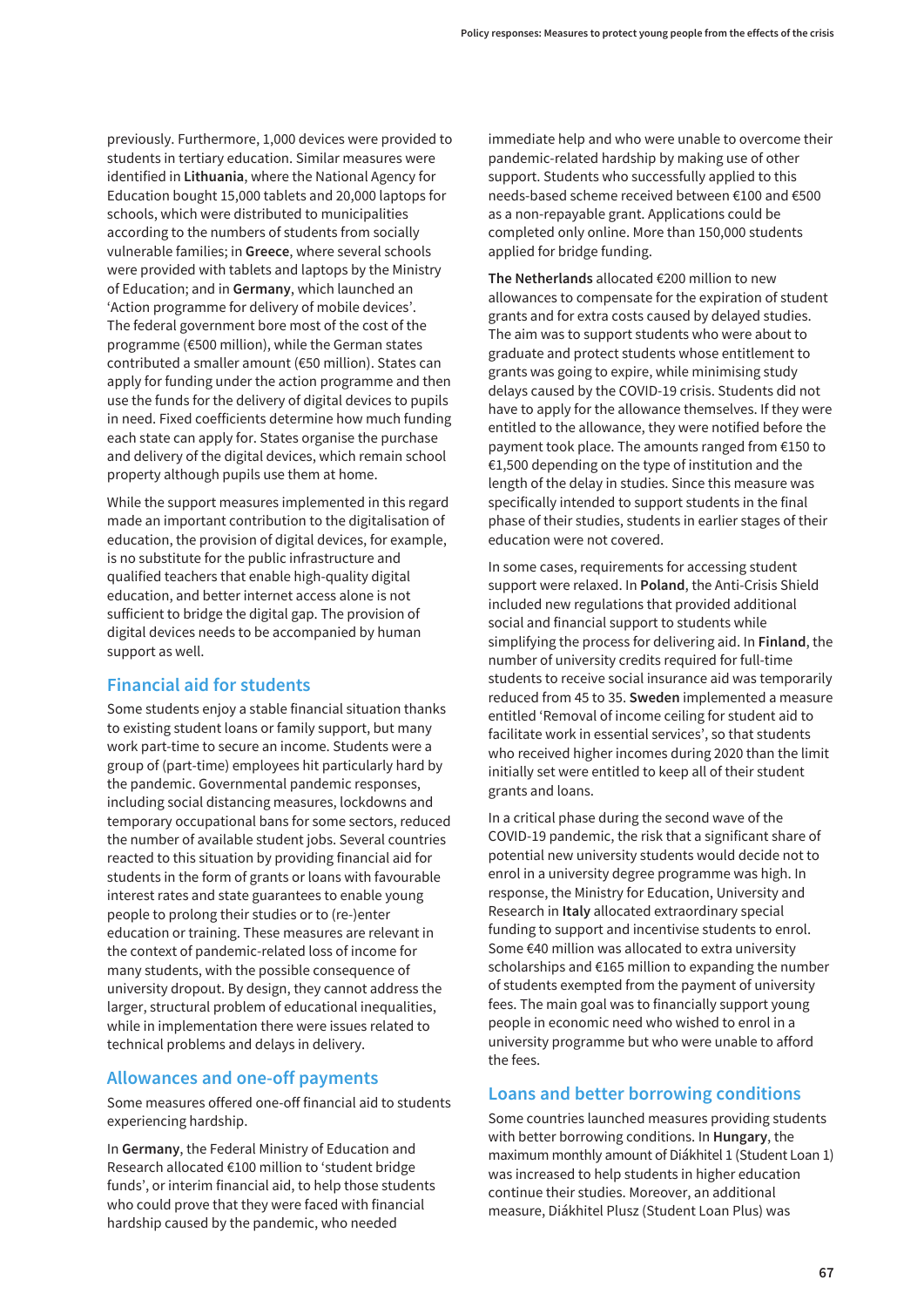previously. Furthermore, 1,000 devices were provided to students in tertiary education. Similar measures were identified in **Lithuania**, where the National Agency for Education bought 15,000 tablets and 20,000 laptops for schools, which were distributed to municipalities according to the numbers of students from socially vulnerable families; in **Greece**, where several schools were provided with tablets and laptops by the Ministry of Education; and in **Germany**, which launched an 'Action programme for delivery of mobile devices'. The federal government bore most of the cost of the programme (€500 million), while the German states contributed a smaller amount (€50 million). States can apply for funding under the action programme and then use the funds for the delivery of digital devices to pupils in need. Fixed coefficients determine how much funding each state can apply for. States organise the purchase and delivery of the digital devices, which remain school property although pupils use them at home.

While the support measures implemented in this regard made an important contribution to the digitalisation of education, the provision of digital devices, for example, is no substitute for the public infrastructure and qualified teachers that enable high-quality digital education, and better internet access alone is not sufficient to bridge the digital gap. The provision of digital devices needs to be accompanied by human support as well.

## Financial aid for students

Some students enjoy a stable financial situation thanks to existing student loans or family support, but many work part-time to secure an income. Students were a group of (part-time) employees hit particularly hard by the pandemic. Governmental pandemic responses, including social distancing measures, lockdowns and temporary occupational bans for some sectors, reduced the number of available student jobs. Several countries reacted to this situation by providing financial aid for students in the form of grants or loans with favourable interest rates and state guarantees to enable young people to prolong their studies or to (re-)enter education or training. These measures are relevant in the context of pandemic-related loss of income for many students, with the possible consequence of university dropout. By design, they cannot address the larger, structural problem of educational inequalities, while in implementation there were issues related to technical problems and delays in delivery.

## Allowances and one-off payments

Some measures offered one-off financial aid to students experiencing hardship.

In **Germany**, the Federal Ministry of Education and Research allocated €100 million to 'student bridge funds', or interim financial aid, to help those students who could prove that they were faced with financial hardship caused by the pandemic, who needed immediate help and who were unable to overcome their pandemic-related hardship by making use of other support. Students who successfully applied to this needs-based scheme received between €100 and €500 as a non-repayable grant. Applications could be completed only online. More than 150,000 students applied for bridge funding.

**The Netherlands** allocated €200 million to new allowances to compensate for the expiration of student grants and for extra costs caused by delayed studies. The aim was to support students who were about to graduate and protect students whose entitlement to grants was going to expire, while minimising study delays caused by the COVID-19 crisis. Students did not have to apply for the allowance themselves. If they were entitled to the allowance, they were notified before the payment took place. The amounts ranged from €150 to €1,500 depending on the type of institution and the length of the delay in studies. Since this measure was specifically intended to support students in the final phase of their studies, students in earlier stages of their education were not covered.

In some cases, requirements for accessing student support were relaxed. In **Poland**, the Anti-Crisis Shield included new regulations that provided additional social and financial support to students while simplifying the process for delivering aid. In **Finland**, the number of university credits required for full-time students to receive social insurance aid was temporarily reduced from 45 to 35. **Sweden** implemented a measure entitled 'Removal of income ceiling for student aid to facilitate work in essential services', so that students who received higher incomes during 2020 than the limit initially set were entitled to keep all of their student grants and loans.

In a critical phase during the second wave of the COVID-19 pandemic, the risk that a significant share of potential new university students would decide not to enrol in a university degree programme was high. In response, the Ministry for Education, University and Research in **Italy** allocated extraordinary special funding to support and incentivise students to enrol. Some €40 million was allocated to extra university scholarships and €165 million to expanding the number of students exempted from the payment of university fees. The main goal was to financially support young people in economic need who wished to enrol in a university programme but who were unable to afford the fees.

## Loans and better borrowing conditions

Some countries launched measures providing students with better borrowing conditions. In **Hungary**, the maximum monthly amount of Diákhitel 1 (Student Loan 1) was increased to help students in higher education continue their studies. Moreover, an additional measure, Diákhitel Plusz (Student Loan Plus) was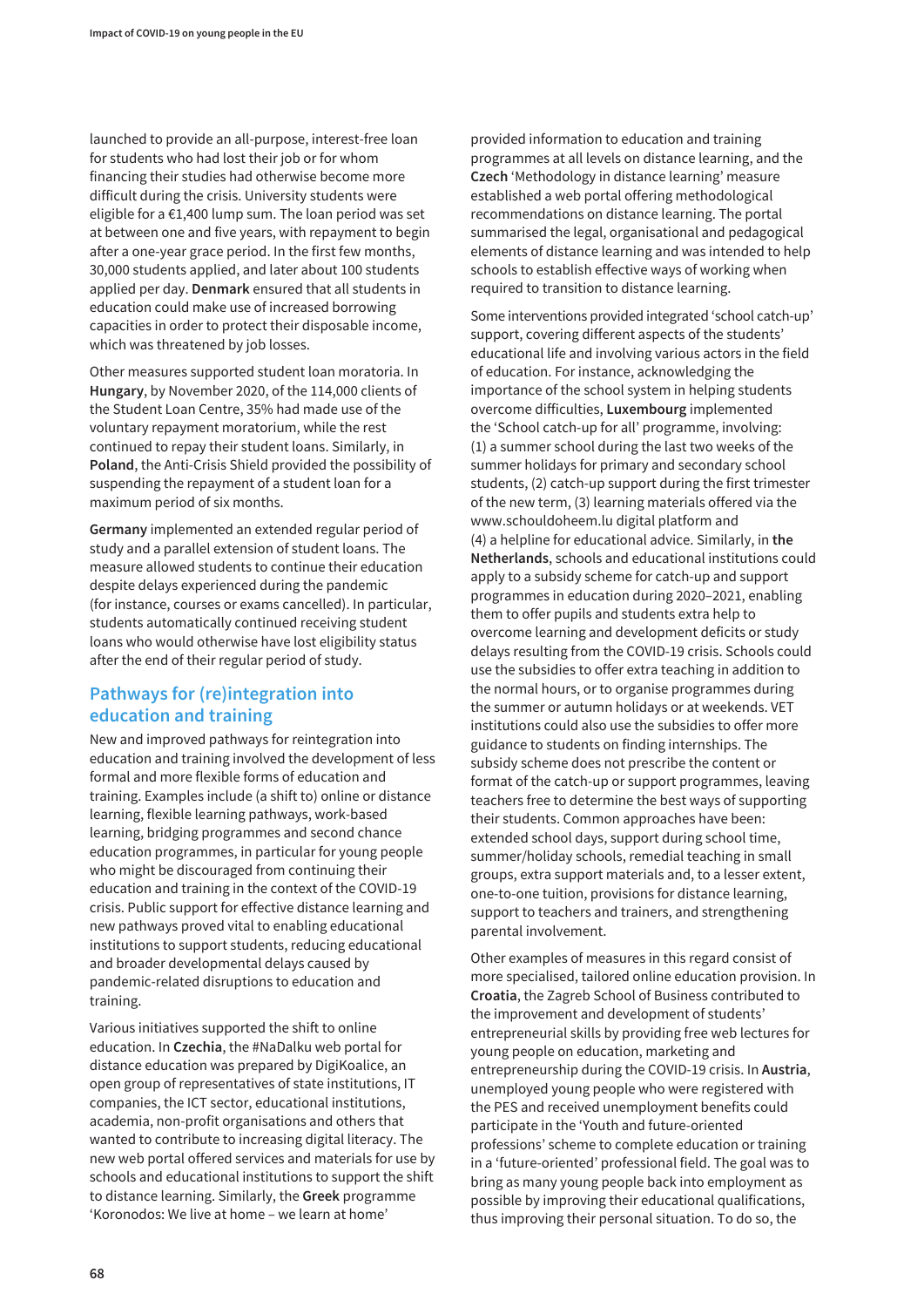launched to provide an all-purpose, interest-free loan for students who had lost their job or for whom financing their studies had otherwise become more difficult during the crisis. University students were eligible for a €1,400 lump sum. The loan period was set at between one and five years, with repayment to begin after a one-year grace period. In the first few months, 30,000 students applied, and later about 100 students applied per day. **Denmark** ensured that all students in education could make use of increased borrowing capacities in order to protect their disposable income, which was threatened by job losses.

Other measures supported student loan moratoria. In **Hungary**, by November 2020, of the 114,000 clients of the Student Loan Centre, 35% had made use of the voluntary repayment moratorium, while the rest continued to repay their student loans. Similarly, in **Poland**, the Anti-Crisis Shield provided the possibility of suspending the repayment of a student loan for a maximum period of six months.

**Germany** implemented an extended regular period of study and a parallel extension of student loans. The measure allowed students to continue their education despite delays experienced during the pandemic (for instance, courses or exams cancelled). In particular, students automatically continued receiving student loans who would otherwise have lost eligibility status after the end of their regular period of study.

## Pathways for (re)integration into education and training

New and improved pathways for reintegration into education and training involved the development of less formal and more flexible forms of education and training. Examples include (a shift to) online or distance learning, flexible learning pathways, work-based learning, bridging programmes and second chance education programmes, in particular for young people who might be discouraged from continuing their education and training in the context of the COVID-19 crisis. Public support for effective distance learning and new pathways proved vital to enabling educational institutions to support students, reducing educational and broader developmental delays caused by pandemic-related disruptions to education and training.

Various initiatives supported the shift to online education. In **Czechia**, the #NaDalku web portal for distance education was prepared by DigiKoalice, an open group of representatives of state institutions, IT companies, the ICT sector, educational institutions, academia, non-profit organisations and others that wanted to contribute to increasing digital literacy. The new web portal offered services and materials for use by schools and educational institutions to support the shift to distance learning. Similarly, the **Greek** programme 'Koronodos: We live at home – we learn at home' provided information to education and training programmes at all levels on distance learning, and the **Czech** 'Methodology in distance learning' measure established a web portal offering methodological recommendations on distance learning. The portal summarised the legal, organisational and pedagogical elements of distance learning and was intended to help schools to establish effective ways of working when required to transition to distance learning.

Some interventions provided integrated 'school catch-up' support, covering different aspects of the students' educational life and involving various actors in the field of education. For instance, acknowledging the importance of the school system in helping students overcome difficulties, **Luxembourg** implemented the 'School catch-up for all' programme, involving: (1) a summer school during the last two weeks of the summer holidays for primary and secondary school students, (2) catch-up support during the first trimester of the new term, (3) learning materials offered via the www.schouldoheem.lu digital platform and (4) a helpline for educational advice. Similarly, in **the Netherlands**, schools and educational institutions could apply to a subsidy scheme for catch-up and support programmes in education during 2020–2021, enabling them to offer pupils and students extra help to overcome learning and development deficits or study delays resulting from the COVID-19 crisis. Schools could use the subsidies to offer extra teaching in addition to the normal hours, or to organise programmes during the summer or autumn holidays or at weekends. VET institutions could also use the subsidies to offer more guidance to students on finding internships. The subsidy scheme does not prescribe the content or format of the catch-up or support programmes, leaving teachers free to determine the best ways of supporting their students. Common approaches have been: extended school days, support during school time, summer/holiday schools, remedial teaching in small groups, extra support materials and, to a lesser extent, one-to-one tuition, provisions for distance learning, support to teachers and trainers, and strengthening parental involvement.

Other examples of measures in this regard consist of more specialised, tailored online education provision. In **Croatia**, the Zagreb School of Business contributed to the improvement and development of students' entrepreneurial skills by providing free web lectures for young people on education, marketing and entrepreneurship during the COVID-19 crisis. In **Austria**, unemployed young people who were registered with the PES and received unemployment benefits could participate in the 'Youth and future-oriented professions' scheme to complete education or training in a 'future-oriented' professional field. The goal was to bring as many young people back into employment as possible by improving their educational qualifications, thus improving their personal situation. To do so, the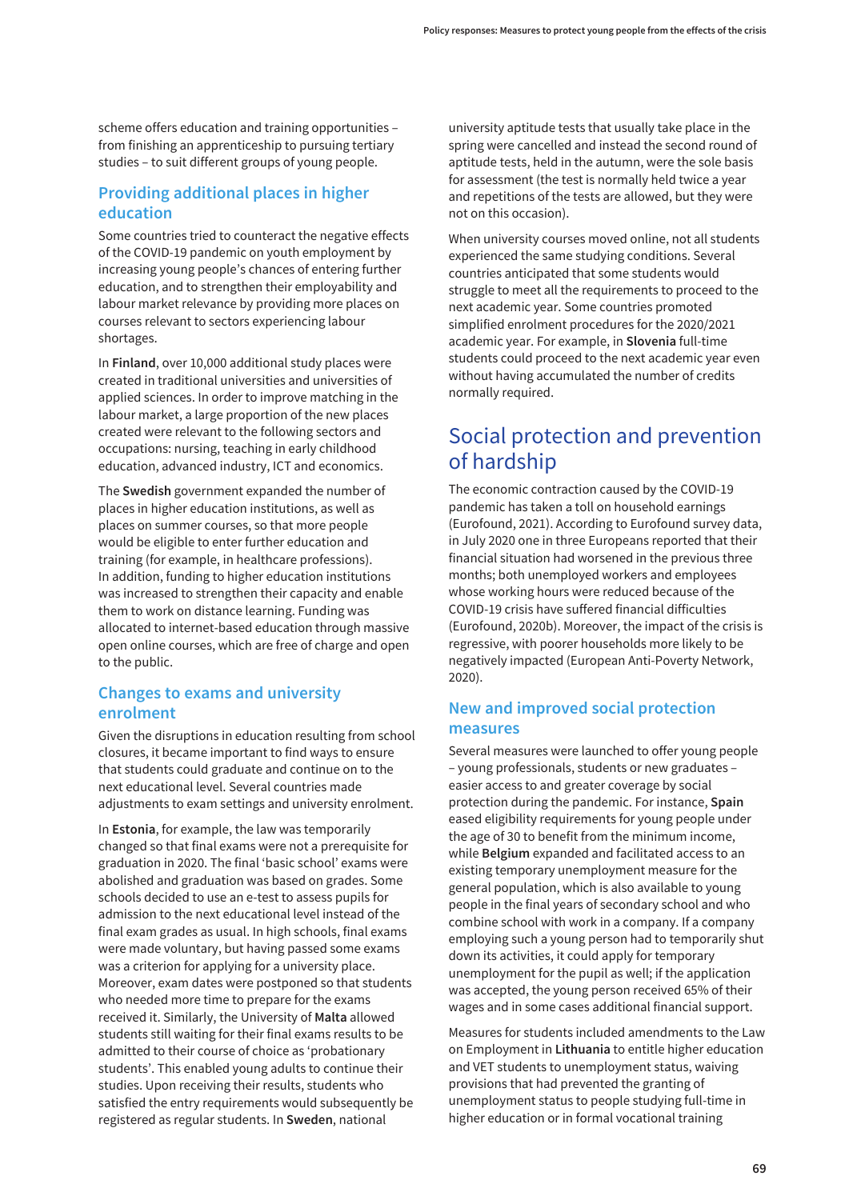scheme offers education and training opportunities – from finishing an apprenticeship to pursuing tertiary studies – to suit different groups of young people.

### Providing additional places in higher education

Some countries tried to counteract the negative effects of the COVID-19 pandemic on youth employment by increasing young people's chances of entering further education, and to strengthen their employability and labour market relevance by providing more places on courses relevant to sectors experiencing labour shortages.

In **Finland**, over 10,000 additional study places were created in traditional universities and universities of applied sciences. In order to improve matching in the labour market, a large proportion of the new places created were relevant to the following sectors and occupations: nursing, teaching in early childhood education, advanced industry, ICT and economics.

The **Swedish** government expanded the number of places in higher education institutions, as well as places on summer courses, so that more people would be eligible to enter further education and training (for example, in healthcare professions). In addition, funding to higher education institutions was increased to strengthen their capacity and enable them to work on distance learning. Funding was allocated to internet-based education through massive open online courses, which are free of charge and open to the public.

### Changes to exams and university enrolment

Given the disruptions in education resulting from school closures, it became important to find ways to ensure that students could graduate and continue on to the next educational level. Several countries made adjustments to exam settings and university enrolment.

In **Estonia**, for example, the law was temporarily changed so that final exams were not a prerequisite for graduation in 2020. The final 'basic school' exams were abolished and graduation was based on grades. Some schools decided to use an e-test to assess pupils for admission to the next educational level instead of the final exam grades as usual. In high schools, final exams were made voluntary, but having passed some exams was a criterion for applying for a university place. Moreover, exam dates were postponed so that students who needed more time to prepare for the exams received it. Similarly, the University of **Malta** allowed students still waiting for their final exams results to be admitted to their course of choice as 'probationary students'. This enabled young adults to continue their studies. Upon receiving their results, students who satisfied the entry requirements would subsequently be registered as regular students. In **Sweden**, national university aptitude tests that usually take place in the spring were cancelled and instead the second round of aptitude tests, held in the autumn, were the sole basis for assessment (the test is normally held twice a year and repetitions of the tests are allowed, but they were not on this occasion).

When university courses moved online, not all students experienced the same studying conditions. Several countries anticipated that some students would struggle to meet all the requirements to proceed to the next academic year. Some countries promoted simplified enrolment procedures for the 2020/2021 academic year. For example, in **Slovenia** full-time students could proceed to the next academic year even without having accumulated the number of credits normally required.

## Social protection and prevention of hardship

The economic contraction caused by the COVID-19 pandemic has taken a toll on household earnings (Eurofound, 2021). According to Eurofound survey data, in July 2020 one in three Europeans reported that their financial situation had worsened in the previous three months; both unemployed workers and employees whose working hours were reduced because of the COVID-19 crisis have suffered financial difficulties (Eurofound, 2020b). Moreover, the impact of the crisis is regressive, with poorer households more likely to be negatively impacted (European Anti-Poverty Network, 2020).

### New and improved social protection measures

Several measures were launched to offer young people – young professionals, students or new graduates – easier access to and greater coverage by social protection during the pandemic. For instance, **Spain** eased eligibility requirements for young people under the age of 30 to benefit from the minimum income, while **Belgium** expanded and facilitated access to an existing temporary unemployment measure for the general population, which is also available to young people in the final years of secondary school and who combine school with work in a company. If a company employing such a young person had to temporarily shut down its activities, it could apply for temporary unemployment for the pupil as well; if the application was accepted, the young person received 65% of their wages and in some cases additional financial support.

Measures for students included amendments to the Law on Employment in **Lithuania** to entitle higher education and VET students to unemployment status, waiving provisions that had prevented the granting of unemployment status to people studying full-time in higher education or in formal vocational training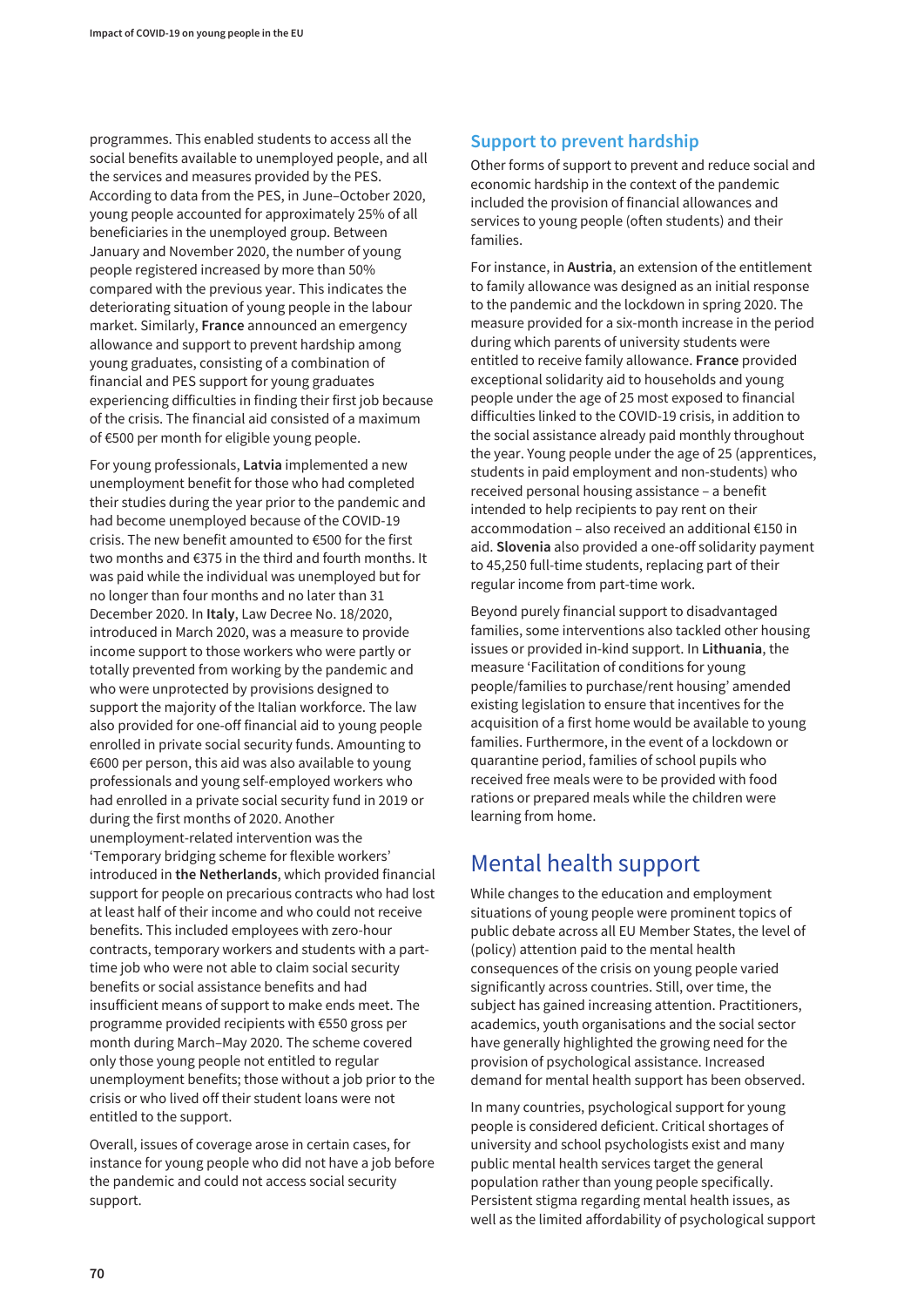programmes. This enabled students to access all the social benefits available to unemployed people, and all the services and measures provided by the PES. According to data from the PES, in June–October 2020, young people accounted for approximately 25% of all beneficiaries in the unemployed group. Between January and November 2020, the number of young people registered increased by more than 50% compared with the previous year. This indicates the deteriorating situation of young people in the labour market. Similarly, **France** announced an emergency allowance and support to prevent hardship among young graduates, consisting of a combination of financial and PES support for young graduates experiencing difficulties in finding their first job because of the crisis. The financial aid consisted of a maximum of €500 per month for eligible young people.

For young professionals, **Latvia** implemented a new unemployment benefit for those who had completed their studies during the year prior to the pandemic and had become unemployed because of the COVID-19 crisis. The new benefit amounted to €500 for the first two months and €375 in the third and fourth months. It was paid while the individual was unemployed but for no longer than four months and no later than 31 December 2020. In **Italy**, Law Decree No. 18/2020, introduced in March 2020, was a measure to provide income support to those workers who were partly or totally prevented from working by the pandemic and who were unprotected by provisions designed to support the majority of the Italian workforce. The law also provided for one-off financial aid to young people enrolled in private social security funds. Amounting to €600 per person, this aid was also available to young professionals and young self-employed workers who had enrolled in a private social security fund in 2019 or during the first months of 2020. Another unemployment-related intervention was the 'Temporary bridging scheme for flexible workers' introduced in **the Netherlands**, which provided financial support for people on precarious contracts who had lost at least half of their income and who could not receive benefits. This included employees with zero-hour contracts, temporary workers and students with a part-time job who were not able to claim social security benefits or social assistance benefits and had insufficient means of support to make ends meet. The programme provided recipients with €550 gross per month during March–May 2020. The scheme covered only those young people not entitled to regular unemployment benefits; those without a job prior to the crisis or who lived off their student loans were not entitled to the support.

Overall, issues of coverage arose in certain cases, for instance for young people who did not have a job before the pandemic and could not access social security support.

### Support to prevent hardship

Other forms of support to prevent and reduce social and economic hardship in the context of the pandemic included the provision of financial allowances and services to young people (often students) and their families.

For instance, in **Austria**, an extension of the entitlement to family allowance was designed as an initial response to the pandemic and the lockdown in spring 2020. The measure provided for a six-month increase in the period during which parents of university students were entitled to receive family allowance. **France** provided exceptional solidarity aid to households and young people under the age of 25 most exposed to financial difficulties linked to the COVID-19 crisis, in addition to the social assistance already paid monthly throughout the year. Young people under the age of 25 (apprentices, students in paid employment and non-students) who received personal housing assistance – a benefit intended to help recipients to pay rent on their accommodation – also received an additional €150 in aid. **Slovenia** also provided a one-off solidarity payment to 45,250 full-time students, replacing part of their regular income from part-time work.

Beyond purely financial support to disadvantaged families, some interventions also tackled other housing issues or provided in-kind support. In **Lithuania**, the measure 'Facilitation of conditions for young people/families to purchase/rent housing' amended existing legislation to ensure that incentives for the acquisition of a first home would be available to young families. Furthermore, in the event of a lockdown or quarantine period, families of school pupils who received free meals were to be provided with food rations or prepared meals while the children were learning from home.

## Mental health support

While changes to the education and employment situations of young people were prominent topics of public debate across all EU Member States, the level of (policy) attention paid to the mental health consequences of the crisis on young people varied significantly across countries. Still, over time, the subject has gained increasing attention. Practitioners, academics, youth organisations and the social sector have generally highlighted the growing need for the provision of psychological assistance. Increased demand for mental health support has been observed.

In many countries, psychological support for young people is considered deficient. Critical shortages of university and school psychologists exist and many public mental health services target the general population rather than young people specifically. Persistent stigma regarding mental health issues, as well as the limited affordability of psychological support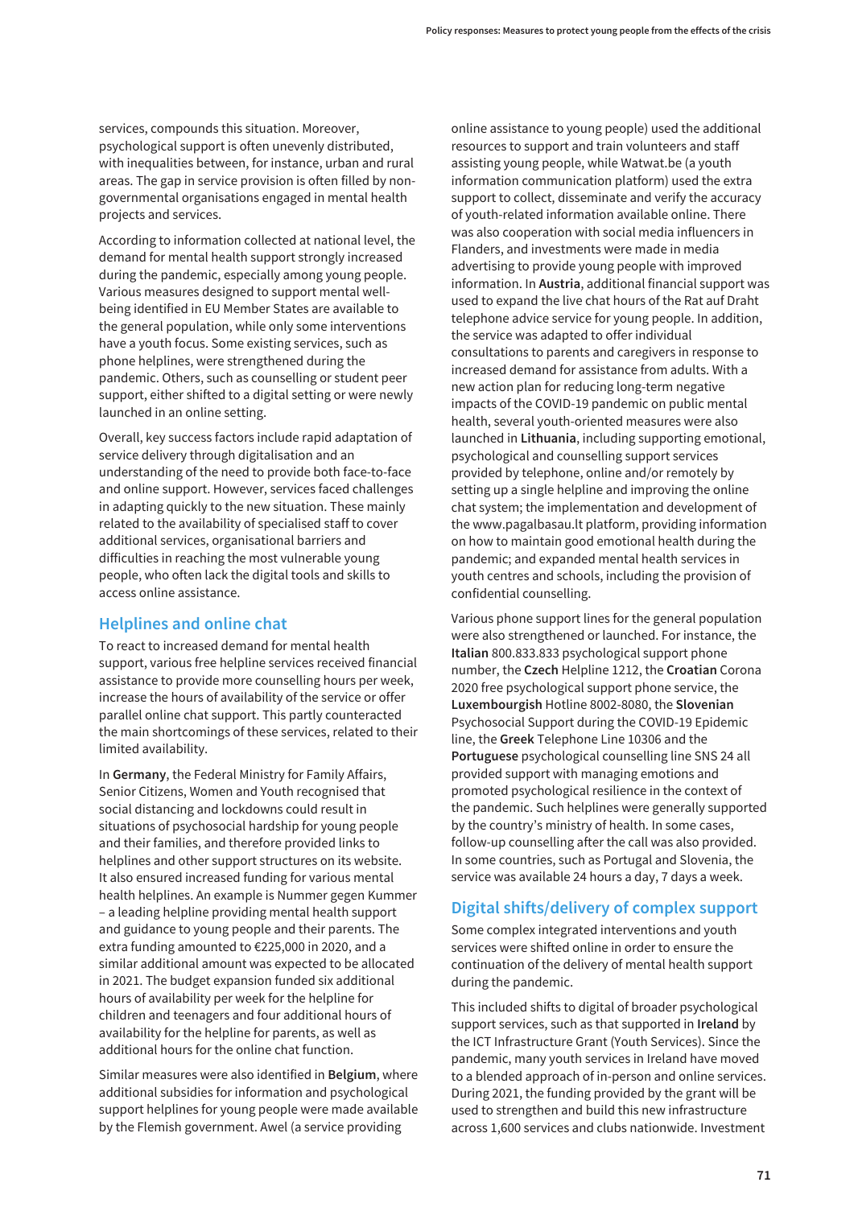services, compounds this situation. Moreover, psychological support is often unevenly distributed, with inequalities between, for instance, urban and rural areas. The gap in service provision is often filled by non-governmental organisations engaged in mental health projects and services.

According to information collected at national level, the demand for mental health support strongly increased during the pandemic, especially among young people. Various measures designed to support mental well-being identified in EU Member States are available to the general population, while only some interventions have a youth focus. Some existing services, such as phone helplines, were strengthened during the pandemic. Others, such as counselling or student peer support, either shifted to a digital setting or were newly launched in an online setting.

Overall, key success factors include rapid adaptation of service delivery through digitalisation and an understanding of the need to provide both face-to-face and online support. However, services faced challenges in adapting quickly to the new situation. These mainly related to the availability of specialised staff to cover additional services, organisational barriers and difficulties in reaching the most vulnerable young people, who often lack the digital tools and skills to access online assistance.

## Helplines and online chat

To react to increased demand for mental health support, various free helpline services received financial assistance to provide more counselling hours per week, increase the hours of availability of the service or offer parallel online chat support. This partly counteracted the main shortcomings of these services, related to their limited availability.

In **Germany**, the Federal Ministry for Family Affairs, Senior Citizens, Women and Youth recognised that social distancing and lockdowns could result in situations of psychosocial hardship for young people and their families, and therefore provided links to helplines and other support structures on its website. It also ensured increased funding for various mental health helplines. An example is Nummer gegen Kummer – a leading helpline providing mental health support and guidance to young people and their parents. The extra funding amounted to €225,000 in 2020, and a similar additional amount was expected to be allocated in 2021. The budget expansion funded six additional hours of availability per week for the helpline for children and teenagers and four additional hours of availability for the helpline for parents, as well as additional hours for the online chat function.

Similar measures were also identified in **Belgium**, where additional subsidies for information and psychological support helplines for young people were made available by the Flemish government. Awel (a service providing online assistance to young people) used the additional resources to support and train volunteers and staff assisting young people, while Watwat.be (a youth information communication platform) used the extra support to collect, disseminate and verify the accuracy of youth-related information available online. There was also cooperation with social media influencers in Flanders, and investments were made in media advertising to provide young people with improved information. In **Austria**, additional financial support was used to expand the live chat hours of the Rat auf Draht telephone advice service for young people. In addition, the service was adapted to offer individual consultations to parents and caregivers in response to increased demand for assistance from adults. With a new action plan for reducing long-term negative impacts of the COVID-19 pandemic on public mental health, several youth-oriented measures were also launched in **Lithuania**, including supporting emotional, psychological and counselling support services provided by telephone, online and/or remotely by setting up a single helpline and improving the online chat system; the implementation and development of the www.pagalbasau.lt platform, providing information on how to maintain good emotional health during the pandemic; and expanded mental health services in youth centres and schools, including the provision of confidential counselling.

Various phone support lines for the general population were also strengthened or launched. For instance, the **Italian** 800.833.833 psychological support phone number, the **Czech** Helpline 1212, the **Croatian** Corona 2020 free psychological support phone service, the **Luxembourgish** Hotline 8002-8080, the **Slovenian** Psychosocial Support during the COVID-19 Epidemic line, the **Greek** Telephone Line 10306 and the **Portuguese** psychological counselling line SNS 24 all provided support with managing emotions and promoted psychological resilience in the context of the pandemic. Such helplines were generally supported by the country's ministry of health. In some cases, follow-up counselling after the call was also provided. In some countries, such as Portugal and Slovenia, the service was available 24 hours a day, 7 days a week.

## Digital shifts/delivery of complex support

Some complex integrated interventions and youth services were shifted online in order to ensure the continuation of the delivery of mental health support during the pandemic.

This included shifts to digital of broader psychological support services, such as that supported in **Ireland** by the ICT Infrastructure Grant (Youth Services). Since the pandemic, many youth services in Ireland have moved to a blended approach of in-person and online services. During 2021, the funding provided by the grant will be used to strengthen and build this new infrastructure across 1,600 services and clubs nationwide. Investment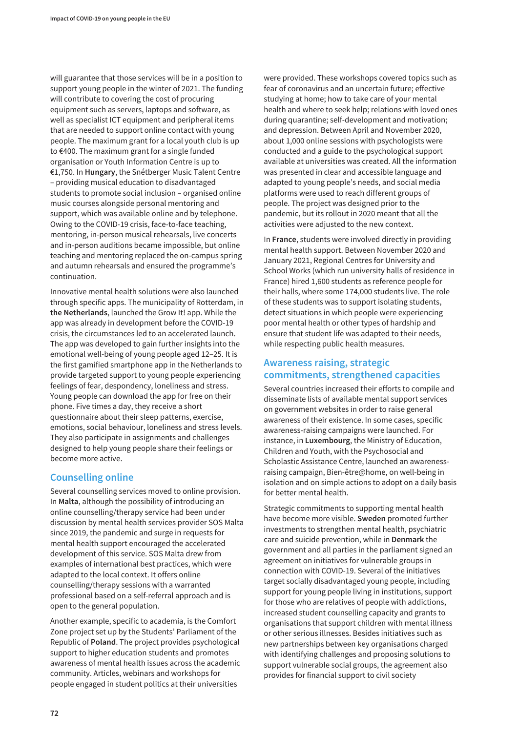will guarantee that those services will be in a position to support young people in the winter of 2021. The funding will contribute to covering the cost of procuring equipment such as servers, laptops and software, as well as specialist ICT equipment and peripheral items that are needed to support online contact with young people. The maximum grant for a local youth club is up to €400. The maximum grant for a single funded organisation or Youth Information Centre is up to €1,750. In **Hungary**, the Snétberger Music Talent Centre – providing musical education to disadvantaged students to promote social inclusion – organised online music courses alongside personal mentoring and support, which was available online and by telephone. Owing to the COVID-19 crisis, face-to-face teaching, mentoring, in-person musical rehearsals, live concerts and in-person auditions became impossible, but online teaching and mentoring replaced the on-campus spring and autumn rehearsals and ensured the programme's continuation.

Innovative mental health solutions were also launched through specific apps. The municipality of Rotterdam, in **the Netherlands**, launched the Grow It! app. While the app was already in development before the COVID-19 crisis, the circumstances led to an accelerated launch. The app was developed to gain further insights into the emotional well-being of young people aged 12–25. It is the first gamified smartphone app in the Netherlands to provide targeted support to young people experiencing feelings of fear, despondency, loneliness and stress. Young people can download the app for free on their phone. Five times a day, they receive a short questionnaire about their sleep patterns, exercise, emotions, social behaviour, loneliness and stress levels. They also participate in assignments and challenges designed to help young people share their feelings or become more active.

## Counselling online

Several counselling services moved to online provision. In **Malta**, although the possibility of introducing an online counselling/therapy service had been under discussion by mental health services provider SOS Malta since 2019, the pandemic and surge in requests for mental health support encouraged the accelerated development of this service. SOS Malta drew from examples of international best practices, which were adapted to the local context. It offers online counselling/therapy sessions with a warranted professional based on a self-referral approach and is open to the general population.

Another example, specific to academia, is the Comfort Zone project set up by the Students' Parliament of the Republic of **Poland**. The project provides psychological support to higher education students and promotes awareness of mental health issues across the academic community. Articles, webinars and workshops for people engaged in student politics at their universities were provided. These workshops covered topics such as fear of coronavirus and an uncertain future; effective studying at home; how to take care of your mental health and where to seek help; relations with loved ones during quarantine; self-development and motivation; and depression. Between April and November 2020, about 1,000 online sessions with psychologists were conducted and a guide to the psychological support available at universities was created. All the information was presented in clear and accessible language and adapted to young people's needs, and social media platforms were used to reach different groups of people. The project was designed prior to the pandemic, but its rollout in 2020 meant that all the activities were adjusted to the new context.

In **France**, students were involved directly in providing mental health support. Between November 2020 and January 2021, Regional Centres for University and School Works (which run university halls of residence in France) hired 1,600 students as reference people for their halls, where some 174,000 students live. The role of these students was to support isolating students, detect situations in which people were experiencing poor mental health or other types of hardship and ensure that student life was adapted to their needs, while respecting public health measures.

## Awareness raising, strategic commitments, strengthened capacities

Several countries increased their efforts to compile and disseminate lists of available mental support services on government websites in order to raise general awareness of their existence. In some cases, specific awareness-raising campaigns were launched. For instance, in **Luxembourg**, the Ministry of Education, Children and Youth, with the Psychosocial and Scholastic Assistance Centre, launched an awareness-raising campaign, Bien-être@home, on well-being in isolation and on simple actions to adopt on a daily basis for better mental health.

Strategic commitments to supporting mental health have become more visible. **Sweden** promoted further investments to strengthen mental health, psychiatric care and suicide prevention, while in **Denmark** the government and all parties in the parliament signed an agreement on initiatives for vulnerable groups in connection with COVID-19. Several of the initiatives target socially disadvantaged young people, including support for young people living in institutions, support for those who are relatives of people with addictions, increased student counselling capacity and grants to organisations that support children with mental illness or other serious illnesses. Besides initiatives such as new partnerships between key organisations charged with identifying challenges and proposing solutions to support vulnerable social groups, the agreement also provides for financial support to civil society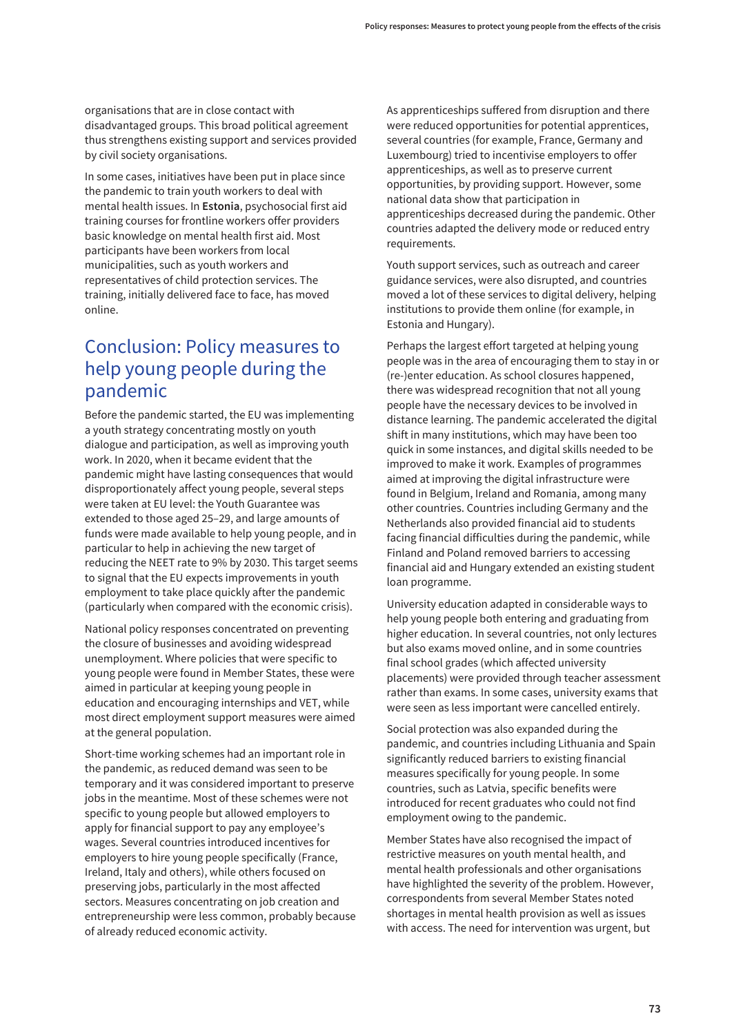organisations that are in close contact with disadvantaged groups. This broad political agreement thus strengthens existing support and services provided by civil society organisations.

In some cases, initiatives have been put in place since the pandemic to train youth workers to deal with mental health issues. In **Estonia**, psychosocial first aid training courses for frontline workers offer providers basic knowledge on mental health first aid. Most participants have been workers from local municipalities, such as youth workers and representatives of child protection services. The training, initially delivered face to face, has moved online.

## Conclusion: Policy measures to help young people during the pandemic

Before the pandemic started, the EU was implementing a youth strategy concentrating mostly on youth dialogue and participation, as well as improving youth work. In 2020, when it became evident that the pandemic might have lasting consequences that would disproportionately affect young people, several steps were taken at EU level: the Youth Guarantee was extended to those aged 25–29, and large amounts of funds were made available to help young people, and in particular to help in achieving the new target of reducing the NEET rate to 9% by 2030. This target seems to signal that the EU expects improvements in youth employment to take place quickly after the pandemic (particularly when compared with the economic crisis).

National policy responses concentrated on preventing the closure of businesses and avoiding widespread unemployment. Where policies that were specific to young people were found in Member States, these were aimed in particular at keeping young people in education and encouraging internships and VET, while most direct employment support measures were aimed at the general population.

Short-time working schemes had an important role in the pandemic, as reduced demand was seen to be temporary and it was considered important to preserve jobs in the meantime. Most of these schemes were not specific to young people but allowed employers to apply for financial support to pay any employee's wages. Several countries introduced incentives for employers to hire young people specifically (France, Ireland, Italy and others), while others focused on preserving jobs, particularly in the most affected sectors. Measures concentrating on job creation and entrepreneurship were less common, probably because of already reduced economic activity.

As apprenticeships suffered from disruption and there were reduced opportunities for potential apprentices, several countries (for example, France, Germany and Luxembourg) tried to incentivise employers to offer apprenticeships, as well as to preserve current opportunities, by providing support. However, some national data show that participation in apprenticeships decreased during the pandemic. Other countries adapted the delivery mode or reduced entry requirements.

Youth support services, such as outreach and career guidance services, were also disrupted, and countries moved a lot of these services to digital delivery, helping institutions to provide them online (for example, in Estonia and Hungary).

Perhaps the largest effort targeted at helping young people was in the area of encouraging them to stay in or (re-)enter education. As school closures happened, there was widespread recognition that not all young people have the necessary devices to be involved in distance learning. The pandemic accelerated the digital shift in many institutions, which may have been too quick in some instances, and digital skills needed to be improved to make it work. Examples of programmes aimed at improving the digital infrastructure were found in Belgium, Ireland and Romania, among many other countries. Countries including Germany and the Netherlands also provided financial aid to students facing financial difficulties during the pandemic, while Finland and Poland removed barriers to accessing financial aid and Hungary extended an existing student loan programme.

University education adapted in considerable ways to help young people both entering and graduating from higher education. In several countries, not only lectures but also exams moved online, and in some countries final school grades (which affected university placements) were provided through teacher assessment rather than exams. In some cases, university exams that were seen as less important were cancelled entirely.

Social protection was also expanded during the pandemic, and countries including Lithuania and Spain significantly reduced barriers to existing financial measures specifically for young people. In some countries, such as Latvia, specific benefits were introduced for recent graduates who could not find employment owing to the pandemic.

Member States have also recognised the impact of restrictive measures on youth mental health, and mental health professionals and other organisations have highlighted the severity of the problem. However, correspondents from several Member States noted shortages in mental health provision as well as issues with access. The need for intervention was urgent, but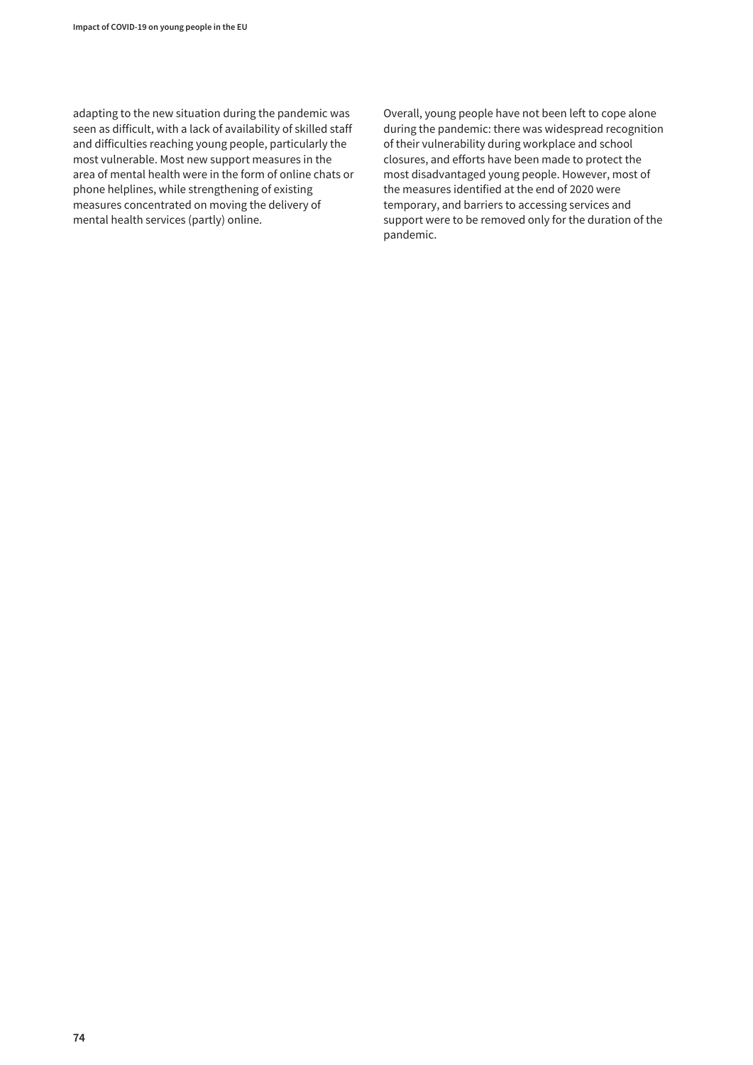adapting to the new situation during the pandemic was seen as difficult, with a lack of availability of skilled staff and difficulties reaching young people, particularly the most vulnerable. Most new support measures in the area of mental health were in the form of online chats or phone helplines, while strengthening of existing measures concentrated on moving the delivery of mental health services (partly) online.

Overall, young people have not been left to cope alone during the pandemic: there was widespread recognition of their vulnerability during workplace and school closures, and efforts have been made to protect the most disadvantaged young people. However, most of the measures identified at the end of 2020 were temporary, and barriers to accessing services and support were to be removed only for the duration of the pandemic.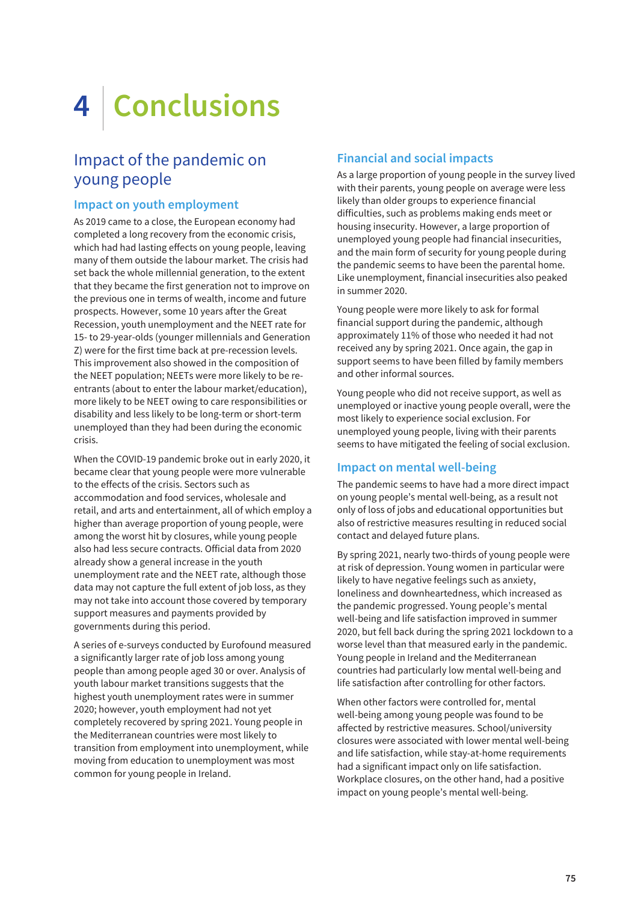# 4 Conclusions

## Impact of the pandemic on young people

### Impact on youth employment

As 2019 came to a close, the European economy had completed a long recovery from the economic crisis, which had had lasting effects on young people, leaving many of them outside the labour market. The crisis had set back the whole millennial generation, to the extent that they became the first generation not to improve on the previous one in terms of wealth, income and future prospects. However, some 10 years after the Great Recession, youth unemployment and the NEET rate for 15- to 29-year-olds (younger millennials and Generation Z) were for the first time back at pre-recession levels. This improvement also showed in the composition of the NEET population; NEETs were more likely to be re-entrants (about to enter the labour market/education), more likely to be NEET owing to care responsibilities or disability and less likely to be long-term or short-term unemployed than they had been during the economic crisis.

When the COVID-19 pandemic broke out in early 2020, it became clear that young people were more vulnerable to the effects of the crisis. Sectors such as accommodation and food services, wholesale and retail, and arts and entertainment, all of which employ a higher than average proportion of young people, were among the worst hit by closures, while young people also had less secure contracts. Official data from 2020 already show a general increase in the youth unemployment rate and the NEET rate, although those data may not capture the full extent of job loss, as they may not take into account those covered by temporary support measures and payments provided by governments during this period.

A series of e-surveys conducted by Eurofound measured a significantly larger rate of job loss among young people than among people aged 30 or over. Analysis of youth labour market transitions suggests that the highest youth unemployment rates were in summer 2020; however, youth employment had not yet completely recovered by spring 2021. Young people in the Mediterranean countries were most likely to transition from employment into unemployment, while moving from education to unemployment was most common for young people in Ireland.

### Financial and social impacts

As a large proportion of young people in the survey lived with their parents, young people on average were less likely than older groups to experience financial difficulties, such as problems making ends meet or housing insecurity. However, a large proportion of unemployed young people had financial insecurities, and the main form of security for young people during the pandemic seems to have been the parental home. Like unemployment, financial insecurities also peaked in summer 2020.

Young people were more likely to ask for formal financial support during the pandemic, although approximately 11% of those who needed it had not received any by spring 2021. Once again, the gap in support seems to have been filled by family members and other informal sources.

Young people who did not receive support, as well as unemployed or inactive young people overall, were the most likely to experience social exclusion. For unemployed young people, living with their parents seems to have mitigated the feeling of social exclusion.

### Impact on mental well-being

The pandemic seems to have had a more direct impact on young people's mental well-being, as a result not only of loss of jobs and educational opportunities but also of restrictive measures resulting in reduced social contact and delayed future plans.

By spring 2021, nearly two-thirds of young people were at risk of depression. Young women in particular were likely to have negative feelings such as anxiety, loneliness and downheartedness, which increased as the pandemic progressed. Young people's mental well-being and life satisfaction improved in summer 2020, but fell back during the spring 2021 lockdown to a worse level than that measured early in the pandemic. Young people in Ireland and the Mediterranean countries had particularly low mental well-being and life satisfaction after controlling for other factors.

When other factors were controlled for, mental well-being among young people was found to be affected by restrictive measures. School/university closures were associated with lower mental well-being and life satisfaction, while stay-at-home requirements had a significant impact only on life satisfaction. Workplace closures, on the other hand, had a positive impact on young people's mental well-being.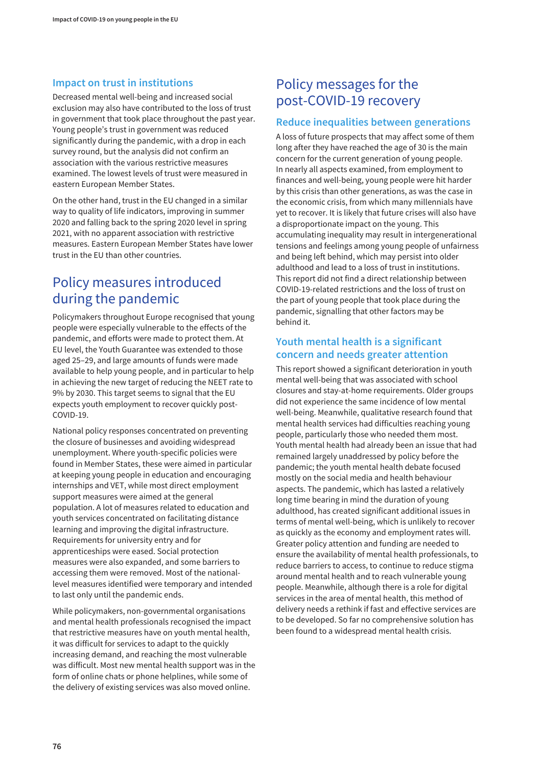### Impact on trust in institutions

Decreased mental well-being and increased social exclusion may also have contributed to the loss of trust in government that took place throughout the past year. Young people's trust in government was reduced significantly during the pandemic, with a drop in each survey round, but the analysis did not confirm an association with the various restrictive measures examined. The lowest levels of trust were measured in eastern European Member States.

On the other hand, trust in the EU changed in a similar way to quality of life indicators, improving in summer 2020 and falling back to the spring 2020 level in spring 2021, with no apparent association with restrictive measures. Eastern European Member States have lower trust in the EU than other countries.

## Policy measures introduced during the pandemic

Policymakers throughout Europe recognised that young people were especially vulnerable to the effects of the pandemic, and efforts were made to protect them. At EU level, the Youth Guarantee was extended to those aged 25–29, and large amounts of funds were made available to help young people, and in particular to help in achieving the new target of reducing the NEET rate to 9% by 2030. This target seems to signal that the EU expects youth employment to recover quickly post-COVID-19.

National policy responses concentrated on preventing the closure of businesses and avoiding widespread unemployment. Where youth-specific policies were found in Member States, these were aimed in particular at keeping young people in education and encouraging internships and VET, while most direct employment support measures were aimed at the general population. A lot of measures related to education and youth services concentrated on facilitating distance learning and improving the digital infrastructure. Requirements for university entry and for apprenticeships were eased. Social protection measures were also expanded, and some barriers to accessing them were removed. Most of the national-level measures identified were temporary and intended to last only until the pandemic ends.

While policymakers, non-governmental organisations and mental health professionals recognised the impact that restrictive measures have on youth mental health, it was difficult for services to adapt to the quickly increasing demand, and reaching the most vulnerable was difficult. Most new mental health support was in the form of online chats or phone helplines, while some of the delivery of existing services was also moved online.

## Policy messages for the post-COVID-19 recovery

### Reduce inequalities between generations

A loss of future prospects that may affect some of them long after they have reached the age of 30 is the main concern for the current generation of young people. In nearly all aspects examined, from employment to finances and well-being, young people were hit harder by this crisis than other generations, as was the case in the economic crisis, from which many millennials have yet to recover. It is likely that future crises will also have a disproportionate impact on the young. This accumulating inequality may result in intergenerational tensions and feelings among young people of unfairness and being left behind, which may persist into older adulthood and lead to a loss of trust in institutions. This report did not find a direct relationship between COVID-19-related restrictions and the loss of trust on the part of young people that took place during the pandemic, signalling that other factors may be behind it.

### Youth mental health is a significant concern and needs greater attention

This report showed a significant deterioration in youth mental well-being that was associated with school closures and stay-at-home requirements. Older groups did not experience the same incidence of low mental well-being. Meanwhile, qualitative research found that mental health services had difficulties reaching young people, particularly those who needed them most. Youth mental health had already been an issue that had remained largely unaddressed by policy before the pandemic; the youth mental health debate focused mostly on the social media and health behaviour aspects. The pandemic, which has lasted a relatively long time bearing in mind the duration of young adulthood, has created significant additional issues in terms of mental well-being, which is unlikely to recover as quickly as the economy and employment rates will. Greater policy attention and funding are needed to ensure the availability of mental health professionals, to reduce barriers to access, to continue to reduce stigma around mental health and to reach vulnerable young people. Meanwhile, although there is a role for digital services in the area of mental health, this method of delivery needs a rethink if fast and effective services are to be developed. So far no comprehensive solution has been found to a widespread mental health crisis.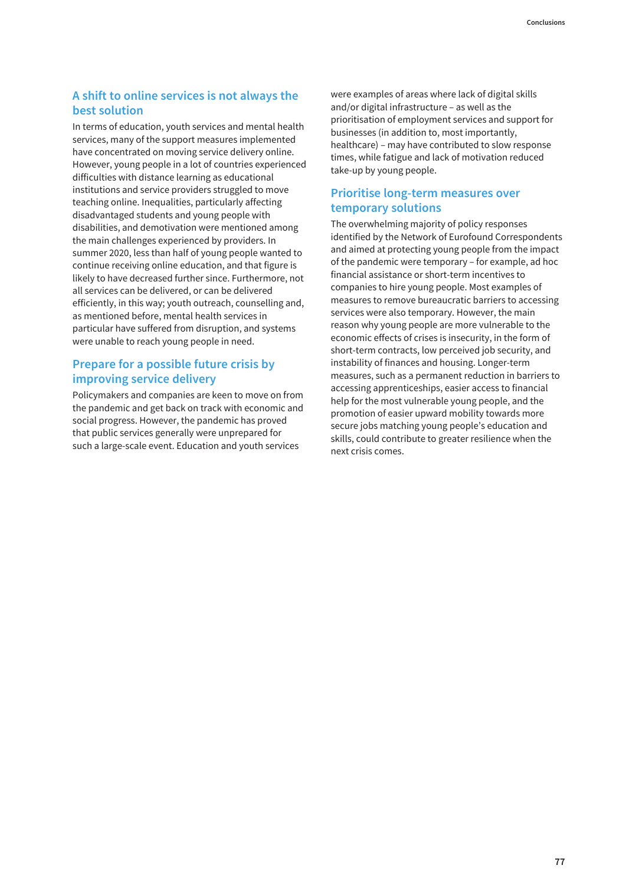## A shift to online services is not always the best solution

In terms of education, youth services and mental health services, many of the support measures implemented have concentrated on moving service delivery online. However, young people in a lot of countries experienced difficulties with distance learning as educational institutions and service providers struggled to move teaching online. Inequalities, particularly affecting disadvantaged students and young people with disabilities, and demotivation were mentioned among the main challenges experienced by providers. In summer 2020, less than half of young people wanted to continue receiving online education, and that figure is likely to have decreased further since. Furthermore, not all services can be delivered, or can be delivered efficiently, in this way; youth outreach, counselling and, as mentioned before, mental health services in particular have suffered from disruption, and systems were unable to reach young people in need.

## Prepare for a possible future crisis by improving service delivery

Policymakers and companies are keen to move on from the pandemic and get back on track with economic and social progress. However, the pandemic has proved that public services generally were unprepared for such a large-scale event. Education and youth services were examples of areas where lack of digital skills and/or digital infrastructure – as well as the prioritisation of employment services and support for businesses (in addition to, most importantly, healthcare) – may have contributed to slow response times, while fatigue and lack of motivation reduced take-up by young people.

## Prioritise long-term measures over temporary solutions

The overwhelming majority of policy responses identified by the Network of Eurofound Correspondents and aimed at protecting young people from the impact of the pandemic were temporary – for example, ad hoc financial assistance or short-term incentives to companies to hire young people. Most examples of measures to remove bureaucratic barriers to accessing services were also temporary. However, the main reason why young people are more vulnerable to the economic effects of crises is insecurity, in the form of short-term contracts, low perceived job security, and instability of finances and housing. Longer-term measures, such as a permanent reduction in barriers to accessing apprenticeships, easier access to financial help for the most vulnerable young people, and the promotion of easier upward mobility towards more secure jobs matching young people's education and skills, could contribute to greater resilience when the next crisis comes.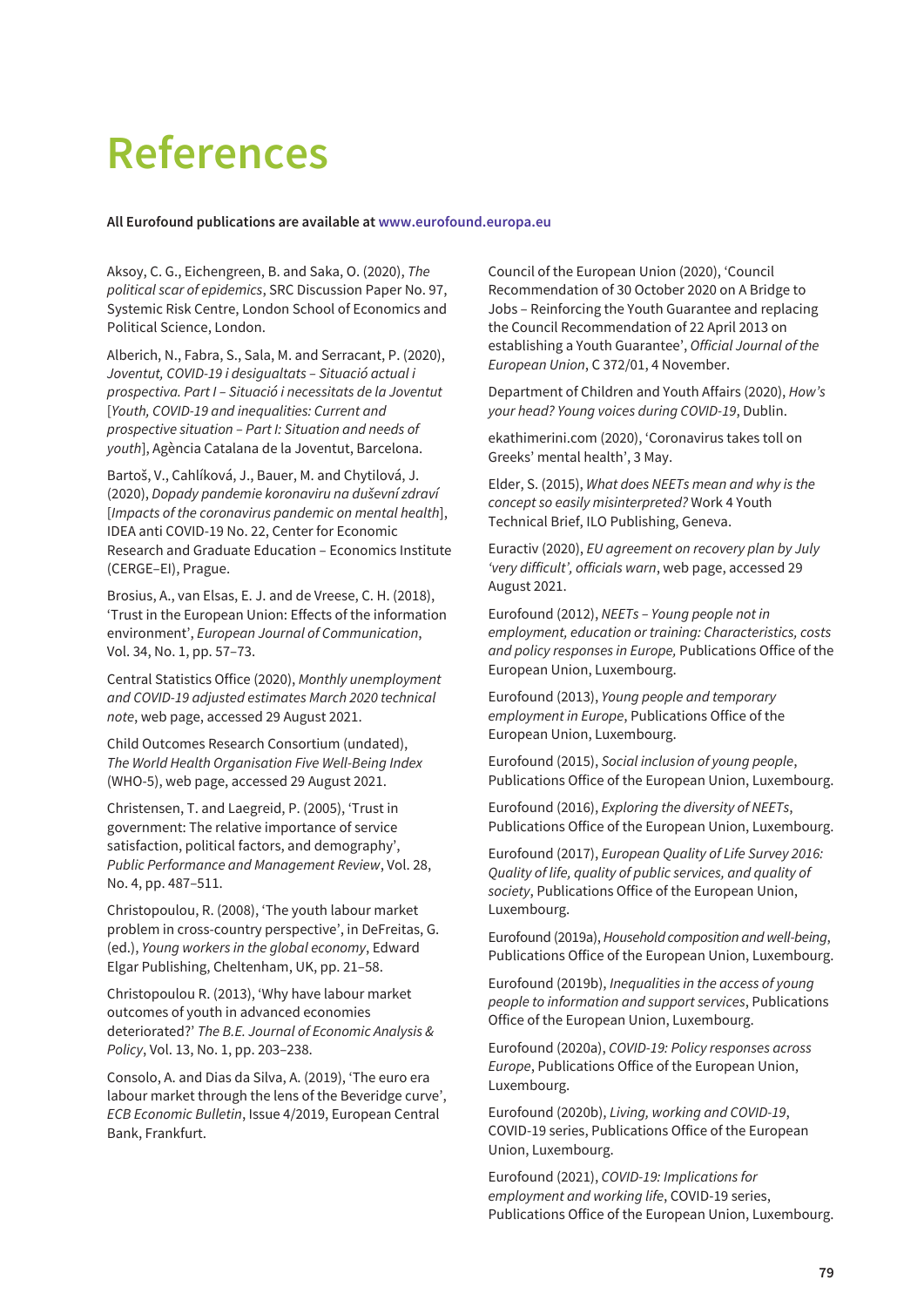# References

**All Eurofound publications are available at www.eurofound.europa.eu**

Aksoy, C. G., Eichengreen, B. and Saka, O. (2020), *The political scar of epidemics*, SRC Discussion Paper No. 97, Systemic Risk Centre, London School of Economics and Political Science, London.

Alberich, N., Fabra, S., Sala, M. and Serracant, P. (2020), *Joventut, COVID-19 i desigualtats – Situació actual i prospectiva. Part I – Situació i necessitats de la Joventut* [*Youth, COVID-19 and inequalities: Current and prospective situation – Part I: Situation and needs of youth*], Agència Catalana de la Joventut, Barcelona.

Bartoš, V., Cahlíková, J., Bauer, M. and Chytilová, J. (2020), *Dopady pandemie koronaviru na duševní zdraví* [*Impacts of the coronavirus pandemic on mental health*], IDEA anti COVID-19 No. 22, Center for Economic Research and Graduate Education – Economics Institute (CERGE–EI), Prague.

Brosius, A., van Elsas, E. J. and de Vreese, C. H. (2018), 'Trust in the European Union: Effects of the information environment', *European Journal of Communication*, Vol. 34, No. 1, pp. 57–73.

Central Statistics Office (2020), *Monthly unemployment and COVID-19 adjusted estimates March 2020 technical note*, web page, accessed 29 August 2021.

Child Outcomes Research Consortium (undated), *The World Health Organisation Five Well-Being Index* (WHO-5), web page, accessed 29 August 2021.

Christensen, T. and Laegreid, P. (2005), 'Trust in government: The relative importance of service satisfaction, political factors, and demography', *Public Performance and Management Review*, Vol. 28, No. 4, pp. 487–511.

Christopoulou, R. (2008), 'The youth labour market problem in cross-country perspective', in DeFreitas, G. (ed.), *Young workers in the global economy*, Edward Elgar Publishing, Cheltenham, UK, pp. 21–58.

Christopoulou R. (2013), 'Why have labour market outcomes of youth in advanced economies deteriorated?' *The B.E. Journal of Economic Analysis & Policy*, Vol. 13, No. 1, pp. 203–238.

Consolo, A. and Dias da Silva, A. (2019), 'The euro era labour market through the lens of the Beveridge curve', *ECB Economic Bulletin*, Issue 4/2019, European Central Bank, Frankfurt.

Council of the European Union (2020), 'Council Recommendation of 30 October 2020 on A Bridge to Jobs – Reinforcing the Youth Guarantee and replacing the Council Recommendation of 22 April 2013 on establishing a Youth Guarantee', *Official Journal of the European Union*, C 372/01, 4 November.

Department of Children and Youth Affairs (2020), *How's your head? Young voices during COVID-19*, Dublin.

ekathimerini.com (2020), 'Coronavirus takes toll on Greeks' mental health', 3 May.

Elder, S. (2015), *What does NEETs mean and why is the concept so easily misinterpreted?* Work 4 Youth Technical Brief, ILO Publishing, Geneva.

Euractiv (2020), *EU agreement on recovery plan by July 'very difficult', officials warn*, web page, accessed 29 August 2021.

Eurofound (2012), *NEETs – Young people not in employment, education or training: Characteristics, costs and policy responses in Europe,* Publications Office of the European Union, Luxembourg.

Eurofound (2013), *Young people and temporary employment in Europe*, Publications Office of the European Union, Luxembourg.

Eurofound (2015), *Social inclusion of young people*, Publications Office of the European Union, Luxembourg.

Eurofound (2016), *Exploring the diversity of NEETs*, Publications Office of the European Union, Luxembourg.

Eurofound (2017), *European Quality of Life Survey 2016: Quality of life, quality of public services, and quality of society*, Publications Office of the European Union, Luxembourg.

Eurofound (2019a), *Household composition and well-being*, Publications Office of the European Union, Luxembourg.

Eurofound (2019b), *Inequalities in the access of young people to information and support services*, Publications Office of the European Union, Luxembourg.

Eurofound (2020a), *COVID-19: Policy responses across Europe*, Publications Office of the European Union, Luxembourg.

Eurofound (2020b), *Living, working and COVID-19*, COVID-19 series, Publications Office of the European Union, Luxembourg.

Eurofound (2021), *COVID-19: Implications for employment and working life*, COVID-19 series, Publications Office of the European Union, Luxembourg.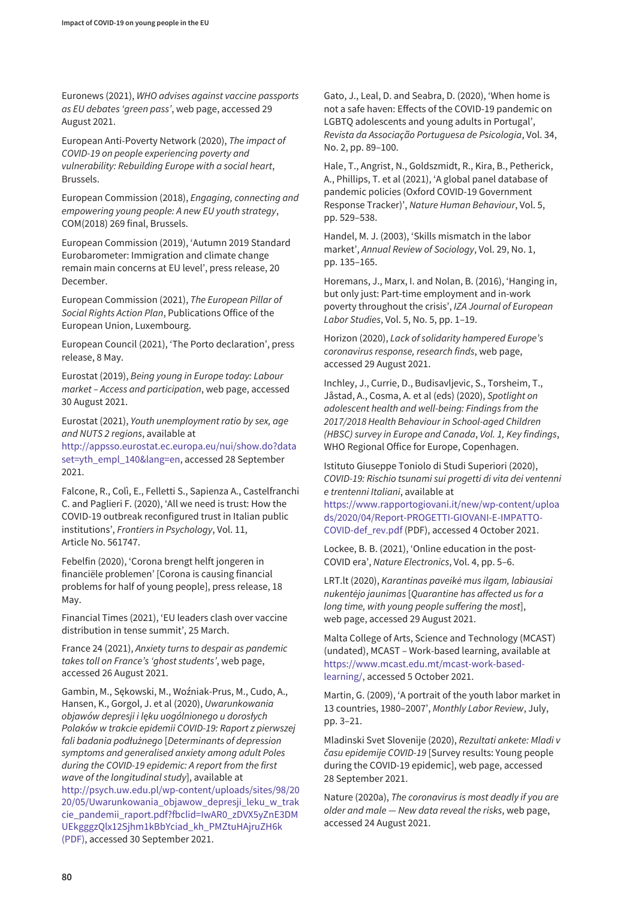Euronews (2021), *WHO advises against vaccine passports as EU debates 'green pass'*, web page, accessed 29 August 2021.

European Anti-Poverty Network (2020), *The impact of COVID-19 on people experiencing poverty and vulnerability: Rebuilding Europe with a social heart*, Brussels.

European Commission (2018), *Engaging, connecting and empowering young people: A new EU youth strategy*, COM(2018) 269 final, Brussels.

European Commission (2019), 'Autumn 2019 Standard Eurobarometer: Immigration and climate change remain main concerns at EU level', press release, 20 December.

European Commission (2021), *The European Pillar of Social Rights Action Plan*, Publications Office of the European Union, Luxembourg.

European Council (2021), 'The Porto declaration', press release, 8 May.

Eurostat (2019), *Being young in Europe today: Labour market – Access and participation*, web page, accessed 30 August 2021.

Eurostat (2021), *Youth unemployment ratio by sex, age and NUTS 2 regions*, available at http://appsso.eurostat.ec.europa.eu/nui/show.do?dataset=yth_empl_140&lang=en, accessed 28 September 2021.

Falcone, R., Colì, E., Felletti S., Sapienza A., Castelfranchi C. and Paglieri F. (2020), 'All we need is trust: How the COVID-19 outbreak reconfigured trust in Italian public institutions', *Frontiers in Psychology*, Vol. 11, Article No. 561747.

Febelfin (2020), 'Corona brengt helft jongeren in financiële problemen' [Corona is causing financial problems for half of young people], press release, 18 May.

Financial Times (2021), 'EU leaders clash over vaccine distribution in tense summit', 25 March.

France 24 (2021), *Anxiety turns to despair as pandemic takes toll on France's 'ghost students'*, web page, accessed 26 August 2021.

Gambin, M., Sękowski, M., Woźniak-Prus, M., Cudo, A., Hansen, K., Gorgol, J. et al (2020), *Uwarunkowania objawów depresji i lęku uogólnionego u dorosłych Polaków w trakcie epidemii COVID-19: Raport z pierwszej fali badania podłużnego* [*Determinants of depression symptoms and generalised anxiety among adult Poles during the COVID-19 epidemic: A report from the first wave of the longitudinal study*], available at http://psych.uw.edu.pl/wp-content/uploads/sites/98/2020/05/Uwarunkowania_objawow_depresji_leku_w_trakcie_pandemii_raport.pdf?fbclid=IwAR0_zDVX5yZnE3DMUEkgggzQlx12Sjhm1kBbYciad_kh_PMZtuHAjruZH6k (PDF), accessed 30 September 2021.

Gato, J., Leal, D. and Seabra, D. (2020), 'When home is not a safe haven: Effects of the COVID-19 pandemic on LGBTQ adolescents and young adults in Portugal', *Revista da Associação Portuguesa de Psicologia*, Vol. 34, No. 2, pp. 89–100.

Hale, T., Angrist, N., Goldszmidt, R., Kira, B., Petherick, A., Phillips, T. et al (2021), 'A global panel database of pandemic policies (Oxford COVID-19 Government Response Tracker)', *Nature Human Behaviour*, Vol. 5, pp. 529–538.

Handel, M. J. (2003), 'Skills mismatch in the labor market', *Annual Review of Sociology*, Vol. 29, No. 1, pp. 135–165.

Horemans, J., Marx, I. and Nolan, B. (2016), 'Hanging in, but only just: Part-time employment and in-work poverty throughout the crisis', *IZA Journal of European Labor Studies*, Vol. 5, No. 5, pp. 1–19.

Horizon (2020), *Lack of solidarity hampered Europe's coronavirus response, research finds*, web page, accessed 29 August 2021.

Inchley, J., Currie, D., Budisavljevic, S., Torsheim, T., Jåstad, A., Cosma, A. et al (eds) (2020), *Spotlight on adolescent health and well-being: Findings from the 2017/2018 Health Behaviour in School-aged Children (HBSC) survey in Europe and Canada*, *Vol. 1, Key findings*, WHO Regional Office for Europe, Copenhagen.

Istituto Giuseppe Toniolo di Studi Superiori (2020), *COVID-19: Rischio tsunami sui progetti di vita dei ventenni e trentenni Italiani*, available at https://www.rapportogiovani.it/new/wp-content/uploads/2020/04/Report-PROGETTI-GIOVANI-E-IMPATTO-COVID-def_rev.pdf (PDF), accessed 4 October 2021.

Lockee, B. B. (2021), 'Online education in the post-COVID era', *Nature Electronics*, Vol. 4, pp. 5–6.

LRT.lt (2020), *Karantinas paveikė mus ilgam, labiausiai nukentėjo jaunimas* [*Quarantine has affected us for a long time, with young people suffering the most*], web page, accessed 29 August 2021.

Malta College of Arts, Science and Technology (MCAST) (undated), MCAST – Work-based learning, available at https://www.mcast.edu.mt/mcast-work-based-learning/, accessed 5 October 2021.

Martin, G. (2009), 'A portrait of the youth labor market in 13 countries, 1980–2007', *Monthly Labor Review*, July, pp. 3–21.

Mladinski Svet Slovenije (2020), *Rezultati ankete: Mladi v času epidemije COVID-19* [Survey results: Young people during the COVID-19 epidemic], web page, accessed 28 September 2021.

Nature (2020a), *The coronavirus is most deadly if you are older and male — New data reveal the risks*, web page, accessed 24 August 2021.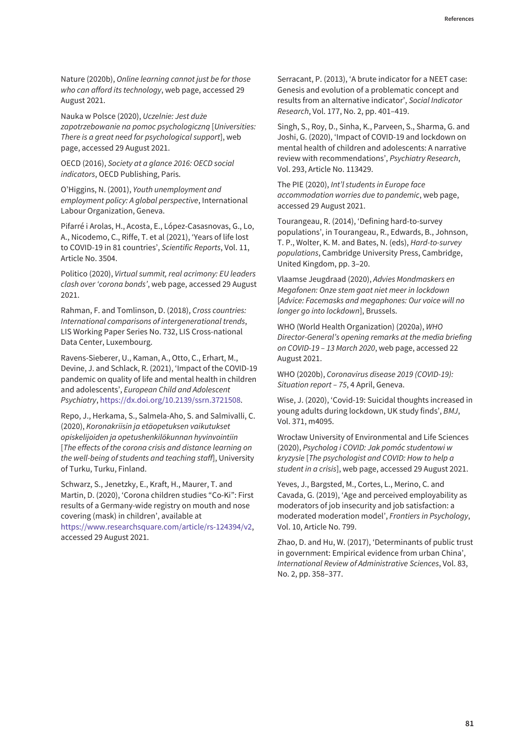Nature (2020b), *Online learning cannot just be for those who can afford its technology*, web page, accessed 29 August 2021.

Nauka w Polsce (2020), *Uczelnie: Jest duże zapotrzebowanie na pomoc psychologiczną* [*Universities: There is a great need for psychological support*], web page, accessed 29 August 2021.

OECD (2016), *Society at a glance 2016: OECD social indicators*, OECD Publishing, Paris.

O'Higgins, N. (2001), *Youth unemployment and employment policy: A global perspective*, International Labour Organization, Geneva.

Pifarré i Arolas, H., Acosta, E., López-Casasnovas, G., Lo, A., Nicodemo, C., Riffe, T. et al (2021), 'Years of life lost to COVID-19 in 81 countries', *Scientific Reports*, Vol. 11, Article No. 3504.

Politico (2020), *Virtual summit, real acrimony: EU leaders clash over 'corona bonds'*, web page, accessed 29 August 2021.

Rahman, F. and Tomlinson, D. (2018), *Cross countries: International comparisons of intergenerational trends*, LIS Working Paper Series No. 732, LIS Cross-national Data Center, Luxembourg.

Ravens-Sieberer, U., Kaman, A., Otto, C., Erhart, M., Devine, J. and Schlack, R. (2021), 'Impact of the COVID-19 pandemic on quality of life and mental health in children and adolescents', *European Child and Adolescent Psychiatry*, https://dx.doi.org/10.2139/ssrn.3721508.

Repo, J., Herkama, S., Salmela-Aho, S. and Salmivalli, C. (2020), *Koronakriisin ja etäopetuksen vaikutukset opiskelijoiden ja opetushenkilökunnan hyvinvointiin* [*The effects of the corona crisis and distance learning on the well-being of students and teaching staff*], University of Turku, Turku, Finland.

Schwarz, S., Jenetzky, E., Kraft, H., Maurer, T. and Martin, D. (2020), 'Corona children studies "Co-Ki": First results of a Germany-wide registry on mouth and nose covering (mask) in children', available at https://www.researchsquare.com/article/rs-124394/v2, accessed 29 August 2021.

Serracant, P. (2013), 'A brute indicator for a NEET case: Genesis and evolution of a problematic concept and results from an alternative indicator', *Social Indicator Research*, Vol. 177, No. 2, pp. 401–419.

Singh, S., Roy, D., Sinha, K., Parveen, S., Sharma, G. and Joshi, G. (2020), 'Impact of COVID-19 and lockdown on mental health of children and adolescents: A narrative review with recommendations', *Psychiatry Research*, Vol. 293, Article No. 113429.

The PIE (2020), *Int'l students in Europe face accommodation worries due to pandemic*, web page, accessed 29 August 2021.

Tourangeau, R. (2014), 'Defining hard-to-survey populations', in Tourangeau, R., Edwards, B., Johnson, T. P., Wolter, K. M. and Bates, N. (eds), *Hard-to-survey populations*, Cambridge University Press, Cambridge, United Kingdom, pp. 3–20.

Vlaamse Jeugdraad (2020), *Advies Mondmaskers en Megafonen: Onze stem gaat niet meer in lockdown* [*Advice: Facemasks and megaphones: Our voice will no longer go into lockdown*], Brussels.

WHO (World Health Organization) (2020a), *WHO Director-General's opening remarks at the media briefing on COVID-19 – 13 March 2020*, web page, accessed 22 August 2021.

WHO (2020b), *Coronavirus disease 2019 (COVID-19): Situation report – 75*, 4 April, Geneva.

Wise, J. (2020), 'Covid-19: Suicidal thoughts increased in young adults during lockdown, UK study finds', *BMJ*, Vol. 371, m4095.

Wrocław University of Environmental and Life Sciences (2020), *Psycholog i COVID: Jak pomóc studentowi w kryzysie* [*The psychologist and COVID: How to help a student in a crisis*], web page, accessed 29 August 2021.

Yeves, J., Bargsted, M., Cortes, L., Merino, C. and Cavada, G. (2019), 'Age and perceived employability as moderators of job insecurity and job satisfaction: a moderated moderation model', *Frontiers in Psychology*, Vol. 10, Article No. 799.

Zhao, D. and Hu, W. (2017), 'Determinants of public trust in government: Empirical evidence from urban China', *International Review of Administrative Sciences*, Vol. 83, No. 2, pp. 358–377.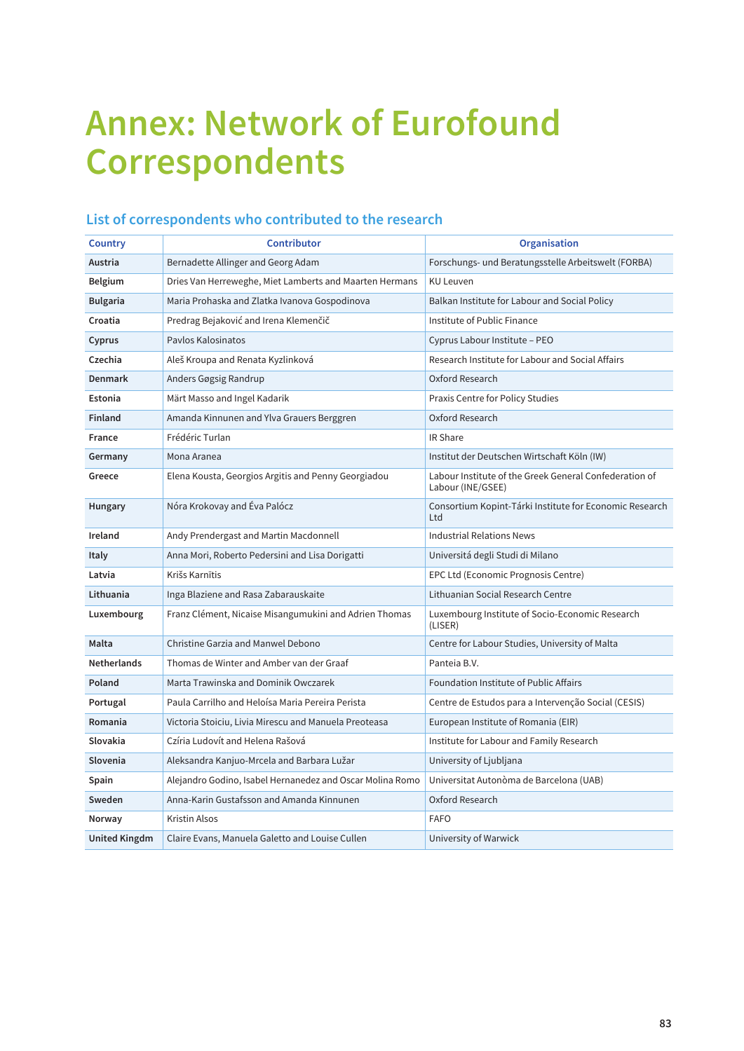# Annex: Network of Eurofound Correspondents

## List of correspondents who contributed to the research

| Country | Contributor | Organisation |
|---|---|---|
| **Austria** | Bernadette Allinger and Georg Adam | Forschungs- und Beratungsstelle Arbeitswelt (FORBA) |
| **Belgium** | Dries Van Herreweghe, Miet Lamberts and Maarten Hermans | KU Leuven |
| **Bulgaria** | Maria Prohaska and Zlatka Ivanova Gospodinova | Balkan Institute for Labour and Social Policy |
| **Croatia** | Predrag Bejaković and Irena Klemenčič | Institute of Public Finance |
| **Cyprus** | Pavlos Kalosinatos | Cyprus Labour Institute – PEO |
| **Czechia** | Aleš Kroupa and Renata Kyzlinková | Research Institute for Labour and Social Affairs |
| **Denmark** | Anders Gøgsig Randrup | Oxford Research |
| **Estonia** | Märt Masso and Ingel Kadarik | Praxis Centre for Policy Studies |
| **Finland** | Amanda Kinnunen and Ylva Grauers Berggren | Oxford Research |
| **France** | Frédéric Turlan | IR Share |
| **Germany** | Mona Aranea | Institut der Deutschen Wirtschaft Köln (IW) |
| **Greece** | Elena Kousta, Georgios Argitis and Penny Georgiadou | Labour Institute of the Greek General Confederation of Labour (INE/GSEE) |
| **Hungary** | Nóra Krokovay and Éva Palócz | Consortium Kopint-Tárki Institute for Economic Research Ltd |
| **Ireland** | Andy Prendergast and Martin Macdonnell | Industrial Relations News |
| **Italy** | Anna Mori, Roberto Pedersini and Lisa Dorigatti | Universitá degli Studi di Milano |
| **Latvia** | Krišs Karnītis | EPC Ltd (Economic Prognosis Centre) |
| **Lithuania** | Inga Blaziene and Rasa Zabarauskaite | Lithuanian Social Research Centre |
| **Luxembourg** | Franz Clément, Nicaise Misangumukini and Adrien Thomas | Luxembourg Institute of Socio-Economic Research (LISER) |
| **Malta** | Christine Garzia and Manwel Debono | Centre for Labour Studies, University of Malta |
| **Netherlands** | Thomas de Winter and Amber van der Graaf | Panteia B.V. |
| **Poland** | Marta Trawinska and Dominik Owczarek | Foundation Institute of Public Affairs |
| **Portugal** | Paula Carrilho and Heloísa Maria Pereira Perista | Centre de Estudos para a Intervenção Social (CESIS) |
| **Romania** | Victoria Stoiciu, Livia Mirescu and Manuela Preoteasa | European Institute of Romania (EIR) |
| **Slovakia** | Czíria Ludovít and Helena Rašová | Institute for Labour and Family Research |
| **Slovenia** | Aleksandra Kanjuo-Mrcela and Barbara Lužar | University of Ljubljana |
| **Spain** | Alejandro Godino, Isabel Hernanedez and Oscar Molina Romo | Universitat Autonòma de Barcelona (UAB) |
| **Sweden** | Anna-Karin Gustafsson and Amanda Kinnunen | Oxford Research |
| **Norway** | Kristin Alsos | FAFO |
| **United Kingdm** | Claire Evans, Manuela Galetto and Louise Cullen | University of Warwick |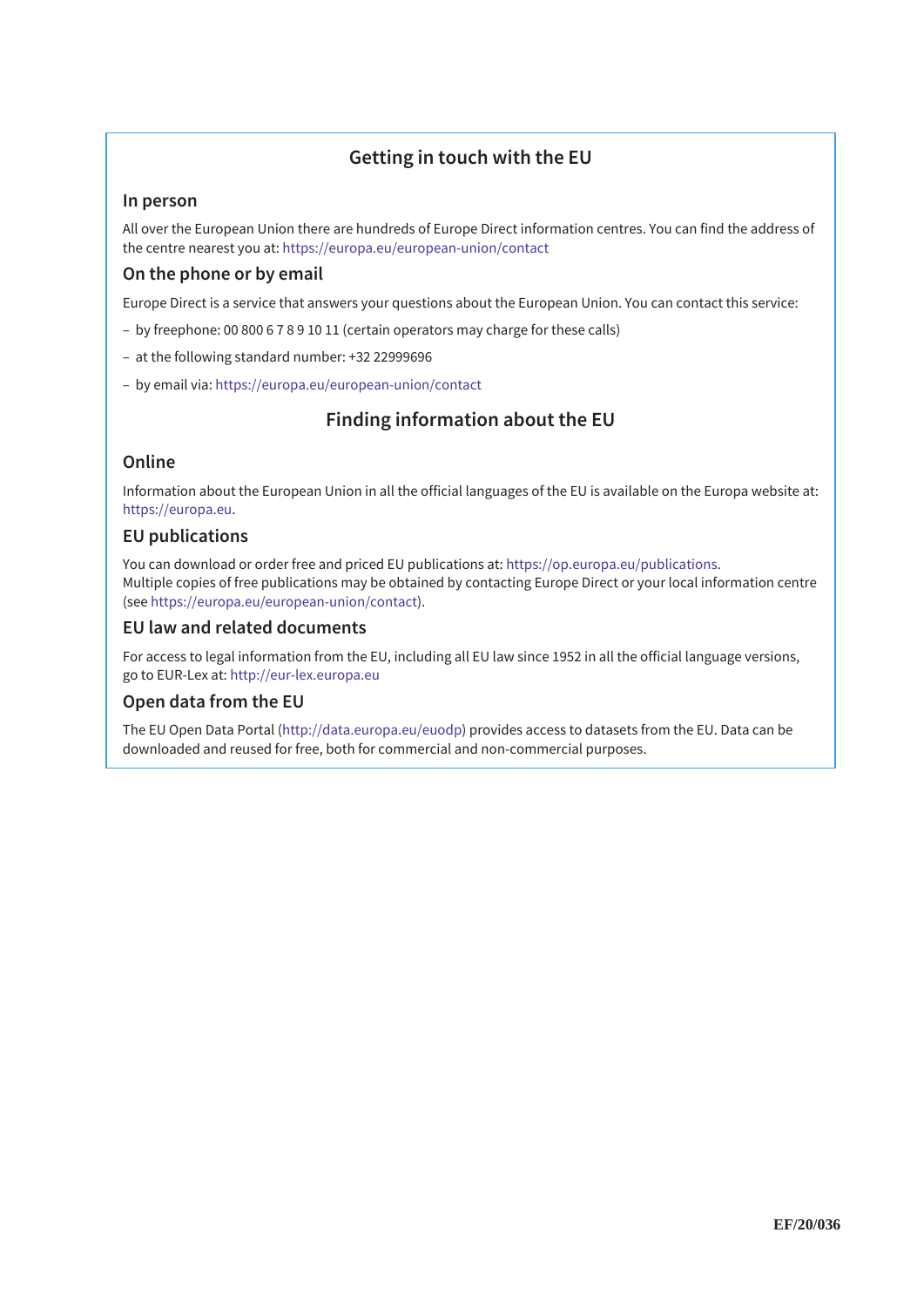## Getting in touch with the EU

### In person

All over the European Union there are hundreds of Europe Direct information centres. You can find the address of the centre nearest you at: https://europa.eu/european-union/contact

### On the phone or by email

Europe Direct is a service that answers your questions about the European Union. You can contact this service:

- by freephone: 00 800 6 7 8 9 10 11 (certain operators may charge for these calls)
- at the following standard number: +32 22999696
- by email via: https://europa.eu/european-union/contact

## Finding information about the EU

### Online

Information about the European Union in all the official languages of the EU is available on the Europa website at: https://europa.eu.

### EU publications

You can download or order free and priced EU publications at: https://op.europa.eu/publications.
Multiple copies of free publications may be obtained by contacting Europe Direct or your local information centre (see https://europa.eu/european-union/contact).

### EU law and related documents

For access to legal information from the EU, including all EU law since 1952 in all the official language versions, go to EUR-Lex at: http://eur-lex.europa.eu

### Open data from the EU

The EU Open Data Portal (http://data.europa.eu/euodp) provides access to datasets from the EU. Data can be downloaded and reused for free, both for commercial and non-commercial purposes.

**EF/20/036**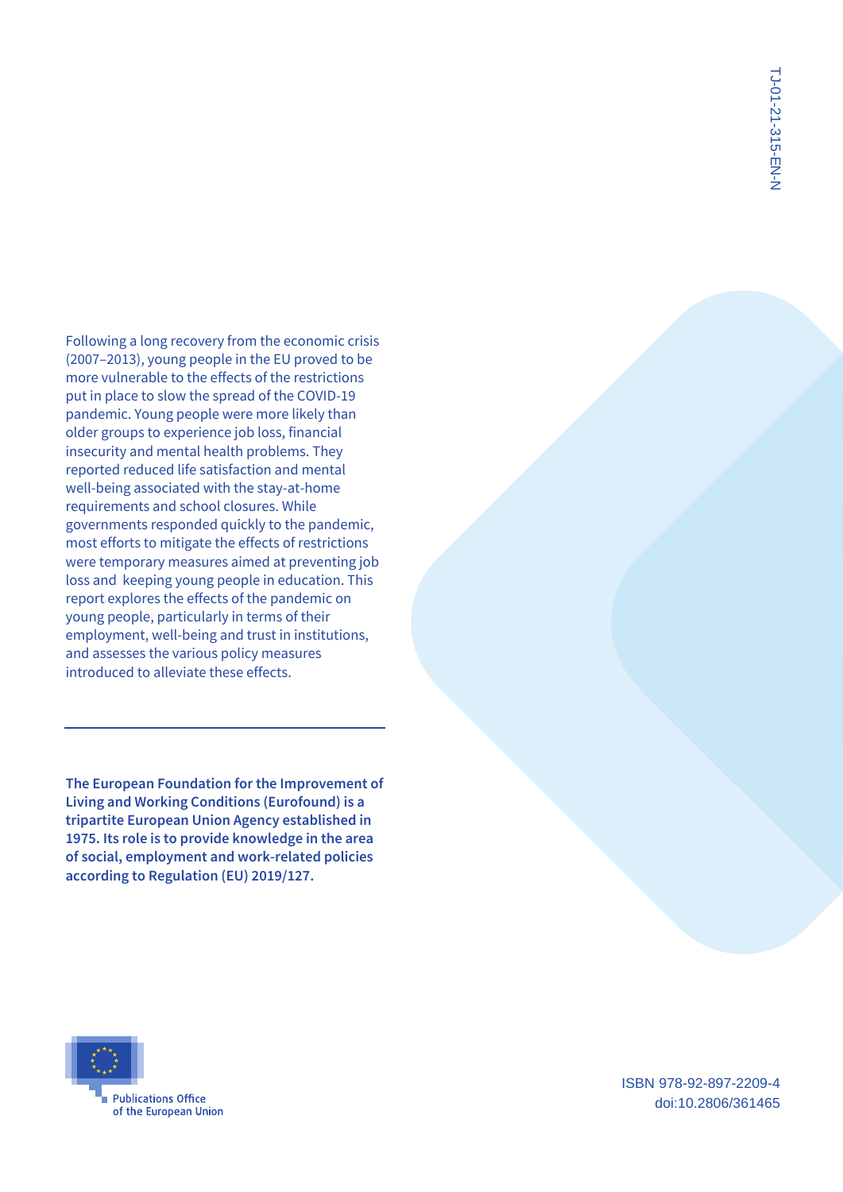TJ-01-21-315-EN-N

Following a long recovery from the economic crisis (2007–2013), young people in the EU proved to be more vulnerable to the effects of the restrictions put in place to slow the spread of the COVID-19 pandemic. Young people were more likely than older groups to experience job loss, financial insecurity and mental health problems. They reported reduced life satisfaction and mental well-being associated with the stay-at-home requirements and school closures. While governments responded quickly to the pandemic, most efforts to mitigate the effects of restrictions were temporary measures aimed at preventing job loss and keeping young people in education. This report explores the effects of the pandemic on young people, particularly in terms of their employment, well-being and trust in institutions, and assesses the various policy measures introduced to alleviate these effects.

**The European Foundation for the Improvement of Living and Working Conditions (Eurofound) is a tripartite European Union Agency established in 1975. Its role is to provide knowledge in the area of social, employment and work-related policies according to Regulation (EU) 2019/127.**

Publications Office of the European Union

ISBN 978-92-897-2209-4
doi:10.2806/361465